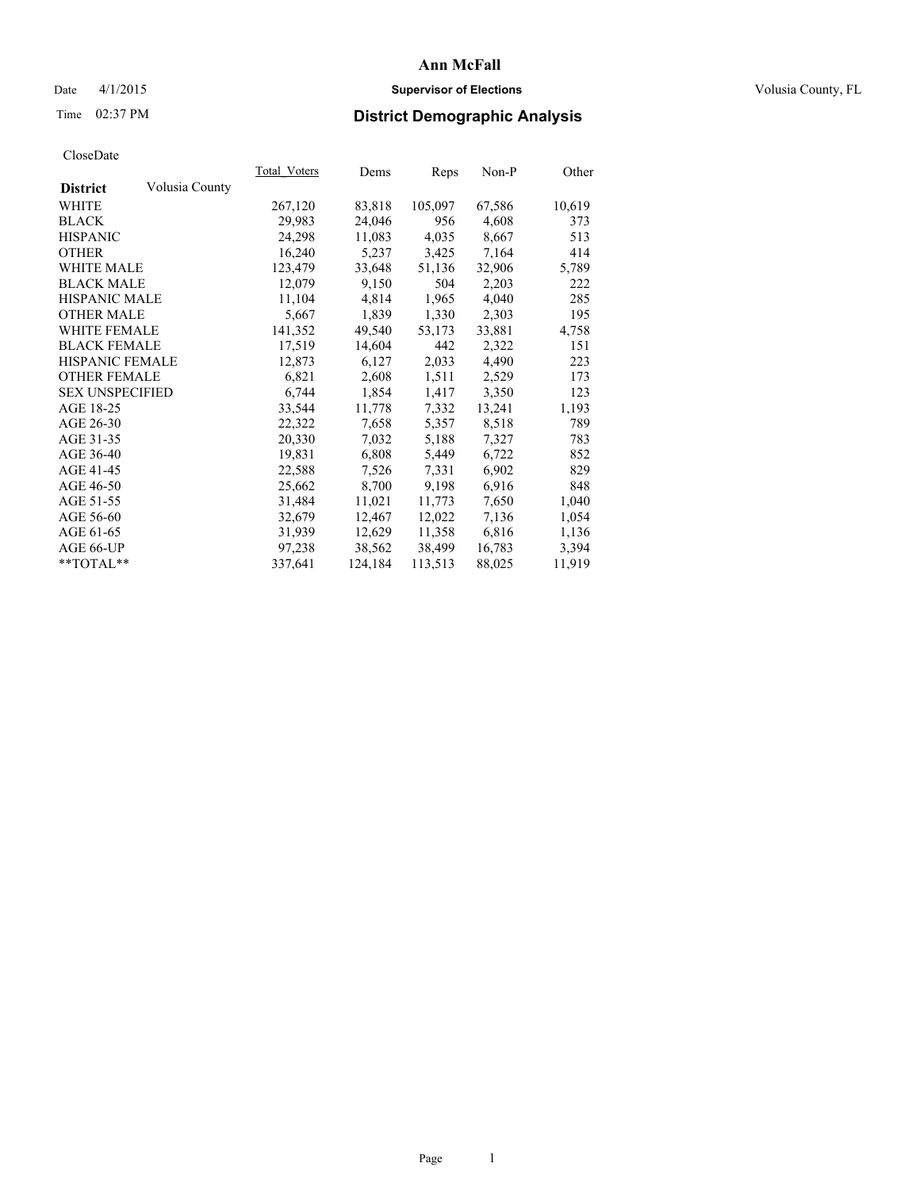# Ann McFall

Date 4/1/2015 **Supervisor of Elections** Volusia County, FL

Time 02:37 PM **District Demographic Analysis**

CloseDate

| District | Volusia County | Total_Voters | Dems | Reps | Non-P | Other |
|---|---|---|---|---|---|---|
| WHITE | | 267,120 | 83,818 | 105,097 | 67,586 | 10,619 |
| BLACK | | 29,983 | 24,046 | 956 | 4,608 | 373 |
| HISPANIC | | 24,298 | 11,083 | 4,035 | 8,667 | 513 |
| OTHER | | 16,240 | 5,237 | 3,425 | 7,164 | 414 |
| WHITE MALE | | 123,479 | 33,648 | 51,136 | 32,906 | 5,789 |
| BLACK MALE | | 12,079 | 9,150 | 504 | 2,203 | 222 |
| HISPANIC MALE | | 11,104 | 4,814 | 1,965 | 4,040 | 285 |
| OTHER MALE | | 5,667 | 1,839 | 1,330 | 2,303 | 195 |
| WHITE FEMALE | | 141,352 | 49,540 | 53,173 | 33,881 | 4,758 |
| BLACK FEMALE | | 17,519 | 14,604 | 442 | 2,322 | 151 |
| HISPANIC FEMALE | | 12,873 | 6,127 | 2,033 | 4,490 | 223 |
| OTHER FEMALE | | 6,821 | 2,608 | 1,511 | 2,529 | 173 |
| SEX UNSPECIFIED | | 6,744 | 1,854 | 1,417 | 3,350 | 123 |
| AGE 18-25 | | 33,544 | 11,778 | 7,332 | 13,241 | 1,193 |
| AGE 26-30 | | 22,322 | 7,658 | 5,357 | 8,518 | 789 |
| AGE 31-35 | | 20,330 | 7,032 | 5,188 | 7,327 | 783 |
| AGE 36-40 | | 19,831 | 6,808 | 5,449 | 6,722 | 852 |
| AGE 41-45 | | 22,588 | 7,526 | 7,331 | 6,902 | 829 |
| AGE 46-50 | | 25,662 | 8,700 | 9,198 | 6,916 | 848 |
| AGE 51-55 | | 31,484 | 11,021 | 11,773 | 7,650 | 1,040 |
| AGE 56-60 | | 32,679 | 12,467 | 12,022 | 7,136 | 1,054 |
| AGE 61-65 | | 31,939 | 12,629 | 11,358 | 6,816 | 1,136 |
| AGE 66-UP | | 97,238 | 38,562 | 38,499 | 16,783 | 3,394 |
| **TOTAL** | | 337,641 | 124,184 | 113,513 | 88,025 | 11,919 |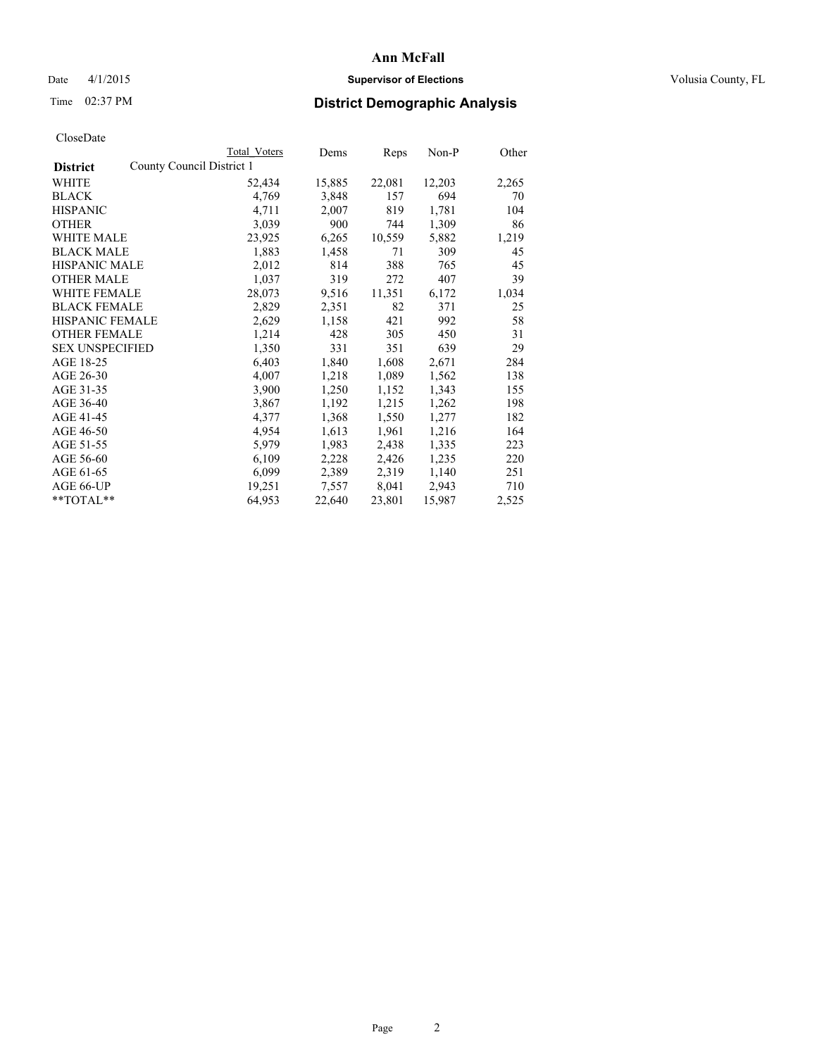# Ann McFall

Date 4/1/2015 **Supervisor of Elections** Volusia County, FL

Time 02:37 PM **District Demographic Analysis**

CloseDate

| District | County Council District 1 | Total Voters | Dems | Reps | Non-P | Other |
|---|---|---|---|---|---|---|
| WHITE | | 52,434 | 15,885 | 22,081 | 12,203 | 2,265 |
| BLACK | | 4,769 | 3,848 | 157 | 694 | 70 |
| HISPANIC | | 4,711 | 2,007 | 819 | 1,781 | 104 |
| OTHER | | 3,039 | 900 | 744 | 1,309 | 86 |
| WHITE MALE | | 23,925 | 6,265 | 10,559 | 5,882 | 1,219 |
| BLACK MALE | | 1,883 | 1,458 | 71 | 309 | 45 |
| HISPANIC MALE | | 2,012 | 814 | 388 | 765 | 45 |
| OTHER MALE | | 1,037 | 319 | 272 | 407 | 39 |
| WHITE FEMALE | | 28,073 | 9,516 | 11,351 | 6,172 | 1,034 |
| BLACK FEMALE | | 2,829 | 2,351 | 82 | 371 | 25 |
| HISPANIC FEMALE | | 2,629 | 1,158 | 421 | 992 | 58 |
| OTHER FEMALE | | 1,214 | 428 | 305 | 450 | 31 |
| SEX UNSPECIFIED | | 1,350 | 331 | 351 | 639 | 29 |
| AGE 18-25 | | 6,403 | 1,840 | 1,608 | 2,671 | 284 |
| AGE 26-30 | | 4,007 | 1,218 | 1,089 | 1,562 | 138 |
| AGE 31-35 | | 3,900 | 1,250 | 1,152 | 1,343 | 155 |
| AGE 36-40 | | 3,867 | 1,192 | 1,215 | 1,262 | 198 |
| AGE 41-45 | | 4,377 | 1,368 | 1,550 | 1,277 | 182 |
| AGE 46-50 | | 4,954 | 1,613 | 1,961 | 1,216 | 164 |
| AGE 51-55 | | 5,979 | 1,983 | 2,438 | 1,335 | 223 |
| AGE 56-60 | | 6,109 | 2,228 | 2,426 | 1,235 | 220 |
| AGE 61-65 | | 6,099 | 2,389 | 2,319 | 1,140 | 251 |
| AGE 66-UP | | 19,251 | 7,557 | 8,041 | 2,943 | 710 |
| **TOTAL** | | 64,953 | 22,640 | 23,801 | 15,987 | 2,525 |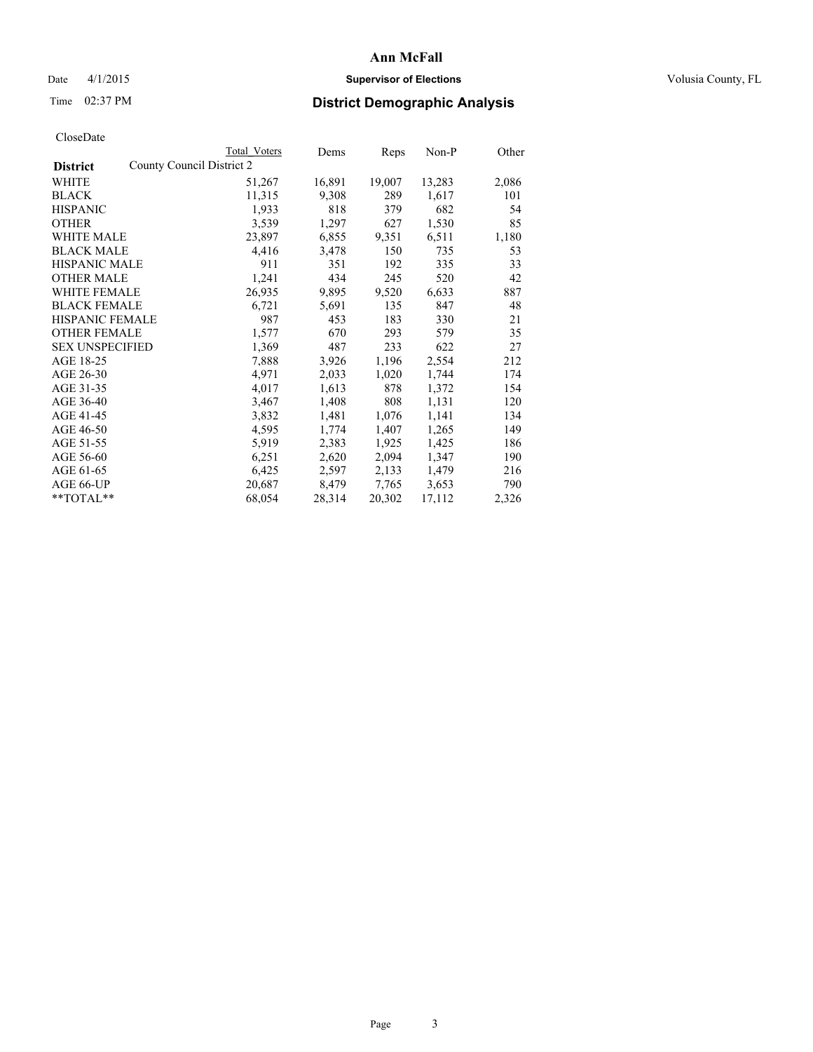# Ann McFall

Date 4/1/2015 **Supervisor of Elections** Volusia County, FL

Time 02:37 PM **District Demographic Analysis**

CloseDate

| **District** | County Council District 2 | Dems | Reps | Non-P | Other |
|---|---|---|---|---|---|
| | Total Voters | | | | |
| WHITE | 51,267 | 16,891 | 19,007 | 13,283 | 2,086 |
| BLACK | 11,315 | 9,308 | 289 | 1,617 | 101 |
| HISPANIC | 1,933 | 818 | 379 | 682 | 54 |
| OTHER | 3,539 | 1,297 | 627 | 1,530 | 85 |
| WHITE MALE | 23,897 | 6,855 | 9,351 | 6,511 | 1,180 |
| BLACK MALE | 4,416 | 3,478 | 150 | 735 | 53 |
| HISPANIC MALE | 911 | 351 | 192 | 335 | 33 |
| OTHER MALE | 1,241 | 434 | 245 | 520 | 42 |
| WHITE FEMALE | 26,935 | 9,895 | 9,520 | 6,633 | 887 |
| BLACK FEMALE | 6,721 | 5,691 | 135 | 847 | 48 |
| HISPANIC FEMALE | 987 | 453 | 183 | 330 | 21 |
| OTHER FEMALE | 1,577 | 670 | 293 | 579 | 35 |
| SEX UNSPECIFIED | 1,369 | 487 | 233 | 622 | 27 |
| AGE 18-25 | 7,888 | 3,926 | 1,196 | 2,554 | 212 |
| AGE 26-30 | 4,971 | 2,033 | 1,020 | 1,744 | 174 |
| AGE 31-35 | 4,017 | 1,613 | 878 | 1,372 | 154 |
| AGE 36-40 | 3,467 | 1,408 | 808 | 1,131 | 120 |
| AGE 41-45 | 3,832 | 1,481 | 1,076 | 1,141 | 134 |
| AGE 46-50 | 4,595 | 1,774 | 1,407 | 1,265 | 149 |
| AGE 51-55 | 5,919 | 2,383 | 1,925 | 1,425 | 186 |
| AGE 56-60 | 6,251 | 2,620 | 2,094 | 1,347 | 190 |
| AGE 61-65 | 6,425 | 2,597 | 2,133 | 1,479 | 216 |
| AGE 66-UP | 20,687 | 8,479 | 7,765 | 3,653 | 790 |
| **TOTAL** | 68,054 | 28,314 | 20,302 | 17,112 | 2,326 |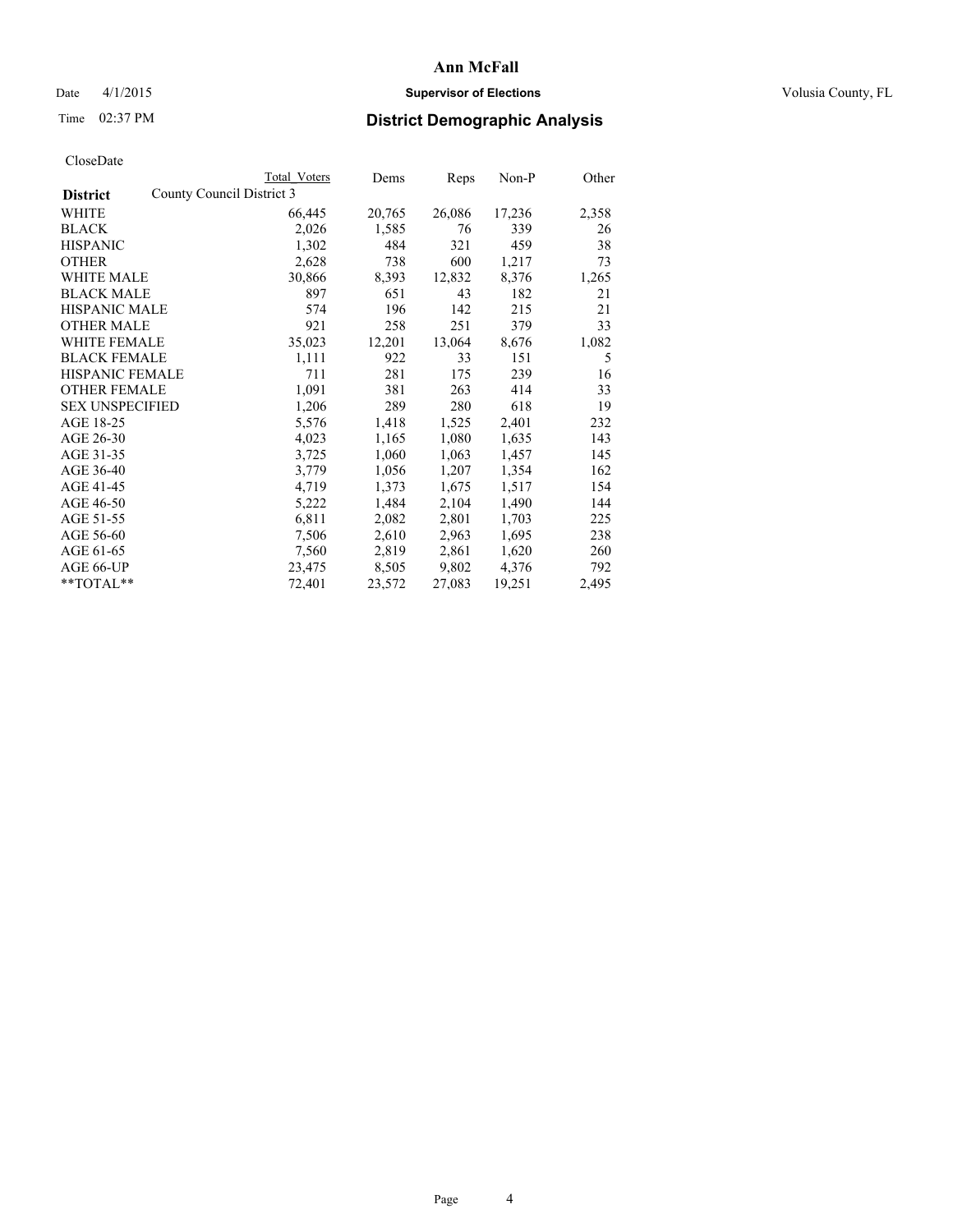# Ann McFall

Date 4/1/2015 **Supervisor of Elections** Volusia County, FL

Time 02:37 PM **District Demographic Analysis**

CloseDate

| District | County Council District 3 Total Voters | Dems | Reps | Non-P | Other |
|---|---|---|---|---|---|
| WHITE | 66,445 | 20,765 | 26,086 | 17,236 | 2,358 |
| BLACK | 2,026 | 1,585 | 76 | 339 | 26 |
| HISPANIC | 1,302 | 484 | 321 | 459 | 38 |
| OTHER | 2,628 | 738 | 600 | 1,217 | 73 |
| WHITE MALE | 30,866 | 8,393 | 12,832 | 8,376 | 1,265 |
| BLACK MALE | 897 | 651 | 43 | 182 | 21 |
| HISPANIC MALE | 574 | 196 | 142 | 215 | 21 |
| OTHER MALE | 921 | 258 | 251 | 379 | 33 |
| WHITE FEMALE | 35,023 | 12,201 | 13,064 | 8,676 | 1,082 |
| BLACK FEMALE | 1,111 | 922 | 33 | 151 | 5 |
| HISPANIC FEMALE | 711 | 281 | 175 | 239 | 16 |
| OTHER FEMALE | 1,091 | 381 | 263 | 414 | 33 |
| SEX UNSPECIFIED | 1,206 | 289 | 280 | 618 | 19 |
| AGE 18-25 | 5,576 | 1,418 | 1,525 | 2,401 | 232 |
| AGE 26-30 | 4,023 | 1,165 | 1,080 | 1,635 | 143 |
| AGE 31-35 | 3,725 | 1,060 | 1,063 | 1,457 | 145 |
| AGE 36-40 | 3,779 | 1,056 | 1,207 | 1,354 | 162 |
| AGE 41-45 | 4,719 | 1,373 | 1,675 | 1,517 | 154 |
| AGE 46-50 | 5,222 | 1,484 | 2,104 | 1,490 | 144 |
| AGE 51-55 | 6,811 | 2,082 | 2,801 | 1,703 | 225 |
| AGE 56-60 | 7,506 | 2,610 | 2,963 | 1,695 | 238 |
| AGE 61-65 | 7,560 | 2,819 | 2,861 | 1,620 | 260 |
| AGE 66-UP | 23,475 | 8,505 | 9,802 | 4,376 | 792 |
| **TOTAL** | 72,401 | 23,572 | 27,083 | 19,251 | 2,495 |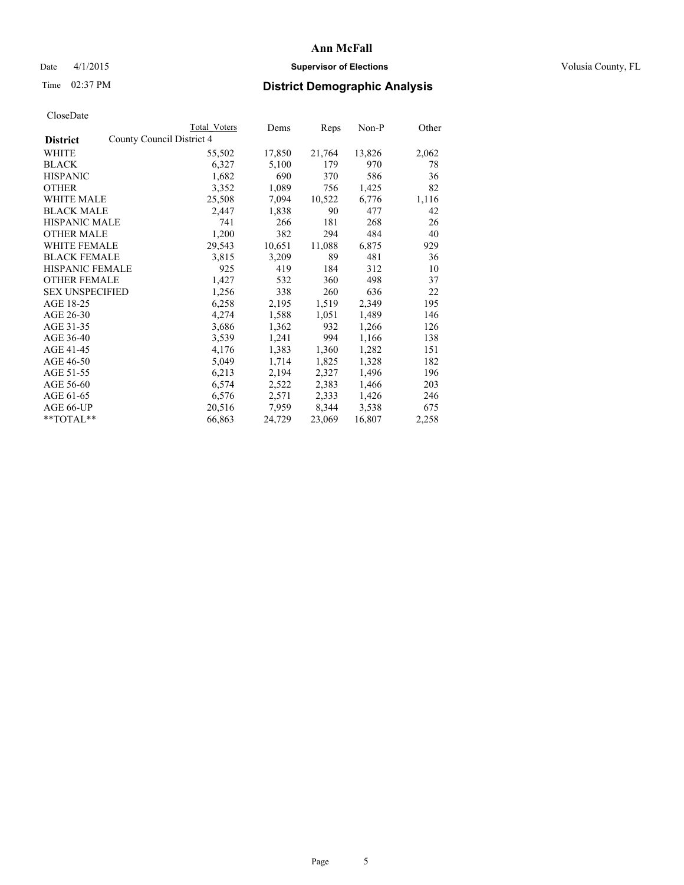# Ann McFall

Date 4/1/2015 **Supervisor of Elections** Volusia County, FL

Time 02:37 PM **District Demographic Analysis**

CloseDate

| District | Total Voters | Dems | Reps | Non-P | Other |
|---|---|---|---|---|---|
| County Council District 4 | | | | | |
| WHITE | 55,502 | 17,850 | 21,764 | 13,826 | 2,062 |
| BLACK | 6,327 | 5,100 | 179 | 970 | 78 |
| HISPANIC | 1,682 | 690 | 370 | 586 | 36 |
| OTHER | 3,352 | 1,089 | 756 | 1,425 | 82 |
| WHITE MALE | 25,508 | 7,094 | 10,522 | 6,776 | 1,116 |
| BLACK MALE | 2,447 | 1,838 | 90 | 477 | 42 |
| HISPANIC MALE | 741 | 266 | 181 | 268 | 26 |
| OTHER MALE | 1,200 | 382 | 294 | 484 | 40 |
| WHITE FEMALE | 29,543 | 10,651 | 11,088 | 6,875 | 929 |
| BLACK FEMALE | 3,815 | 3,209 | 89 | 481 | 36 |
| HISPANIC FEMALE | 925 | 419 | 184 | 312 | 10 |
| OTHER FEMALE | 1,427 | 532 | 360 | 498 | 37 |
| SEX UNSPECIFIED | 1,256 | 338 | 260 | 636 | 22 |
| AGE 18-25 | 6,258 | 2,195 | 1,519 | 2,349 | 195 |
| AGE 26-30 | 4,274 | 1,588 | 1,051 | 1,489 | 146 |
| AGE 31-35 | 3,686 | 1,362 | 932 | 1,266 | 126 |
| AGE 36-40 | 3,539 | 1,241 | 994 | 1,166 | 138 |
| AGE 41-45 | 4,176 | 1,383 | 1,360 | 1,282 | 151 |
| AGE 46-50 | 5,049 | 1,714 | 1,825 | 1,328 | 182 |
| AGE 51-55 | 6,213 | 2,194 | 2,327 | 1,496 | 196 |
| AGE 56-60 | 6,574 | 2,522 | 2,383 | 1,466 | 203 |
| AGE 61-65 | 6,576 | 2,571 | 2,333 | 1,426 | 246 |
| AGE 66-UP | 20,516 | 7,959 | 8,344 | 3,538 | 675 |
| **TOTAL** | 66,863 | 24,729 | 23,069 | 16,807 | 2,258 |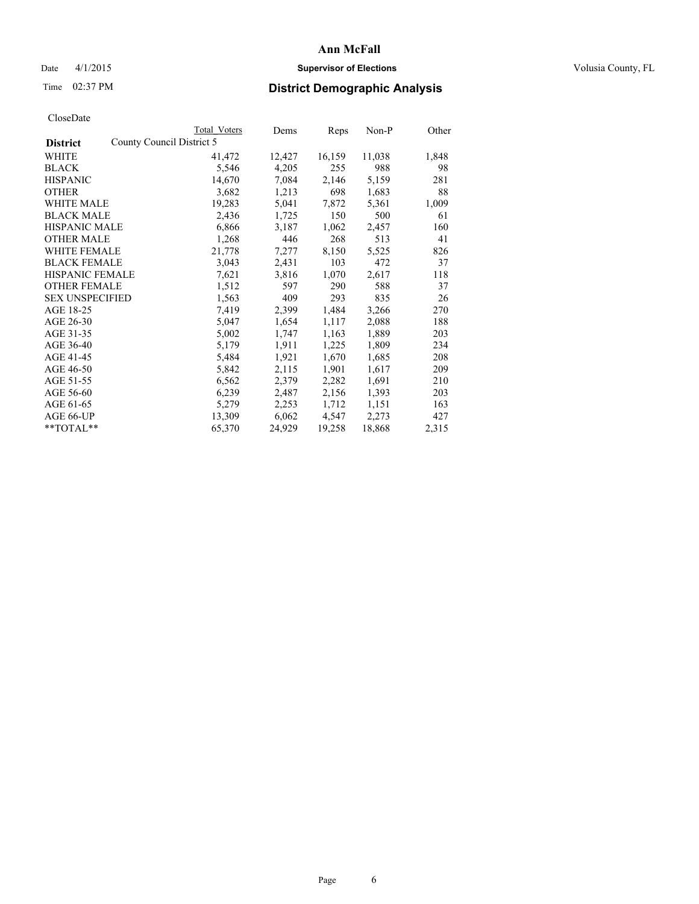**Ann McFall**

Date 4/1/2015 **Supervisor of Elections** Volusia County, FL

Time 02:37 PM **District Demographic Analysis**

CloseDate

| District | Total Voters | Dems | Reps | Non-P | Other |
|---|---|---|---|---|---|
| County Council District 5 | | | | | |
| WHITE | 41,472 | 12,427 | 16,159 | 11,038 | 1,848 |
| BLACK | 5,546 | 4,205 | 255 | 988 | 98 |
| HISPANIC | 14,670 | 7,084 | 2,146 | 5,159 | 281 |
| OTHER | 3,682 | 1,213 | 698 | 1,683 | 88 |
| WHITE MALE | 19,283 | 5,041 | 7,872 | 5,361 | 1,009 |
| BLACK MALE | 2,436 | 1,725 | 150 | 500 | 61 |
| HISPANIC MALE | 6,866 | 3,187 | 1,062 | 2,457 | 160 |
| OTHER MALE | 1,268 | 446 | 268 | 513 | 41 |
| WHITE FEMALE | 21,778 | 7,277 | 8,150 | 5,525 | 826 |
| BLACK FEMALE | 3,043 | 2,431 | 103 | 472 | 37 |
| HISPANIC FEMALE | 7,621 | 3,816 | 1,070 | 2,617 | 118 |
| OTHER FEMALE | 1,512 | 597 | 290 | 588 | 37 |
| SEX UNSPECIFIED | 1,563 | 409 | 293 | 835 | 26 |
| AGE 18-25 | 7,419 | 2,399 | 1,484 | 3,266 | 270 |
| AGE 26-30 | 5,047 | 1,654 | 1,117 | 2,088 | 188 |
| AGE 31-35 | 5,002 | 1,747 | 1,163 | 1,889 | 203 |
| AGE 36-40 | 5,179 | 1,911 | 1,225 | 1,809 | 234 |
| AGE 41-45 | 5,484 | 1,921 | 1,670 | 1,685 | 208 |
| AGE 46-50 | 5,842 | 2,115 | 1,901 | 1,617 | 209 |
| AGE 51-55 | 6,562 | 2,379 | 2,282 | 1,691 | 210 |
| AGE 56-60 | 6,239 | 2,487 | 2,156 | 1,393 | 203 |
| AGE 61-65 | 5,279 | 2,253 | 1,712 | 1,151 | 163 |
| AGE 66-UP | 13,309 | 6,062 | 4,547 | 2,273 | 427 |
| **TOTAL** | 65,370 | 24,929 | 19,258 | 18,868 | 2,315 |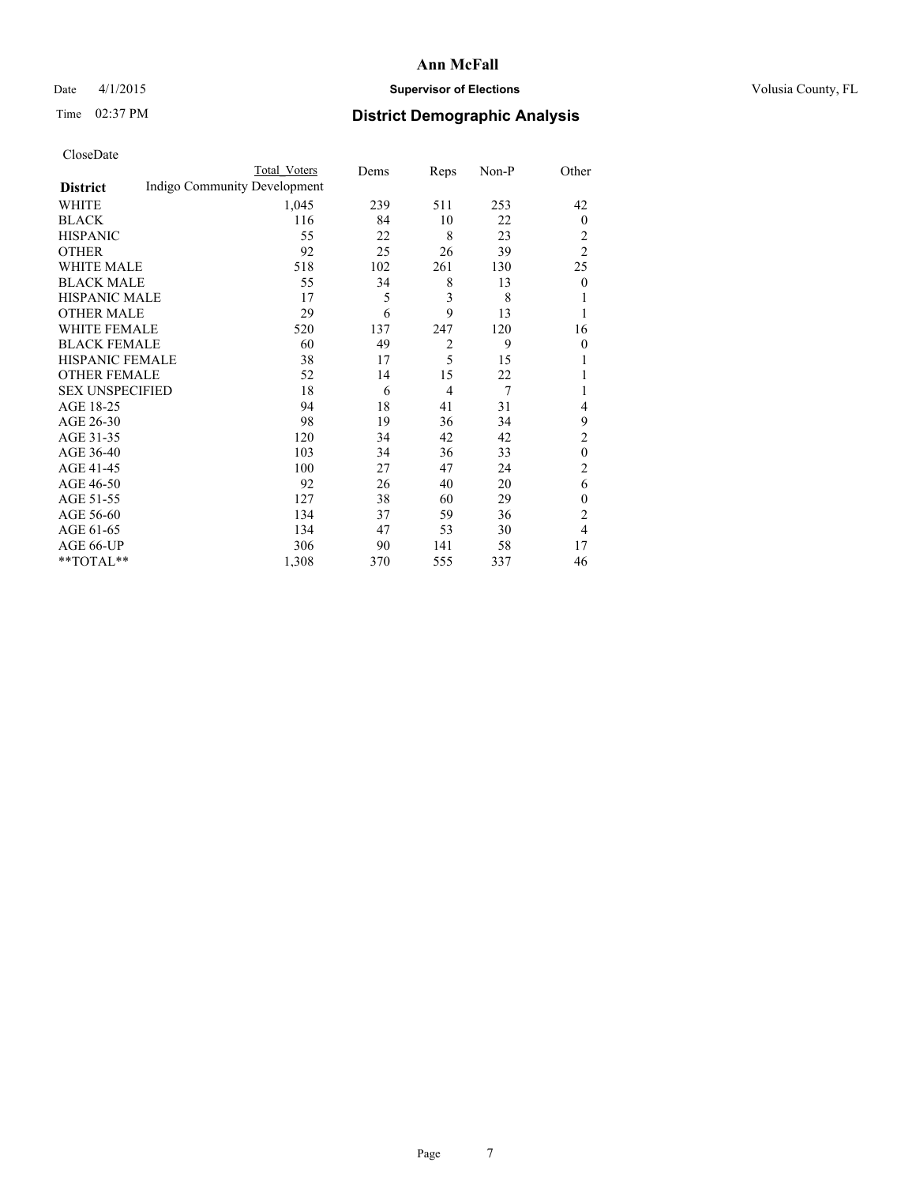# Ann McFall

Date 4/1/2015 **Supervisor of Elections** Volusia County, FL

Time 02:37 PM **District Demographic Analysis**

CloseDate

| District | Total Voters | Dems | Reps | Non-P | Other |
|---|---|---|---|---|---|
| Indigo Community Development | | | | | |
| WHITE | 1,045 | 239 | 511 | 253 | 42 |
| BLACK | 116 | 84 | 10 | 22 | 0 |
| HISPANIC | 55 | 22 | 8 | 23 | 2 |
| OTHER | 92 | 25 | 26 | 39 | 2 |
| WHITE MALE | 518 | 102 | 261 | 130 | 25 |
| BLACK MALE | 55 | 34 | 8 | 13 | 0 |
| HISPANIC MALE | 17 | 5 | 3 | 8 | 1 |
| OTHER MALE | 29 | 6 | 9 | 13 | 1 |
| WHITE FEMALE | 520 | 137 | 247 | 120 | 16 |
| BLACK FEMALE | 60 | 49 | 2 | 9 | 0 |
| HISPANIC FEMALE | 38 | 17 | 5 | 15 | 1 |
| OTHER FEMALE | 52 | 14 | 15 | 22 | 1 |
| SEX UNSPECIFIED | 18 | 6 | 4 | 7 | 1 |
| AGE 18-25 | 94 | 18 | 41 | 31 | 4 |
| AGE 26-30 | 98 | 19 | 36 | 34 | 9 |
| AGE 31-35 | 120 | 34 | 42 | 42 | 2 |
| AGE 36-40 | 103 | 34 | 36 | 33 | 0 |
| AGE 41-45 | 100 | 27 | 47 | 24 | 2 |
| AGE 46-50 | 92 | 26 | 40 | 20 | 6 |
| AGE 51-55 | 127 | 38 | 60 | 29 | 0 |
| AGE 56-60 | 134 | 37 | 59 | 36 | 2 |
| AGE 61-65 | 134 | 47 | 53 | 30 | 4 |
| AGE 66-UP | 306 | 90 | 141 | 58 | 17 |
| **TOTAL** | 1,308 | 370 | 555 | 337 | 46 |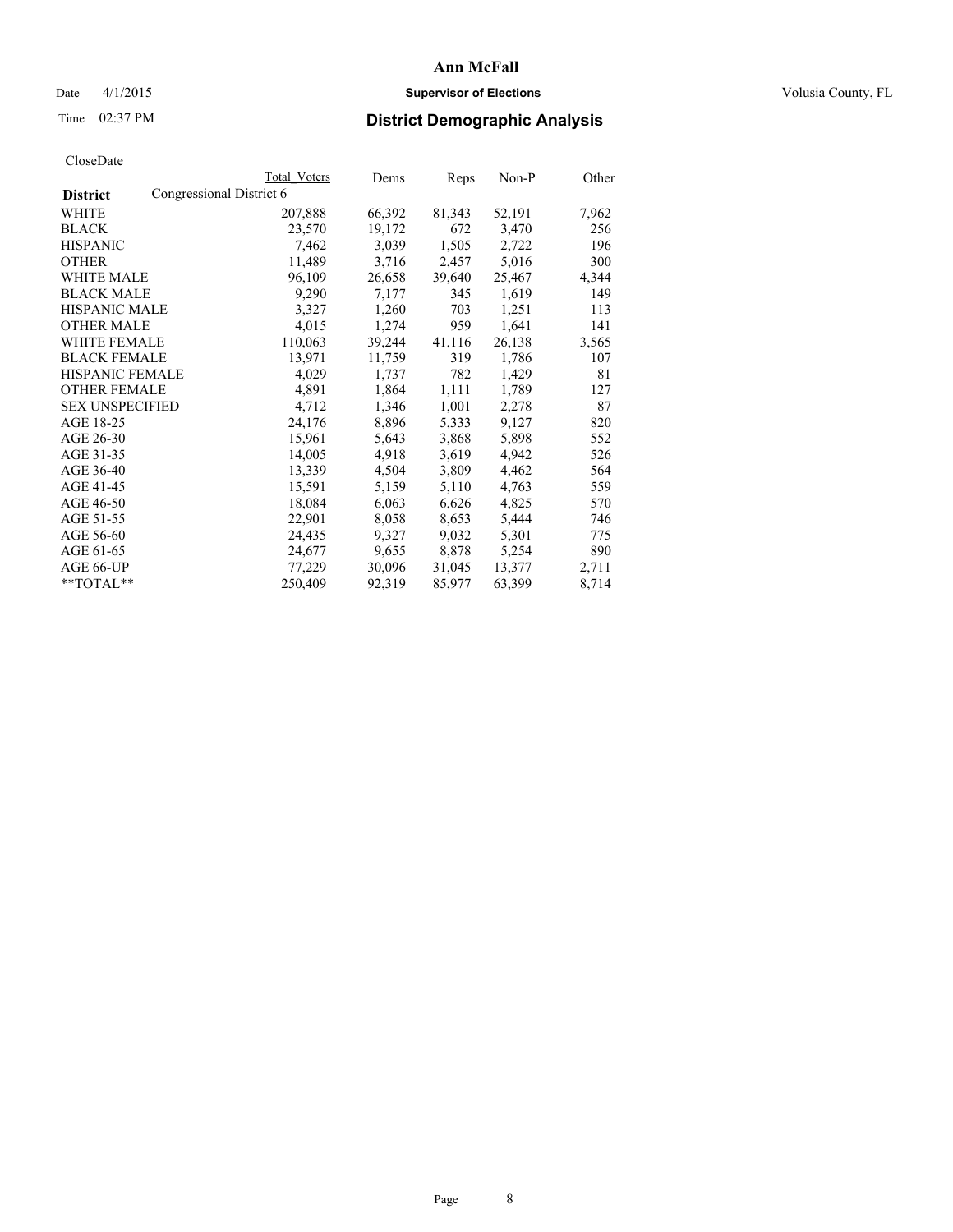# Ann McFall

Date 4/1/2015 **Supervisor of Elections** Volusia County, FL

Time 02:37 PM **District Demographic Analysis**

CloseDate

| **District** | Congressional District 6 | Total Voters | Dems | Reps | Non-P | Other |
|---|---|---|---|---|---|---|
| WHITE | | 207,888 | 66,392 | 81,343 | 52,191 | 7,962 |
| BLACK | | 23,570 | 19,172 | 672 | 3,470 | 256 |
| HISPANIC | | 7,462 | 3,039 | 1,505 | 2,722 | 196 |
| OTHER | | 11,489 | 3,716 | 2,457 | 5,016 | 300 |
| WHITE MALE | | 96,109 | 26,658 | 39,640 | 25,467 | 4,344 |
| BLACK MALE | | 9,290 | 7,177 | 345 | 1,619 | 149 |
| HISPANIC MALE | | 3,327 | 1,260 | 703 | 1,251 | 113 |
| OTHER MALE | | 4,015 | 1,274 | 959 | 1,641 | 141 |
| WHITE FEMALE | | 110,063 | 39,244 | 41,116 | 26,138 | 3,565 |
| BLACK FEMALE | | 13,971 | 11,759 | 319 | 1,786 | 107 |
| HISPANIC FEMALE | | 4,029 | 1,737 | 782 | 1,429 | 81 |
| OTHER FEMALE | | 4,891 | 1,864 | 1,111 | 1,789 | 127 |
| SEX UNSPECIFIED | | 4,712 | 1,346 | 1,001 | 2,278 | 87 |
| AGE 18-25 | | 24,176 | 8,896 | 5,333 | 9,127 | 820 |
| AGE 26-30 | | 15,961 | 5,643 | 3,868 | 5,898 | 552 |
| AGE 31-35 | | 14,005 | 4,918 | 3,619 | 4,942 | 526 |
| AGE 36-40 | | 13,339 | 4,504 | 3,809 | 4,462 | 564 |
| AGE 41-45 | | 15,591 | 5,159 | 5,110 | 4,763 | 559 |
| AGE 46-50 | | 18,084 | 6,063 | 6,626 | 4,825 | 570 |
| AGE 51-55 | | 22,901 | 8,058 | 8,653 | 5,444 | 746 |
| AGE 56-60 | | 24,435 | 9,327 | 9,032 | 5,301 | 775 |
| AGE 61-65 | | 24,677 | 9,655 | 8,878 | 5,254 | 890 |
| AGE 66-UP | | 77,229 | 30,096 | 31,045 | 13,377 | 2,711 |
| **TOTAL** | | 250,409 | 92,319 | 85,977 | 63,399 | 8,714 |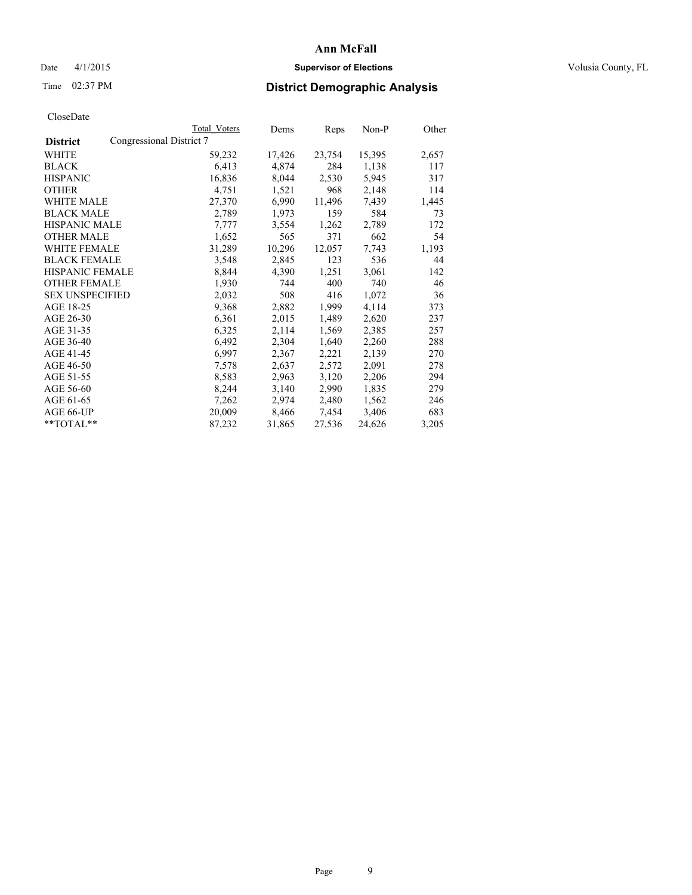# Ann McFall

Date 4/1/2015 **Supervisor of Elections** Volusia County, FL

Time 02:37 PM **District Demographic Analysis**

CloseDate

| District | Congressional District 7 Total Voters | Dems | Reps | Non-P | Other |
|---|---|---|---|---|---|
| WHITE | 59,232 | 17,426 | 23,754 | 15,395 | 2,657 |
| BLACK | 6,413 | 4,874 | 284 | 1,138 | 117 |
| HISPANIC | 16,836 | 8,044 | 2,530 | 5,945 | 317 |
| OTHER | 4,751 | 1,521 | 968 | 2,148 | 114 |
| WHITE MALE | 27,370 | 6,990 | 11,496 | 7,439 | 1,445 |
| BLACK MALE | 2,789 | 1,973 | 159 | 584 | 73 |
| HISPANIC MALE | 7,777 | 3,554 | 1,262 | 2,789 | 172 |
| OTHER MALE | 1,652 | 565 | 371 | 662 | 54 |
| WHITE FEMALE | 31,289 | 10,296 | 12,057 | 7,743 | 1,193 |
| BLACK FEMALE | 3,548 | 2,845 | 123 | 536 | 44 |
| HISPANIC FEMALE | 8,844 | 4,390 | 1,251 | 3,061 | 142 |
| OTHER FEMALE | 1,930 | 744 | 400 | 740 | 46 |
| SEX UNSPECIFIED | 2,032 | 508 | 416 | 1,072 | 36 |
| AGE 18-25 | 9,368 | 2,882 | 1,999 | 4,114 | 373 |
| AGE 26-30 | 6,361 | 2,015 | 1,489 | 2,620 | 237 |
| AGE 31-35 | 6,325 | 2,114 | 1,569 | 2,385 | 257 |
| AGE 36-40 | 6,492 | 2,304 | 1,640 | 2,260 | 288 |
| AGE 41-45 | 6,997 | 2,367 | 2,221 | 2,139 | 270 |
| AGE 46-50 | 7,578 | 2,637 | 2,572 | 2,091 | 278 |
| AGE 51-55 | 8,583 | 2,963 | 3,120 | 2,206 | 294 |
| AGE 56-60 | 8,244 | 3,140 | 2,990 | 1,835 | 279 |
| AGE 61-65 | 7,262 | 2,974 | 2,480 | 1,562 | 246 |
| AGE 66-UP | 20,009 | 8,466 | 7,454 | 3,406 | 683 |
| **TOTAL** | 87,232 | 31,865 | 27,536 | 24,626 | 3,205 |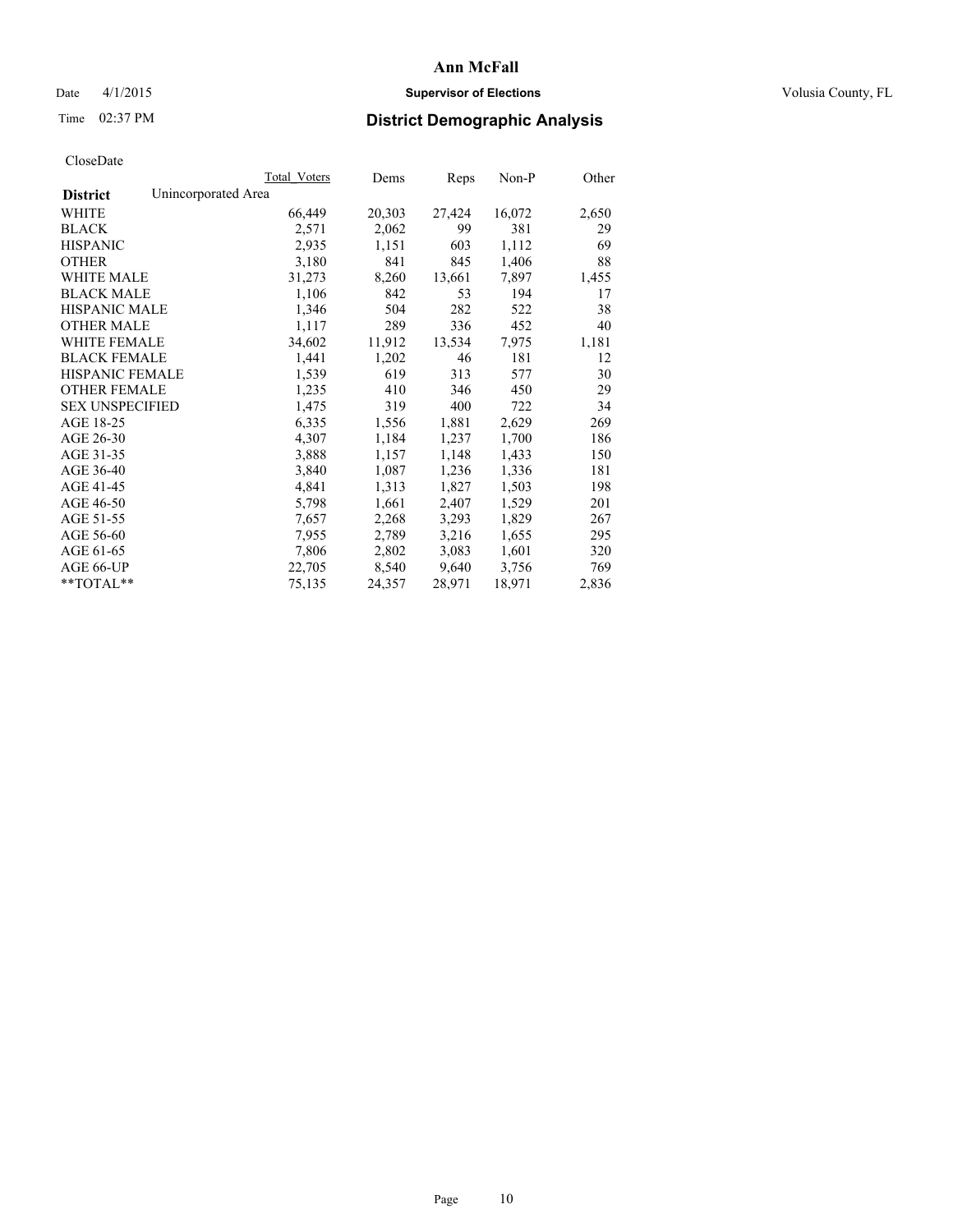Ann McFall

Date 4/1/2015 **Supervisor of Elections** Volusia County, FL

Time 02:37 PM **District Demographic Analysis**

CloseDate

| | Total Voters | Dems | Reps | Non-P | Other |
|---|---|---|---|---|---|
| **District** Unincorporated Area | | | | | |
| WHITE | 66,449 | 20,303 | 27,424 | 16,072 | 2,650 |
| BLACK | 2,571 | 2,062 | 99 | 381 | 29 |
| HISPANIC | 2,935 | 1,151 | 603 | 1,112 | 69 |
| OTHER | 3,180 | 841 | 845 | 1,406 | 88 |
| WHITE MALE | 31,273 | 8,260 | 13,661 | 7,897 | 1,455 |
| BLACK MALE | 1,106 | 842 | 53 | 194 | 17 |
| HISPANIC MALE | 1,346 | 504 | 282 | 522 | 38 |
| OTHER MALE | 1,117 | 289 | 336 | 452 | 40 |
| WHITE FEMALE | 34,602 | 11,912 | 13,534 | 7,975 | 1,181 |
| BLACK FEMALE | 1,441 | 1,202 | 46 | 181 | 12 |
| HISPANIC FEMALE | 1,539 | 619 | 313 | 577 | 30 |
| OTHER FEMALE | 1,235 | 410 | 346 | 450 | 29 |
| SEX UNSPECIFIED | 1,475 | 319 | 400 | 722 | 34 |
| AGE 18-25 | 6,335 | 1,556 | 1,881 | 2,629 | 269 |
| AGE 26-30 | 4,307 | 1,184 | 1,237 | 1,700 | 186 |
| AGE 31-35 | 3,888 | 1,157 | 1,148 | 1,433 | 150 |
| AGE 36-40 | 3,840 | 1,087 | 1,236 | 1,336 | 181 |
| AGE 41-45 | 4,841 | 1,313 | 1,827 | 1,503 | 198 |
| AGE 46-50 | 5,798 | 1,661 | 2,407 | 1,529 | 201 |
| AGE 51-55 | 7,657 | 2,268 | 3,293 | 1,829 | 267 |
| AGE 56-60 | 7,955 | 2,789 | 3,216 | 1,655 | 295 |
| AGE 61-65 | 7,806 | 2,802 | 3,083 | 1,601 | 320 |
| AGE 66-UP | 22,705 | 8,540 | 9,640 | 3,756 | 769 |
| **TOTAL** | 75,135 | 24,357 | 28,971 | 18,971 | 2,836 |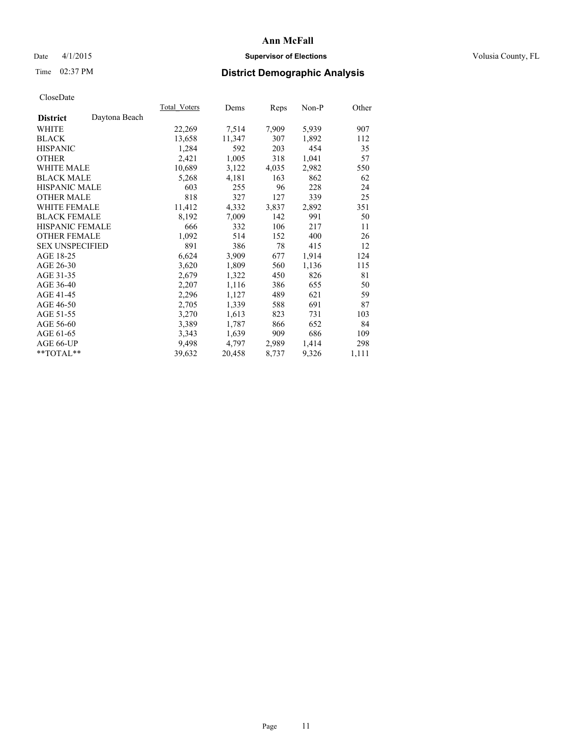# Ann McFall

Date 4/1/2015 **Supervisor of Elections** Volusia County, FL

Time 02:37 PM **District Demographic Analysis**

CloseDate

| **District** Daytona Beach | Total_Voters | Dems | Reps | Non-P | Other |
|---|---|---|---|---|---|
| WHITE | 22,269 | 7,514 | 7,909 | 5,939 | 907 |
| BLACK | 13,658 | 11,347 | 307 | 1,892 | 112 |
| HISPANIC | 1,284 | 592 | 203 | 454 | 35 |
| OTHER | 2,421 | 1,005 | 318 | 1,041 | 57 |
| WHITE MALE | 10,689 | 3,122 | 4,035 | 2,982 | 550 |
| BLACK MALE | 5,268 | 4,181 | 163 | 862 | 62 |
| HISPANIC MALE | 603 | 255 | 96 | 228 | 24 |
| OTHER MALE | 818 | 327 | 127 | 339 | 25 |
| WHITE FEMALE | 11,412 | 4,332 | 3,837 | 2,892 | 351 |
| BLACK FEMALE | 8,192 | 7,009 | 142 | 991 | 50 |
| HISPANIC FEMALE | 666 | 332 | 106 | 217 | 11 |
| OTHER FEMALE | 1,092 | 514 | 152 | 400 | 26 |
| SEX UNSPECIFIED | 891 | 386 | 78 | 415 | 12 |
| AGE 18-25 | 6,624 | 3,909 | 677 | 1,914 | 124 |
| AGE 26-30 | 3,620 | 1,809 | 560 | 1,136 | 115 |
| AGE 31-35 | 2,679 | 1,322 | 450 | 826 | 81 |
| AGE 36-40 | 2,207 | 1,116 | 386 | 655 | 50 |
| AGE 41-45 | 2,296 | 1,127 | 489 | 621 | 59 |
| AGE 46-50 | 2,705 | 1,339 | 588 | 691 | 87 |
| AGE 51-55 | 3,270 | 1,613 | 823 | 731 | 103 |
| AGE 56-60 | 3,389 | 1,787 | 866 | 652 | 84 |
| AGE 61-65 | 3,343 | 1,639 | 909 | 686 | 109 |
| AGE 66-UP | 9,498 | 4,797 | 2,989 | 1,414 | 298 |
| **TOTAL** | 39,632 | 20,458 | 8,737 | 9,326 | 1,111 |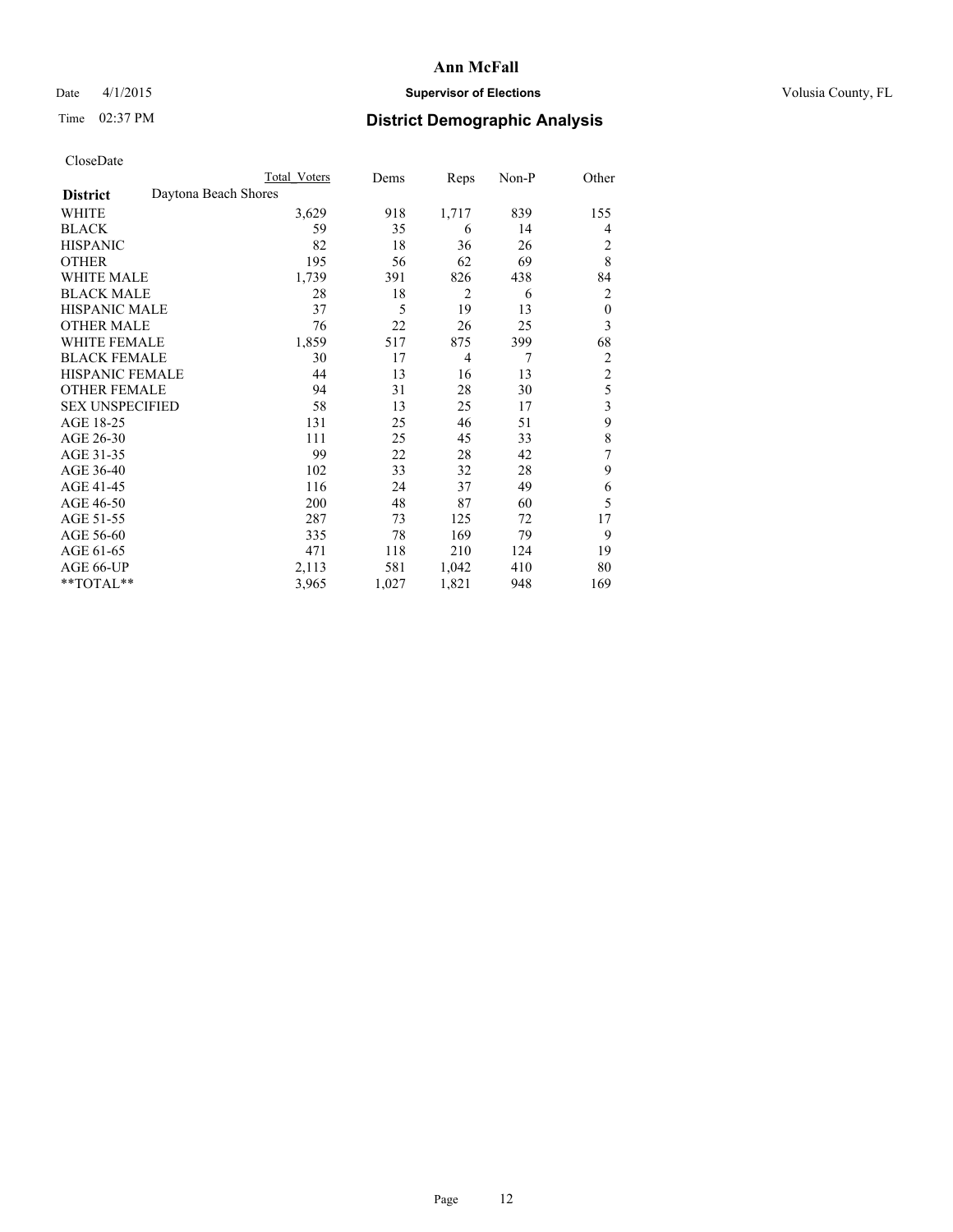# Ann McFall

Date 4/1/2015 **Supervisor of Elections** Volusia County, FL

Time 02:37 PM **District Demographic Analysis**

CloseDate

| | Total Voters | Dems | Reps | Non-P | Other |
|---|---|---|---|---|---|
| **District** Daytona Beach Shores | | | | | |
| WHITE | 3,629 | 918 | 1,717 | 839 | 155 |
| BLACK | 59 | 35 | 6 | 14 | 4 |
| HISPANIC | 82 | 18 | 36 | 26 | 2 |
| OTHER | 195 | 56 | 62 | 69 | 8 |
| WHITE MALE | 1,739 | 391 | 826 | 438 | 84 |
| BLACK MALE | 28 | 18 | 2 | 6 | 2 |
| HISPANIC MALE | 37 | 5 | 19 | 13 | 0 |
| OTHER MALE | 76 | 22 | 26 | 25 | 3 |
| WHITE FEMALE | 1,859 | 517 | 875 | 399 | 68 |
| BLACK FEMALE | 30 | 17 | 4 | 7 | 2 |
| HISPANIC FEMALE | 44 | 13 | 16 | 13 | 2 |
| OTHER FEMALE | 94 | 31 | 28 | 30 | 5 |
| SEX UNSPECIFIED | 58 | 13 | 25 | 17 | 3 |
| AGE 18-25 | 131 | 25 | 46 | 51 | 9 |
| AGE 26-30 | 111 | 25 | 45 | 33 | 8 |
| AGE 31-35 | 99 | 22 | 28 | 42 | 7 |
| AGE 36-40 | 102 | 33 | 32 | 28 | 9 |
| AGE 41-45 | 116 | 24 | 37 | 49 | 6 |
| AGE 46-50 | 200 | 48 | 87 | 60 | 5 |
| AGE 51-55 | 287 | 73 | 125 | 72 | 17 |
| AGE 56-60 | 335 | 78 | 169 | 79 | 9 |
| AGE 61-65 | 471 | 118 | 210 | 124 | 19 |
| AGE 66-UP | 2,113 | 581 | 1,042 | 410 | 80 |
| **TOTAL** | 3,965 | 1,027 | 1,821 | 948 | 169 |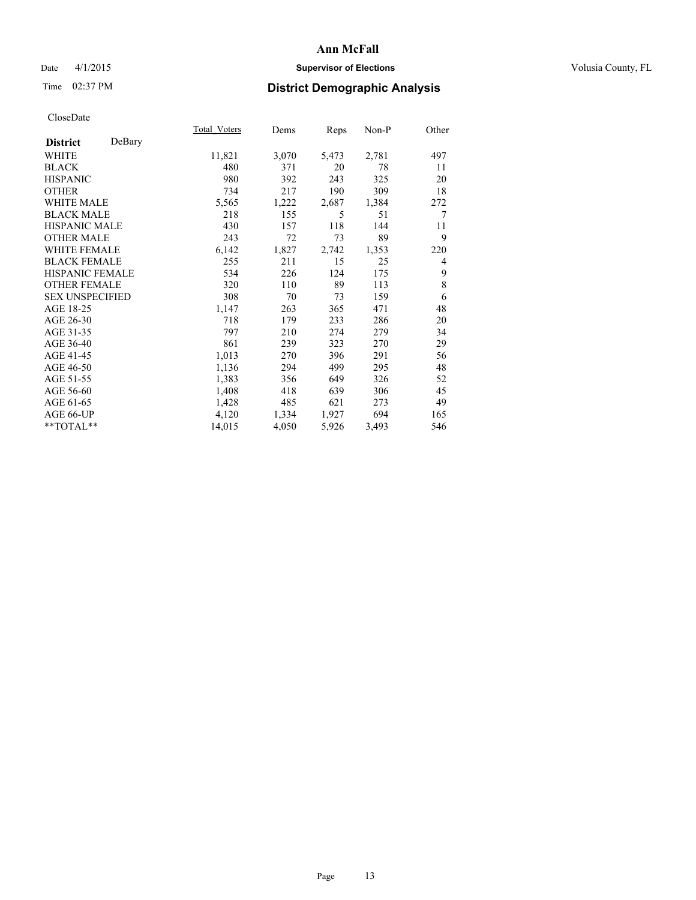# Ann McFall

Date 4/1/2015 **Supervisor of Elections** Volusia County, FL

Time 02:37 PM **District Demographic Analysis**

CloseDate

| **District** DeBary | Total_Voters | Dems | Reps | Non-P | Other |
|---|---|---|---|---|---|
| WHITE | 11,821 | 3,070 | 5,473 | 2,781 | 497 |
| BLACK | 480 | 371 | 20 | 78 | 11 |
| HISPANIC | 980 | 392 | 243 | 325 | 20 |
| OTHER | 734 | 217 | 190 | 309 | 18 |
| WHITE MALE | 5,565 | 1,222 | 2,687 | 1,384 | 272 |
| BLACK MALE | 218 | 155 | 5 | 51 | 7 |
| HISPANIC MALE | 430 | 157 | 118 | 144 | 11 |
| OTHER MALE | 243 | 72 | 73 | 89 | 9 |
| WHITE FEMALE | 6,142 | 1,827 | 2,742 | 1,353 | 220 |
| BLACK FEMALE | 255 | 211 | 15 | 25 | 4 |
| HISPANIC FEMALE | 534 | 226 | 124 | 175 | 9 |
| OTHER FEMALE | 320 | 110 | 89 | 113 | 8 |
| SEX UNSPECIFIED | 308 | 70 | 73 | 159 | 6 |
| AGE 18-25 | 1,147 | 263 | 365 | 471 | 48 |
| AGE 26-30 | 718 | 179 | 233 | 286 | 20 |
| AGE 31-35 | 797 | 210 | 274 | 279 | 34 |
| AGE 36-40 | 861 | 239 | 323 | 270 | 29 |
| AGE 41-45 | 1,013 | 270 | 396 | 291 | 56 |
| AGE 46-50 | 1,136 | 294 | 499 | 295 | 48 |
| AGE 51-55 | 1,383 | 356 | 649 | 326 | 52 |
| AGE 56-60 | 1,408 | 418 | 639 | 306 | 45 |
| AGE 61-65 | 1,428 | 485 | 621 | 273 | 49 |
| AGE 66-UP | 4,120 | 1,334 | 1,927 | 694 | 165 |
| **TOTAL** | 14,015 | 4,050 | 5,926 | 3,493 | 546 |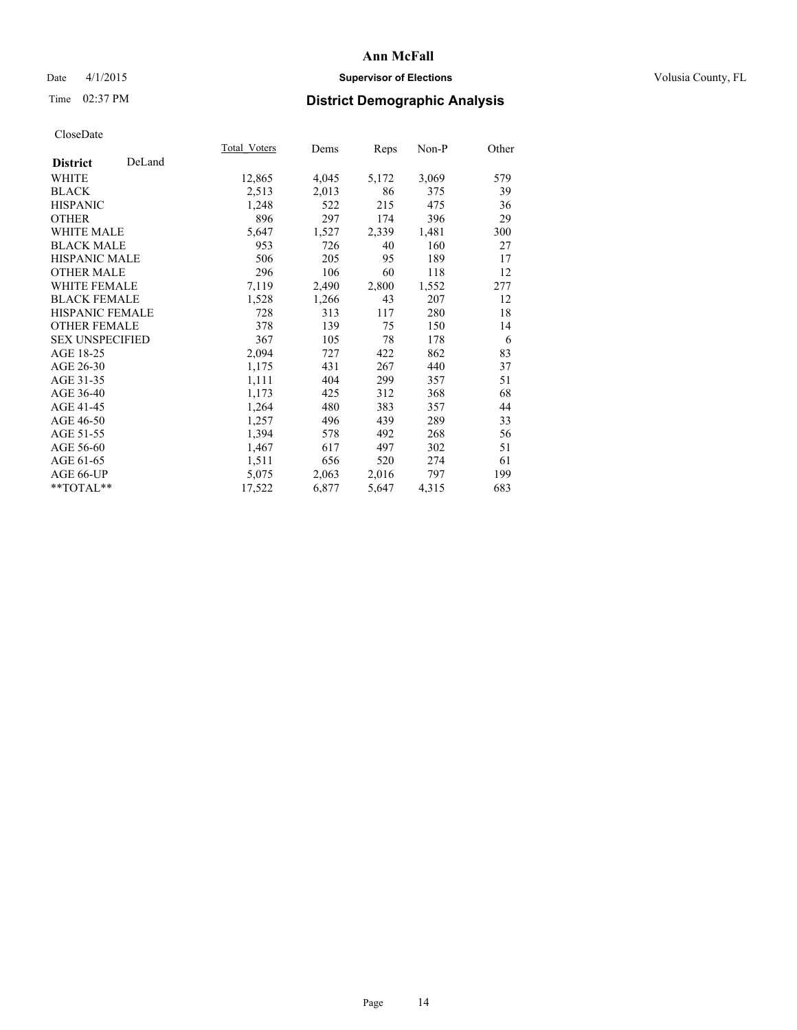# Ann McFall

Date 4/1/2015 **Supervisor of Elections** Volusia County, FL

Time 02:37 PM **District Demographic Analysis**

CloseDate

| **District** DeLand | Total Voters | Dems | Reps | Non-P | Other |
|---|---|---|---|---|---|
| WHITE | 12,865 | 4,045 | 5,172 | 3,069 | 579 |
| BLACK | 2,513 | 2,013 | 86 | 375 | 39 |
| HISPANIC | 1,248 | 522 | 215 | 475 | 36 |
| OTHER | 896 | 297 | 174 | 396 | 29 |
| WHITE MALE | 5,647 | 1,527 | 2,339 | 1,481 | 300 |
| BLACK MALE | 953 | 726 | 40 | 160 | 27 |
| HISPANIC MALE | 506 | 205 | 95 | 189 | 17 |
| OTHER MALE | 296 | 106 | 60 | 118 | 12 |
| WHITE FEMALE | 7,119 | 2,490 | 2,800 | 1,552 | 277 |
| BLACK FEMALE | 1,528 | 1,266 | 43 | 207 | 12 |
| HISPANIC FEMALE | 728 | 313 | 117 | 280 | 18 |
| OTHER FEMALE | 378 | 139 | 75 | 150 | 14 |
| SEX UNSPECIFIED | 367 | 105 | 78 | 178 | 6 |
| AGE 18-25 | 2,094 | 727 | 422 | 862 | 83 |
| AGE 26-30 | 1,175 | 431 | 267 | 440 | 37 |
| AGE 31-35 | 1,111 | 404 | 299 | 357 | 51 |
| AGE 36-40 | 1,173 | 425 | 312 | 368 | 68 |
| AGE 41-45 | 1,264 | 480 | 383 | 357 | 44 |
| AGE 46-50 | 1,257 | 496 | 439 | 289 | 33 |
| AGE 51-55 | 1,394 | 578 | 492 | 268 | 56 |
| AGE 56-60 | 1,467 | 617 | 497 | 302 | 51 |
| AGE 61-65 | 1,511 | 656 | 520 | 274 | 61 |
| AGE 66-UP | 5,075 | 2,063 | 2,016 | 797 | 199 |
| **TOTAL** | 17,522 | 6,877 | 5,647 | 4,315 | 683 |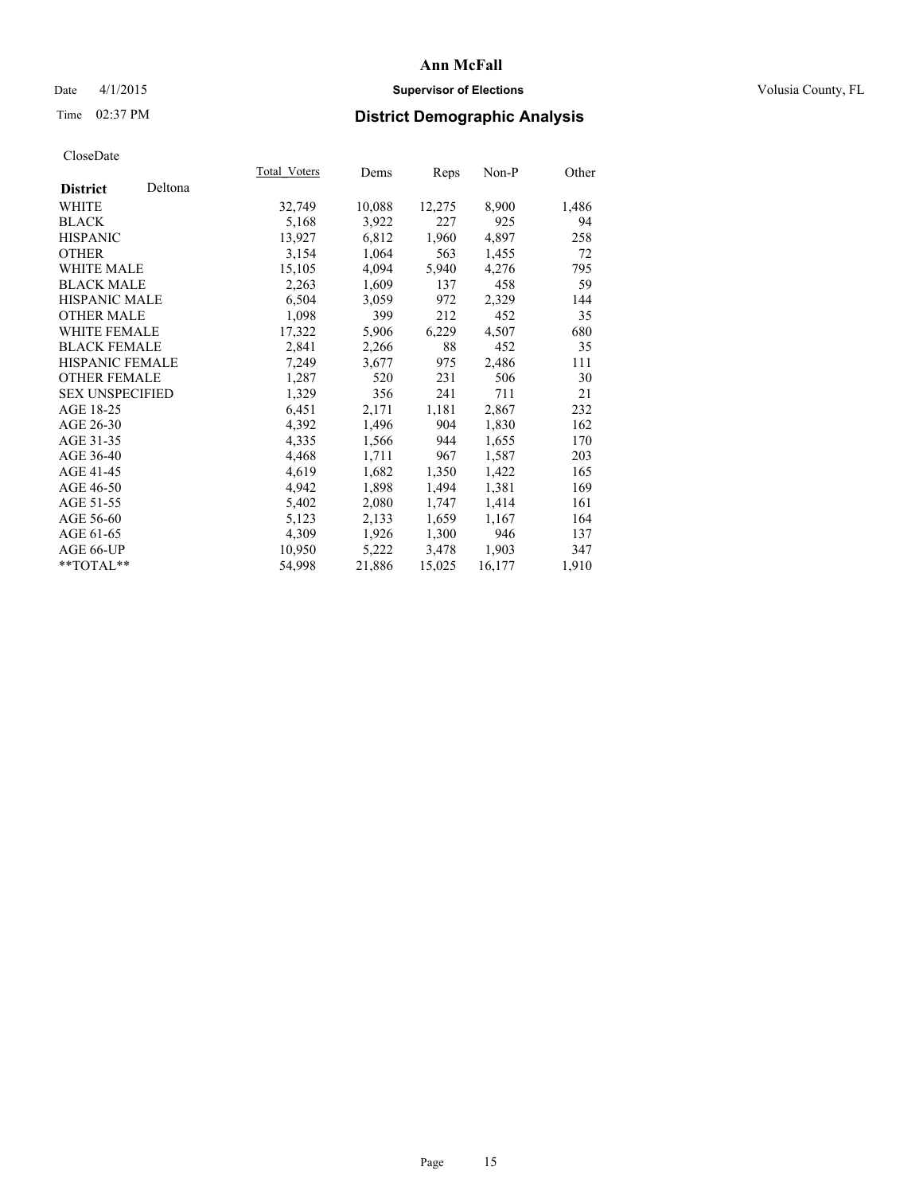**Ann McFall**

Date 4/1/2015 **Supervisor of Elections** Volusia County, FL

Time 02:37 PM **District Demographic Analysis**

CloseDate

| | Total_Voters | Dems | Reps | Non-P | Other |
|---|---|---|---|---|---|
| **District** Deltona | | | | | |
| WHITE | 32,749 | 10,088 | 12,275 | 8,900 | 1,486 |
| BLACK | 5,168 | 3,922 | 227 | 925 | 94 |
| HISPANIC | 13,927 | 6,812 | 1,960 | 4,897 | 258 |
| OTHER | 3,154 | 1,064 | 563 | 1,455 | 72 |
| WHITE MALE | 15,105 | 4,094 | 5,940 | 4,276 | 795 |
| BLACK MALE | 2,263 | 1,609 | 137 | 458 | 59 |
| HISPANIC MALE | 6,504 | 3,059 | 972 | 2,329 | 144 |
| OTHER MALE | 1,098 | 399 | 212 | 452 | 35 |
| WHITE FEMALE | 17,322 | 5,906 | 6,229 | 4,507 | 680 |
| BLACK FEMALE | 2,841 | 2,266 | 88 | 452 | 35 |
| HISPANIC FEMALE | 7,249 | 3,677 | 975 | 2,486 | 111 |
| OTHER FEMALE | 1,287 | 520 | 231 | 506 | 30 |
| SEX UNSPECIFIED | 1,329 | 356 | 241 | 711 | 21 |
| AGE 18-25 | 6,451 | 2,171 | 1,181 | 2,867 | 232 |
| AGE 26-30 | 4,392 | 1,496 | 904 | 1,830 | 162 |
| AGE 31-35 | 4,335 | 1,566 | 944 | 1,655 | 170 |
| AGE 36-40 | 4,468 | 1,711 | 967 | 1,587 | 203 |
| AGE 41-45 | 4,619 | 1,682 | 1,350 | 1,422 | 165 |
| AGE 46-50 | 4,942 | 1,898 | 1,494 | 1,381 | 169 |
| AGE 51-55 | 5,402 | 2,080 | 1,747 | 1,414 | 161 |
| AGE 56-60 | 5,123 | 2,133 | 1,659 | 1,167 | 164 |
| AGE 61-65 | 4,309 | 1,926 | 1,300 | 946 | 137 |
| AGE 66-UP | 10,950 | 5,222 | 3,478 | 1,903 | 347 |
| **TOTAL** | 54,998 | 21,886 | 15,025 | 16,177 | 1,910 |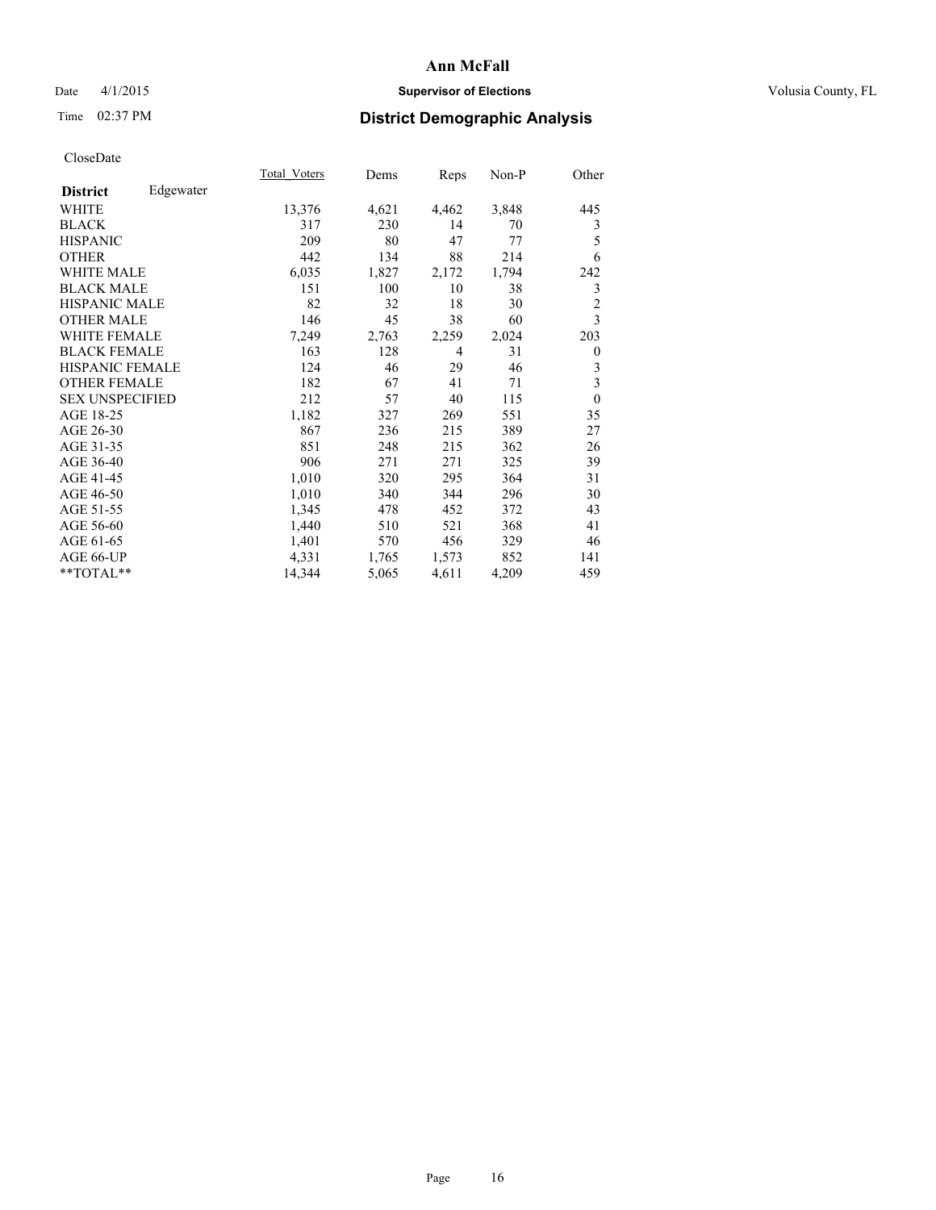# Ann McFall

Date 4/1/2015 **Supervisor of Elections** Volusia County, FL

Time 02:37 PM **District Demographic Analysis**

CloseDate

| **District** Edgewater | Total_Voters | Dems | Reps | Non-P | Other |
|---|---|---|---|---|---|
| WHITE | 13,376 | 4,621 | 4,462 | 3,848 | 445 |
| BLACK | 317 | 230 | 14 | 70 | 3 |
| HISPANIC | 209 | 80 | 47 | 77 | 5 |
| OTHER | 442 | 134 | 88 | 214 | 6 |
| WHITE MALE | 6,035 | 1,827 | 2,172 | 1,794 | 242 |
| BLACK MALE | 151 | 100 | 10 | 38 | 3 |
| HISPANIC MALE | 82 | 32 | 18 | 30 | 2 |
| OTHER MALE | 146 | 45 | 38 | 60 | 3 |
| WHITE FEMALE | 7,249 | 2,763 | 2,259 | 2,024 | 203 |
| BLACK FEMALE | 163 | 128 | 4 | 31 | 0 |
| HISPANIC FEMALE | 124 | 46 | 29 | 46 | 3 |
| OTHER FEMALE | 182 | 67 | 41 | 71 | 3 |
| SEX UNSPECIFIED | 212 | 57 | 40 | 115 | 0 |
| AGE 18-25 | 1,182 | 327 | 269 | 551 | 35 |
| AGE 26-30 | 867 | 236 | 215 | 389 | 27 |
| AGE 31-35 | 851 | 248 | 215 | 362 | 26 |
| AGE 36-40 | 906 | 271 | 271 | 325 | 39 |
| AGE 41-45 | 1,010 | 320 | 295 | 364 | 31 |
| AGE 46-50 | 1,010 | 340 | 344 | 296 | 30 |
| AGE 51-55 | 1,345 | 478 | 452 | 372 | 43 |
| AGE 56-60 | 1,440 | 510 | 521 | 368 | 41 |
| AGE 61-65 | 1,401 | 570 | 456 | 329 | 46 |
| AGE 66-UP | 4,331 | 1,765 | 1,573 | 852 | 141 |
| **TOTAL** | 14,344 | 5,065 | 4,611 | 4,209 | 459 |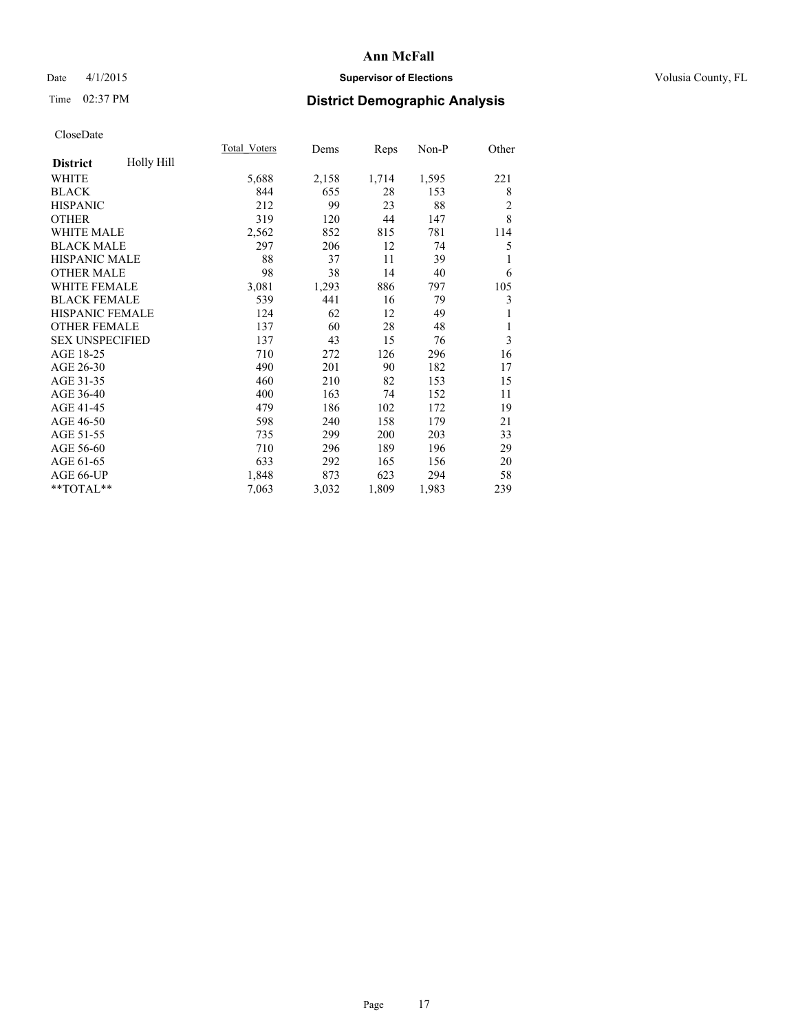**Ann McFall**

Date 4/1/2015 **Supervisor of Elections** Volusia County, FL

Time 02:37 PM **District Demographic Analysis**

CloseDate

| **District** Holly Hill | Total_Voters | Dems | Reps | Non-P | Other |
|---|---|---|---|---|---|
| WHITE | 5,688 | 2,158 | 1,714 | 1,595 | 221 |
| BLACK | 844 | 655 | 28 | 153 | 8 |
| HISPANIC | 212 | 99 | 23 | 88 | 2 |
| OTHER | 319 | 120 | 44 | 147 | 8 |
| WHITE MALE | 2,562 | 852 | 815 | 781 | 114 |
| BLACK MALE | 297 | 206 | 12 | 74 | 5 |
| HISPANIC MALE | 88 | 37 | 11 | 39 | 1 |
| OTHER MALE | 98 | 38 | 14 | 40 | 6 |
| WHITE FEMALE | 3,081 | 1,293 | 886 | 797 | 105 |
| BLACK FEMALE | 539 | 441 | 16 | 79 | 3 |
| HISPANIC FEMALE | 124 | 62 | 12 | 49 | 1 |
| OTHER FEMALE | 137 | 60 | 28 | 48 | 1 |
| SEX UNSPECIFIED | 137 | 43 | 15 | 76 | 3 |
| AGE 18-25 | 710 | 272 | 126 | 296 | 16 |
| AGE 26-30 | 490 | 201 | 90 | 182 | 17 |
| AGE 31-35 | 460 | 210 | 82 | 153 | 15 |
| AGE 36-40 | 400 | 163 | 74 | 152 | 11 |
| AGE 41-45 | 479 | 186 | 102 | 172 | 19 |
| AGE 46-50 | 598 | 240 | 158 | 179 | 21 |
| AGE 51-55 | 735 | 299 | 200 | 203 | 33 |
| AGE 56-60 | 710 | 296 | 189 | 196 | 29 |
| AGE 61-65 | 633 | 292 | 165 | 156 | 20 |
| AGE 66-UP | 1,848 | 873 | 623 | 294 | 58 |
| **TOTAL** | 7,063 | 3,032 | 1,809 | 1,983 | 239 |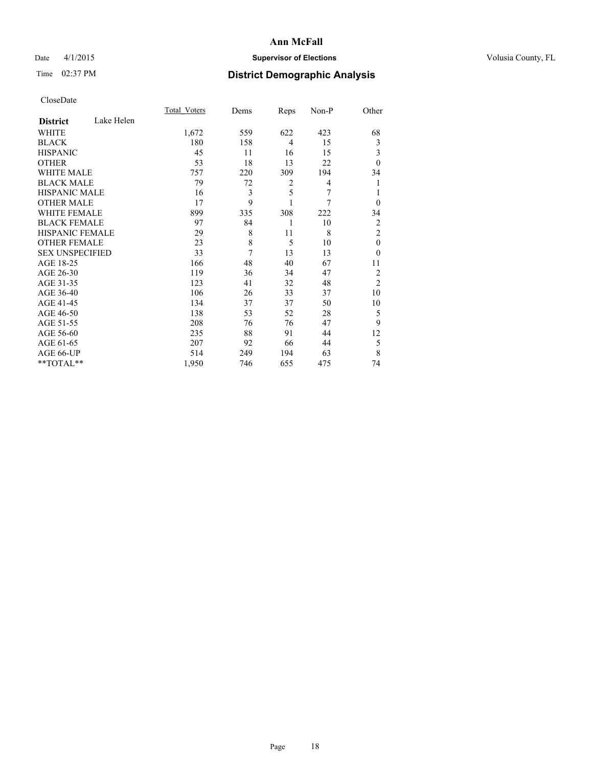# Ann McFall

Date 4/1/2015 **Supervisor of Elections** Volusia County, FL

Time 02:37 PM **District Demographic Analysis**

CloseDate

| District | Lake Helen | Total_Voters | Dems | Reps | Non-P | Other |
|---|---|---|---|---|---|---|
| WHITE | | 1,672 | 559 | 622 | 423 | 68 |
| BLACK | | 180 | 158 | 4 | 15 | 3 |
| HISPANIC | | 45 | 11 | 16 | 15 | 3 |
| OTHER | | 53 | 18 | 13 | 22 | 0 |
| WHITE MALE | | 757 | 220 | 309 | 194 | 34 |
| BLACK MALE | | 79 | 72 | 2 | 4 | 1 |
| HISPANIC MALE | | 16 | 3 | 5 | 7 | 1 |
| OTHER MALE | | 17 | 9 | 1 | 7 | 0 |
| WHITE FEMALE | | 899 | 335 | 308 | 222 | 34 |
| BLACK FEMALE | | 97 | 84 | 1 | 10 | 2 |
| HISPANIC FEMALE | | 29 | 8 | 11 | 8 | 2 |
| OTHER FEMALE | | 23 | 8 | 5 | 10 | 0 |
| SEX UNSPECIFIED | | 33 | 7 | 13 | 13 | 0 |
| AGE 18-25 | | 166 | 48 | 40 | 67 | 11 |
| AGE 26-30 | | 119 | 36 | 34 | 47 | 2 |
| AGE 31-35 | | 123 | 41 | 32 | 48 | 2 |
| AGE 36-40 | | 106 | 26 | 33 | 37 | 10 |
| AGE 41-45 | | 134 | 37 | 37 | 50 | 10 |
| AGE 46-50 | | 138 | 53 | 52 | 28 | 5 |
| AGE 51-55 | | 208 | 76 | 76 | 47 | 9 |
| AGE 56-60 | | 235 | 88 | 91 | 44 | 12 |
| AGE 61-65 | | 207 | 92 | 66 | 44 | 5 |
| AGE 66-UP | | 514 | 249 | 194 | 63 | 8 |
| **TOTAL** | | 1,950 | 746 | 655 | 475 | 74 |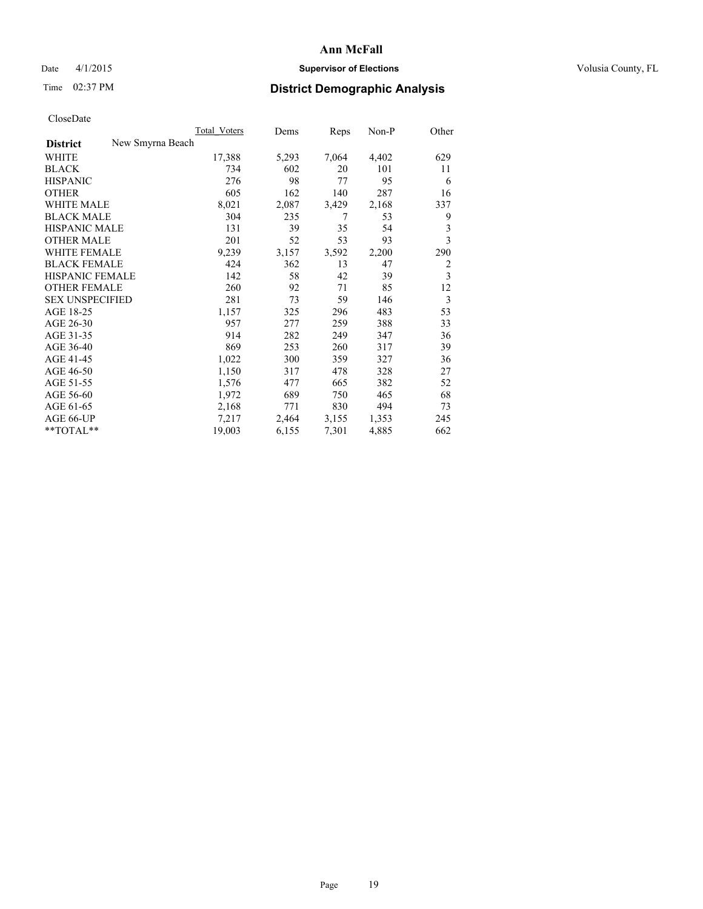# Ann McFall

Date 4/1/2015 **Supervisor of Elections** Volusia County, FL

Time 02:37 PM **District Demographic Analysis**

CloseDate

| | Total_Voters | Dems | Reps | Non-P | Other |
|---|---|---|---|---|---|
| **District** New Smyrna Beach | | | | | |
| WHITE | 17,388 | 5,293 | 7,064 | 4,402 | 629 |
| BLACK | 734 | 602 | 20 | 101 | 11 |
| HISPANIC | 276 | 98 | 77 | 95 | 6 |
| OTHER | 605 | 162 | 140 | 287 | 16 |
| WHITE MALE | 8,021 | 2,087 | 3,429 | 2,168 | 337 |
| BLACK MALE | 304 | 235 | 7 | 53 | 9 |
| HISPANIC MALE | 131 | 39 | 35 | 54 | 3 |
| OTHER MALE | 201 | 52 | 53 | 93 | 3 |
| WHITE FEMALE | 9,239 | 3,157 | 3,592 | 2,200 | 290 |
| BLACK FEMALE | 424 | 362 | 13 | 47 | 2 |
| HISPANIC FEMALE | 142 | 58 | 42 | 39 | 3 |
| OTHER FEMALE | 260 | 92 | 71 | 85 | 12 |
| SEX UNSPECIFIED | 281 | 73 | 59 | 146 | 3 |
| AGE 18-25 | 1,157 | 325 | 296 | 483 | 53 |
| AGE 26-30 | 957 | 277 | 259 | 388 | 33 |
| AGE 31-35 | 914 | 282 | 249 | 347 | 36 |
| AGE 36-40 | 869 | 253 | 260 | 317 | 39 |
| AGE 41-45 | 1,022 | 300 | 359 | 327 | 36 |
| AGE 46-50 | 1,150 | 317 | 478 | 328 | 27 |
| AGE 51-55 | 1,576 | 477 | 665 | 382 | 52 |
| AGE 56-60 | 1,972 | 689 | 750 | 465 | 68 |
| AGE 61-65 | 2,168 | 771 | 830 | 494 | 73 |
| AGE 66-UP | 7,217 | 2,464 | 3,155 | 1,353 | 245 |
| **TOTAL** | 19,003 | 6,155 | 7,301 | 4,885 | 662 |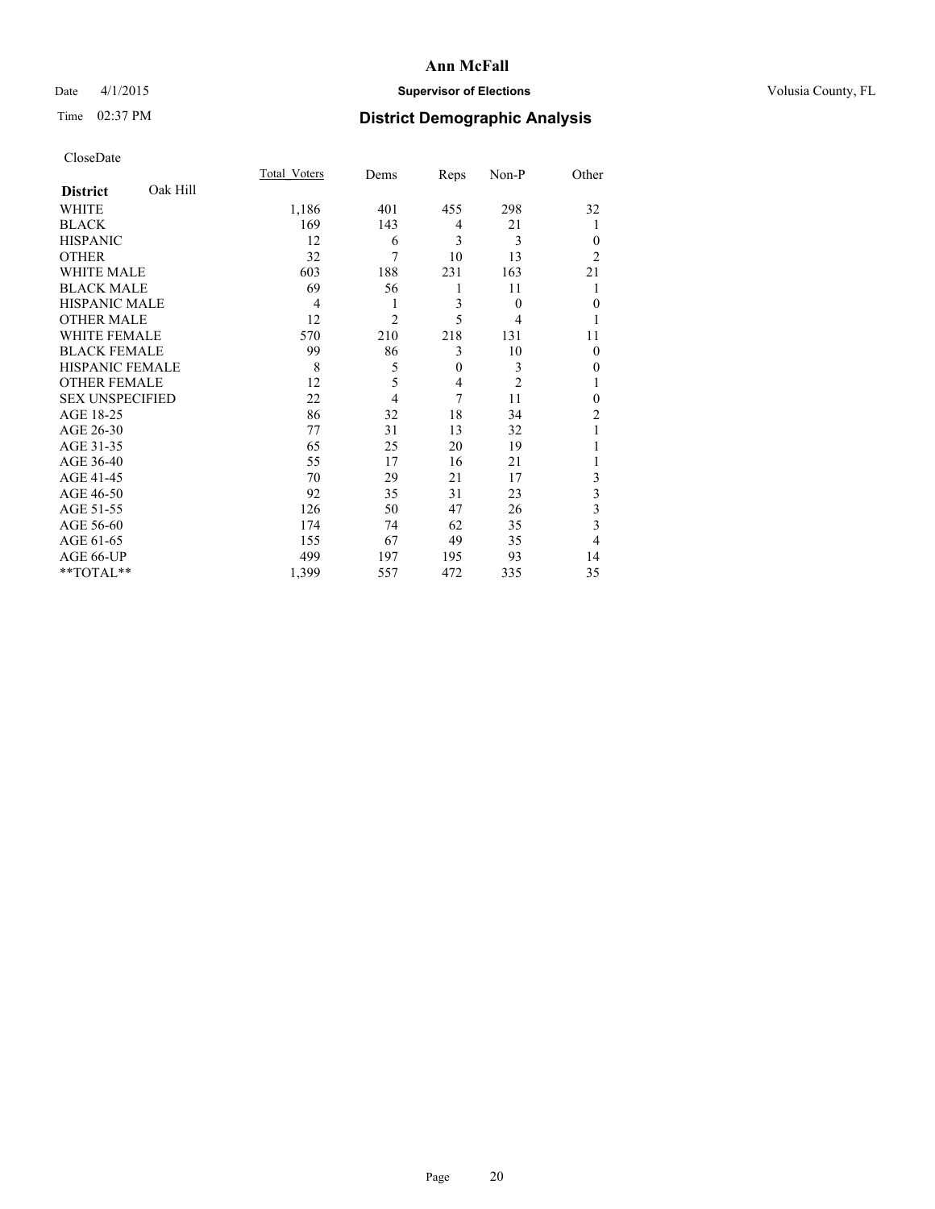# Ann McFall

Date 4/1/2015 **Supervisor of Elections** Volusia County, FL

Time 02:37 PM **District Demographic Analysis**

CloseDate

| **District** Oak Hill | Total_Voters | Dems | Reps | Non-P | Other |
|---|---|---|---|---|---|
| WHITE | 1,186 | 401 | 455 | 298 | 32 |
| BLACK | 169 | 143 | 4 | 21 | 1 |
| HISPANIC | 12 | 6 | 3 | 3 | 0 |
| OTHER | 32 | 7 | 10 | 13 | 2 |
| WHITE MALE | 603 | 188 | 231 | 163 | 21 |
| BLACK MALE | 69 | 56 | 1 | 11 | 1 |
| HISPANIC MALE | 4 | 1 | 3 | 0 | 0 |
| OTHER MALE | 12 | 2 | 5 | 4 | 1 |
| WHITE FEMALE | 570 | 210 | 218 | 131 | 11 |
| BLACK FEMALE | 99 | 86 | 3 | 10 | 0 |
| HISPANIC FEMALE | 8 | 5 | 0 | 3 | 0 |
| OTHER FEMALE | 12 | 5 | 4 | 2 | 1 |
| SEX UNSPECIFIED | 22 | 4 | 7 | 11 | 0 |
| AGE 18-25 | 86 | 32 | 18 | 34 | 2 |
| AGE 26-30 | 77 | 31 | 13 | 32 | 1 |
| AGE 31-35 | 65 | 25 | 20 | 19 | 1 |
| AGE 36-40 | 55 | 17 | 16 | 21 | 1 |
| AGE 41-45 | 70 | 29 | 21 | 17 | 3 |
| AGE 46-50 | 92 | 35 | 31 | 23 | 3 |
| AGE 51-55 | 126 | 50 | 47 | 26 | 3 |
| AGE 56-60 | 174 | 74 | 62 | 35 | 3 |
| AGE 61-65 | 155 | 67 | 49 | 35 | 4 |
| AGE 66-UP | 499 | 197 | 195 | 93 | 14 |
| **TOTAL** | 1,399 | 557 | 472 | 335 | 35 |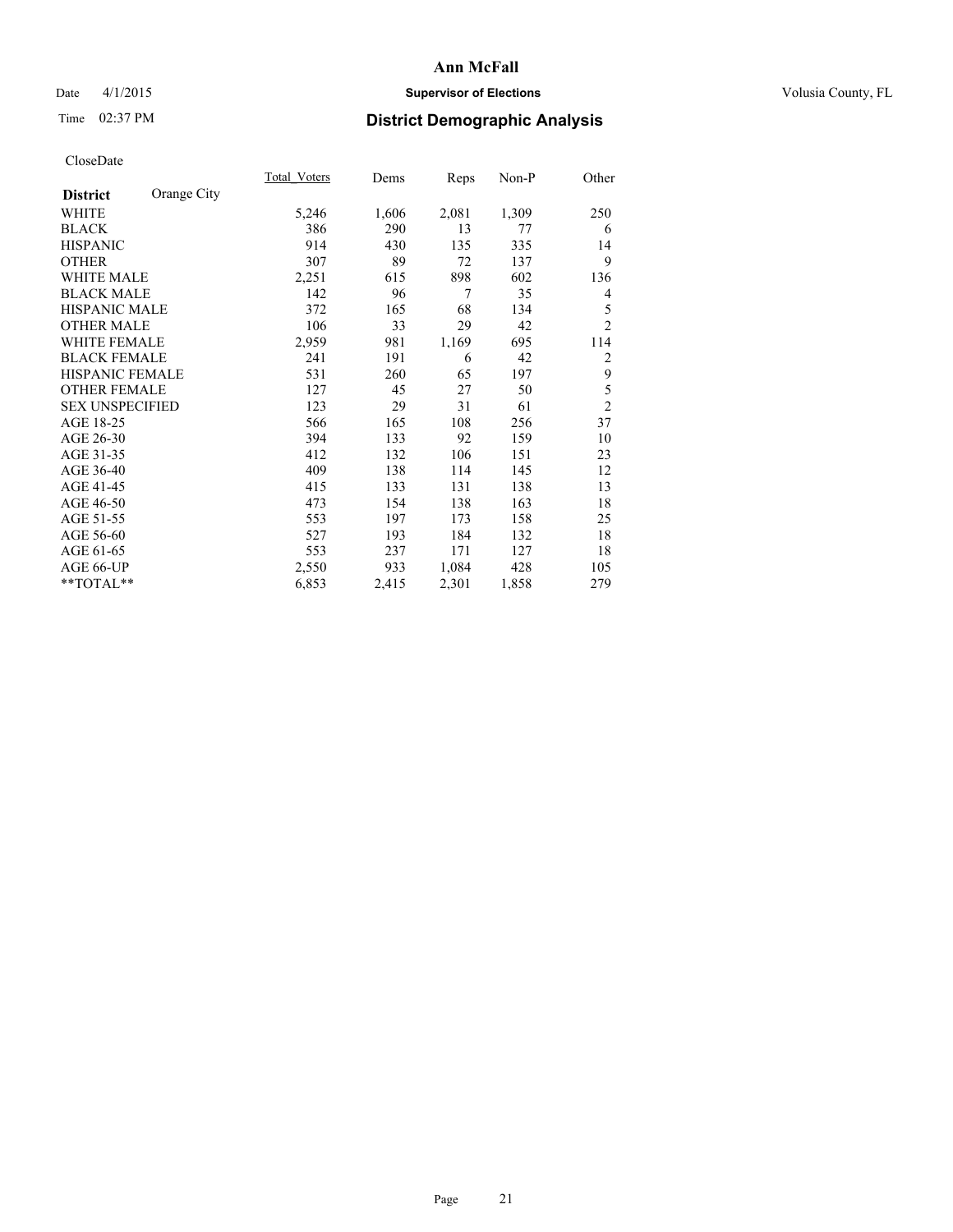**Ann McFall**

Date 4/1/2015 **Supervisor of Elections** Volusia County, FL

Time 02:37 PM **District Demographic Analysis**

CloseDate

| **District** Orange City | Total_Voters | Dems | Reps | Non-P | Other |
|---|---|---|---|---|---|
| WHITE | 5,246 | 1,606 | 2,081 | 1,309 | 250 |
| BLACK | 386 | 290 | 13 | 77 | 6 |
| HISPANIC | 914 | 430 | 135 | 335 | 14 |
| OTHER | 307 | 89 | 72 | 137 | 9 |
| WHITE MALE | 2,251 | 615 | 898 | 602 | 136 |
| BLACK MALE | 142 | 96 | 7 | 35 | 4 |
| HISPANIC MALE | 372 | 165 | 68 | 134 | 5 |
| OTHER MALE | 106 | 33 | 29 | 42 | 2 |
| WHITE FEMALE | 2,959 | 981 | 1,169 | 695 | 114 |
| BLACK FEMALE | 241 | 191 | 6 | 42 | 2 |
| HISPANIC FEMALE | 531 | 260 | 65 | 197 | 9 |
| OTHER FEMALE | 127 | 45 | 27 | 50 | 5 |
| SEX UNSPECIFIED | 123 | 29 | 31 | 61 | 2 |
| AGE 18-25 | 566 | 165 | 108 | 256 | 37 |
| AGE 26-30 | 394 | 133 | 92 | 159 | 10 |
| AGE 31-35 | 412 | 132 | 106 | 151 | 23 |
| AGE 36-40 | 409 | 138 | 114 | 145 | 12 |
| AGE 41-45 | 415 | 133 | 131 | 138 | 13 |
| AGE 46-50 | 473 | 154 | 138 | 163 | 18 |
| AGE 51-55 | 553 | 197 | 173 | 158 | 25 |
| AGE 56-60 | 527 | 193 | 184 | 132 | 18 |
| AGE 61-65 | 553 | 237 | 171 | 127 | 18 |
| AGE 66-UP | 2,550 | 933 | 1,084 | 428 | 105 |
| **TOTAL** | 6,853 | 2,415 | 2,301 | 1,858 | 279 |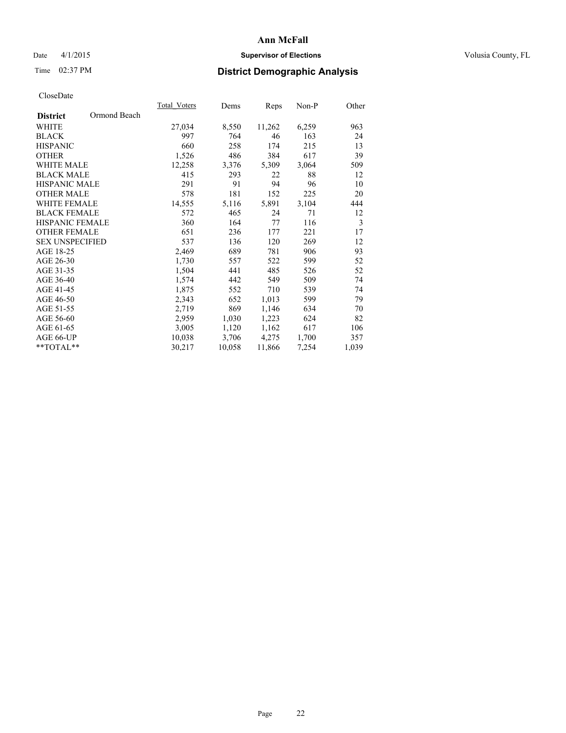# Ann McFall

Date 4/1/2015 **Supervisor of Elections** Volusia County, FL

Time 02:37 PM **District Demographic Analysis**

CloseDate

| **District** Ormond Beach | Total_Voters | Dems | Reps | Non-P | Other |
|---|---|---|---|---|---|
| WHITE | 27,034 | 8,550 | 11,262 | 6,259 | 963 |
| BLACK | 997 | 764 | 46 | 163 | 24 |
| HISPANIC | 660 | 258 | 174 | 215 | 13 |
| OTHER | 1,526 | 486 | 384 | 617 | 39 |
| WHITE MALE | 12,258 | 3,376 | 5,309 | 3,064 | 509 |
| BLACK MALE | 415 | 293 | 22 | 88 | 12 |
| HISPANIC MALE | 291 | 91 | 94 | 96 | 10 |
| OTHER MALE | 578 | 181 | 152 | 225 | 20 |
| WHITE FEMALE | 14,555 | 5,116 | 5,891 | 3,104 | 444 |
| BLACK FEMALE | 572 | 465 | 24 | 71 | 12 |
| HISPANIC FEMALE | 360 | 164 | 77 | 116 | 3 |
| OTHER FEMALE | 651 | 236 | 177 | 221 | 17 |
| SEX UNSPECIFIED | 537 | 136 | 120 | 269 | 12 |
| AGE 18-25 | 2,469 | 689 | 781 | 906 | 93 |
| AGE 26-30 | 1,730 | 557 | 522 | 599 | 52 |
| AGE 31-35 | 1,504 | 441 | 485 | 526 | 52 |
| AGE 36-40 | 1,574 | 442 | 549 | 509 | 74 |
| AGE 41-45 | 1,875 | 552 | 710 | 539 | 74 |
| AGE 46-50 | 2,343 | 652 | 1,013 | 599 | 79 |
| AGE 51-55 | 2,719 | 869 | 1,146 | 634 | 70 |
| AGE 56-60 | 2,959 | 1,030 | 1,223 | 624 | 82 |
| AGE 61-65 | 3,005 | 1,120 | 1,162 | 617 | 106 |
| AGE 66-UP | 10,038 | 3,706 | 4,275 | 1,700 | 357 |
| **TOTAL** | 30,217 | 10,058 | 11,866 | 7,254 | 1,039 |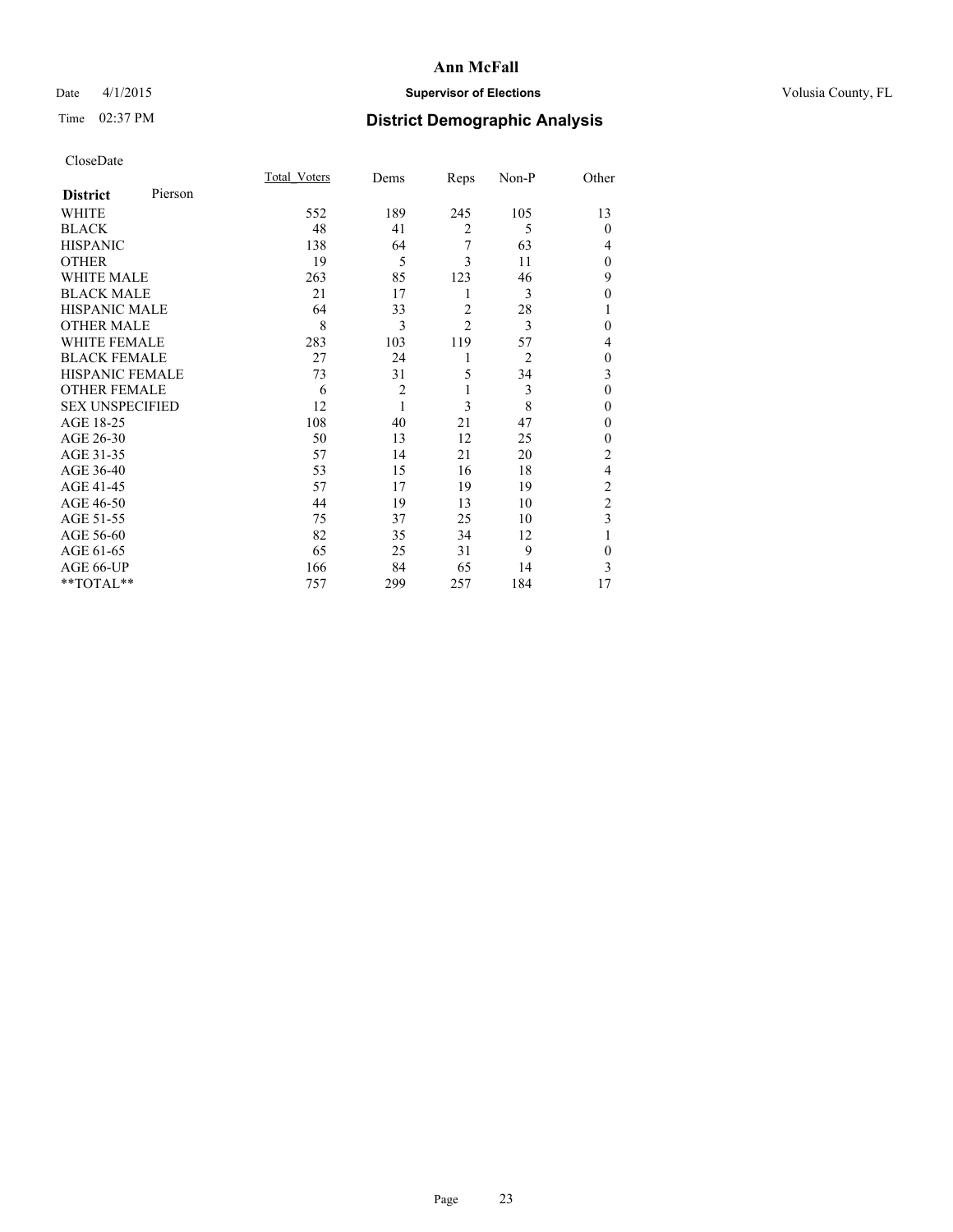**Ann McFall**

Date 4/1/2015 **Supervisor of Elections** Volusia County, FL

Time 02:37 PM **District Demographic Analysis**

CloseDate

| **District** Pierson | Total_Voters | Dems | Reps | Non-P | Other |
|---|---|---|---|---|---|
| WHITE | 552 | 189 | 245 | 105 | 13 |
| BLACK | 48 | 41 | 2 | 5 | 0 |
| HISPANIC | 138 | 64 | 7 | 63 | 4 |
| OTHER | 19 | 5 | 3 | 11 | 0 |
| WHITE MALE | 263 | 85 | 123 | 46 | 9 |
| BLACK MALE | 21 | 17 | 1 | 3 | 0 |
| HISPANIC MALE | 64 | 33 | 2 | 28 | 1 |
| OTHER MALE | 8 | 3 | 2 | 3 | 0 |
| WHITE FEMALE | 283 | 103 | 119 | 57 | 4 |
| BLACK FEMALE | 27 | 24 | 1 | 2 | 0 |
| HISPANIC FEMALE | 73 | 31 | 5 | 34 | 3 |
| OTHER FEMALE | 6 | 2 | 1 | 3 | 0 |
| SEX UNSPECIFIED | 12 | 1 | 3 | 8 | 0 |
| AGE 18-25 | 108 | 40 | 21 | 47 | 0 |
| AGE 26-30 | 50 | 13 | 12 | 25 | 0 |
| AGE 31-35 | 57 | 14 | 21 | 20 | 2 |
| AGE 36-40 | 53 | 15 | 16 | 18 | 4 |
| AGE 41-45 | 57 | 17 | 19 | 19 | 2 |
| AGE 46-50 | 44 | 19 | 13 | 10 | 2 |
| AGE 51-55 | 75 | 37 | 25 | 10 | 3 |
| AGE 56-60 | 82 | 35 | 34 | 12 | 1 |
| AGE 61-65 | 65 | 25 | 31 | 9 | 0 |
| AGE 66-UP | 166 | 84 | 65 | 14 | 3 |
| **TOTAL** | 757 | 299 | 257 | 184 | 17 |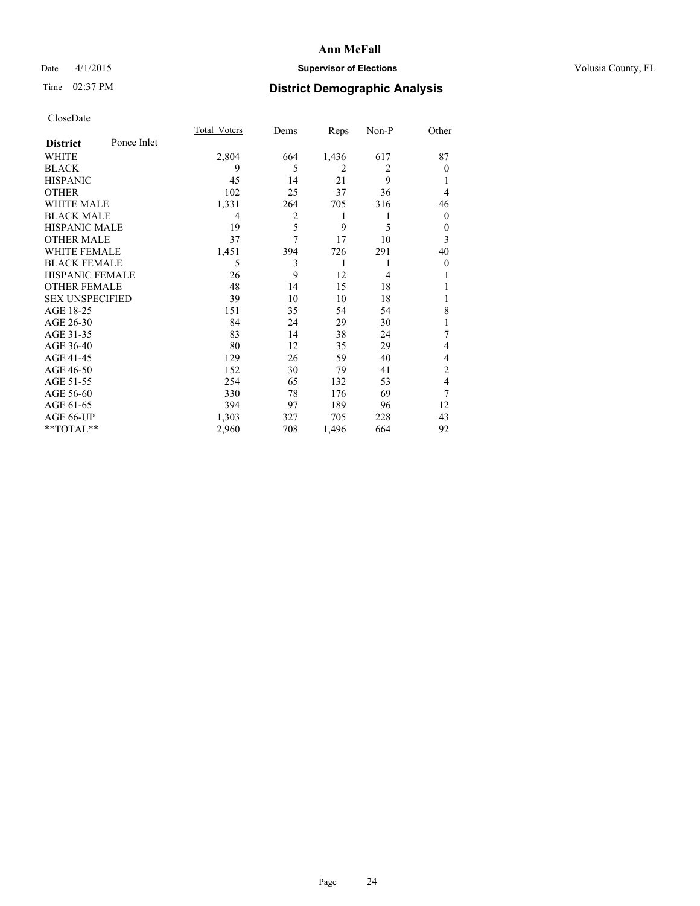# Ann McFall

Date 4/1/2015 **Supervisor of Elections** Volusia County, FL

Time 02:37 PM **District Demographic Analysis**

CloseDate

| **District** Ponce Inlet | Total_Voters | Dems | Reps | Non-P | Other |
|---|---|---|---|---|---|
| WHITE | 2,804 | 664 | 1,436 | 617 | 87 |
| BLACK | 9 | 5 | 2 | 2 | 0 |
| HISPANIC | 45 | 14 | 21 | 9 | 1 |
| OTHER | 102 | 25 | 37 | 36 | 4 |
| WHITE MALE | 1,331 | 264 | 705 | 316 | 46 |
| BLACK MALE | 4 | 2 | 1 | 1 | 0 |
| HISPANIC MALE | 19 | 5 | 9 | 5 | 0 |
| OTHER MALE | 37 | 7 | 17 | 10 | 3 |
| WHITE FEMALE | 1,451 | 394 | 726 | 291 | 40 |
| BLACK FEMALE | 5 | 3 | 1 | 1 | 0 |
| HISPANIC FEMALE | 26 | 9 | 12 | 4 | 1 |
| OTHER FEMALE | 48 | 14 | 15 | 18 | 1 |
| SEX UNSPECIFIED | 39 | 10 | 10 | 18 | 1 |
| AGE 18-25 | 151 | 35 | 54 | 54 | 8 |
| AGE 26-30 | 84 | 24 | 29 | 30 | 1 |
| AGE 31-35 | 83 | 14 | 38 | 24 | 7 |
| AGE 36-40 | 80 | 12 | 35 | 29 | 4 |
| AGE 41-45 | 129 | 26 | 59 | 40 | 4 |
| AGE 46-50 | 152 | 30 | 79 | 41 | 2 |
| AGE 51-55 | 254 | 65 | 132 | 53 | 4 |
| AGE 56-60 | 330 | 78 | 176 | 69 | 7 |
| AGE 61-65 | 394 | 97 | 189 | 96 | 12 |
| AGE 66-UP | 1,303 | 327 | 705 | 228 | 43 |
| **TOTAL** | 2,960 | 708 | 1,496 | 664 | 92 |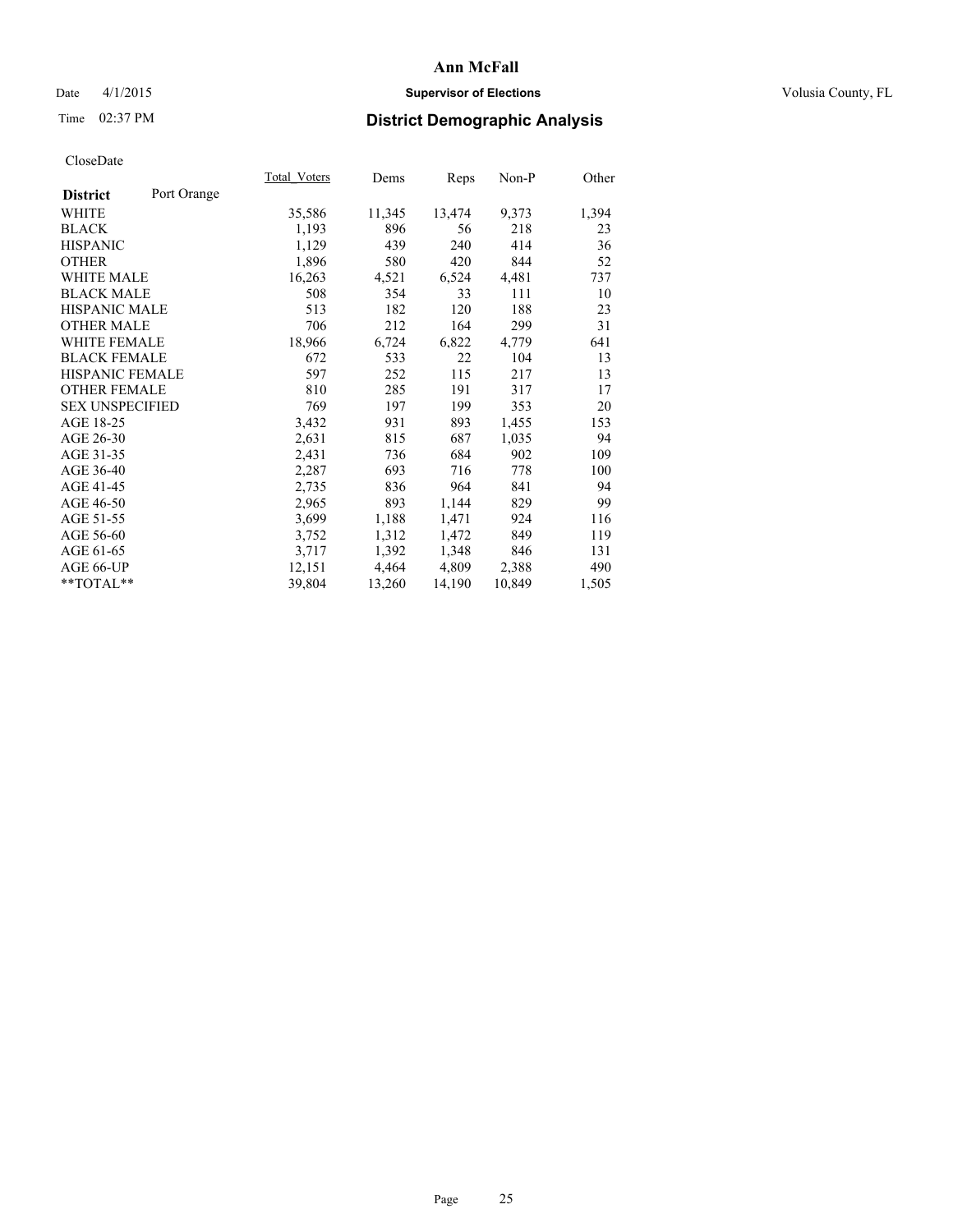**Ann McFall**

Date 4/1/2015 **Supervisor of Elections** Volusia County, FL

Time 02:37 PM **District Demographic Analysis**

CloseDate

| **District** Port Orange | Total_Voters | Dems | Reps | Non-P | Other |
|---|---|---|---|---|---|
| WHITE | 35,586 | 11,345 | 13,474 | 9,373 | 1,394 |
| BLACK | 1,193 | 896 | 56 | 218 | 23 |
| HISPANIC | 1,129 | 439 | 240 | 414 | 36 |
| OTHER | 1,896 | 580 | 420 | 844 | 52 |
| WHITE MALE | 16,263 | 4,521 | 6,524 | 4,481 | 737 |
| BLACK MALE | 508 | 354 | 33 | 111 | 10 |
| HISPANIC MALE | 513 | 182 | 120 | 188 | 23 |
| OTHER MALE | 706 | 212 | 164 | 299 | 31 |
| WHITE FEMALE | 18,966 | 6,724 | 6,822 | 4,779 | 641 |
| BLACK FEMALE | 672 | 533 | 22 | 104 | 13 |
| HISPANIC FEMALE | 597 | 252 | 115 | 217 | 13 |
| OTHER FEMALE | 810 | 285 | 191 | 317 | 17 |
| SEX UNSPECIFIED | 769 | 197 | 199 | 353 | 20 |
| AGE 18-25 | 3,432 | 931 | 893 | 1,455 | 153 |
| AGE 26-30 | 2,631 | 815 | 687 | 1,035 | 94 |
| AGE 31-35 | 2,431 | 736 | 684 | 902 | 109 |
| AGE 36-40 | 2,287 | 693 | 716 | 778 | 100 |
| AGE 41-45 | 2,735 | 836 | 964 | 841 | 94 |
| AGE 46-50 | 2,965 | 893 | 1,144 | 829 | 99 |
| AGE 51-55 | 3,699 | 1,188 | 1,471 | 924 | 116 |
| AGE 56-60 | 3,752 | 1,312 | 1,472 | 849 | 119 |
| AGE 61-65 | 3,717 | 1,392 | 1,348 | 846 | 131 |
| AGE 66-UP | 12,151 | 4,464 | 4,809 | 2,388 | 490 |
| **TOTAL** | 39,804 | 13,260 | 14,190 | 10,849 | 1,505 |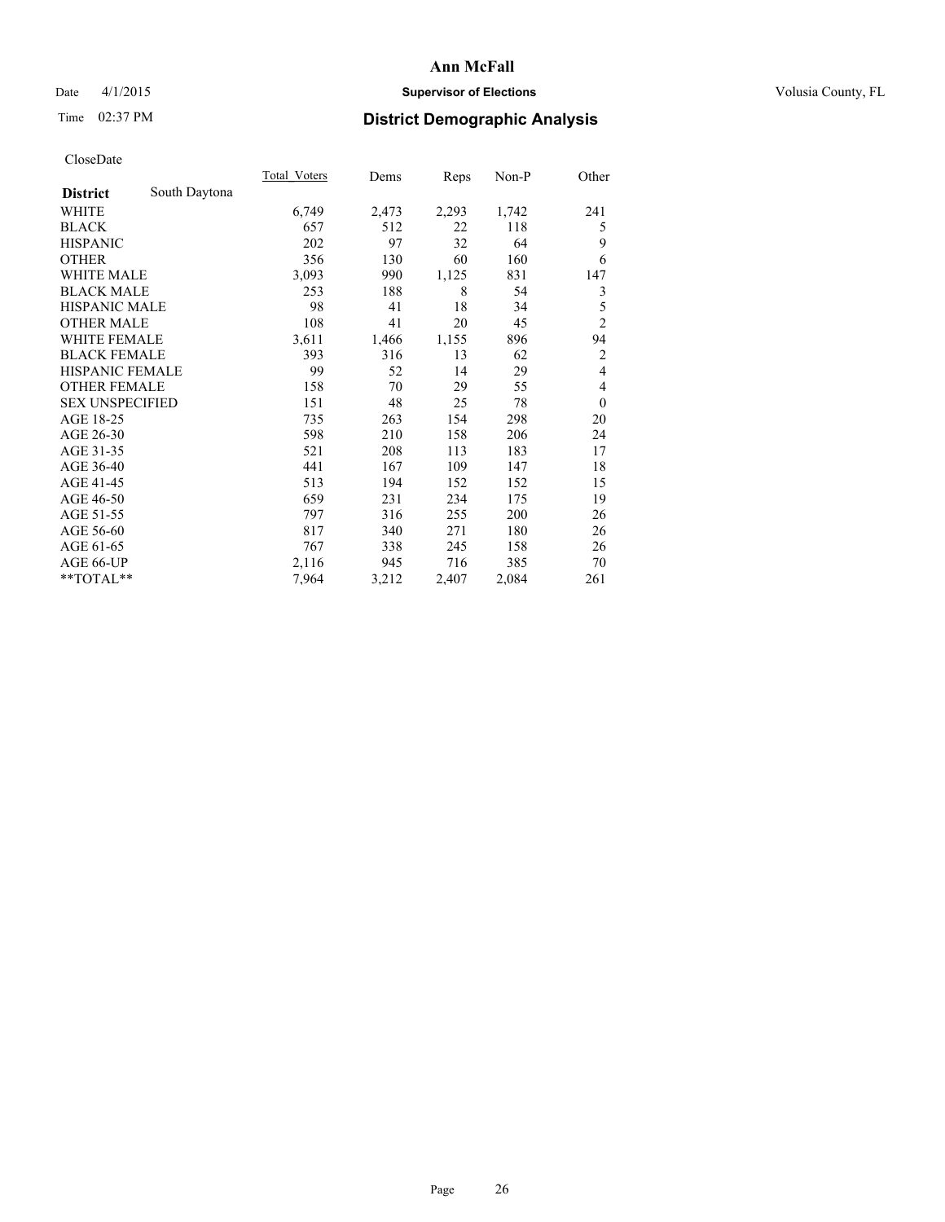# Ann McFall

Date 4/1/2015 **Supervisor of Elections** Volusia County, FL

Time 02:37 PM **District Demographic Analysis**

CloseDate

| **District** South Daytona | Total_Voters | Dems | Reps | Non-P | Other |
|---|---|---|---|---|---|
| WHITE | 6,749 | 2,473 | 2,293 | 1,742 | 241 |
| BLACK | 657 | 512 | 22 | 118 | 5 |
| HISPANIC | 202 | 97 | 32 | 64 | 9 |
| OTHER | 356 | 130 | 60 | 160 | 6 |
| WHITE MALE | 3,093 | 990 | 1,125 | 831 | 147 |
| BLACK MALE | 253 | 188 | 8 | 54 | 3 |
| HISPANIC MALE | 98 | 41 | 18 | 34 | 5 |
| OTHER MALE | 108 | 41 | 20 | 45 | 2 |
| WHITE FEMALE | 3,611 | 1,466 | 1,155 | 896 | 94 |
| BLACK FEMALE | 393 | 316 | 13 | 62 | 2 |
| HISPANIC FEMALE | 99 | 52 | 14 | 29 | 4 |
| OTHER FEMALE | 158 | 70 | 29 | 55 | 4 |
| SEX UNSPECIFIED | 151 | 48 | 25 | 78 | 0 |
| AGE 18-25 | 735 | 263 | 154 | 298 | 20 |
| AGE 26-30 | 598 | 210 | 158 | 206 | 24 |
| AGE 31-35 | 521 | 208 | 113 | 183 | 17 |
| AGE 36-40 | 441 | 167 | 109 | 147 | 18 |
| AGE 41-45 | 513 | 194 | 152 | 152 | 15 |
| AGE 46-50 | 659 | 231 | 234 | 175 | 19 |
| AGE 51-55 | 797 | 316 | 255 | 200 | 26 |
| AGE 56-60 | 817 | 340 | 271 | 180 | 26 |
| AGE 61-65 | 767 | 338 | 245 | 158 | 26 |
| AGE 66-UP | 2,116 | 945 | 716 | 385 | 70 |
| **TOTAL** | 7,964 | 3,212 | 2,407 | 2,084 | 261 |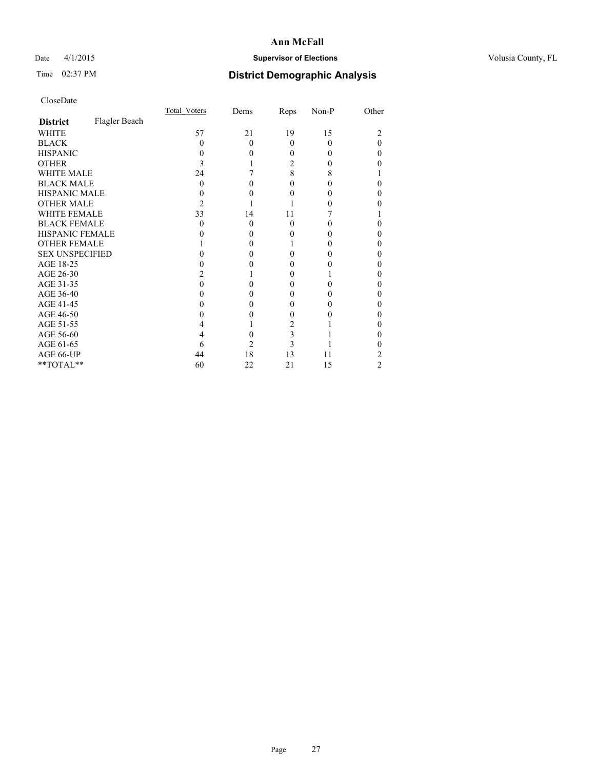**Ann McFall**

Date 4/1/2015 **Supervisor of Elections** Volusia County, FL

Time 02:37 PM **District Demographic Analysis**

CloseDate

| **District** Flagler Beach | Total_Voters | Dems | Reps | Non-P | Other |
|---|---|---|---|---|---|
| WHITE | 57 | 21 | 19 | 15 | 2 |
| BLACK | 0 | 0 | 0 | 0 | 0 |
| HISPANIC | 0 | 0 | 0 | 0 | 0 |
| OTHER | 3 | 1 | 2 | 0 | 0 |
| WHITE MALE | 24 | 7 | 8 | 8 | 1 |
| BLACK MALE | 0 | 0 | 0 | 0 | 0 |
| HISPANIC MALE | 0 | 0 | 0 | 0 | 0 |
| OTHER MALE | 2 | 1 | 1 | 0 | 0 |
| WHITE FEMALE | 33 | 14 | 11 | 7 | 1 |
| BLACK FEMALE | 0 | 0 | 0 | 0 | 0 |
| HISPANIC FEMALE | 0 | 0 | 0 | 0 | 0 |
| OTHER FEMALE | 1 | 0 | 1 | 0 | 0 |
| SEX UNSPECIFIED | 0 | 0 | 0 | 0 | 0 |
| AGE 18-25 | 0 | 0 | 0 | 0 | 0 |
| AGE 26-30 | 2 | 1 | 0 | 1 | 0 |
| AGE 31-35 | 0 | 0 | 0 | 0 | 0 |
| AGE 36-40 | 0 | 0 | 0 | 0 | 0 |
| AGE 41-45 | 0 | 0 | 0 | 0 | 0 |
| AGE 46-50 | 0 | 0 | 0 | 0 | 0 |
| AGE 51-55 | 4 | 1 | 2 | 1 | 0 |
| AGE 56-60 | 4 | 0 | 3 | 1 | 0 |
| AGE 61-65 | 6 | 2 | 3 | 1 | 0 |
| AGE 66-UP | 44 | 18 | 13 | 11 | 2 |
| **TOTAL** | 60 | 22 | 21 | 15 | 2 |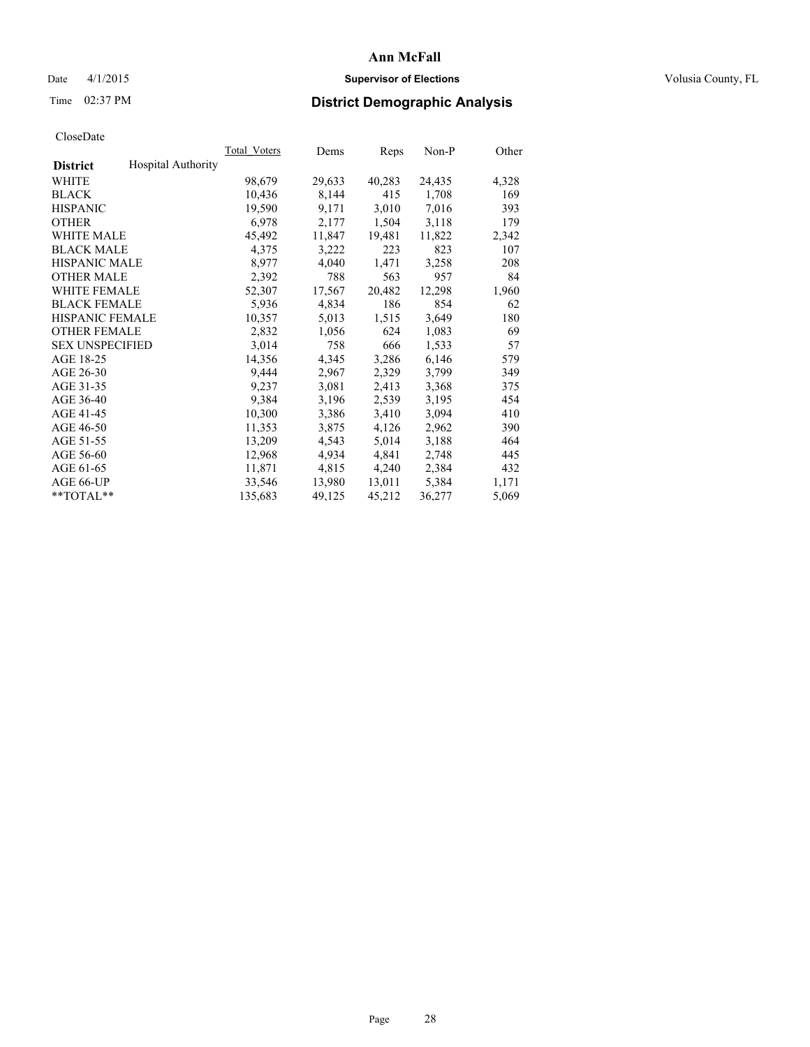# Ann McFall

Date 4/1/2015 **Supervisor of Elections** Volusia County, FL

Time 02:37 PM **District Demographic Analysis**

CloseDate

| **District** | Hospital Authority | Total_Voters | Dems | Reps | Non-P | Other |
|---|---|---|---|---|---|---|
| WHITE | | 98,679 | 29,633 | 40,283 | 24,435 | 4,328 |
| BLACK | | 10,436 | 8,144 | 415 | 1,708 | 169 |
| HISPANIC | | 19,590 | 9,171 | 3,010 | 7,016 | 393 |
| OTHER | | 6,978 | 2,177 | 1,504 | 3,118 | 179 |
| WHITE MALE | | 45,492 | 11,847 | 19,481 | 11,822 | 2,342 |
| BLACK MALE | | 4,375 | 3,222 | 223 | 823 | 107 |
| HISPANIC MALE | | 8,977 | 4,040 | 1,471 | 3,258 | 208 |
| OTHER MALE | | 2,392 | 788 | 563 | 957 | 84 |
| WHITE FEMALE | | 52,307 | 17,567 | 20,482 | 12,298 | 1,960 |
| BLACK FEMALE | | 5,936 | 4,834 | 186 | 854 | 62 |
| HISPANIC FEMALE | | 10,357 | 5,013 | 1,515 | 3,649 | 180 |
| OTHER FEMALE | | 2,832 | 1,056 | 624 | 1,083 | 69 |
| SEX UNSPECIFIED | | 3,014 | 758 | 666 | 1,533 | 57 |
| AGE 18-25 | | 14,356 | 4,345 | 3,286 | 6,146 | 579 |
| AGE 26-30 | | 9,444 | 2,967 | 2,329 | 3,799 | 349 |
| AGE 31-35 | | 9,237 | 3,081 | 2,413 | 3,368 | 375 |
| AGE 36-40 | | 9,384 | 3,196 | 2,539 | 3,195 | 454 |
| AGE 41-45 | | 10,300 | 3,386 | 3,410 | 3,094 | 410 |
| AGE 46-50 | | 11,353 | 3,875 | 4,126 | 2,962 | 390 |
| AGE 51-55 | | 13,209 | 4,543 | 5,014 | 3,188 | 464 |
| AGE 56-60 | | 12,968 | 4,934 | 4,841 | 2,748 | 445 |
| AGE 61-65 | | 11,871 | 4,815 | 4,240 | 2,384 | 432 |
| AGE 66-UP | | 33,546 | 13,980 | 13,011 | 5,384 | 1,171 |
| **TOTAL** | | 135,683 | 49,125 | 45,212 | 36,277 | 5,069 |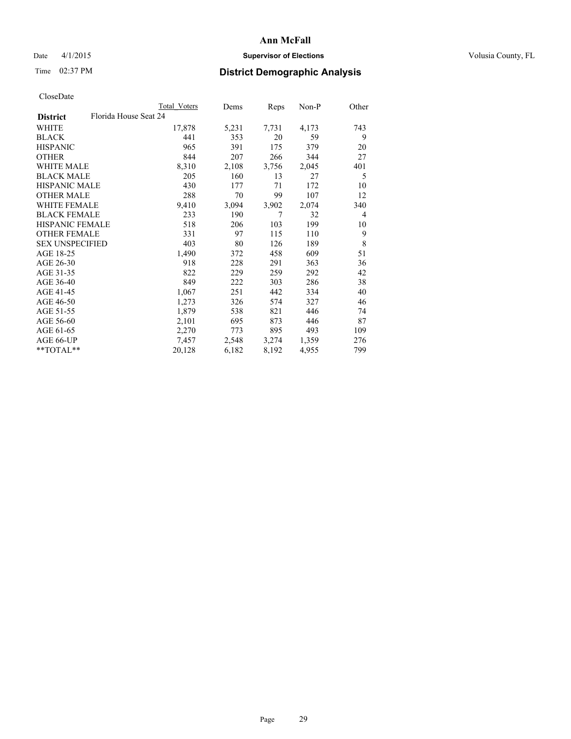# Ann McFall

Date 4/1/2015 **Supervisor of Elections** Volusia County, FL

Time 02:37 PM **District Demographic Analysis**

CloseDate

| **District** | Florida House Seat 24 | Total Voters | Dems | Reps | Non-P | Other |
|---|---|---|---|---|---|---|
| WHITE | | 17,878 | 5,231 | 7,731 | 4,173 | 743 |
| BLACK | | 441 | 353 | 20 | 59 | 9 |
| HISPANIC | | 965 | 391 | 175 | 379 | 20 |
| OTHER | | 844 | 207 | 266 | 344 | 27 |
| WHITE MALE | | 8,310 | 2,108 | 3,756 | 2,045 | 401 |
| BLACK MALE | | 205 | 160 | 13 | 27 | 5 |
| HISPANIC MALE | | 430 | 177 | 71 | 172 | 10 |
| OTHER MALE | | 288 | 70 | 99 | 107 | 12 |
| WHITE FEMALE | | 9,410 | 3,094 | 3,902 | 2,074 | 340 |
| BLACK FEMALE | | 233 | 190 | 7 | 32 | 4 |
| HISPANIC FEMALE | | 518 | 206 | 103 | 199 | 10 |
| OTHER FEMALE | | 331 | 97 | 115 | 110 | 9 |
| SEX UNSPECIFIED | | 403 | 80 | 126 | 189 | 8 |
| AGE 18-25 | | 1,490 | 372 | 458 | 609 | 51 |
| AGE 26-30 | | 918 | 228 | 291 | 363 | 36 |
| AGE 31-35 | | 822 | 229 | 259 | 292 | 42 |
| AGE 36-40 | | 849 | 222 | 303 | 286 | 38 |
| AGE 41-45 | | 1,067 | 251 | 442 | 334 | 40 |
| AGE 46-50 | | 1,273 | 326 | 574 | 327 | 46 |
| AGE 51-55 | | 1,879 | 538 | 821 | 446 | 74 |
| AGE 56-60 | | 2,101 | 695 | 873 | 446 | 87 |
| AGE 61-65 | | 2,270 | 773 | 895 | 493 | 109 |
| AGE 66-UP | | 7,457 | 2,548 | 3,274 | 1,359 | 276 |
| **TOTAL** | | 20,128 | 6,182 | 8,192 | 4,955 | 799 |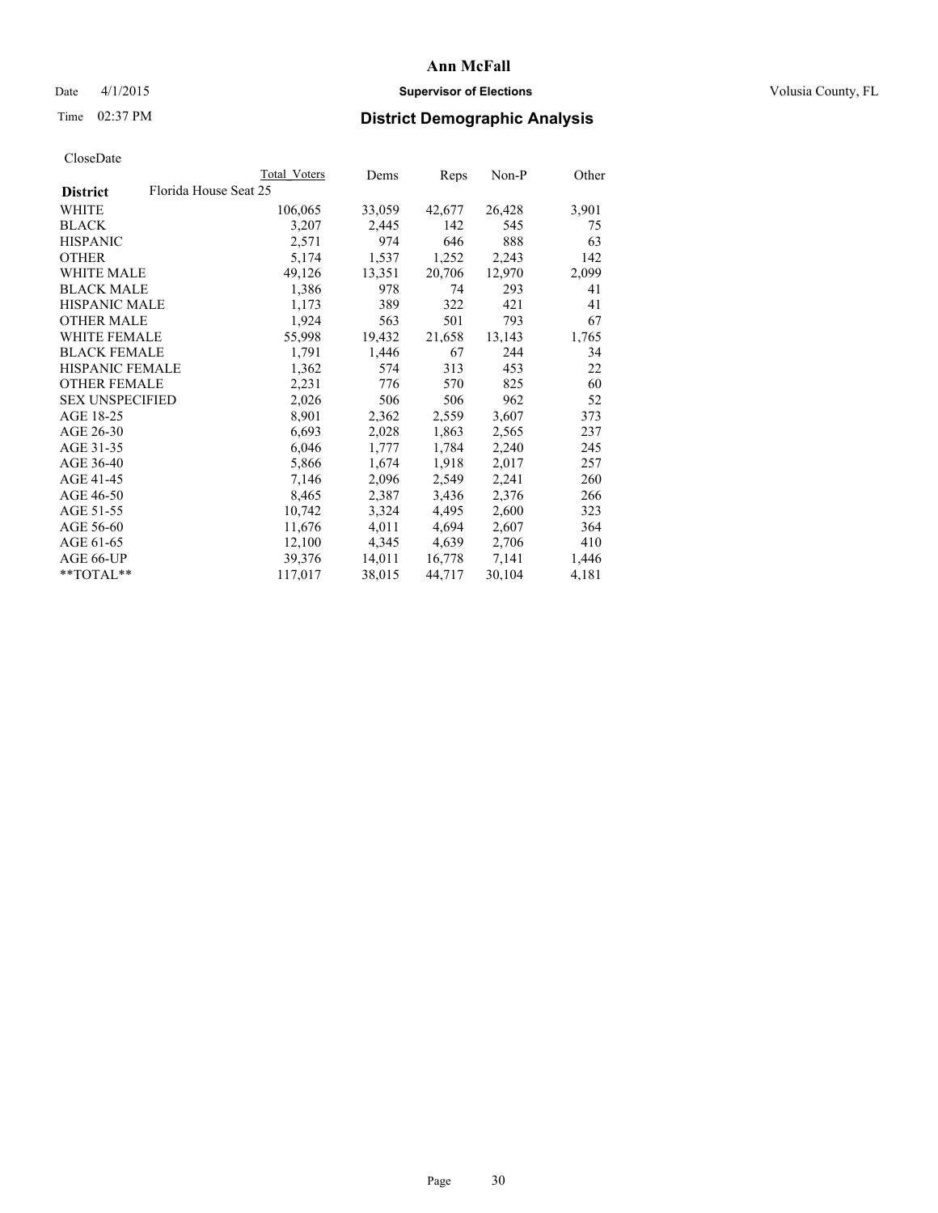# Ann McFall

Date 4/1/2015 **Supervisor of Elections** Volusia County, FL

Time 02:37 PM **District Demographic Analysis**

CloseDate

| District | Florida House Seat 25 Total Voters | Dems | Reps | Non-P | Other |
|---|---|---|---|---|---|
| WHITE | 106,065 | 33,059 | 42,677 | 26,428 | 3,901 |
| BLACK | 3,207 | 2,445 | 142 | 545 | 75 |
| HISPANIC | 2,571 | 974 | 646 | 888 | 63 |
| OTHER | 5,174 | 1,537 | 1,252 | 2,243 | 142 |
| WHITE MALE | 49,126 | 13,351 | 20,706 | 12,970 | 2,099 |
| BLACK MALE | 1,386 | 978 | 74 | 293 | 41 |
| HISPANIC MALE | 1,173 | 389 | 322 | 421 | 41 |
| OTHER MALE | 1,924 | 563 | 501 | 793 | 67 |
| WHITE FEMALE | 55,998 | 19,432 | 21,658 | 13,143 | 1,765 |
| BLACK FEMALE | 1,791 | 1,446 | 67 | 244 | 34 |
| HISPANIC FEMALE | 1,362 | 574 | 313 | 453 | 22 |
| OTHER FEMALE | 2,231 | 776 | 570 | 825 | 60 |
| SEX UNSPECIFIED | 2,026 | 506 | 506 | 962 | 52 |
| AGE 18-25 | 8,901 | 2,362 | 2,559 | 3,607 | 373 |
| AGE 26-30 | 6,693 | 2,028 | 1,863 | 2,565 | 237 |
| AGE 31-35 | 6,046 | 1,777 | 1,784 | 2,240 | 245 |
| AGE 36-40 | 5,866 | 1,674 | 1,918 | 2,017 | 257 |
| AGE 41-45 | 7,146 | 2,096 | 2,549 | 2,241 | 260 |
| AGE 46-50 | 8,465 | 2,387 | 3,436 | 2,376 | 266 |
| AGE 51-55 | 10,742 | 3,324 | 4,495 | 2,600 | 323 |
| AGE 56-60 | 11,676 | 4,011 | 4,694 | 2,607 | 364 |
| AGE 61-65 | 12,100 | 4,345 | 4,639 | 2,706 | 410 |
| AGE 66-UP | 39,376 | 14,011 | 16,778 | 7,141 | 1,446 |
| **TOTAL** | 117,017 | 38,015 | 44,717 | 30,104 | 4,181 |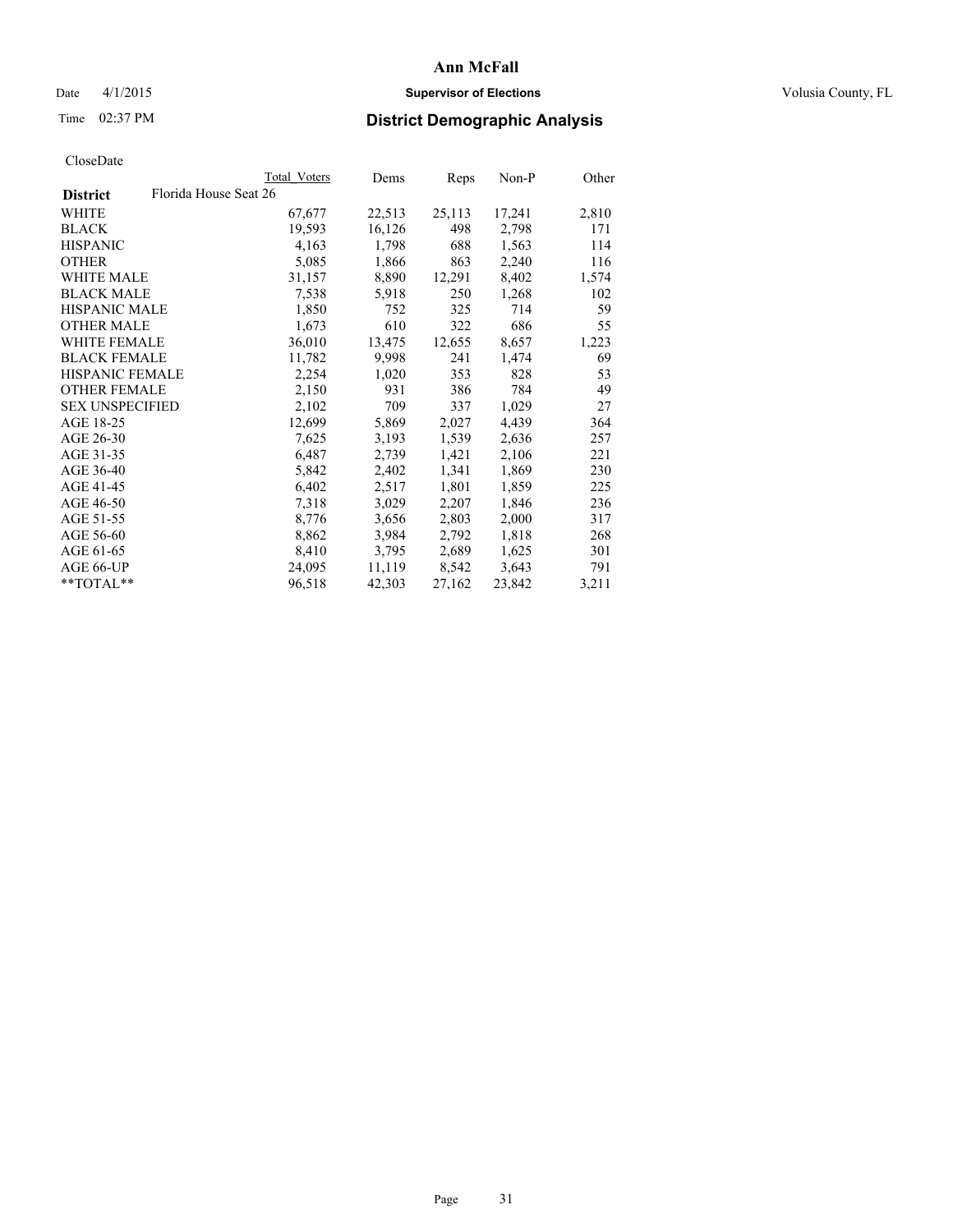# Ann McFall

Date 4/1/2015 **Supervisor of Elections** Volusia County, FL

Time 02:37 PM **District Demographic Analysis**

CloseDate

| District | Florida House Seat 26 | Total Voters | Dems | Reps | Non-P | Other |
|---|---|---|---|---|---|---|
| WHITE | | 67,677 | 22,513 | 25,113 | 17,241 | 2,810 |
| BLACK | | 19,593 | 16,126 | 498 | 2,798 | 171 |
| HISPANIC | | 4,163 | 1,798 | 688 | 1,563 | 114 |
| OTHER | | 5,085 | 1,866 | 863 | 2,240 | 116 |
| WHITE MALE | | 31,157 | 8,890 | 12,291 | 8,402 | 1,574 |
| BLACK MALE | | 7,538 | 5,918 | 250 | 1,268 | 102 |
| HISPANIC MALE | | 1,850 | 752 | 325 | 714 | 59 |
| OTHER MALE | | 1,673 | 610 | 322 | 686 | 55 |
| WHITE FEMALE | | 36,010 | 13,475 | 12,655 | 8,657 | 1,223 |
| BLACK FEMALE | | 11,782 | 9,998 | 241 | 1,474 | 69 |
| HISPANIC FEMALE | | 2,254 | 1,020 | 353 | 828 | 53 |
| OTHER FEMALE | | 2,150 | 931 | 386 | 784 | 49 |
| SEX UNSPECIFIED | | 2,102 | 709 | 337 | 1,029 | 27 |
| AGE 18-25 | | 12,699 | 5,869 | 2,027 | 4,439 | 364 |
| AGE 26-30 | | 7,625 | 3,193 | 1,539 | 2,636 | 257 |
| AGE 31-35 | | 6,487 | 2,739 | 1,421 | 2,106 | 221 |
| AGE 36-40 | | 5,842 | 2,402 | 1,341 | 1,869 | 230 |
| AGE 41-45 | | 6,402 | 2,517 | 1,801 | 1,859 | 225 |
| AGE 46-50 | | 7,318 | 3,029 | 2,207 | 1,846 | 236 |
| AGE 51-55 | | 8,776 | 3,656 | 2,803 | 2,000 | 317 |
| AGE 56-60 | | 8,862 | 3,984 | 2,792 | 1,818 | 268 |
| AGE 61-65 | | 8,410 | 3,795 | 2,689 | 1,625 | 301 |
| AGE 66-UP | | 24,095 | 11,119 | 8,542 | 3,643 | 791 |
| **TOTAL** | | 96,518 | 42,303 | 27,162 | 23,842 | 3,211 |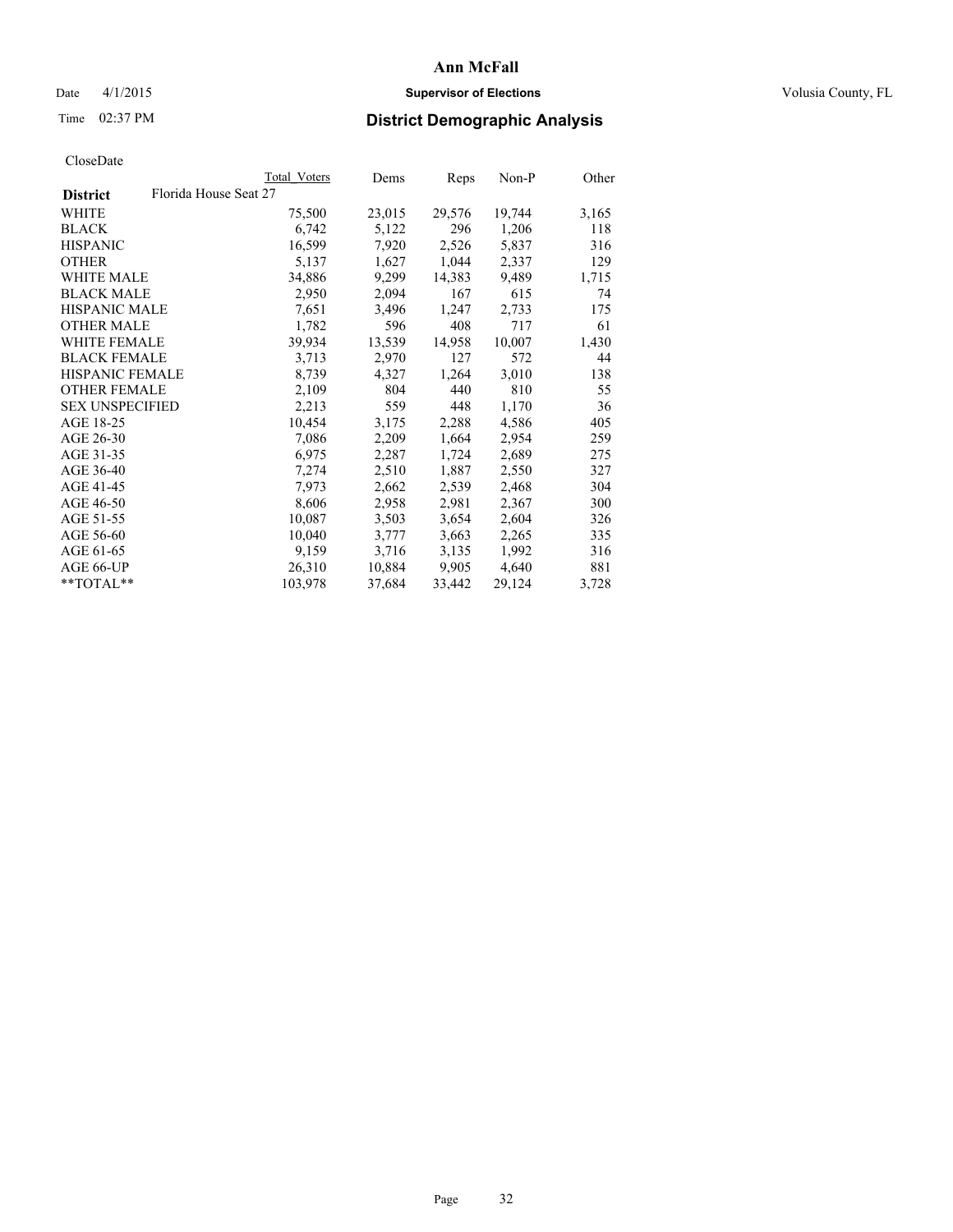# Ann McFall

Date 4/1/2015 **Supervisor of Elections** Volusia County, FL

Time 02:37 PM **District Demographic Analysis**

CloseDate

| District | Florida House Seat 27 | Total Voters | Dems | Reps | Non-P | Other |
|---|---|---|---|---|---|---|
| WHITE | | 75,500 | 23,015 | 29,576 | 19,744 | 3,165 |
| BLACK | | 6,742 | 5,122 | 296 | 1,206 | 118 |
| HISPANIC | | 16,599 | 7,920 | 2,526 | 5,837 | 316 |
| OTHER | | 5,137 | 1,627 | 1,044 | 2,337 | 129 |
| WHITE MALE | | 34,886 | 9,299 | 14,383 | 9,489 | 1,715 |
| BLACK MALE | | 2,950 | 2,094 | 167 | 615 | 74 |
| HISPANIC MALE | | 7,651 | 3,496 | 1,247 | 2,733 | 175 |
| OTHER MALE | | 1,782 | 596 | 408 | 717 | 61 |
| WHITE FEMALE | | 39,934 | 13,539 | 14,958 | 10,007 | 1,430 |
| BLACK FEMALE | | 3,713 | 2,970 | 127 | 572 | 44 |
| HISPANIC FEMALE | | 8,739 | 4,327 | 1,264 | 3,010 | 138 |
| OTHER FEMALE | | 2,109 | 804 | 440 | 810 | 55 |
| SEX UNSPECIFIED | | 2,213 | 559 | 448 | 1,170 | 36 |
| AGE 18-25 | | 10,454 | 3,175 | 2,288 | 4,586 | 405 |
| AGE 26-30 | | 7,086 | 2,209 | 1,664 | 2,954 | 259 |
| AGE 31-35 | | 6,975 | 2,287 | 1,724 | 2,689 | 275 |
| AGE 36-40 | | 7,274 | 2,510 | 1,887 | 2,550 | 327 |
| AGE 41-45 | | 7,973 | 2,662 | 2,539 | 2,468 | 304 |
| AGE 46-50 | | 8,606 | 2,958 | 2,981 | 2,367 | 300 |
| AGE 51-55 | | 10,087 | 3,503 | 3,654 | 2,604 | 326 |
| AGE 56-60 | | 10,040 | 3,777 | 3,663 | 2,265 | 335 |
| AGE 61-65 | | 9,159 | 3,716 | 3,135 | 1,992 | 316 |
| AGE 66-UP | | 26,310 | 10,884 | 9,905 | 4,640 | 881 |
| **TOTAL** | | 103,978 | 37,684 | 33,442 | 29,124 | 3,728 |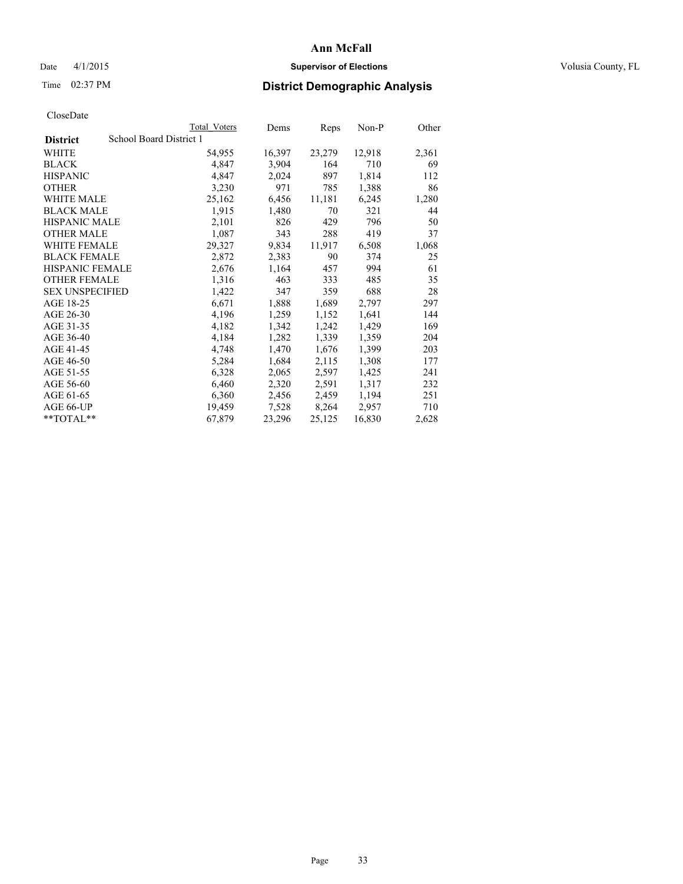# Ann McFall

Date 4/1/2015 **Supervisor of Elections** Volusia County, FL

Time 02:37 PM **District Demographic Analysis**

CloseDate

| | Total Voters | Dems | Reps | Non-P | Other |
|---|---|---|---|---|---|
| **District** School Board District 1 | | | | | |
| WHITE | 54,955 | 16,397 | 23,279 | 12,918 | 2,361 |
| BLACK | 4,847 | 3,904 | 164 | 710 | 69 |
| HISPANIC | 4,847 | 2,024 | 897 | 1,814 | 112 |
| OTHER | 3,230 | 971 | 785 | 1,388 | 86 |
| WHITE MALE | 25,162 | 6,456 | 11,181 | 6,245 | 1,280 |
| BLACK MALE | 1,915 | 1,480 | 70 | 321 | 44 |
| HISPANIC MALE | 2,101 | 826 | 429 | 796 | 50 |
| OTHER MALE | 1,087 | 343 | 288 | 419 | 37 |
| WHITE FEMALE | 29,327 | 9,834 | 11,917 | 6,508 | 1,068 |
| BLACK FEMALE | 2,872 | 2,383 | 90 | 374 | 25 |
| HISPANIC FEMALE | 2,676 | 1,164 | 457 | 994 | 61 |
| OTHER FEMALE | 1,316 | 463 | 333 | 485 | 35 |
| SEX UNSPECIFIED | 1,422 | 347 | 359 | 688 | 28 |
| AGE 18-25 | 6,671 | 1,888 | 1,689 | 2,797 | 297 |
| AGE 26-30 | 4,196 | 1,259 | 1,152 | 1,641 | 144 |
| AGE 31-35 | 4,182 | 1,342 | 1,242 | 1,429 | 169 |
| AGE 36-40 | 4,184 | 1,282 | 1,339 | 1,359 | 204 |
| AGE 41-45 | 4,748 | 1,470 | 1,676 | 1,399 | 203 |
| AGE 46-50 | 5,284 | 1,684 | 2,115 | 1,308 | 177 |
| AGE 51-55 | 6,328 | 2,065 | 2,597 | 1,425 | 241 |
| AGE 56-60 | 6,460 | 2,320 | 2,591 | 1,317 | 232 |
| AGE 61-65 | 6,360 | 2,456 | 2,459 | 1,194 | 251 |
| AGE 66-UP | 19,459 | 7,528 | 8,264 | 2,957 | 710 |
| **TOTAL** | 67,879 | 23,296 | 25,125 | 16,830 | 2,628 |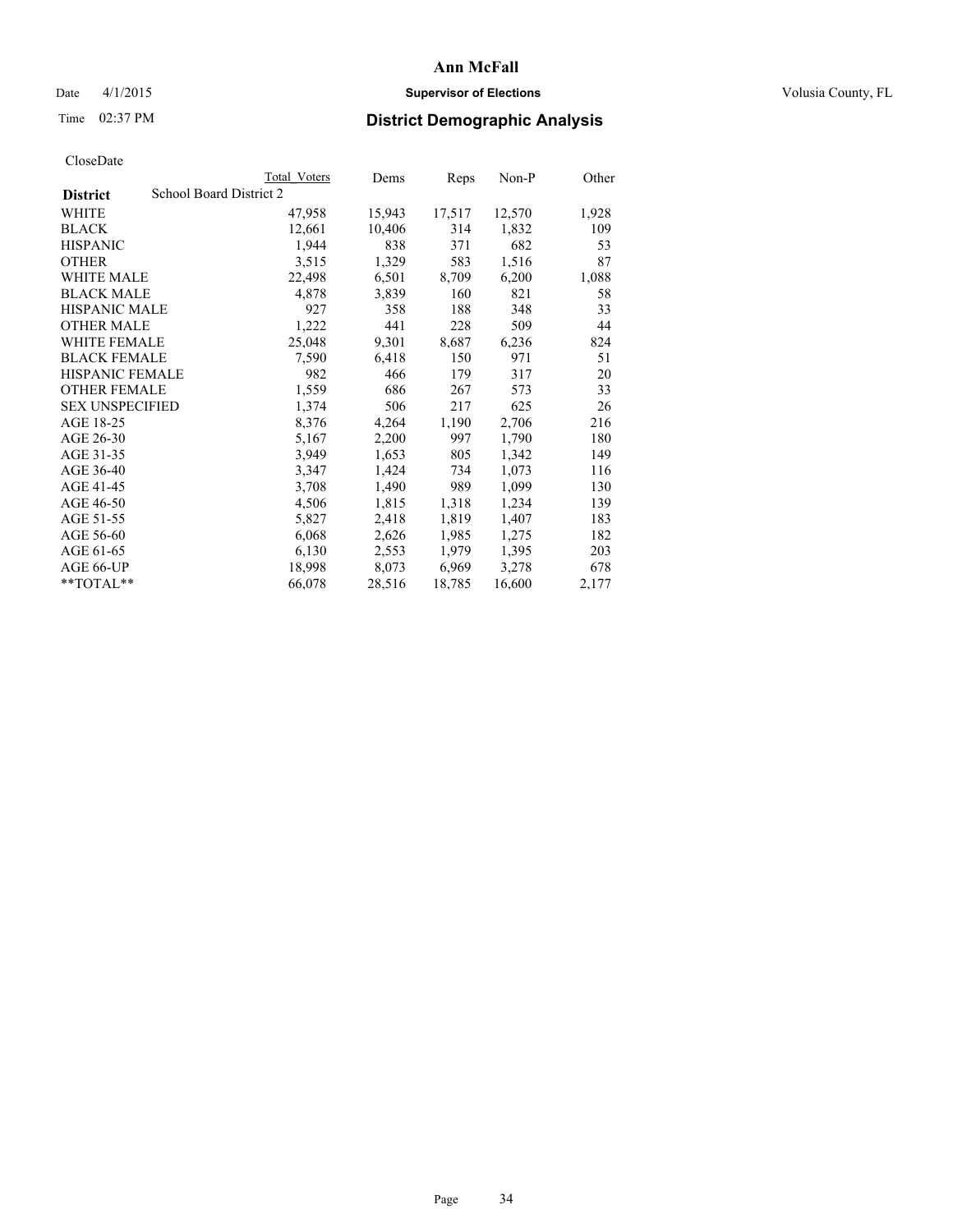# Ann McFall

Date 4/1/2015 **Supervisor of Elections** Volusia County, FL

Time 02:37 PM **District Demographic Analysis**

CloseDate

| District | School Board District 2 | Total Voters | Dems | Reps | Non-P | Other |
|---|---|---|---|---|---|---|
| WHITE | | 47,958 | 15,943 | 17,517 | 12,570 | 1,928 |
| BLACK | | 12,661 | 10,406 | 314 | 1,832 | 109 |
| HISPANIC | | 1,944 | 838 | 371 | 682 | 53 |
| OTHER | | 3,515 | 1,329 | 583 | 1,516 | 87 |
| WHITE MALE | | 22,498 | 6,501 | 8,709 | 6,200 | 1,088 |
| BLACK MALE | | 4,878 | 3,839 | 160 | 821 | 58 |
| HISPANIC MALE | | 927 | 358 | 188 | 348 | 33 |
| OTHER MALE | | 1,222 | 441 | 228 | 509 | 44 |
| WHITE FEMALE | | 25,048 | 9,301 | 8,687 | 6,236 | 824 |
| BLACK FEMALE | | 7,590 | 6,418 | 150 | 971 | 51 |
| HISPANIC FEMALE | | 982 | 466 | 179 | 317 | 20 |
| OTHER FEMALE | | 1,559 | 686 | 267 | 573 | 33 |
| SEX UNSPECIFIED | | 1,374 | 506 | 217 | 625 | 26 |
| AGE 18-25 | | 8,376 | 4,264 | 1,190 | 2,706 | 216 |
| AGE 26-30 | | 5,167 | 2,200 | 997 | 1,790 | 180 |
| AGE 31-35 | | 3,949 | 1,653 | 805 | 1,342 | 149 |
| AGE 36-40 | | 3,347 | 1,424 | 734 | 1,073 | 116 |
| AGE 41-45 | | 3,708 | 1,490 | 989 | 1,099 | 130 |
| AGE 46-50 | | 4,506 | 1,815 | 1,318 | 1,234 | 139 |
| AGE 51-55 | | 5,827 | 2,418 | 1,819 | 1,407 | 183 |
| AGE 56-60 | | 6,068 | 2,626 | 1,985 | 1,275 | 182 |
| AGE 61-65 | | 6,130 | 2,553 | 1,979 | 1,395 | 203 |
| AGE 66-UP | | 18,998 | 8,073 | 6,969 | 3,278 | 678 |
| **TOTAL** | | 66,078 | 28,516 | 18,785 | 16,600 | 2,177 |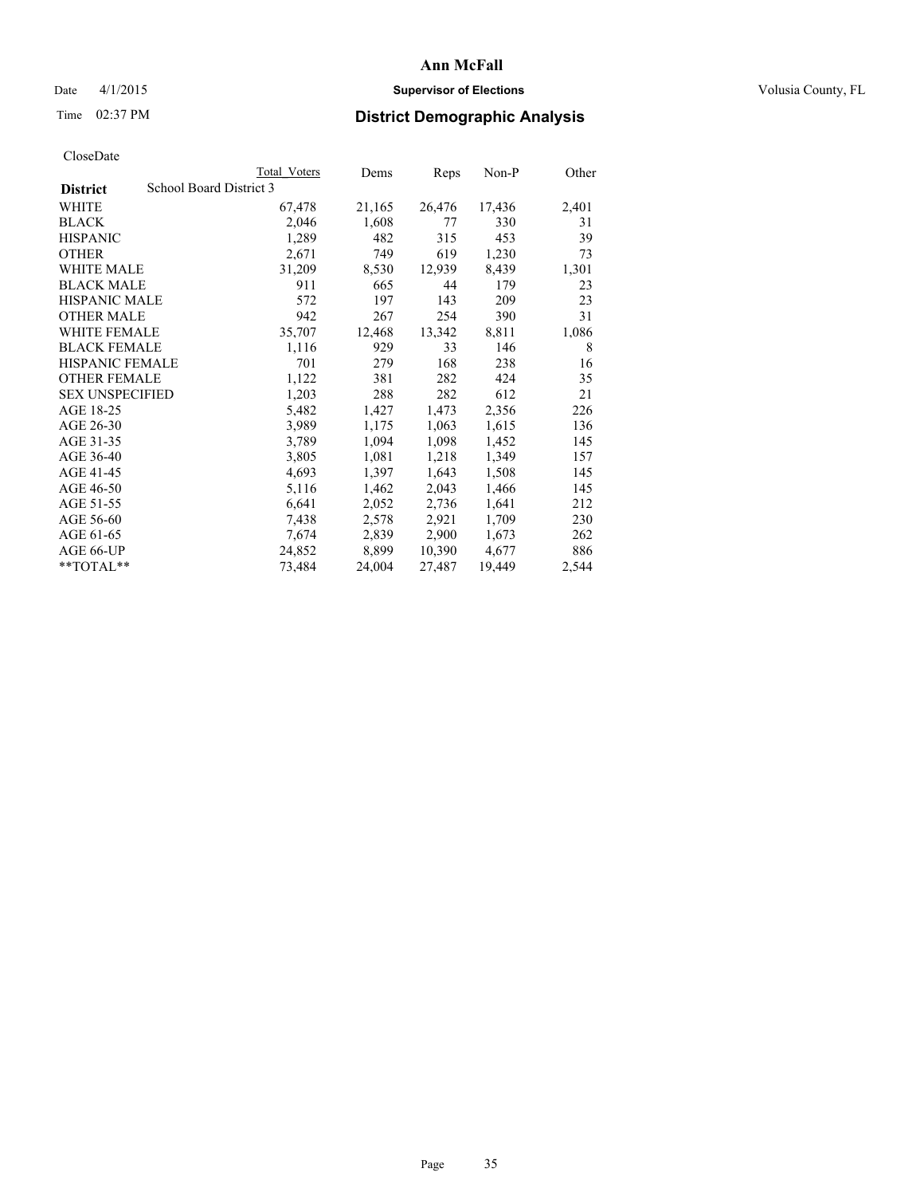# Ann McFall

Date 4/1/2015 **Supervisor of Elections** Volusia County, FL

Time 02:37 PM **District Demographic Analysis**

CloseDate

| **District** | School Board District 3 | Total Voters | Dems | Reps | Non-P | Other |
|---|---|---|---|---|---|---|
| WHITE | | 67,478 | 21,165 | 26,476 | 17,436 | 2,401 |
| BLACK | | 2,046 | 1,608 | 77 | 330 | 31 |
| HISPANIC | | 1,289 | 482 | 315 | 453 | 39 |
| OTHER | | 2,671 | 749 | 619 | 1,230 | 73 |
| WHITE MALE | | 31,209 | 8,530 | 12,939 | 8,439 | 1,301 |
| BLACK MALE | | 911 | 665 | 44 | 179 | 23 |
| HISPANIC MALE | | 572 | 197 | 143 | 209 | 23 |
| OTHER MALE | | 942 | 267 | 254 | 390 | 31 |
| WHITE FEMALE | | 35,707 | 12,468 | 13,342 | 8,811 | 1,086 |
| BLACK FEMALE | | 1,116 | 929 | 33 | 146 | 8 |
| HISPANIC FEMALE | | 701 | 279 | 168 | 238 | 16 |
| OTHER FEMALE | | 1,122 | 381 | 282 | 424 | 35 |
| SEX UNSPECIFIED | | 1,203 | 288 | 282 | 612 | 21 |
| AGE 18-25 | | 5,482 | 1,427 | 1,473 | 2,356 | 226 |
| AGE 26-30 | | 3,989 | 1,175 | 1,063 | 1,615 | 136 |
| AGE 31-35 | | 3,789 | 1,094 | 1,098 | 1,452 | 145 |
| AGE 36-40 | | 3,805 | 1,081 | 1,218 | 1,349 | 157 |
| AGE 41-45 | | 4,693 | 1,397 | 1,643 | 1,508 | 145 |
| AGE 46-50 | | 5,116 | 1,462 | 2,043 | 1,466 | 145 |
| AGE 51-55 | | 6,641 | 2,052 | 2,736 | 1,641 | 212 |
| AGE 56-60 | | 7,438 | 2,578 | 2,921 | 1,709 | 230 |
| AGE 61-65 | | 7,674 | 2,839 | 2,900 | 1,673 | 262 |
| AGE 66-UP | | 24,852 | 8,899 | 10,390 | 4,677 | 886 |
| **TOTAL** | | 73,484 | 24,004 | 27,487 | 19,449 | 2,544 |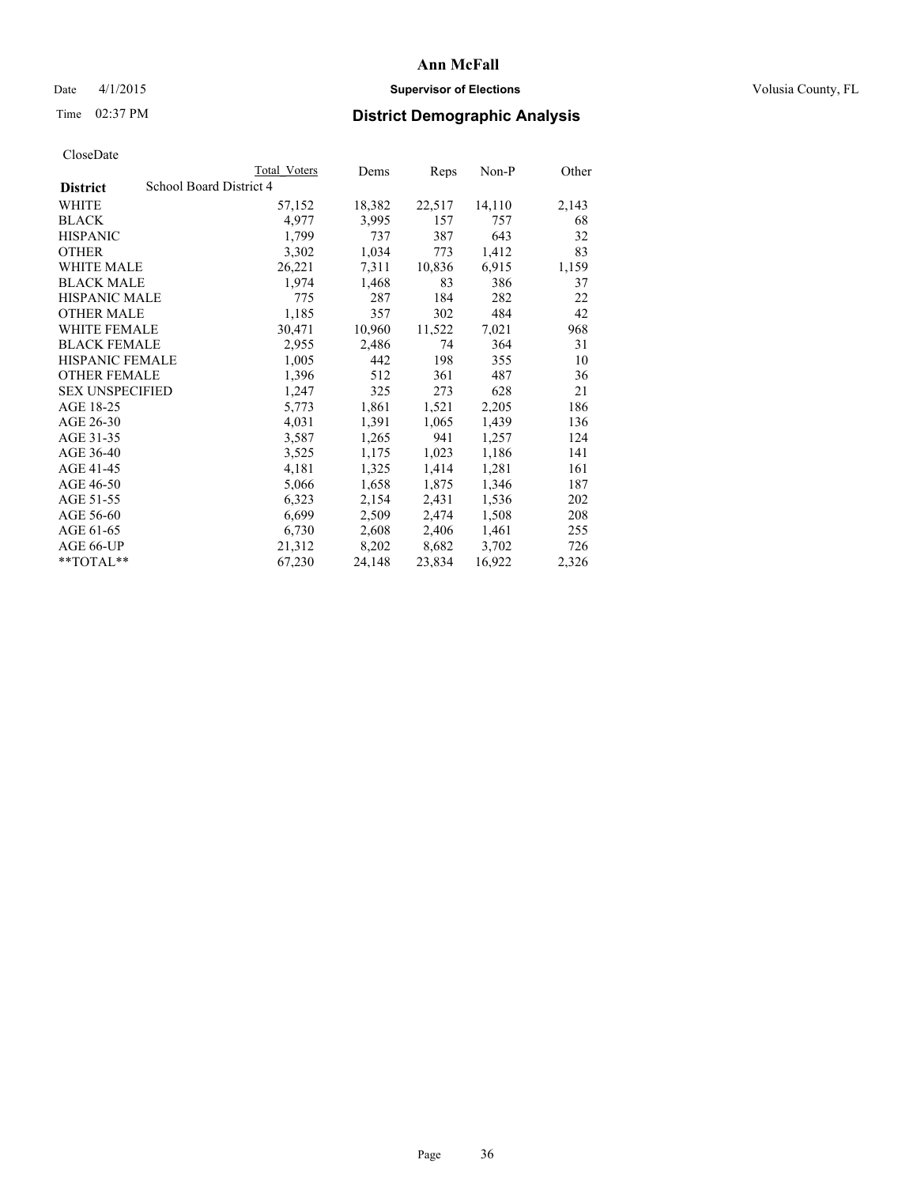# Ann McFall

Date 4/1/2015 **Supervisor of Elections** Volusia County, FL

Time 02:37 PM **District Demographic Analysis**

CloseDate

| District | School Board District 4 | Total Voters | Dems | Reps | Non-P | Other |
|---|---|---|---|---|---|---|
| WHITE | | 57,152 | 18,382 | 22,517 | 14,110 | 2,143 |
| BLACK | | 4,977 | 3,995 | 157 | 757 | 68 |
| HISPANIC | | 1,799 | 737 | 387 | 643 | 32 |
| OTHER | | 3,302 | 1,034 | 773 | 1,412 | 83 |
| WHITE MALE | | 26,221 | 7,311 | 10,836 | 6,915 | 1,159 |
| BLACK MALE | | 1,974 | 1,468 | 83 | 386 | 37 |
| HISPANIC MALE | | 775 | 287 | 184 | 282 | 22 |
| OTHER MALE | | 1,185 | 357 | 302 | 484 | 42 |
| WHITE FEMALE | | 30,471 | 10,960 | 11,522 | 7,021 | 968 |
| BLACK FEMALE | | 2,955 | 2,486 | 74 | 364 | 31 |
| HISPANIC FEMALE | | 1,005 | 442 | 198 | 355 | 10 |
| OTHER FEMALE | | 1,396 | 512 | 361 | 487 | 36 |
| SEX UNSPECIFIED | | 1,247 | 325 | 273 | 628 | 21 |
| AGE 18-25 | | 5,773 | 1,861 | 1,521 | 2,205 | 186 |
| AGE 26-30 | | 4,031 | 1,391 | 1,065 | 1,439 | 136 |
| AGE 31-35 | | 3,587 | 1,265 | 941 | 1,257 | 124 |
| AGE 36-40 | | 3,525 | 1,175 | 1,023 | 1,186 | 141 |
| AGE 41-45 | | 4,181 | 1,325 | 1,414 | 1,281 | 161 |
| AGE 46-50 | | 5,066 | 1,658 | 1,875 | 1,346 | 187 |
| AGE 51-55 | | 6,323 | 2,154 | 2,431 | 1,536 | 202 |
| AGE 56-60 | | 6,699 | 2,509 | 2,474 | 1,508 | 208 |
| AGE 61-65 | | 6,730 | 2,608 | 2,406 | 1,461 | 255 |
| AGE 66-UP | | 21,312 | 8,202 | 8,682 | 3,702 | 726 |
| **TOTAL** | | 67,230 | 24,148 | 23,834 | 16,922 | 2,326 |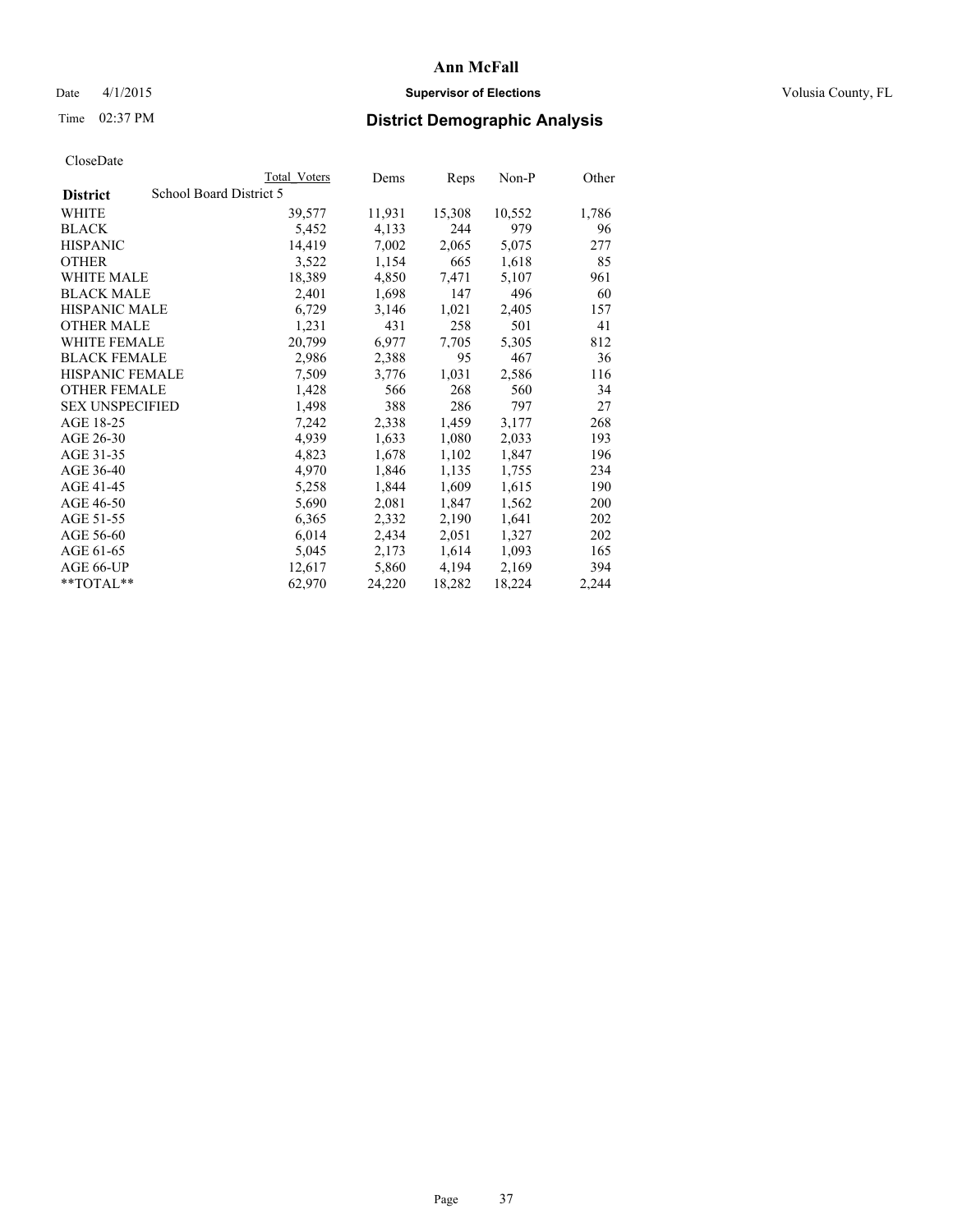Ann McFall

Date 4/1/2015 **Supervisor of Elections** Volusia County, FL

Time 02:37 PM **District Demographic Analysis**

CloseDate

| District | Total Voters | Dems | Reps | Non-P | Other |
|---|---|---|---|---|---|
| School Board District 5 | | | | | |
| WHITE | 39,577 | 11,931 | 15,308 | 10,552 | 1,786 |
| BLACK | 5,452 | 4,133 | 244 | 979 | 96 |
| HISPANIC | 14,419 | 7,002 | 2,065 | 5,075 | 277 |
| OTHER | 3,522 | 1,154 | 665 | 1,618 | 85 |
| WHITE MALE | 18,389 | 4,850 | 7,471 | 5,107 | 961 |
| BLACK MALE | 2,401 | 1,698 | 147 | 496 | 60 |
| HISPANIC MALE | 6,729 | 3,146 | 1,021 | 2,405 | 157 |
| OTHER MALE | 1,231 | 431 | 258 | 501 | 41 |
| WHITE FEMALE | 20,799 | 6,977 | 7,705 | 5,305 | 812 |
| BLACK FEMALE | 2,986 | 2,388 | 95 | 467 | 36 |
| HISPANIC FEMALE | 7,509 | 3,776 | 1,031 | 2,586 | 116 |
| OTHER FEMALE | 1,428 | 566 | 268 | 560 | 34 |
| SEX UNSPECIFIED | 1,498 | 388 | 286 | 797 | 27 |
| AGE 18-25 | 7,242 | 2,338 | 1,459 | 3,177 | 268 |
| AGE 26-30 | 4,939 | 1,633 | 1,080 | 2,033 | 193 |
| AGE 31-35 | 4,823 | 1,678 | 1,102 | 1,847 | 196 |
| AGE 36-40 | 4,970 | 1,846 | 1,135 | 1,755 | 234 |
| AGE 41-45 | 5,258 | 1,844 | 1,609 | 1,615 | 190 |
| AGE 46-50 | 5,690 | 2,081 | 1,847 | 1,562 | 200 |
| AGE 51-55 | 6,365 | 2,332 | 2,190 | 1,641 | 202 |
| AGE 56-60 | 6,014 | 2,434 | 2,051 | 1,327 | 202 |
| AGE 61-65 | 5,045 | 2,173 | 1,614 | 1,093 | 165 |
| AGE 66-UP | 12,617 | 5,860 | 4,194 | 2,169 | 394 |
| **TOTAL** | 62,970 | 24,220 | 18,282 | 18,224 | 2,244 |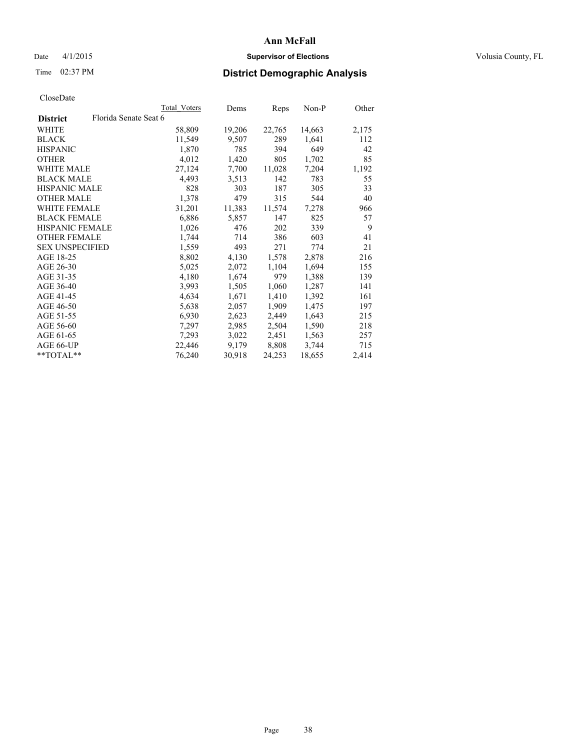**Ann McFall**

Date 4/1/2015 **Supervisor of Elections** Volusia County, FL

Time 02:37 PM **District Demographic Analysis**

CloseDate

| District | Total Voters | Dems | Reps | Non-P | Other |
|---|---|---|---|---|---|
| Florida Senate Seat 6 | | | | | |
| WHITE | 58,809 | 19,206 | 22,765 | 14,663 | 2,175 |
| BLACK | 11,549 | 9,507 | 289 | 1,641 | 112 |
| HISPANIC | 1,870 | 785 | 394 | 649 | 42 |
| OTHER | 4,012 | 1,420 | 805 | 1,702 | 85 |
| WHITE MALE | 27,124 | 7,700 | 11,028 | 7,204 | 1,192 |
| BLACK MALE | 4,493 | 3,513 | 142 | 783 | 55 |
| HISPANIC MALE | 828 | 303 | 187 | 305 | 33 |
| OTHER MALE | 1,378 | 479 | 315 | 544 | 40 |
| WHITE FEMALE | 31,201 | 11,383 | 11,574 | 7,278 | 966 |
| BLACK FEMALE | 6,886 | 5,857 | 147 | 825 | 57 |
| HISPANIC FEMALE | 1,026 | 476 | 202 | 339 | 9 |
| OTHER FEMALE | 1,744 | 714 | 386 | 603 | 41 |
| SEX UNSPECIFIED | 1,559 | 493 | 271 | 774 | 21 |
| AGE 18-25 | 8,802 | 4,130 | 1,578 | 2,878 | 216 |
| AGE 26-30 | 5,025 | 2,072 | 1,104 | 1,694 | 155 |
| AGE 31-35 | 4,180 | 1,674 | 979 | 1,388 | 139 |
| AGE 36-40 | 3,993 | 1,505 | 1,060 | 1,287 | 141 |
| AGE 41-45 | 4,634 | 1,671 | 1,410 | 1,392 | 161 |
| AGE 46-50 | 5,638 | 2,057 | 1,909 | 1,475 | 197 |
| AGE 51-55 | 6,930 | 2,623 | 2,449 | 1,643 | 215 |
| AGE 56-60 | 7,297 | 2,985 | 2,504 | 1,590 | 218 |
| AGE 61-65 | 7,293 | 3,022 | 2,451 | 1,563 | 257 |
| AGE 66-UP | 22,446 | 9,179 | 8,808 | 3,744 | 715 |
| **TOTAL** | 76,240 | 30,918 | 24,253 | 18,655 | 2,414 |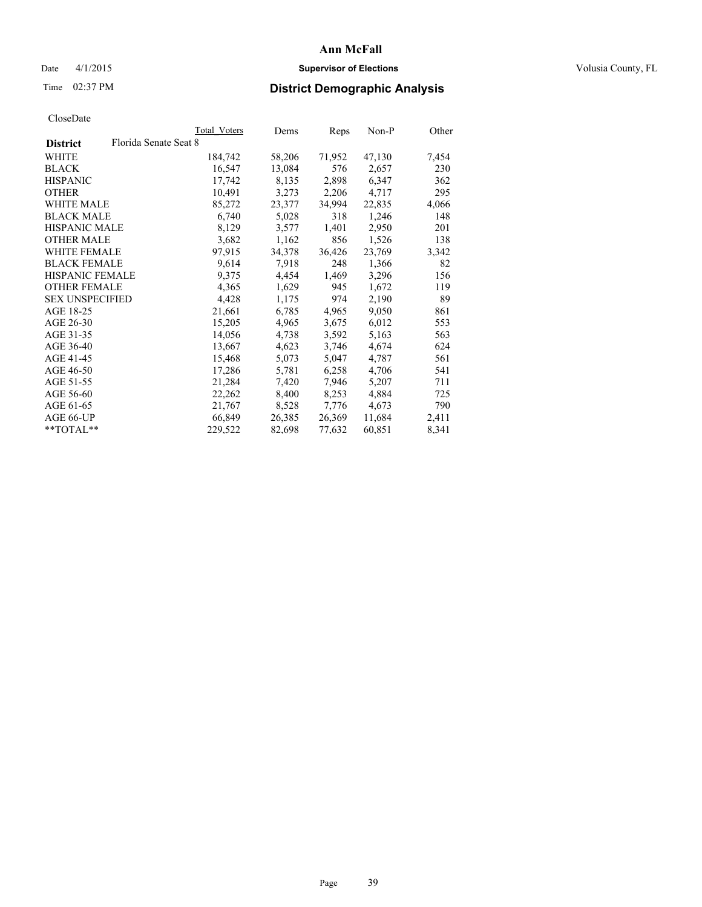# Ann McFall

Date 4/1/2015 **Supervisor of Elections** Volusia County, FL

Time 02:37 PM **District Demographic Analysis**

CloseDate

| District | Florida Senate Seat 8 | Total Voters | Dems | Reps | Non-P | Other |
|---|---|---|---|---|---|---|
| WHITE | | 184,742 | 58,206 | 71,952 | 47,130 | 7,454 |
| BLACK | | 16,547 | 13,084 | 576 | 2,657 | 230 |
| HISPANIC | | 17,742 | 8,135 | 2,898 | 6,347 | 362 |
| OTHER | | 10,491 | 3,273 | 2,206 | 4,717 | 295 |
| WHITE MALE | | 85,272 | 23,377 | 34,994 | 22,835 | 4,066 |
| BLACK MALE | | 6,740 | 5,028 | 318 | 1,246 | 148 |
| HISPANIC MALE | | 8,129 | 3,577 | 1,401 | 2,950 | 201 |
| OTHER MALE | | 3,682 | 1,162 | 856 | 1,526 | 138 |
| WHITE FEMALE | | 97,915 | 34,378 | 36,426 | 23,769 | 3,342 |
| BLACK FEMALE | | 9,614 | 7,918 | 248 | 1,366 | 82 |
| HISPANIC FEMALE | | 9,375 | 4,454 | 1,469 | 3,296 | 156 |
| OTHER FEMALE | | 4,365 | 1,629 | 945 | 1,672 | 119 |
| SEX UNSPECIFIED | | 4,428 | 1,175 | 974 | 2,190 | 89 |
| AGE 18-25 | | 21,661 | 6,785 | 4,965 | 9,050 | 861 |
| AGE 26-30 | | 15,205 | 4,965 | 3,675 | 6,012 | 553 |
| AGE 31-35 | | 14,056 | 4,738 | 3,592 | 5,163 | 563 |
| AGE 36-40 | | 13,667 | 4,623 | 3,746 | 4,674 | 624 |
| AGE 41-45 | | 15,468 | 5,073 | 5,047 | 4,787 | 561 |
| AGE 46-50 | | 17,286 | 5,781 | 6,258 | 4,706 | 541 |
| AGE 51-55 | | 21,284 | 7,420 | 7,946 | 5,207 | 711 |
| AGE 56-60 | | 22,262 | 8,400 | 8,253 | 4,884 | 725 |
| AGE 61-65 | | 21,767 | 8,528 | 7,776 | 4,673 | 790 |
| AGE 66-UP | | 66,849 | 26,385 | 26,369 | 11,684 | 2,411 |
| **TOTAL** | | 229,522 | 82,698 | 77,632 | 60,851 | 8,341 |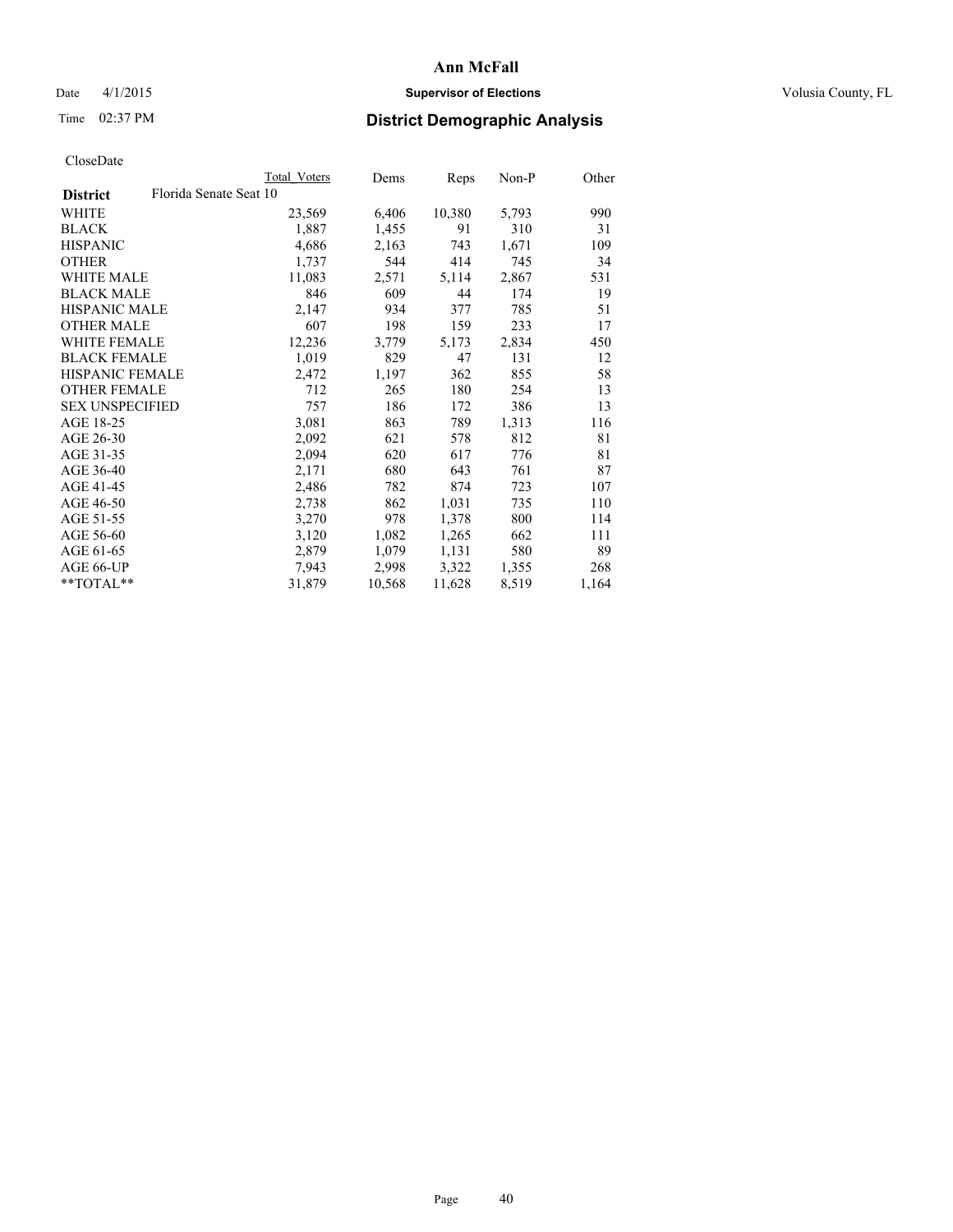# Ann McFall

Date 4/1/2015 **Supervisor of Elections** Volusia County, FL

Time 02:37 PM **District Demographic Analysis**

CloseDate

| | Total Voters | Dems | Reps | Non-P | Other |
|---|---|---|---|---|---|
| **District** Florida Senate Seat 10 | | | | | |
| WHITE | 23,569 | 6,406 | 10,380 | 5,793 | 990 |
| BLACK | 1,887 | 1,455 | 91 | 310 | 31 |
| HISPANIC | 4,686 | 2,163 | 743 | 1,671 | 109 |
| OTHER | 1,737 | 544 | 414 | 745 | 34 |
| WHITE MALE | 11,083 | 2,571 | 5,114 | 2,867 | 531 |
| BLACK MALE | 846 | 609 | 44 | 174 | 19 |
| HISPANIC MALE | 2,147 | 934 | 377 | 785 | 51 |
| OTHER MALE | 607 | 198 | 159 | 233 | 17 |
| WHITE FEMALE | 12,236 | 3,779 | 5,173 | 2,834 | 450 |
| BLACK FEMALE | 1,019 | 829 | 47 | 131 | 12 |
| HISPANIC FEMALE | 2,472 | 1,197 | 362 | 855 | 58 |
| OTHER FEMALE | 712 | 265 | 180 | 254 | 13 |
| SEX UNSPECIFIED | 757 | 186 | 172 | 386 | 13 |
| AGE 18-25 | 3,081 | 863 | 789 | 1,313 | 116 |
| AGE 26-30 | 2,092 | 621 | 578 | 812 | 81 |
| AGE 31-35 | 2,094 | 620 | 617 | 776 | 81 |
| AGE 36-40 | 2,171 | 680 | 643 | 761 | 87 |
| AGE 41-45 | 2,486 | 782 | 874 | 723 | 107 |
| AGE 46-50 | 2,738 | 862 | 1,031 | 735 | 110 |
| AGE 51-55 | 3,270 | 978 | 1,378 | 800 | 114 |
| AGE 56-60 | 3,120 | 1,082 | 1,265 | 662 | 111 |
| AGE 61-65 | 2,879 | 1,079 | 1,131 | 580 | 89 |
| AGE 66-UP | 7,943 | 2,998 | 3,322 | 1,355 | 268 |
| **TOTAL** | 31,879 | 10,568 | 11,628 | 8,519 | 1,164 |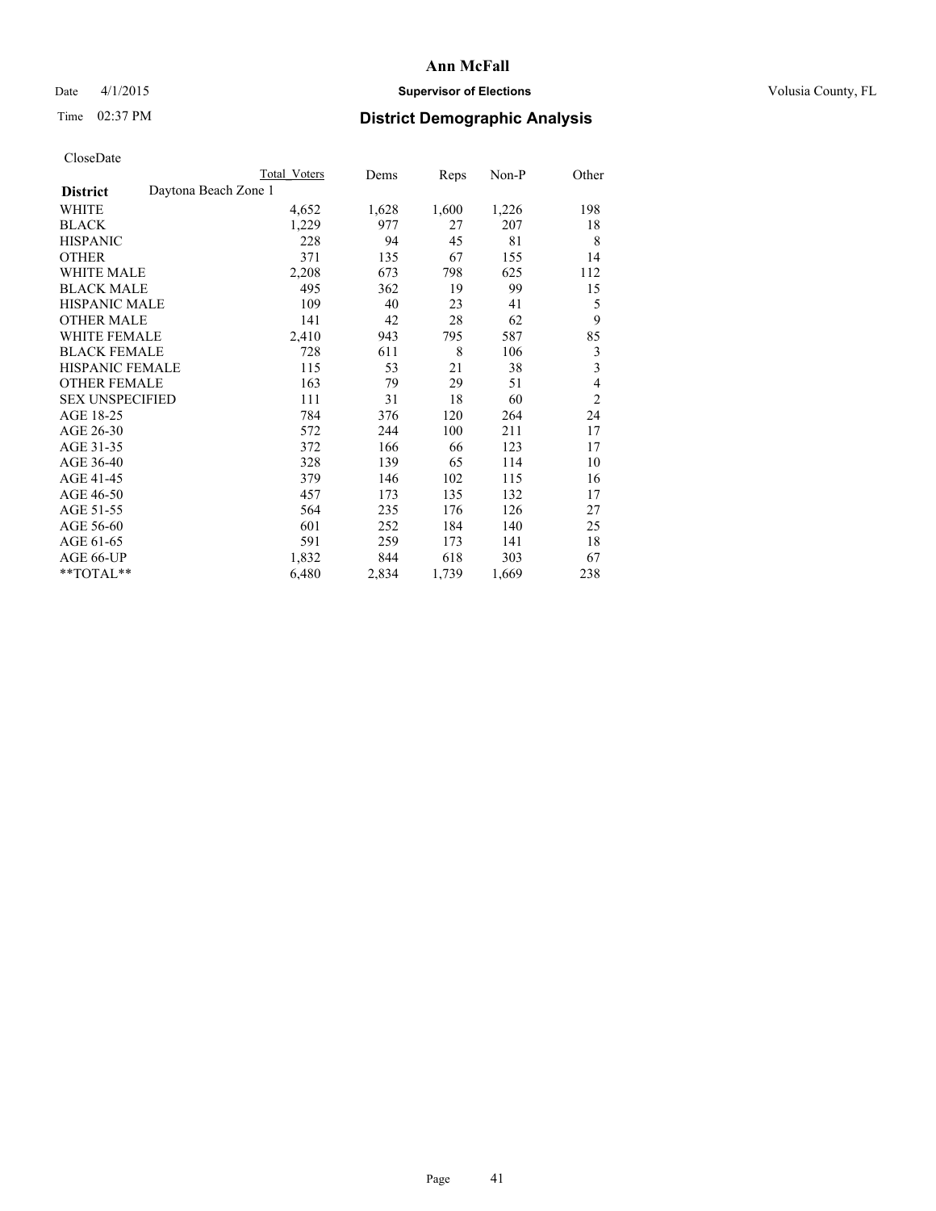# Ann McFall

Date 4/1/2015 **Supervisor of Elections** Volusia County, FL

Time 02:37 PM **District Demographic Analysis**

CloseDate

| | Total Voters | Dems | Reps | Non-P | Other |
|---|---|---|---|---|---|
| **District** Daytona Beach Zone 1 | | | | | |
| WHITE | 4,652 | 1,628 | 1,600 | 1,226 | 198 |
| BLACK | 1,229 | 977 | 27 | 207 | 18 |
| HISPANIC | 228 | 94 | 45 | 81 | 8 |
| OTHER | 371 | 135 | 67 | 155 | 14 |
| WHITE MALE | 2,208 | 673 | 798 | 625 | 112 |
| BLACK MALE | 495 | 362 | 19 | 99 | 15 |
| HISPANIC MALE | 109 | 40 | 23 | 41 | 5 |
| OTHER MALE | 141 | 42 | 28 | 62 | 9 |
| WHITE FEMALE | 2,410 | 943 | 795 | 587 | 85 |
| BLACK FEMALE | 728 | 611 | 8 | 106 | 3 |
| HISPANIC FEMALE | 115 | 53 | 21 | 38 | 3 |
| OTHER FEMALE | 163 | 79 | 29 | 51 | 4 |
| SEX UNSPECIFIED | 111 | 31 | 18 | 60 | 2 |
| AGE 18-25 | 784 | 376 | 120 | 264 | 24 |
| AGE 26-30 | 572 | 244 | 100 | 211 | 17 |
| AGE 31-35 | 372 | 166 | 66 | 123 | 17 |
| AGE 36-40 | 328 | 139 | 65 | 114 | 10 |
| AGE 41-45 | 379 | 146 | 102 | 115 | 16 |
| AGE 46-50 | 457 | 173 | 135 | 132 | 17 |
| AGE 51-55 | 564 | 235 | 176 | 126 | 27 |
| AGE 56-60 | 601 | 252 | 184 | 140 | 25 |
| AGE 61-65 | 591 | 259 | 173 | 141 | 18 |
| AGE 66-UP | 1,832 | 844 | 618 | 303 | 67 |
| **TOTAL** | 6,480 | 2,834 | 1,739 | 1,669 | 238 |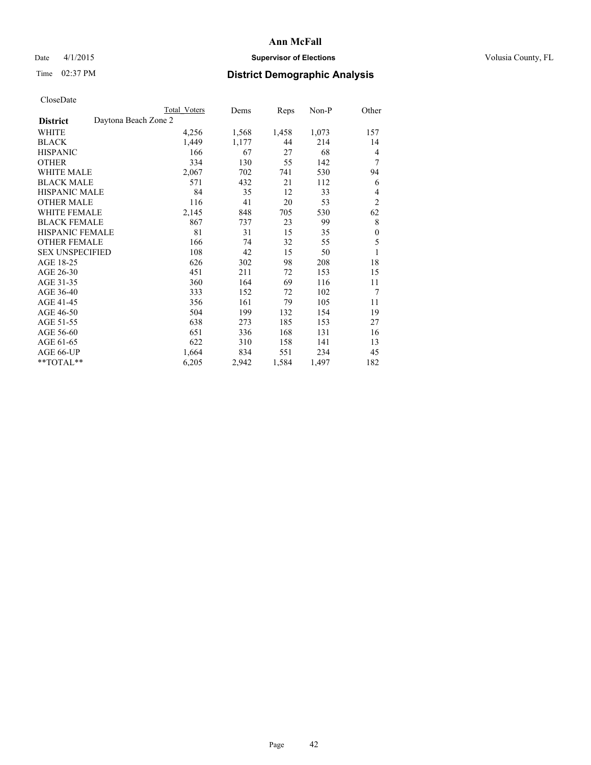**Ann McFall**

Date 4/1/2015 **Supervisor of Elections** Volusia County, FL

Time 02:37 PM **District Demographic Analysis**

CloseDate

| | Total Voters | Dems | Reps | Non-P | Other |
|---|---|---|---|---|---|
| **District** Daytona Beach Zone 2 | | | | | |
| WHITE | 4,256 | 1,568 | 1,458 | 1,073 | 157 |
| BLACK | 1,449 | 1,177 | 44 | 214 | 14 |
| HISPANIC | 166 | 67 | 27 | 68 | 4 |
| OTHER | 334 | 130 | 55 | 142 | 7 |
| WHITE MALE | 2,067 | 702 | 741 | 530 | 94 |
| BLACK MALE | 571 | 432 | 21 | 112 | 6 |
| HISPANIC MALE | 84 | 35 | 12 | 33 | 4 |
| OTHER MALE | 116 | 41 | 20 | 53 | 2 |
| WHITE FEMALE | 2,145 | 848 | 705 | 530 | 62 |
| BLACK FEMALE | 867 | 737 | 23 | 99 | 8 |
| HISPANIC FEMALE | 81 | 31 | 15 | 35 | 0 |
| OTHER FEMALE | 166 | 74 | 32 | 55 | 5 |
| SEX UNSPECIFIED | 108 | 42 | 15 | 50 | 1 |
| AGE 18-25 | 626 | 302 | 98 | 208 | 18 |
| AGE 26-30 | 451 | 211 | 72 | 153 | 15 |
| AGE 31-35 | 360 | 164 | 69 | 116 | 11 |
| AGE 36-40 | 333 | 152 | 72 | 102 | 7 |
| AGE 41-45 | 356 | 161 | 79 | 105 | 11 |
| AGE 46-50 | 504 | 199 | 132 | 154 | 19 |
| AGE 51-55 | 638 | 273 | 185 | 153 | 27 |
| AGE 56-60 | 651 | 336 | 168 | 131 | 16 |
| AGE 61-65 | 622 | 310 | 158 | 141 | 13 |
| AGE 66-UP | 1,664 | 834 | 551 | 234 | 45 |
| **TOTAL** | 6,205 | 2,942 | 1,584 | 1,497 | 182 |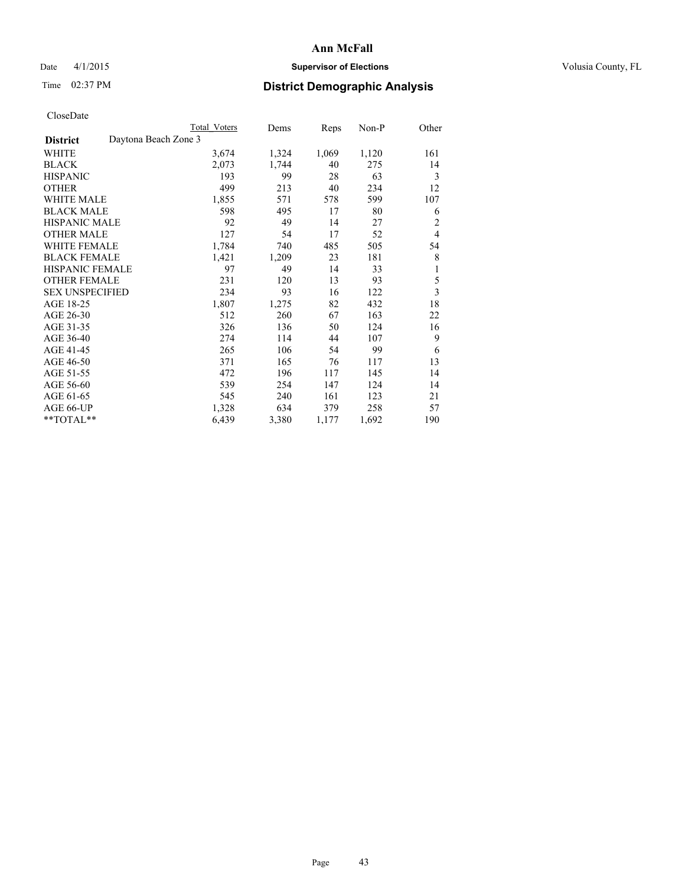# Ann McFall

Date 4/1/2015 **Supervisor of Elections** Volusia County, FL

Time 02:37 PM **District Demographic Analysis**

CloseDate

| | Total Voters | Dems | Reps | Non-P | Other |
|---|---|---|---|---|---|
| **District** Daytona Beach Zone 3 | | | | | |
| WHITE | 3,674 | 1,324 | 1,069 | 1,120 | 161 |
| BLACK | 2,073 | 1,744 | 40 | 275 | 14 |
| HISPANIC | 193 | 99 | 28 | 63 | 3 |
| OTHER | 499 | 213 | 40 | 234 | 12 |
| WHITE MALE | 1,855 | 571 | 578 | 599 | 107 |
| BLACK MALE | 598 | 495 | 17 | 80 | 6 |
| HISPANIC MALE | 92 | 49 | 14 | 27 | 2 |
| OTHER MALE | 127 | 54 | 17 | 52 | 4 |
| WHITE FEMALE | 1,784 | 740 | 485 | 505 | 54 |
| BLACK FEMALE | 1,421 | 1,209 | 23 | 181 | 8 |
| HISPANIC FEMALE | 97 | 49 | 14 | 33 | 1 |
| OTHER FEMALE | 231 | 120 | 13 | 93 | 5 |
| SEX UNSPECIFIED | 234 | 93 | 16 | 122 | 3 |
| AGE 18-25 | 1,807 | 1,275 | 82 | 432 | 18 |
| AGE 26-30 | 512 | 260 | 67 | 163 | 22 |
| AGE 31-35 | 326 | 136 | 50 | 124 | 16 |
| AGE 36-40 | 274 | 114 | 44 | 107 | 9 |
| AGE 41-45 | 265 | 106 | 54 | 99 | 6 |
| AGE 46-50 | 371 | 165 | 76 | 117 | 13 |
| AGE 51-55 | 472 | 196 | 117 | 145 | 14 |
| AGE 56-60 | 539 | 254 | 147 | 124 | 14 |
| AGE 61-65 | 545 | 240 | 161 | 123 | 21 |
| AGE 66-UP | 1,328 | 634 | 379 | 258 | 57 |
| **TOTAL** | 6,439 | 3,380 | 1,177 | 1,692 | 190 |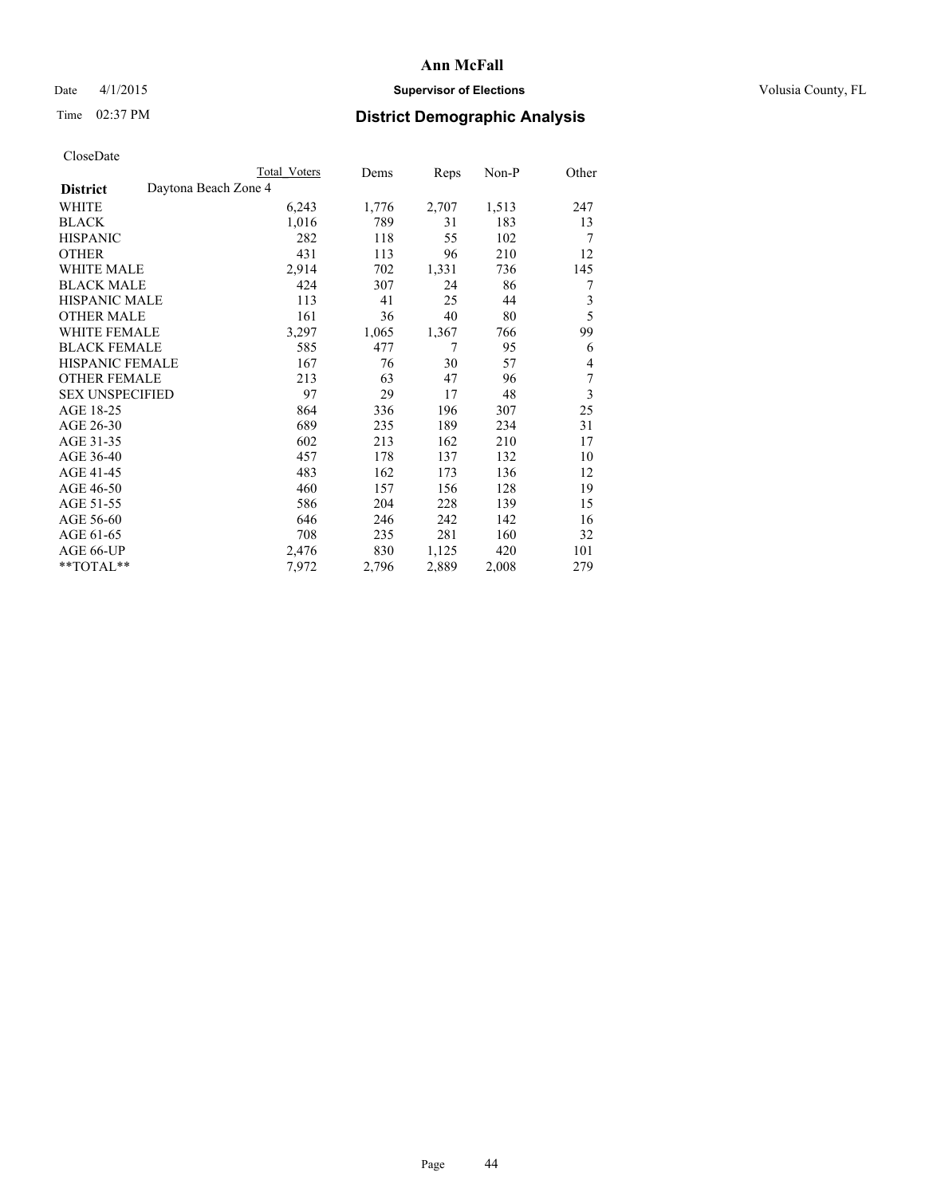# Ann McFall

Date 4/1/2015 **Supervisor of Elections** Volusia County, FL

Time 02:37 PM **District Demographic Analysis**

CloseDate

| District | Daytona Beach Zone 4 | Total Voters | Dems | Reps | Non-P | Other |
|---|---|---|---|---|---|---|
| WHITE | | 6,243 | 1,776 | 2,707 | 1,513 | 247 |
| BLACK | | 1,016 | 789 | 31 | 183 | 13 |
| HISPANIC | | 282 | 118 | 55 | 102 | 7 |
| OTHER | | 431 | 113 | 96 | 210 | 12 |
| WHITE MALE | | 2,914 | 702 | 1,331 | 736 | 145 |
| BLACK MALE | | 424 | 307 | 24 | 86 | 7 |
| HISPANIC MALE | | 113 | 41 | 25 | 44 | 3 |
| OTHER MALE | | 161 | 36 | 40 | 80 | 5 |
| WHITE FEMALE | | 3,297 | 1,065 | 1,367 | 766 | 99 |
| BLACK FEMALE | | 585 | 477 | 7 | 95 | 6 |
| HISPANIC FEMALE | | 167 | 76 | 30 | 57 | 4 |
| OTHER FEMALE | | 213 | 63 | 47 | 96 | 7 |
| SEX UNSPECIFIED | | 97 | 29 | 17 | 48 | 3 |
| AGE 18-25 | | 864 | 336 | 196 | 307 | 25 |
| AGE 26-30 | | 689 | 235 | 189 | 234 | 31 |
| AGE 31-35 | | 602 | 213 | 162 | 210 | 17 |
| AGE 36-40 | | 457 | 178 | 137 | 132 | 10 |
| AGE 41-45 | | 483 | 162 | 173 | 136 | 12 |
| AGE 46-50 | | 460 | 157 | 156 | 128 | 19 |
| AGE 51-55 | | 586 | 204 | 228 | 139 | 15 |
| AGE 56-60 | | 646 | 246 | 242 | 142 | 16 |
| AGE 61-65 | | 708 | 235 | 281 | 160 | 32 |
| AGE 66-UP | | 2,476 | 830 | 1,125 | 420 | 101 |
| **TOTAL** | | 7,972 | 2,796 | 2,889 | 2,008 | 279 |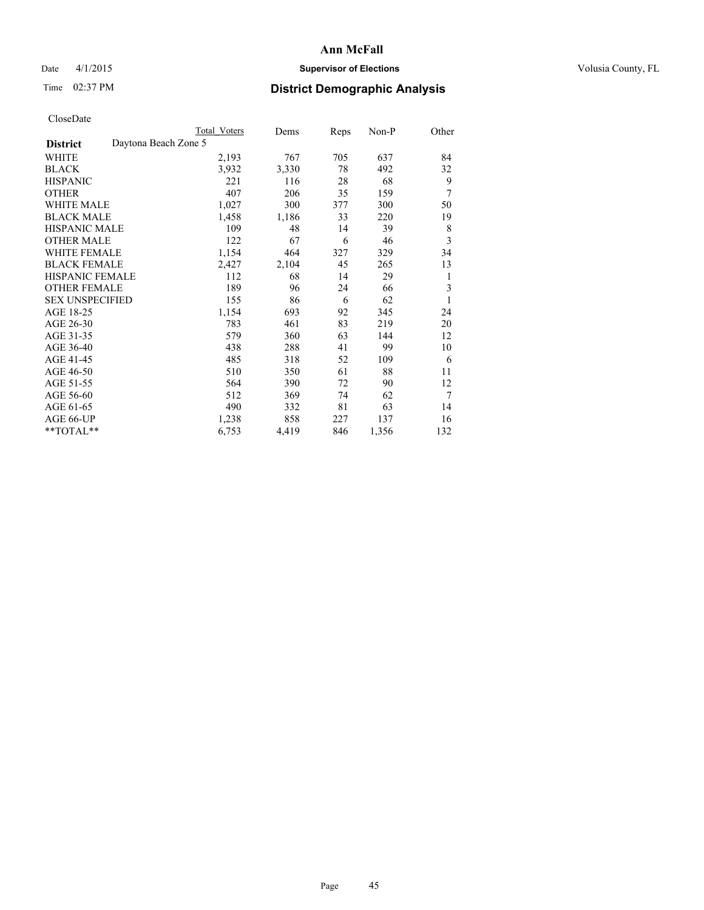# Ann McFall

Date 4/1/2015 **Supervisor of Elections** Volusia County, FL

Time 02:37 PM **District Demographic Analysis**

CloseDate

| **District** Daytona Beach Zone 5 | Total Voters | Dems | Reps | Non-P | Other |
|---|---|---|---|---|---|
| WHITE | 2,193 | 767 | 705 | 637 | 84 |
| BLACK | 3,932 | 3,330 | 78 | 492 | 32 |
| HISPANIC | 221 | 116 | 28 | 68 | 9 |
| OTHER | 407 | 206 | 35 | 159 | 7 |
| WHITE MALE | 1,027 | 300 | 377 | 300 | 50 |
| BLACK MALE | 1,458 | 1,186 | 33 | 220 | 19 |
| HISPANIC MALE | 109 | 48 | 14 | 39 | 8 |
| OTHER MALE | 122 | 67 | 6 | 46 | 3 |
| WHITE FEMALE | 1,154 | 464 | 327 | 329 | 34 |
| BLACK FEMALE | 2,427 | 2,104 | 45 | 265 | 13 |
| HISPANIC FEMALE | 112 | 68 | 14 | 29 | 1 |
| OTHER FEMALE | 189 | 96 | 24 | 66 | 3 |
| SEX UNSPECIFIED | 155 | 86 | 6 | 62 | 1 |
| AGE 18-25 | 1,154 | 693 | 92 | 345 | 24 |
| AGE 26-30 | 783 | 461 | 83 | 219 | 20 |
| AGE 31-35 | 579 | 360 | 63 | 144 | 12 |
| AGE 36-40 | 438 | 288 | 41 | 99 | 10 |
| AGE 41-45 | 485 | 318 | 52 | 109 | 6 |
| AGE 46-50 | 510 | 350 | 61 | 88 | 11 |
| AGE 51-55 | 564 | 390 | 72 | 90 | 12 |
| AGE 56-60 | 512 | 369 | 74 | 62 | 7 |
| AGE 61-65 | 490 | 332 | 81 | 63 | 14 |
| AGE 66-UP | 1,238 | 858 | 227 | 137 | 16 |
| **TOTAL** | 6,753 | 4,419 | 846 | 1,356 | 132 |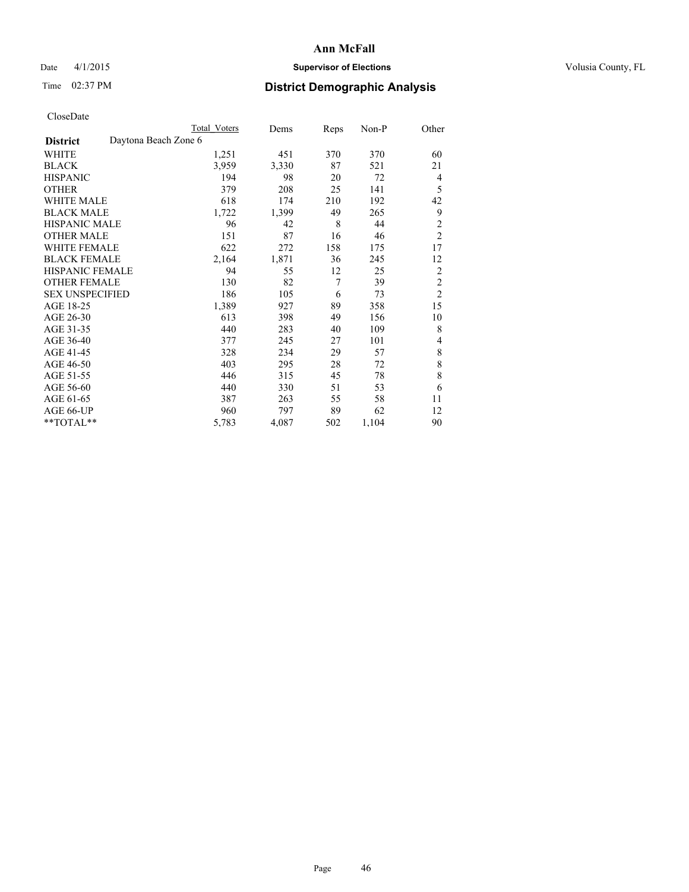# Ann McFall

Date 4/1/2015 **Supervisor of Elections** Volusia County, FL

Time 02:37 PM **District Demographic Analysis**

CloseDate

| | Total Voters | Dems | Reps | Non-P | Other |
|---|---|---|---|---|---|
| **District** Daytona Beach Zone 6 | | | | | |
| WHITE | 1,251 | 451 | 370 | 370 | 60 |
| BLACK | 3,959 | 3,330 | 87 | 521 | 21 |
| HISPANIC | 194 | 98 | 20 | 72 | 4 |
| OTHER | 379 | 208 | 25 | 141 | 5 |
| WHITE MALE | 618 | 174 | 210 | 192 | 42 |
| BLACK MALE | 1,722 | 1,399 | 49 | 265 | 9 |
| HISPANIC MALE | 96 | 42 | 8 | 44 | 2 |
| OTHER MALE | 151 | 87 | 16 | 46 | 2 |
| WHITE FEMALE | 622 | 272 | 158 | 175 | 17 |
| BLACK FEMALE | 2,164 | 1,871 | 36 | 245 | 12 |
| HISPANIC FEMALE | 94 | 55 | 12 | 25 | 2 |
| OTHER FEMALE | 130 | 82 | 7 | 39 | 2 |
| SEX UNSPECIFIED | 186 | 105 | 6 | 73 | 2 |
| AGE 18-25 | 1,389 | 927 | 89 | 358 | 15 |
| AGE 26-30 | 613 | 398 | 49 | 156 | 10 |
| AGE 31-35 | 440 | 283 | 40 | 109 | 8 |
| AGE 36-40 | 377 | 245 | 27 | 101 | 4 |
| AGE 41-45 | 328 | 234 | 29 | 57 | 8 |
| AGE 46-50 | 403 | 295 | 28 | 72 | 8 |
| AGE 51-55 | 446 | 315 | 45 | 78 | 8 |
| AGE 56-60 | 440 | 330 | 51 | 53 | 6 |
| AGE 61-65 | 387 | 263 | 55 | 58 | 11 |
| AGE 66-UP | 960 | 797 | 89 | 62 | 12 |
| **TOTAL** | 5,783 | 4,087 | 502 | 1,104 | 90 |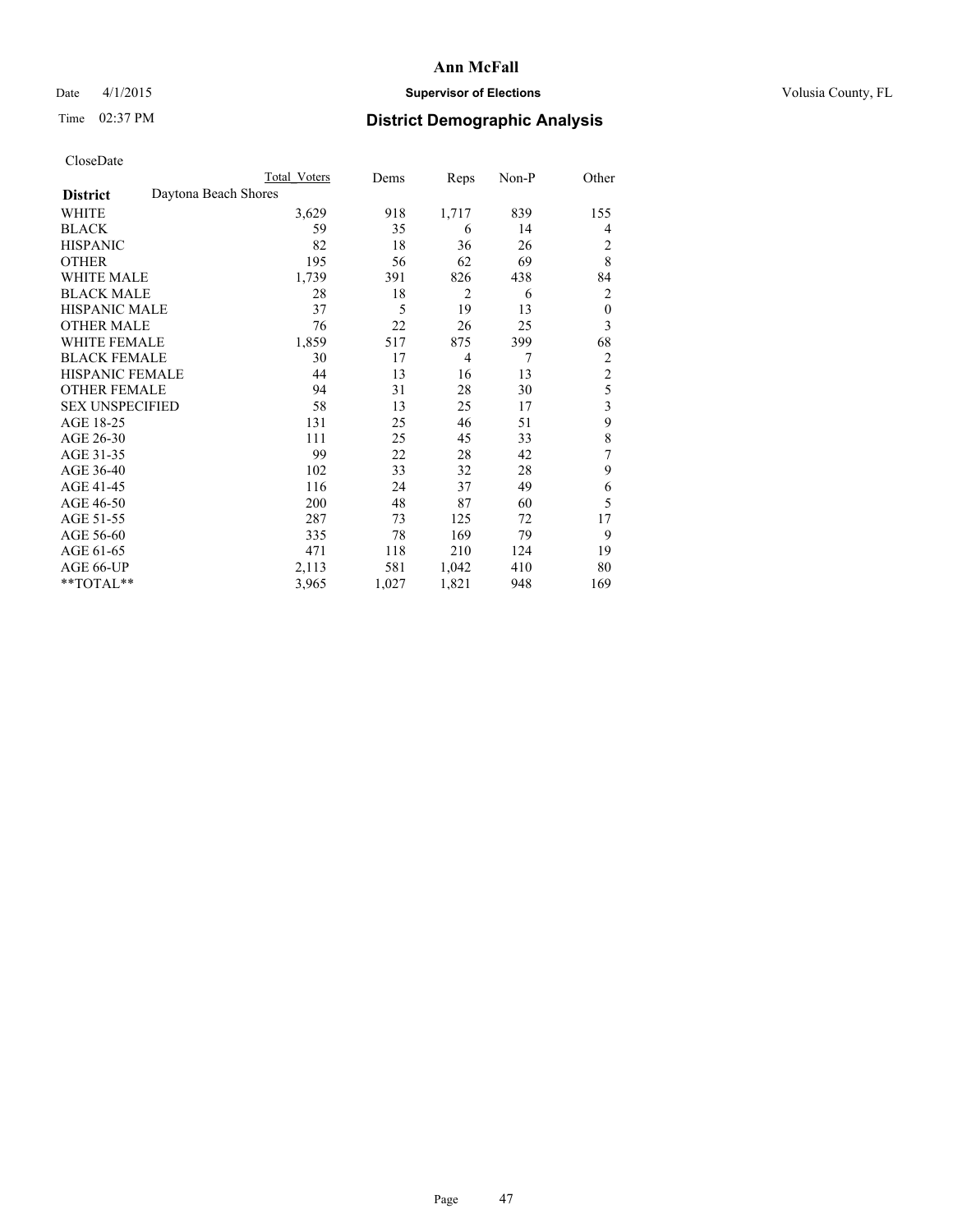# Ann McFall

Date 4/1/2015 **Supervisor of Elections** Volusia County, FL

Time 02:37 PM **District Demographic Analysis**

CloseDate

| | Total Voters | Dems | Reps | Non-P | Other |
|---|---|---|---|---|---|
| **District** Daytona Beach Shores | | | | | |
| WHITE | 3,629 | 918 | 1,717 | 839 | 155 |
| BLACK | 59 | 35 | 6 | 14 | 4 |
| HISPANIC | 82 | 18 | 36 | 26 | 2 |
| OTHER | 195 | 56 | 62 | 69 | 8 |
| WHITE MALE | 1,739 | 391 | 826 | 438 | 84 |
| BLACK MALE | 28 | 18 | 2 | 6 | 2 |
| HISPANIC MALE | 37 | 5 | 19 | 13 | 0 |
| OTHER MALE | 76 | 22 | 26 | 25 | 3 |
| WHITE FEMALE | 1,859 | 517 | 875 | 399 | 68 |
| BLACK FEMALE | 30 | 17 | 4 | 7 | 2 |
| HISPANIC FEMALE | 44 | 13 | 16 | 13 | 2 |
| OTHER FEMALE | 94 | 31 | 28 | 30 | 5 |
| SEX UNSPECIFIED | 58 | 13 | 25 | 17 | 3 |
| AGE 18-25 | 131 | 25 | 46 | 51 | 9 |
| AGE 26-30 | 111 | 25 | 45 | 33 | 8 |
| AGE 31-35 | 99 | 22 | 28 | 42 | 7 |
| AGE 36-40 | 102 | 33 | 32 | 28 | 9 |
| AGE 41-45 | 116 | 24 | 37 | 49 | 6 |
| AGE 46-50 | 200 | 48 | 87 | 60 | 5 |
| AGE 51-55 | 287 | 73 | 125 | 72 | 17 |
| AGE 56-60 | 335 | 78 | 169 | 79 | 9 |
| AGE 61-65 | 471 | 118 | 210 | 124 | 19 |
| AGE 66-UP | 2,113 | 581 | 1,042 | 410 | 80 |
| **TOTAL** | 3,965 | 1,027 | 1,821 | 948 | 169 |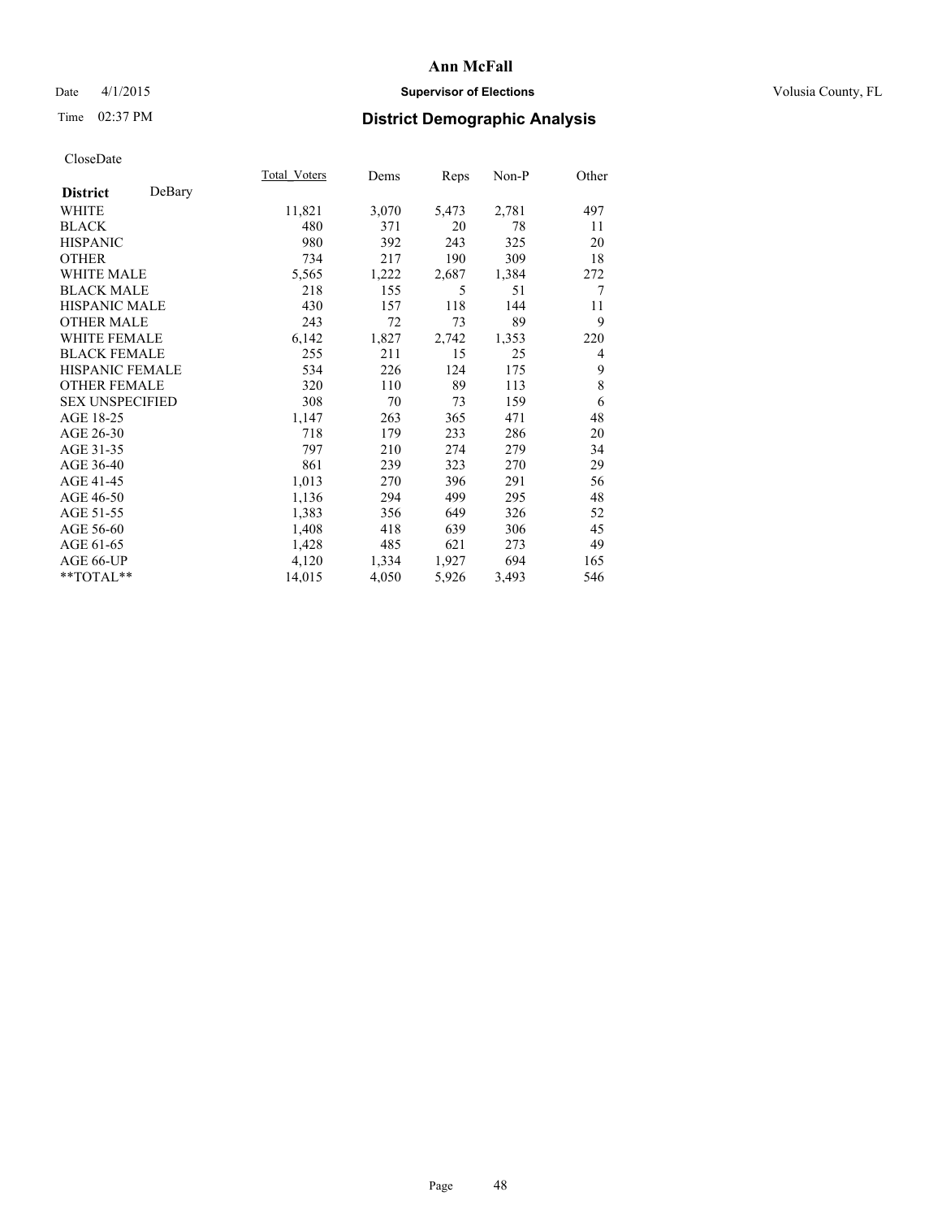# Ann McFall

Date 4/1/2015 **Supervisor of Elections** Volusia County, FL

Time 02:37 PM **District Demographic Analysis**

CloseDate

| **District** DeBary | Total_Voters | Dems | Reps | Non-P | Other |
|---|---|---|---|---|---|
| WHITE | 11,821 | 3,070 | 5,473 | 2,781 | 497 |
| BLACK | 480 | 371 | 20 | 78 | 11 |
| HISPANIC | 980 | 392 | 243 | 325 | 20 |
| OTHER | 734 | 217 | 190 | 309 | 18 |
| WHITE MALE | 5,565 | 1,222 | 2,687 | 1,384 | 272 |
| BLACK MALE | 218 | 155 | 5 | 51 | 7 |
| HISPANIC MALE | 430 | 157 | 118 | 144 | 11 |
| OTHER MALE | 243 | 72 | 73 | 89 | 9 |
| WHITE FEMALE | 6,142 | 1,827 | 2,742 | 1,353 | 220 |
| BLACK FEMALE | 255 | 211 | 15 | 25 | 4 |
| HISPANIC FEMALE | 534 | 226 | 124 | 175 | 9 |
| OTHER FEMALE | 320 | 110 | 89 | 113 | 8 |
| SEX UNSPECIFIED | 308 | 70 | 73 | 159 | 6 |
| AGE 18-25 | 1,147 | 263 | 365 | 471 | 48 |
| AGE 26-30 | 718 | 179 | 233 | 286 | 20 |
| AGE 31-35 | 797 | 210 | 274 | 279 | 34 |
| AGE 36-40 | 861 | 239 | 323 | 270 | 29 |
| AGE 41-45 | 1,013 | 270 | 396 | 291 | 56 |
| AGE 46-50 | 1,136 | 294 | 499 | 295 | 48 |
| AGE 51-55 | 1,383 | 356 | 649 | 326 | 52 |
| AGE 56-60 | 1,408 | 418 | 639 | 306 | 45 |
| AGE 61-65 | 1,428 | 485 | 621 | 273 | 49 |
| AGE 66-UP | 4,120 | 1,334 | 1,927 | 694 | 165 |
| **TOTAL** | 14,015 | 4,050 | 5,926 | 3,493 | 546 |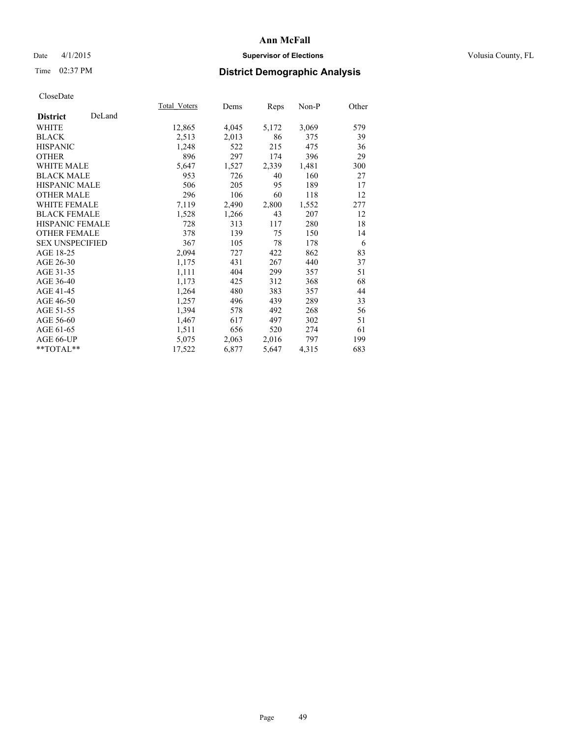# Ann McFall

Date 4/1/2015 **Supervisor of Elections** Volusia County, FL

Time 02:37 PM **District Demographic Analysis**

CloseDate

| **District** DeLand | Total_Voters | Dems | Reps | Non-P | Other |
|---|---|---|---|---|---|
| WHITE | 12,865 | 4,045 | 5,172 | 3,069 | 579 |
| BLACK | 2,513 | 2,013 | 86 | 375 | 39 |
| HISPANIC | 1,248 | 522 | 215 | 475 | 36 |
| OTHER | 896 | 297 | 174 | 396 | 29 |
| WHITE MALE | 5,647 | 1,527 | 2,339 | 1,481 | 300 |
| BLACK MALE | 953 | 726 | 40 | 160 | 27 |
| HISPANIC MALE | 506 | 205 | 95 | 189 | 17 |
| OTHER MALE | 296 | 106 | 60 | 118 | 12 |
| WHITE FEMALE | 7,119 | 2,490 | 2,800 | 1,552 | 277 |
| BLACK FEMALE | 1,528 | 1,266 | 43 | 207 | 12 |
| HISPANIC FEMALE | 728 | 313 | 117 | 280 | 18 |
| OTHER FEMALE | 378 | 139 | 75 | 150 | 14 |
| SEX UNSPECIFIED | 367 | 105 | 78 | 178 | 6 |
| AGE 18-25 | 2,094 | 727 | 422 | 862 | 83 |
| AGE 26-30 | 1,175 | 431 | 267 | 440 | 37 |
| AGE 31-35 | 1,111 | 404 | 299 | 357 | 51 |
| AGE 36-40 | 1,173 | 425 | 312 | 368 | 68 |
| AGE 41-45 | 1,264 | 480 | 383 | 357 | 44 |
| AGE 46-50 | 1,257 | 496 | 439 | 289 | 33 |
| AGE 51-55 | 1,394 | 578 | 492 | 268 | 56 |
| AGE 56-60 | 1,467 | 617 | 497 | 302 | 51 |
| AGE 61-65 | 1,511 | 656 | 520 | 274 | 61 |
| AGE 66-UP | 5,075 | 2,063 | 2,016 | 797 | 199 |
| **TOTAL** | 17,522 | 6,877 | 5,647 | 4,315 | 683 |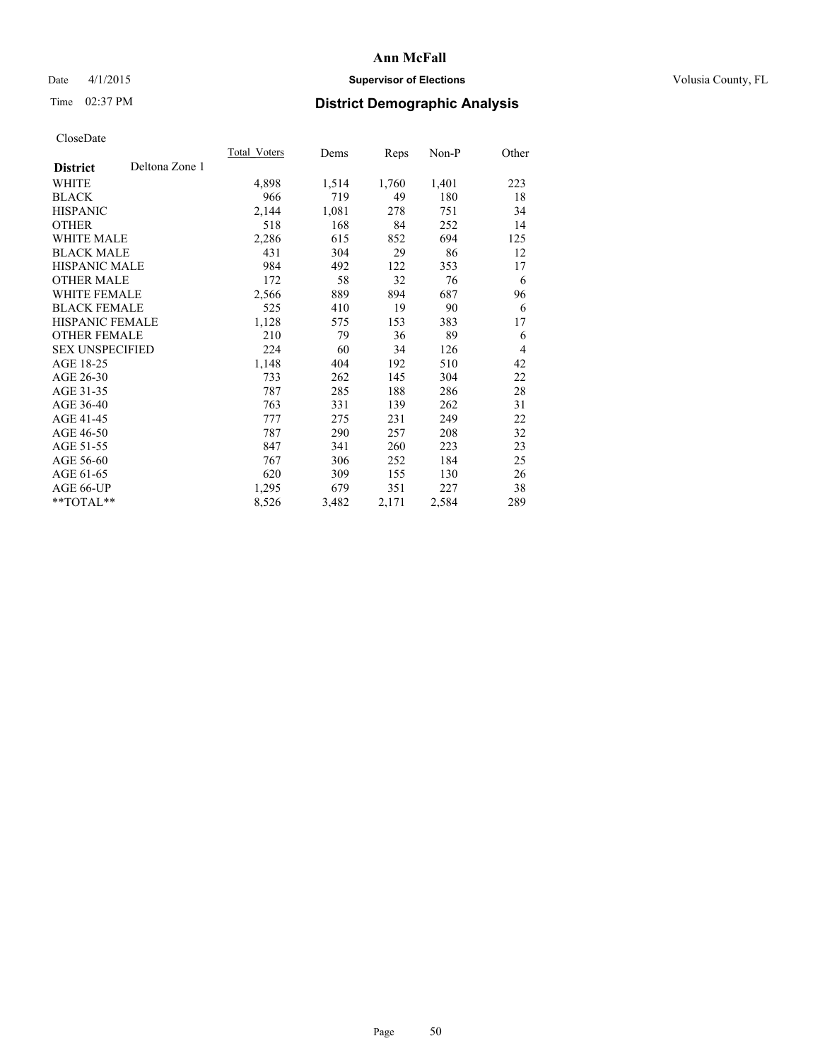# Ann McFall

Date 4/1/2015 **Supervisor of Elections** Volusia County, FL

Time 02:37 PM **District Demographic Analysis**

CloseDate

| | Total_Voters | Dems | Reps | Non-P | Other |
|---|---|---|---|---|---|
| **District** Deltona Zone 1 | | | | | |
| WHITE | 4,898 | 1,514 | 1,760 | 1,401 | 223 |
| BLACK | 966 | 719 | 49 | 180 | 18 |
| HISPANIC | 2,144 | 1,081 | 278 | 751 | 34 |
| OTHER | 518 | 168 | 84 | 252 | 14 |
| WHITE MALE | 2,286 | 615 | 852 | 694 | 125 |
| BLACK MALE | 431 | 304 | 29 | 86 | 12 |
| HISPANIC MALE | 984 | 492 | 122 | 353 | 17 |
| OTHER MALE | 172 | 58 | 32 | 76 | 6 |
| WHITE FEMALE | 2,566 | 889 | 894 | 687 | 96 |
| BLACK FEMALE | 525 | 410 | 19 | 90 | 6 |
| HISPANIC FEMALE | 1,128 | 575 | 153 | 383 | 17 |
| OTHER FEMALE | 210 | 79 | 36 | 89 | 6 |
| SEX UNSPECIFIED | 224 | 60 | 34 | 126 | 4 |
| AGE 18-25 | 1,148 | 404 | 192 | 510 | 42 |
| AGE 26-30 | 733 | 262 | 145 | 304 | 22 |
| AGE 31-35 | 787 | 285 | 188 | 286 | 28 |
| AGE 36-40 | 763 | 331 | 139 | 262 | 31 |
| AGE 41-45 | 777 | 275 | 231 | 249 | 22 |
| AGE 46-50 | 787 | 290 | 257 | 208 | 32 |
| AGE 51-55 | 847 | 341 | 260 | 223 | 23 |
| AGE 56-60 | 767 | 306 | 252 | 184 | 25 |
| AGE 61-65 | 620 | 309 | 155 | 130 | 26 |
| AGE 66-UP | 1,295 | 679 | 351 | 227 | 38 |
| **TOTAL** | 8,526 | 3,482 | 2,171 | 2,584 | 289 |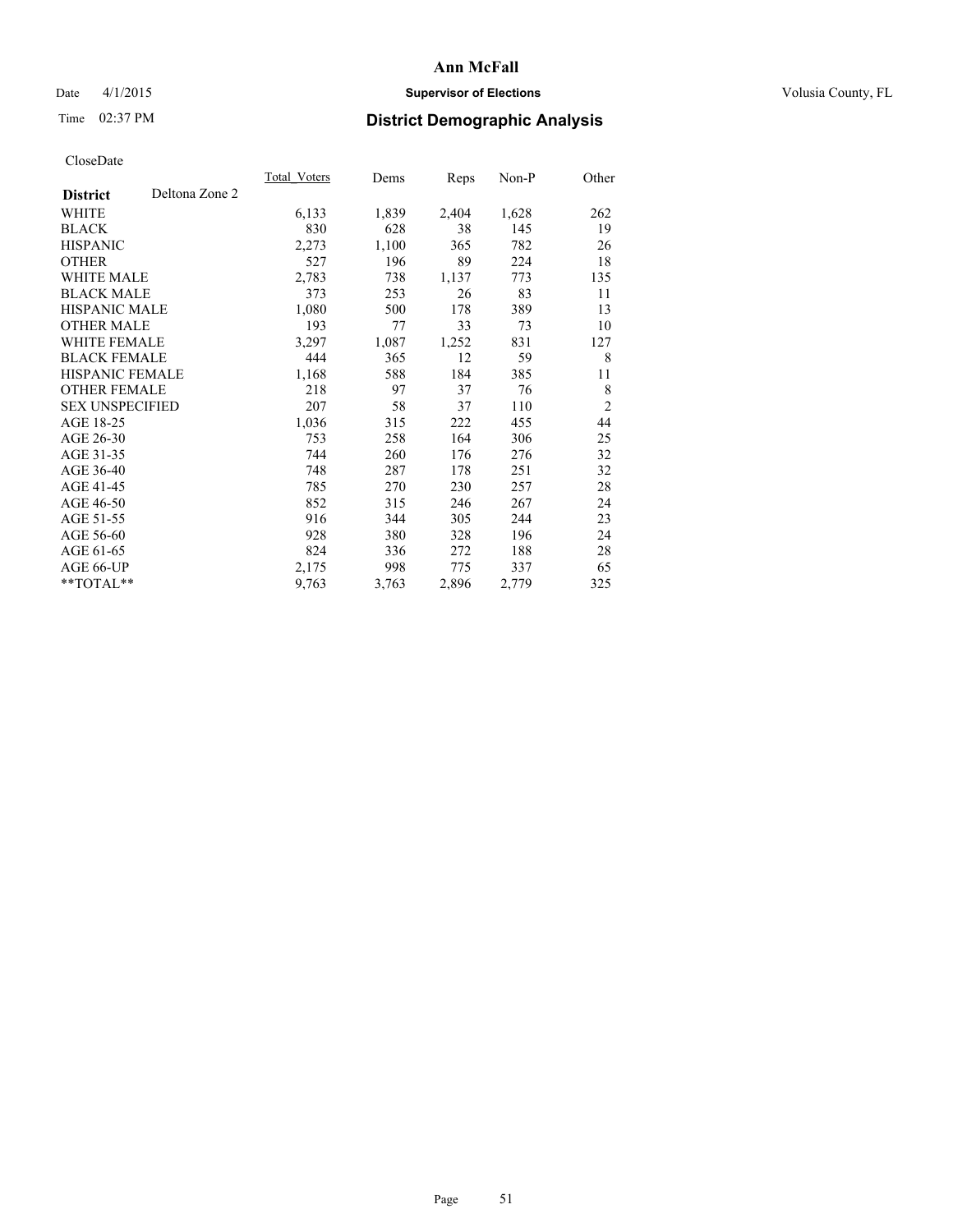# Ann McFall

Date 4/1/2015 **Supervisor of Elections** Volusia County, FL

Time 02:37 PM **District Demographic Analysis**

CloseDate

| | Total_Voters | Dems | Reps | Non-P | Other |
|---|---|---|---|---|---|
| **District** Deltona Zone 2 | | | | | |
| WHITE | 6,133 | 1,839 | 2,404 | 1,628 | 262 |
| BLACK | 830 | 628 | 38 | 145 | 19 |
| HISPANIC | 2,273 | 1,100 | 365 | 782 | 26 |
| OTHER | 527 | 196 | 89 | 224 | 18 |
| WHITE MALE | 2,783 | 738 | 1,137 | 773 | 135 |
| BLACK MALE | 373 | 253 | 26 | 83 | 11 |
| HISPANIC MALE | 1,080 | 500 | 178 | 389 | 13 |
| OTHER MALE | 193 | 77 | 33 | 73 | 10 |
| WHITE FEMALE | 3,297 | 1,087 | 1,252 | 831 | 127 |
| BLACK FEMALE | 444 | 365 | 12 | 59 | 8 |
| HISPANIC FEMALE | 1,168 | 588 | 184 | 385 | 11 |
| OTHER FEMALE | 218 | 97 | 37 | 76 | 8 |
| SEX UNSPECIFIED | 207 | 58 | 37 | 110 | 2 |
| AGE 18-25 | 1,036 | 315 | 222 | 455 | 44 |
| AGE 26-30 | 753 | 258 | 164 | 306 | 25 |
| AGE 31-35 | 744 | 260 | 176 | 276 | 32 |
| AGE 36-40 | 748 | 287 | 178 | 251 | 32 |
| AGE 41-45 | 785 | 270 | 230 | 257 | 28 |
| AGE 46-50 | 852 | 315 | 246 | 267 | 24 |
| AGE 51-55 | 916 | 344 | 305 | 244 | 23 |
| AGE 56-60 | 928 | 380 | 328 | 196 | 24 |
| AGE 61-65 | 824 | 336 | 272 | 188 | 28 |
| AGE 66-UP | 2,175 | 998 | 775 | 337 | 65 |
| **TOTAL** | 9,763 | 3,763 | 2,896 | 2,779 | 325 |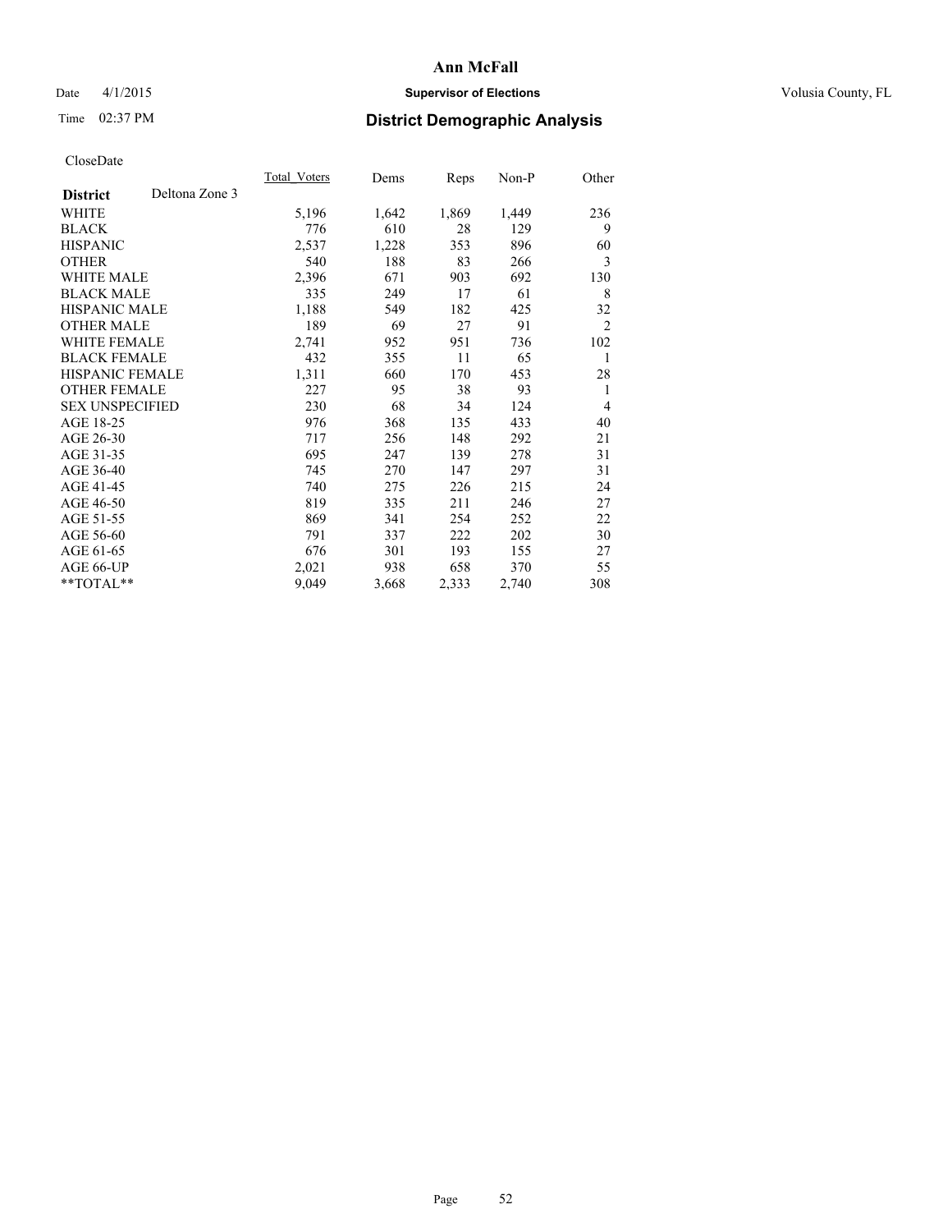# Ann McFall

Date 4/1/2015 **Supervisor of Elections** Volusia County, FL

Time 02:37 PM **District Demographic Analysis**

CloseDate

| **District** Deltona Zone 3 | Total_Voters | Dems | Reps | Non-P | Other |
|---|---|---|---|---|---|
| WHITE | 5,196 | 1,642 | 1,869 | 1,449 | 236 |
| BLACK | 776 | 610 | 28 | 129 | 9 |
| HISPANIC | 2,537 | 1,228 | 353 | 896 | 60 |
| OTHER | 540 | 188 | 83 | 266 | 3 |
| WHITE MALE | 2,396 | 671 | 903 | 692 | 130 |
| BLACK MALE | 335 | 249 | 17 | 61 | 8 |
| HISPANIC MALE | 1,188 | 549 | 182 | 425 | 32 |
| OTHER MALE | 189 | 69 | 27 | 91 | 2 |
| WHITE FEMALE | 2,741 | 952 | 951 | 736 | 102 |
| BLACK FEMALE | 432 | 355 | 11 | 65 | 1 |
| HISPANIC FEMALE | 1,311 | 660 | 170 | 453 | 28 |
| OTHER FEMALE | 227 | 95 | 38 | 93 | 1 |
| SEX UNSPECIFIED | 230 | 68 | 34 | 124 | 4 |
| AGE 18-25 | 976 | 368 | 135 | 433 | 40 |
| AGE 26-30 | 717 | 256 | 148 | 292 | 21 |
| AGE 31-35 | 695 | 247 | 139 | 278 | 31 |
| AGE 36-40 | 745 | 270 | 147 | 297 | 31 |
| AGE 41-45 | 740 | 275 | 226 | 215 | 24 |
| AGE 46-50 | 819 | 335 | 211 | 246 | 27 |
| AGE 51-55 | 869 | 341 | 254 | 252 | 22 |
| AGE 56-60 | 791 | 337 | 222 | 202 | 30 |
| AGE 61-65 | 676 | 301 | 193 | 155 | 27 |
| AGE 66-UP | 2,021 | 938 | 658 | 370 | 55 |
| **TOTAL** | 9,049 | 3,668 | 2,333 | 2,740 | 308 |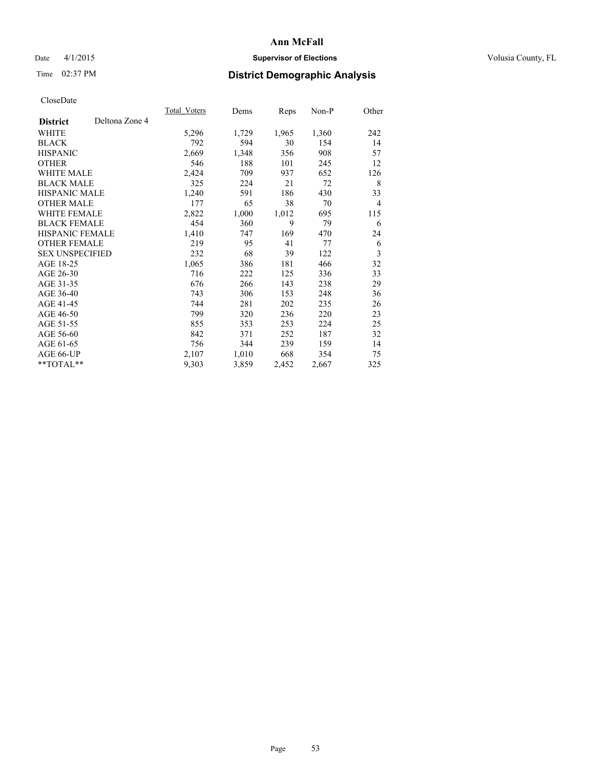# Ann McFall

Date 4/1/2015 **Supervisor of Elections** Volusia County, FL

Time 02:37 PM **District Demographic Analysis**

CloseDate

| **District** Deltona Zone 4 | Total_Voters | Dems | Reps | Non-P | Other |
|---|---|---|---|---|---|
| WHITE | 5,296 | 1,729 | 1,965 | 1,360 | 242 |
| BLACK | 792 | 594 | 30 | 154 | 14 |
| HISPANIC | 2,669 | 1,348 | 356 | 908 | 57 |
| OTHER | 546 | 188 | 101 | 245 | 12 |
| WHITE MALE | 2,424 | 709 | 937 | 652 | 126 |
| BLACK MALE | 325 | 224 | 21 | 72 | 8 |
| HISPANIC MALE | 1,240 | 591 | 186 | 430 | 33 |
| OTHER MALE | 177 | 65 | 38 | 70 | 4 |
| WHITE FEMALE | 2,822 | 1,000 | 1,012 | 695 | 115 |
| BLACK FEMALE | 454 | 360 | 9 | 79 | 6 |
| HISPANIC FEMALE | 1,410 | 747 | 169 | 470 | 24 |
| OTHER FEMALE | 219 | 95 | 41 | 77 | 6 |
| SEX UNSPECIFIED | 232 | 68 | 39 | 122 | 3 |
| AGE 18-25 | 1,065 | 386 | 181 | 466 | 32 |
| AGE 26-30 | 716 | 222 | 125 | 336 | 33 |
| AGE 31-35 | 676 | 266 | 143 | 238 | 29 |
| AGE 36-40 | 743 | 306 | 153 | 248 | 36 |
| AGE 41-45 | 744 | 281 | 202 | 235 | 26 |
| AGE 46-50 | 799 | 320 | 236 | 220 | 23 |
| AGE 51-55 | 855 | 353 | 253 | 224 | 25 |
| AGE 56-60 | 842 | 371 | 252 | 187 | 32 |
| AGE 61-65 | 756 | 344 | 239 | 159 | 14 |
| AGE 66-UP | 2,107 | 1,010 | 668 | 354 | 75 |
| **TOTAL** | 9,303 | 3,859 | 2,452 | 2,667 | 325 |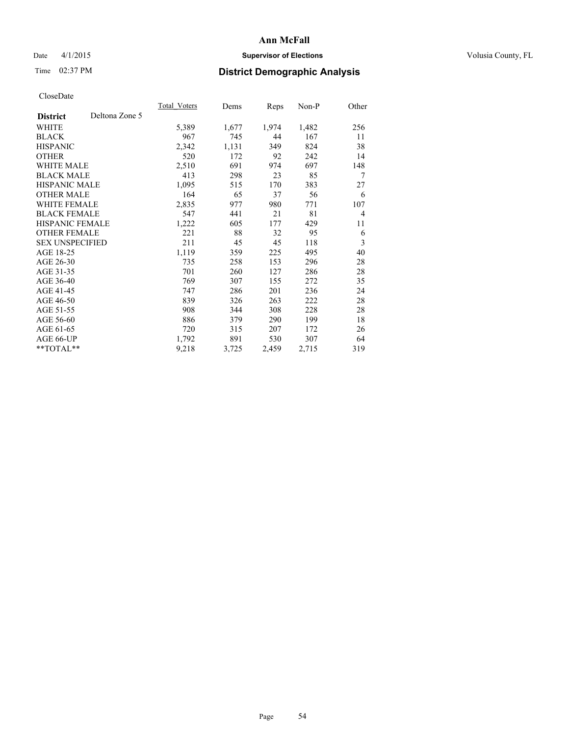CloseDate

| | Total_Voters | Dems | Reps | Non-P | Other |
|---|---|---|---|---|---|
| **District** Deltona Zone 5 | | | | | |
| WHITE | 5,389 | 1,677 | 1,974 | 1,482 | 256 |
| BLACK | 967 | 745 | 44 | 167 | 11 |
| HISPANIC | 2,342 | 1,131 | 349 | 824 | 38 |
| OTHER | 520 | 172 | 92 | 242 | 14 |
| WHITE MALE | 2,510 | 691 | 974 | 697 | 148 |
| BLACK MALE | 413 | 298 | 23 | 85 | 7 |
| HISPANIC MALE | 1,095 | 515 | 170 | 383 | 27 |
| OTHER MALE | 164 | 65 | 37 | 56 | 6 |
| WHITE FEMALE | 2,835 | 977 | 980 | 771 | 107 |
| BLACK FEMALE | 547 | 441 | 21 | 81 | 4 |
| HISPANIC FEMALE | 1,222 | 605 | 177 | 429 | 11 |
| OTHER FEMALE | 221 | 88 | 32 | 95 | 6 |
| SEX UNSPECIFIED | 211 | 45 | 45 | 118 | 3 |
| AGE 18-25 | 1,119 | 359 | 225 | 495 | 40 |
| AGE 26-30 | 735 | 258 | 153 | 296 | 28 |
| AGE 31-35 | 701 | 260 | 127 | 286 | 28 |
| AGE 36-40 | 769 | 307 | 155 | 272 | 35 |
| AGE 41-45 | 747 | 286 | 201 | 236 | 24 |
| AGE 46-50 | 839 | 326 | 263 | 222 | 28 |
| AGE 51-55 | 908 | 344 | 308 | 228 | 28 |
| AGE 56-60 | 886 | 379 | 290 | 199 | 18 |
| AGE 61-65 | 720 | 315 | 207 | 172 | 26 |
| AGE 66-UP | 1,792 | 891 | 530 | 307 | 64 |
| **TOTAL** | 9,218 | 3,725 | 2,459 | 2,715 | 319 |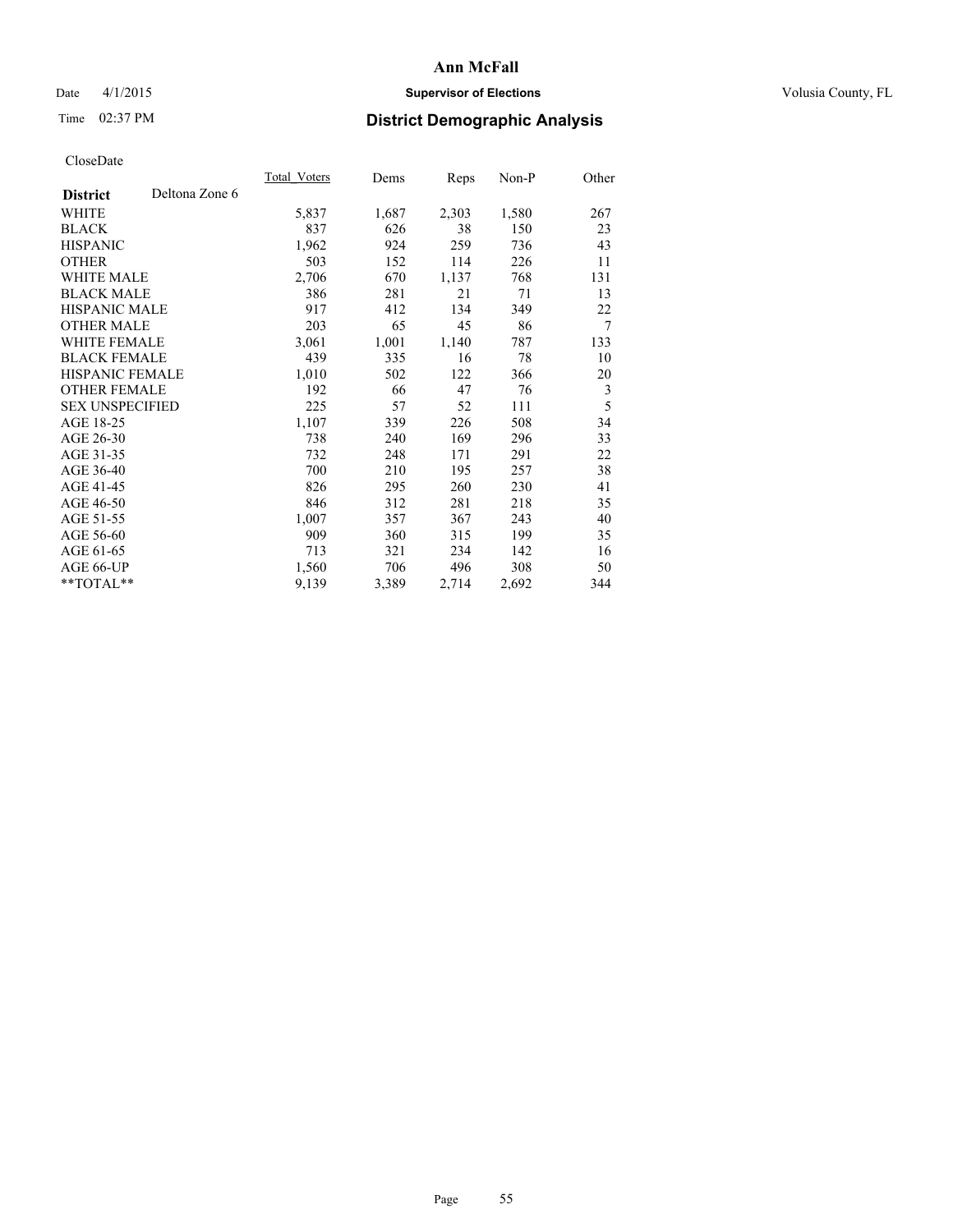# Ann McFall

Date 4/1/2015 **Supervisor of Elections** Volusia County, FL

Time 02:37 PM **District Demographic Analysis**

CloseDate

| **District** Deltona Zone 6 | Total_Voters | Dems | Reps | Non-P | Other |
|---|---|---|---|---|---|
| WHITE | 5,837 | 1,687 | 2,303 | 1,580 | 267 |
| BLACK | 837 | 626 | 38 | 150 | 23 |
| HISPANIC | 1,962 | 924 | 259 | 736 | 43 |
| OTHER | 503 | 152 | 114 | 226 | 11 |
| WHITE MALE | 2,706 | 670 | 1,137 | 768 | 131 |
| BLACK MALE | 386 | 281 | 21 | 71 | 13 |
| HISPANIC MALE | 917 | 412 | 134 | 349 | 22 |
| OTHER MALE | 203 | 65 | 45 | 86 | 7 |
| WHITE FEMALE | 3,061 | 1,001 | 1,140 | 787 | 133 |
| BLACK FEMALE | 439 | 335 | 16 | 78 | 10 |
| HISPANIC FEMALE | 1,010 | 502 | 122 | 366 | 20 |
| OTHER FEMALE | 192 | 66 | 47 | 76 | 3 |
| SEX UNSPECIFIED | 225 | 57 | 52 | 111 | 5 |
| AGE 18-25 | 1,107 | 339 | 226 | 508 | 34 |
| AGE 26-30 | 738 | 240 | 169 | 296 | 33 |
| AGE 31-35 | 732 | 248 | 171 | 291 | 22 |
| AGE 36-40 | 700 | 210 | 195 | 257 | 38 |
| AGE 41-45 | 826 | 295 | 260 | 230 | 41 |
| AGE 46-50 | 846 | 312 | 281 | 218 | 35 |
| AGE 51-55 | 1,007 | 357 | 367 | 243 | 40 |
| AGE 56-60 | 909 | 360 | 315 | 199 | 35 |
| AGE 61-65 | 713 | 321 | 234 | 142 | 16 |
| AGE 66-UP | 1,560 | 706 | 496 | 308 | 50 |
| **TOTAL** | 9,139 | 3,389 | 2,714 | 2,692 | 344 |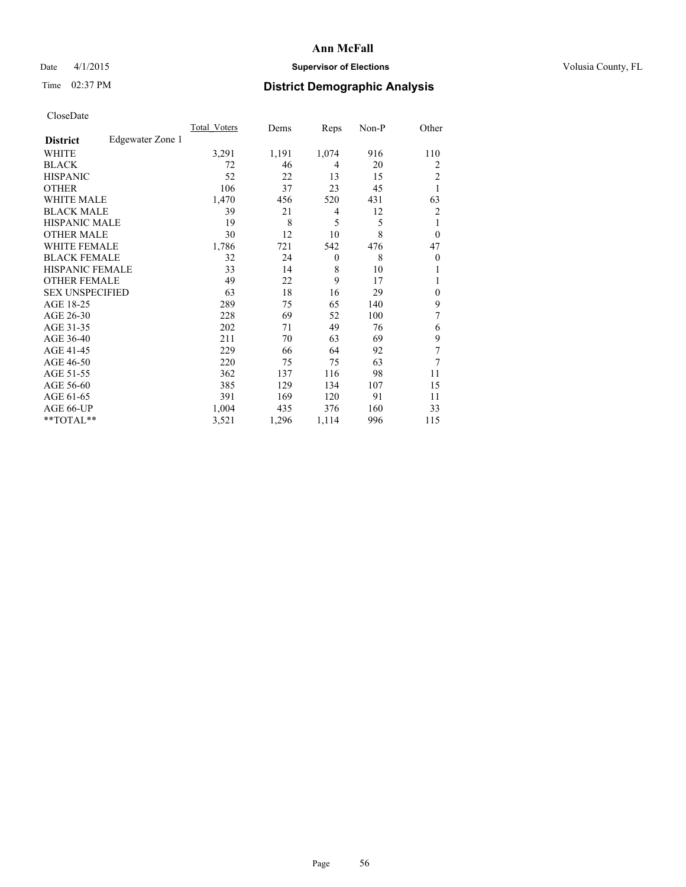# Ann McFall

Date 4/1/2015 **Supervisor of Elections** Volusia County, FL

Time 02:37 PM **District Demographic Analysis**

CloseDate

| **District** Edgewater Zone 1 | Total_Voters | Dems | Reps | Non-P | Other |
|---|---|---|---|---|---|
| WHITE | 3,291 | 1,191 | 1,074 | 916 | 110 |
| BLACK | 72 | 46 | 4 | 20 | 2 |
| HISPANIC | 52 | 22 | 13 | 15 | 2 |
| OTHER | 106 | 37 | 23 | 45 | 1 |
| WHITE MALE | 1,470 | 456 | 520 | 431 | 63 |
| BLACK MALE | 39 | 21 | 4 | 12 | 2 |
| HISPANIC MALE | 19 | 8 | 5 | 5 | 1 |
| OTHER MALE | 30 | 12 | 10 | 8 | 0 |
| WHITE FEMALE | 1,786 | 721 | 542 | 476 | 47 |
| BLACK FEMALE | 32 | 24 | 0 | 8 | 0 |
| HISPANIC FEMALE | 33 | 14 | 8 | 10 | 1 |
| OTHER FEMALE | 49 | 22 | 9 | 17 | 1 |
| SEX UNSPECIFIED | 63 | 18 | 16 | 29 | 0 |
| AGE 18-25 | 289 | 75 | 65 | 140 | 9 |
| AGE 26-30 | 228 | 69 | 52 | 100 | 7 |
| AGE 31-35 | 202 | 71 | 49 | 76 | 6 |
| AGE 36-40 | 211 | 70 | 63 | 69 | 9 |
| AGE 41-45 | 229 | 66 | 64 | 92 | 7 |
| AGE 46-50 | 220 | 75 | 75 | 63 | 7 |
| AGE 51-55 | 362 | 137 | 116 | 98 | 11 |
| AGE 56-60 | 385 | 129 | 134 | 107 | 15 |
| AGE 61-65 | 391 | 169 | 120 | 91 | 11 |
| AGE 66-UP | 1,004 | 435 | 376 | 160 | 33 |
| **TOTAL** | 3,521 | 1,296 | 1,114 | 996 | 115 |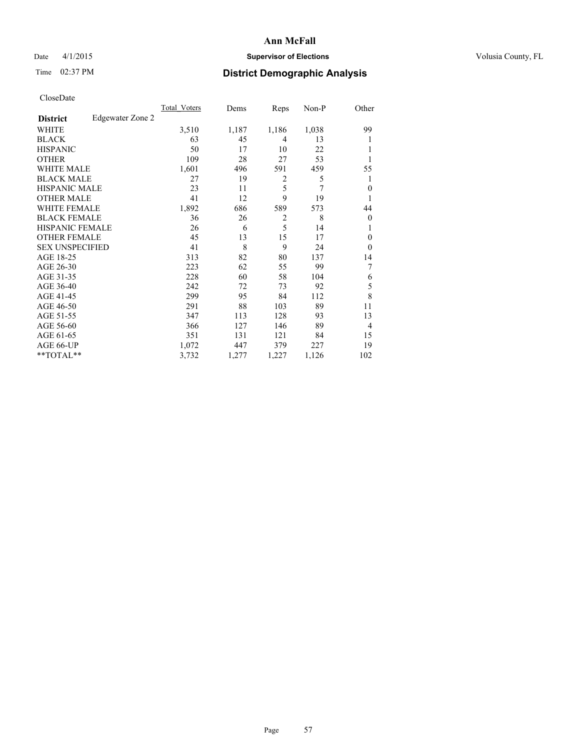# Ann McFall

Date 4/1/2015 **Supervisor of Elections** Volusia County, FL

Time 02:37 PM **District Demographic Analysis**

CloseDate

| **District** Edgewater Zone 2 | Total_Voters | Dems | Reps | Non-P | Other |
|---|---|---|---|---|---|
| WHITE | 3,510 | 1,187 | 1,186 | 1,038 | 99 |
| BLACK | 63 | 45 | 4 | 13 | 1 |
| HISPANIC | 50 | 17 | 10 | 22 | 1 |
| OTHER | 109 | 28 | 27 | 53 | 1 |
| WHITE MALE | 1,601 | 496 | 591 | 459 | 55 |
| BLACK MALE | 27 | 19 | 2 | 5 | 1 |
| HISPANIC MALE | 23 | 11 | 5 | 7 | 0 |
| OTHER MALE | 41 | 12 | 9 | 19 | 1 |
| WHITE FEMALE | 1,892 | 686 | 589 | 573 | 44 |
| BLACK FEMALE | 36 | 26 | 2 | 8 | 0 |
| HISPANIC FEMALE | 26 | 6 | 5 | 14 | 1 |
| OTHER FEMALE | 45 | 13 | 15 | 17 | 0 |
| SEX UNSPECIFIED | 41 | 8 | 9 | 24 | 0 |
| AGE 18-25 | 313 | 82 | 80 | 137 | 14 |
| AGE 26-30 | 223 | 62 | 55 | 99 | 7 |
| AGE 31-35 | 228 | 60 | 58 | 104 | 6 |
| AGE 36-40 | 242 | 72 | 73 | 92 | 5 |
| AGE 41-45 | 299 | 95 | 84 | 112 | 8 |
| AGE 46-50 | 291 | 88 | 103 | 89 | 11 |
| AGE 51-55 | 347 | 113 | 128 | 93 | 13 |
| AGE 56-60 | 366 | 127 | 146 | 89 | 4 |
| AGE 61-65 | 351 | 131 | 121 | 84 | 15 |
| AGE 66-UP | 1,072 | 447 | 379 | 227 | 19 |
| **TOTAL** | 3,732 | 1,277 | 1,227 | 1,126 | 102 |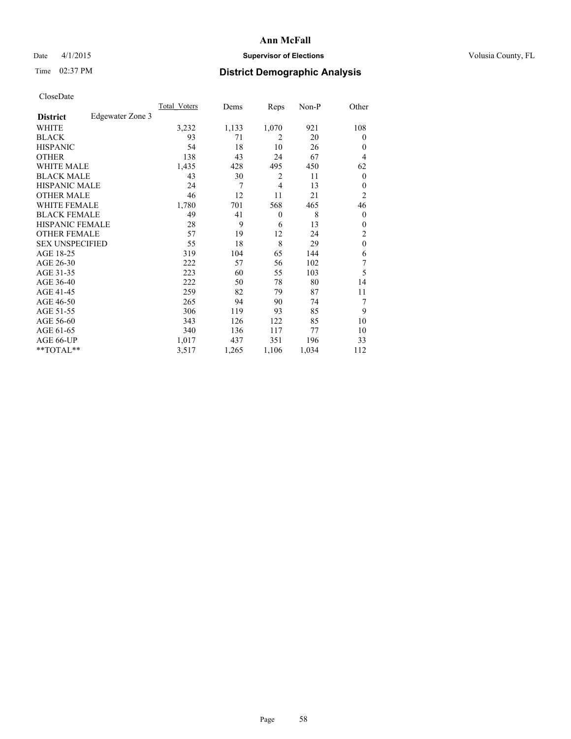Date 4/1/2015

Time 02:37 PM

**Ann McFall**

**Supervisor of Elections**

Volusia County, FL

## District Demographic Analysis

CloseDate

| District | Edgewater Zone 3 | Total_Voters | Dems | Reps | Non-P | Other |
|---|---|---|---|---|---|---|
| WHITE | | 3,232 | 1,133 | 1,070 | 921 | 108 |
| BLACK | | 93 | 71 | 2 | 20 | 0 |
| HISPANIC | | 54 | 18 | 10 | 26 | 0 |
| OTHER | | 138 | 43 | 24 | 67 | 4 |
| WHITE MALE | | 1,435 | 428 | 495 | 450 | 62 |
| BLACK MALE | | 43 | 30 | 2 | 11 | 0 |
| HISPANIC MALE | | 24 | 7 | 4 | 13 | 0 |
| OTHER MALE | | 46 | 12 | 11 | 21 | 2 |
| WHITE FEMALE | | 1,780 | 701 | 568 | 465 | 46 |
| BLACK FEMALE | | 49 | 41 | 0 | 8 | 0 |
| HISPANIC FEMALE | | 28 | 9 | 6 | 13 | 0 |
| OTHER FEMALE | | 57 | 19 | 12 | 24 | 2 |
| SEX UNSPECIFIED | | 55 | 18 | 8 | 29 | 0 |
| AGE 18-25 | | 319 | 104 | 65 | 144 | 6 |
| AGE 26-30 | | 222 | 57 | 56 | 102 | 7 |
| AGE 31-35 | | 223 | 60 | 55 | 103 | 5 |
| AGE 36-40 | | 222 | 50 | 78 | 80 | 14 |
| AGE 41-45 | | 259 | 82 | 79 | 87 | 11 |
| AGE 46-50 | | 265 | 94 | 90 | 74 | 7 |
| AGE 51-55 | | 306 | 119 | 93 | 85 | 9 |
| AGE 56-60 | | 343 | 126 | 122 | 85 | 10 |
| AGE 61-65 | | 340 | 136 | 117 | 77 | 10 |
| AGE 66-UP | | 1,017 | 437 | 351 | 196 | 33 |
| **TOTAL** | | 3,517 | 1,265 | 1,106 | 1,034 | 112 |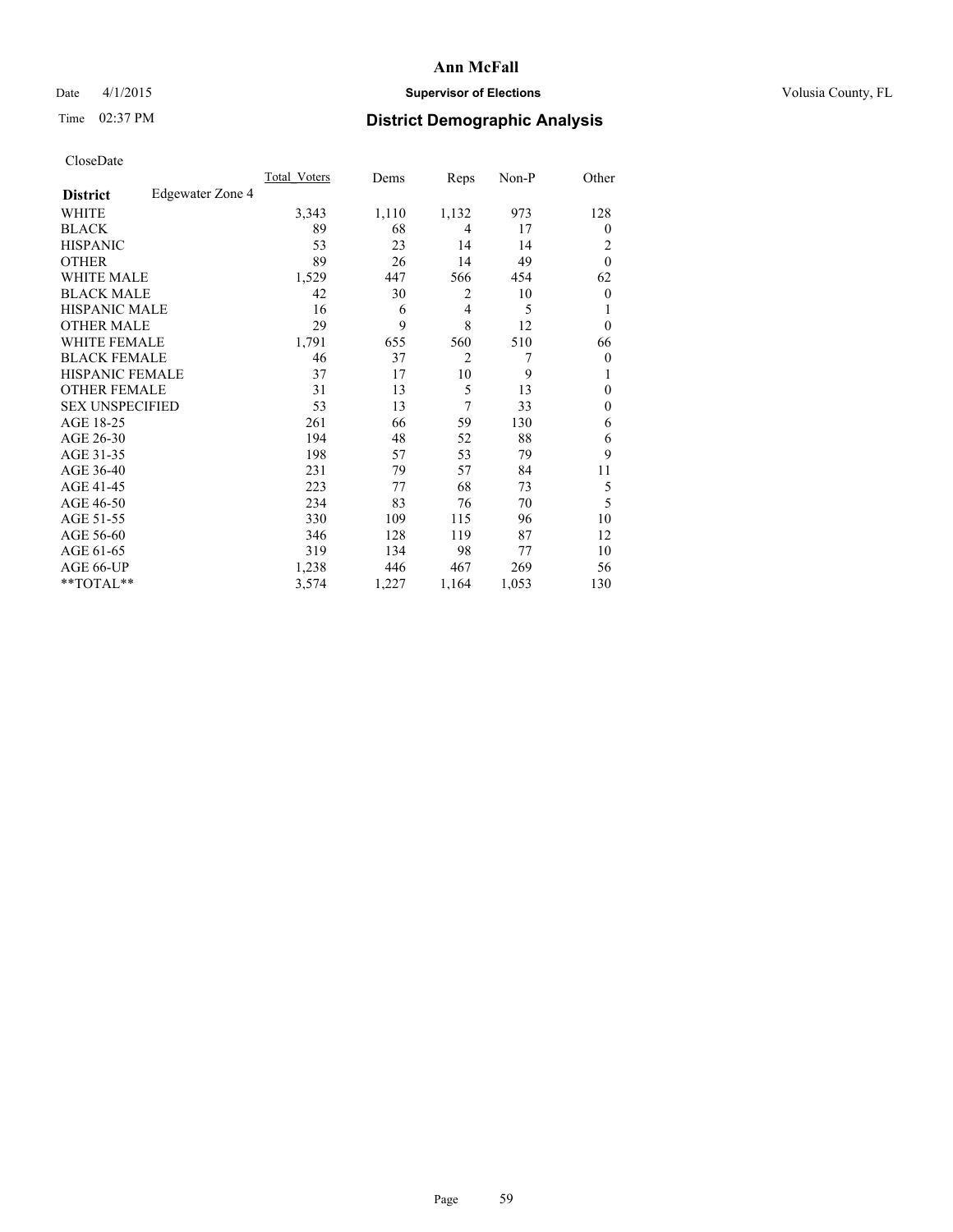# Ann McFall

Date 4/1/2015 **Supervisor of Elections** Volusia County, FL

Time 02:37 PM **District Demographic Analysis**

CloseDate

| **District** Edgewater Zone 4 | Total_Voters | Dems | Reps | Non-P | Other |
|---|---|---|---|---|---|
| WHITE | 3,343 | 1,110 | 1,132 | 973 | 128 |
| BLACK | 89 | 68 | 4 | 17 | 0 |
| HISPANIC | 53 | 23 | 14 | 14 | 2 |
| OTHER | 89 | 26 | 14 | 49 | 0 |
| WHITE MALE | 1,529 | 447 | 566 | 454 | 62 |
| BLACK MALE | 42 | 30 | 2 | 10 | 0 |
| HISPANIC MALE | 16 | 6 | 4 | 5 | 1 |
| OTHER MALE | 29 | 9 | 8 | 12 | 0 |
| WHITE FEMALE | 1,791 | 655 | 560 | 510 | 66 |
| BLACK FEMALE | 46 | 37 | 2 | 7 | 0 |
| HISPANIC FEMALE | 37 | 17 | 10 | 9 | 1 |
| OTHER FEMALE | 31 | 13 | 5 | 13 | 0 |
| SEX UNSPECIFIED | 53 | 13 | 7 | 33 | 0 |
| AGE 18-25 | 261 | 66 | 59 | 130 | 6 |
| AGE 26-30 | 194 | 48 | 52 | 88 | 6 |
| AGE 31-35 | 198 | 57 | 53 | 79 | 9 |
| AGE 36-40 | 231 | 79 | 57 | 84 | 11 |
| AGE 41-45 | 223 | 77 | 68 | 73 | 5 |
| AGE 46-50 | 234 | 83 | 76 | 70 | 5 |
| AGE 51-55 | 330 | 109 | 115 | 96 | 10 |
| AGE 56-60 | 346 | 128 | 119 | 87 | 12 |
| AGE 61-65 | 319 | 134 | 98 | 77 | 10 |
| AGE 66-UP | 1,238 | 446 | 467 | 269 | 56 |
| **TOTAL** | 3,574 | 1,227 | 1,164 | 1,053 | 130 |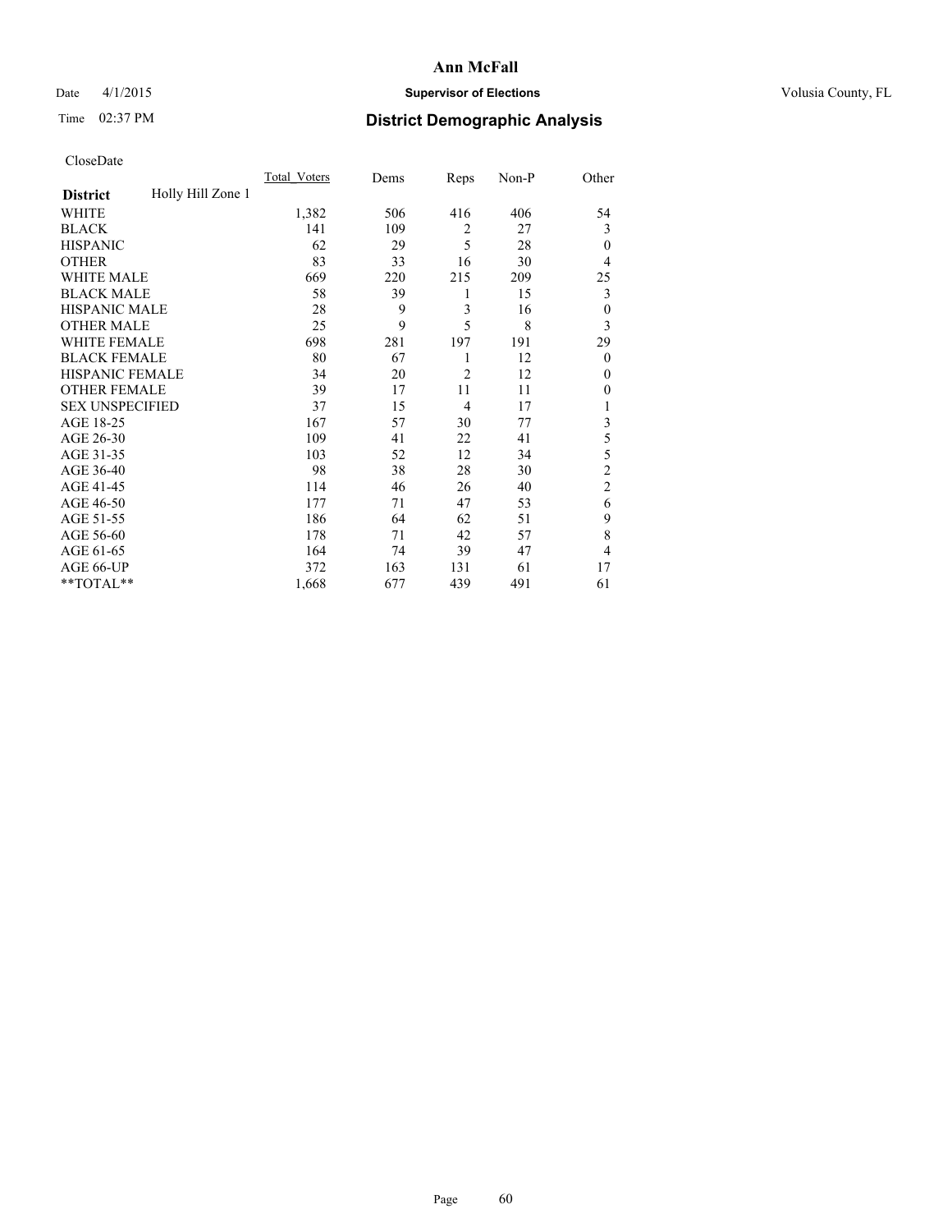# Ann McFall

Date 4/1/2015 **Supervisor of Elections** Volusia County, FL

Time 02:37 PM **District Demographic Analysis**

CloseDate

| | Total_Voters | Dems | Reps | Non-P | Other |
|---|---|---|---|---|---|
| **District** Holly Hill Zone 1 | | | | | |
| WHITE | 1,382 | 506 | 416 | 406 | 54 |
| BLACK | 141 | 109 | 2 | 27 | 3 |
| HISPANIC | 62 | 29 | 5 | 28 | 0 |
| OTHER | 83 | 33 | 16 | 30 | 4 |
| WHITE MALE | 669 | 220 | 215 | 209 | 25 |
| BLACK MALE | 58 | 39 | 1 | 15 | 3 |
| HISPANIC MALE | 28 | 9 | 3 | 16 | 0 |
| OTHER MALE | 25 | 9 | 5 | 8 | 3 |
| WHITE FEMALE | 698 | 281 | 197 | 191 | 29 |
| BLACK FEMALE | 80 | 67 | 1 | 12 | 0 |
| HISPANIC FEMALE | 34 | 20 | 2 | 12 | 0 |
| OTHER FEMALE | 39 | 17 | 11 | 11 | 0 |
| SEX UNSPECIFIED | 37 | 15 | 4 | 17 | 1 |
| AGE 18-25 | 167 | 57 | 30 | 77 | 3 |
| AGE 26-30 | 109 | 41 | 22 | 41 | 5 |
| AGE 31-35 | 103 | 52 | 12 | 34 | 5 |
| AGE 36-40 | 98 | 38 | 28 | 30 | 2 |
| AGE 41-45 | 114 | 46 | 26 | 40 | 2 |
| AGE 46-50 | 177 | 71 | 47 | 53 | 6 |
| AGE 51-55 | 186 | 64 | 62 | 51 | 9 |
| AGE 56-60 | 178 | 71 | 42 | 57 | 8 |
| AGE 61-65 | 164 | 74 | 39 | 47 | 4 |
| AGE 66-UP | 372 | 163 | 131 | 61 | 17 |
| **TOTAL** | 1,668 | 677 | 439 | 491 | 61 |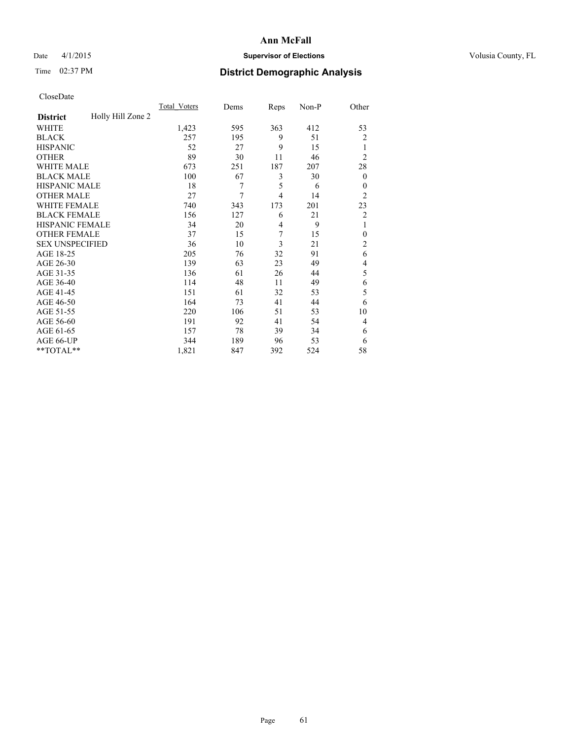Date 4/1/2015

Time 02:37 PM

# Ann McFall

## Supervisor of Elections

Volusia County, FL

## District Demographic Analysis

CloseDate

| District | Holly Hill Zone 2 | Total_Voters | Dems | Reps | Non-P | Other |
|---|---|---|---|---|---|---|
| WHITE | | 1,423 | 595 | 363 | 412 | 53 |
| BLACK | | 257 | 195 | 9 | 51 | 2 |
| HISPANIC | | 52 | 27 | 9 | 15 | 1 |
| OTHER | | 89 | 30 | 11 | 46 | 2 |
| WHITE MALE | | 673 | 251 | 187 | 207 | 28 |
| BLACK MALE | | 100 | 67 | 3 | 30 | 0 |
| HISPANIC MALE | | 18 | 7 | 5 | 6 | 0 |
| OTHER MALE | | 27 | 7 | 4 | 14 | 2 |
| WHITE FEMALE | | 740 | 343 | 173 | 201 | 23 |
| BLACK FEMALE | | 156 | 127 | 6 | 21 | 2 |
| HISPANIC FEMALE | | 34 | 20 | 4 | 9 | 1 |
| OTHER FEMALE | | 37 | 15 | 7 | 15 | 0 |
| SEX UNSPECIFIED | | 36 | 10 | 3 | 21 | 2 |
| AGE 18-25 | | 205 | 76 | 32 | 91 | 6 |
| AGE 26-30 | | 139 | 63 | 23 | 49 | 4 |
| AGE 31-35 | | 136 | 61 | 26 | 44 | 5 |
| AGE 36-40 | | 114 | 48 | 11 | 49 | 6 |
| AGE 41-45 | | 151 | 61 | 32 | 53 | 5 |
| AGE 46-50 | | 164 | 73 | 41 | 44 | 6 |
| AGE 51-55 | | 220 | 106 | 51 | 53 | 10 |
| AGE 56-60 | | 191 | 92 | 41 | 54 | 4 |
| AGE 61-65 | | 157 | 78 | 39 | 34 | 6 |
| AGE 66-UP | | 344 | 189 | 96 | 53 | 6 |
| **TOTAL** | | 1,821 | 847 | 392 | 524 | 58 |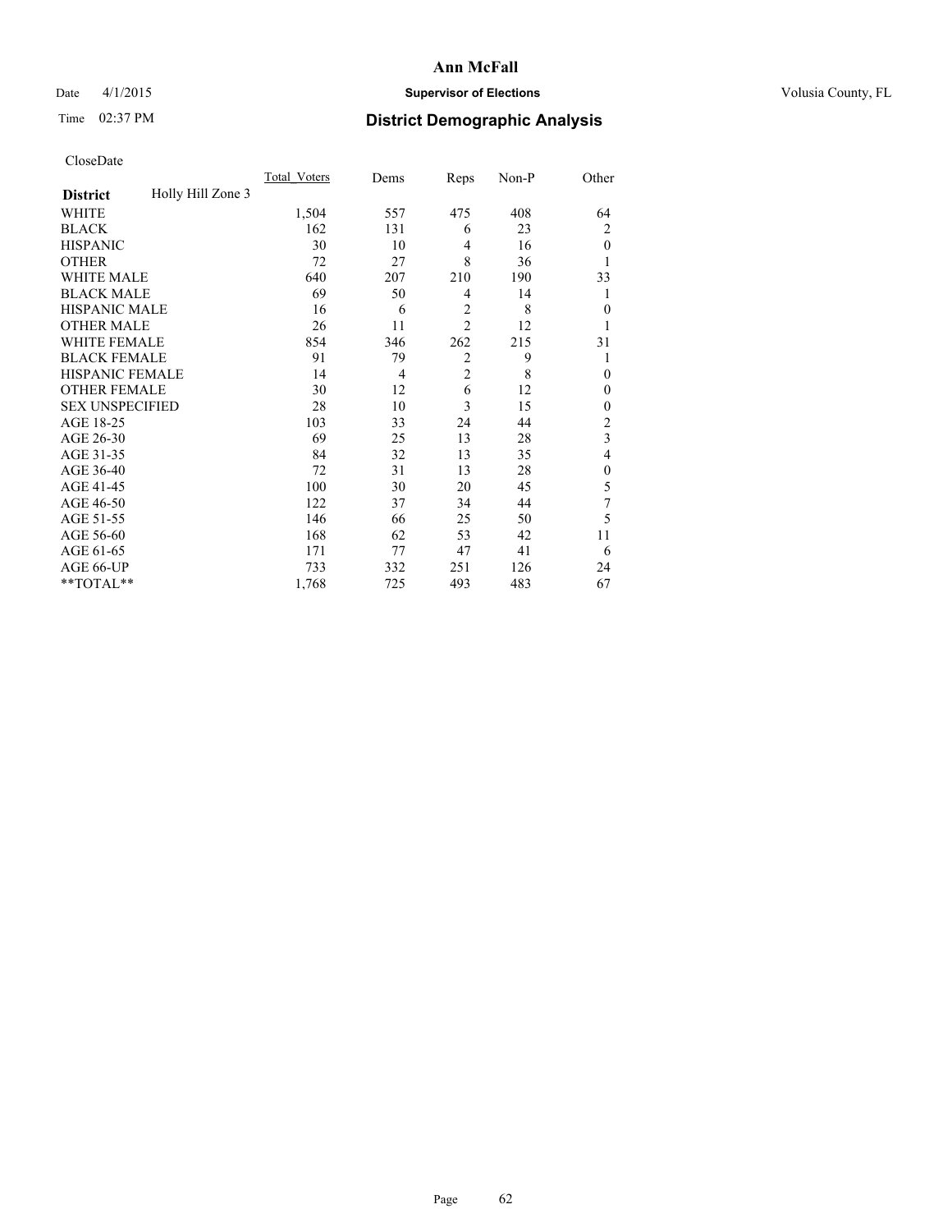# Ann McFall

Date 4/1/2015 **Supervisor of Elections** Volusia County, FL

Time 02:37 PM **District Demographic Analysis**

CloseDate

| **District** Holly Hill Zone 3 | Total_Voters | Dems | Reps | Non-P | Other |
|---|---|---|---|---|---|
| WHITE | 1,504 | 557 | 475 | 408 | 64 |
| BLACK | 162 | 131 | 6 | 23 | 2 |
| HISPANIC | 30 | 10 | 4 | 16 | 0 |
| OTHER | 72 | 27 | 8 | 36 | 1 |
| WHITE MALE | 640 | 207 | 210 | 190 | 33 |
| BLACK MALE | 69 | 50 | 4 | 14 | 1 |
| HISPANIC MALE | 16 | 6 | 2 | 8 | 0 |
| OTHER MALE | 26 | 11 | 2 | 12 | 1 |
| WHITE FEMALE | 854 | 346 | 262 | 215 | 31 |
| BLACK FEMALE | 91 | 79 | 2 | 9 | 1 |
| HISPANIC FEMALE | 14 | 4 | 2 | 8 | 0 |
| OTHER FEMALE | 30 | 12 | 6 | 12 | 0 |
| SEX UNSPECIFIED | 28 | 10 | 3 | 15 | 0 |
| AGE 18-25 | 103 | 33 | 24 | 44 | 2 |
| AGE 26-30 | 69 | 25 | 13 | 28 | 3 |
| AGE 31-35 | 84 | 32 | 13 | 35 | 4 |
| AGE 36-40 | 72 | 31 | 13 | 28 | 0 |
| AGE 41-45 | 100 | 30 | 20 | 45 | 5 |
| AGE 46-50 | 122 | 37 | 34 | 44 | 7 |
| AGE 51-55 | 146 | 66 | 25 | 50 | 5 |
| AGE 56-60 | 168 | 62 | 53 | 42 | 11 |
| AGE 61-65 | 171 | 77 | 47 | 41 | 6 |
| AGE 66-UP | 733 | 332 | 251 | 126 | 24 |
| **TOTAL** | 1,768 | 725 | 493 | 483 | 67 |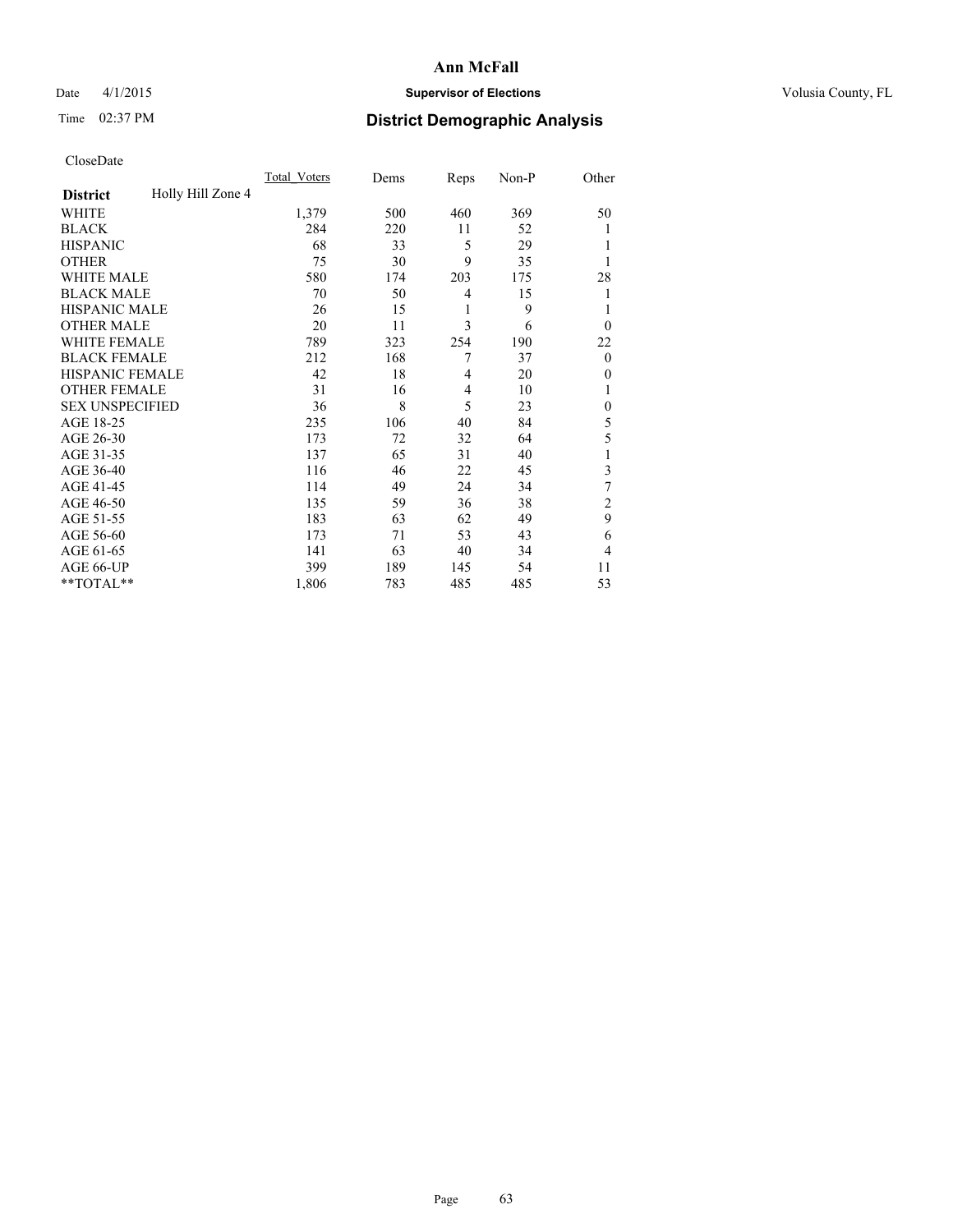# Ann McFall

Date 4/1/2015 **Supervisor of Elections** Volusia County, FL

Time 02:37 PM **District Demographic Analysis**

CloseDate

| **District** Holly Hill Zone 4 | Total_Voters | Dems | Reps | Non-P | Other |
|---|---|---|---|---|---|
| WHITE | 1,379 | 500 | 460 | 369 | 50 |
| BLACK | 284 | 220 | 11 | 52 | 1 |
| HISPANIC | 68 | 33 | 5 | 29 | 1 |
| OTHER | 75 | 30 | 9 | 35 | 1 |
| WHITE MALE | 580 | 174 | 203 | 175 | 28 |
| BLACK MALE | 70 | 50 | 4 | 15 | 1 |
| HISPANIC MALE | 26 | 15 | 1 | 9 | 1 |
| OTHER MALE | 20 | 11 | 3 | 6 | 0 |
| WHITE FEMALE | 789 | 323 | 254 | 190 | 22 |
| BLACK FEMALE | 212 | 168 | 7 | 37 | 0 |
| HISPANIC FEMALE | 42 | 18 | 4 | 20 | 0 |
| OTHER FEMALE | 31 | 16 | 4 | 10 | 1 |
| SEX UNSPECIFIED | 36 | 8 | 5 | 23 | 0 |
| AGE 18-25 | 235 | 106 | 40 | 84 | 5 |
| AGE 26-30 | 173 | 72 | 32 | 64 | 5 |
| AGE 31-35 | 137 | 65 | 31 | 40 | 1 |
| AGE 36-40 | 116 | 46 | 22 | 45 | 3 |
| AGE 41-45 | 114 | 49 | 24 | 34 | 7 |
| AGE 46-50 | 135 | 59 | 36 | 38 | 2 |
| AGE 51-55 | 183 | 63 | 62 | 49 | 9 |
| AGE 56-60 | 173 | 71 | 53 | 43 | 6 |
| AGE 61-65 | 141 | 63 | 40 | 34 | 4 |
| AGE 66-UP | 399 | 189 | 145 | 54 | 11 |
| **TOTAL** | 1,806 | 783 | 485 | 485 | 53 |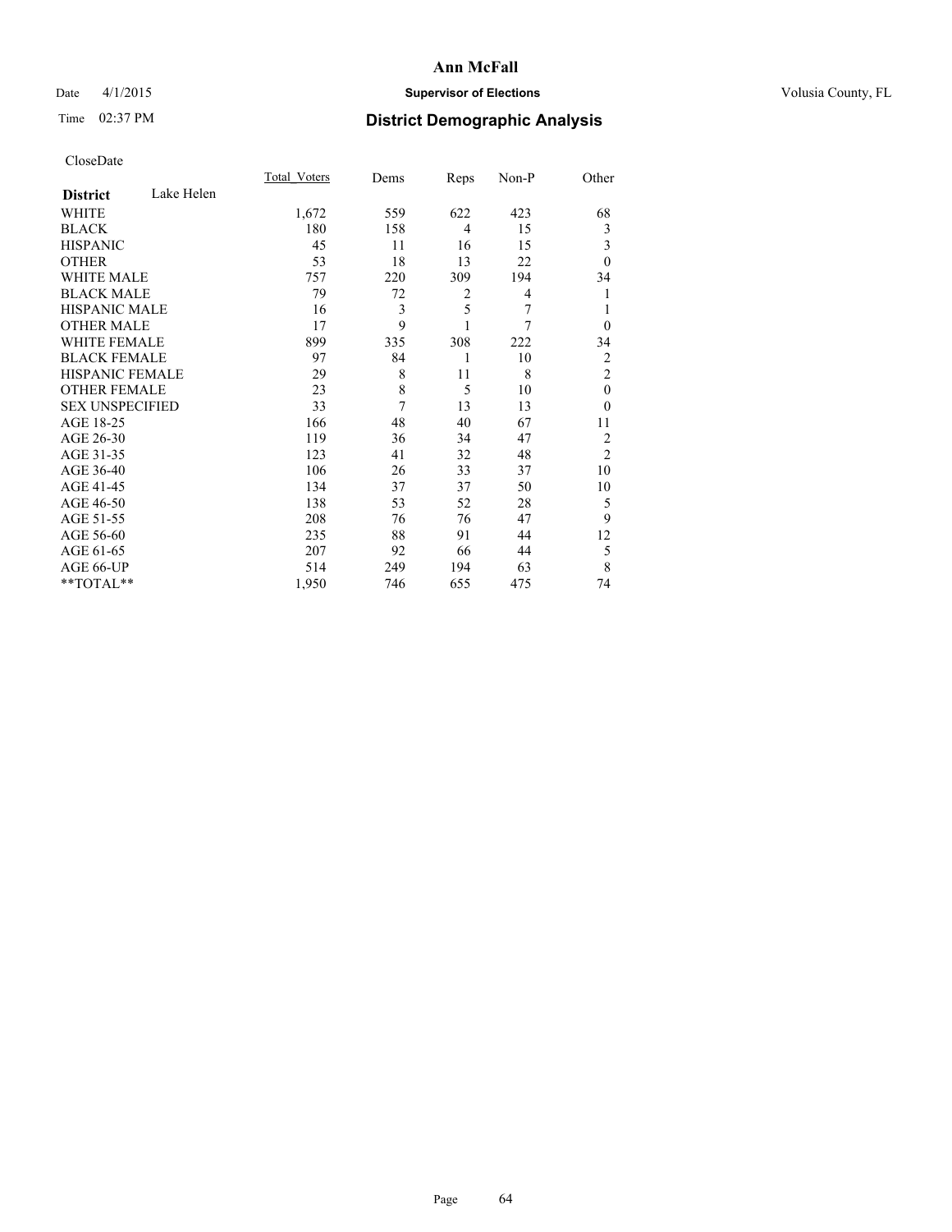# Ann McFall

Date 4/1/2015 **Supervisor of Elections** Volusia County, FL

Time 02:37 PM **District Demographic Analysis**

CloseDate

| **District** Lake Helen | Total_Voters | Dems | Reps | Non-P | Other |
|---|---|---|---|---|---|
| WHITE | 1,672 | 559 | 622 | 423 | 68 |
| BLACK | 180 | 158 | 4 | 15 | 3 |
| HISPANIC | 45 | 11 | 16 | 15 | 3 |
| OTHER | 53 | 18 | 13 | 22 | 0 |
| WHITE MALE | 757 | 220 | 309 | 194 | 34 |
| BLACK MALE | 79 | 72 | 2 | 4 | 1 |
| HISPANIC MALE | 16 | 3 | 5 | 7 | 1 |
| OTHER MALE | 17 | 9 | 1 | 7 | 0 |
| WHITE FEMALE | 899 | 335 | 308 | 222 | 34 |
| BLACK FEMALE | 97 | 84 | 1 | 10 | 2 |
| HISPANIC FEMALE | 29 | 8 | 11 | 8 | 2 |
| OTHER FEMALE | 23 | 8 | 5 | 10 | 0 |
| SEX UNSPECIFIED | 33 | 7 | 13 | 13 | 0 |
| AGE 18-25 | 166 | 48 | 40 | 67 | 11 |
| AGE 26-30 | 119 | 36 | 34 | 47 | 2 |
| AGE 31-35 | 123 | 41 | 32 | 48 | 2 |
| AGE 36-40 | 106 | 26 | 33 | 37 | 10 |
| AGE 41-45 | 134 | 37 | 37 | 50 | 10 |
| AGE 46-50 | 138 | 53 | 52 | 28 | 5 |
| AGE 51-55 | 208 | 76 | 76 | 47 | 9 |
| AGE 56-60 | 235 | 88 | 91 | 44 | 12 |
| AGE 61-65 | 207 | 92 | 66 | 44 | 5 |
| AGE 66-UP | 514 | 249 | 194 | 63 | 8 |
| **TOTAL** | 1,950 | 746 | 655 | 475 | 74 |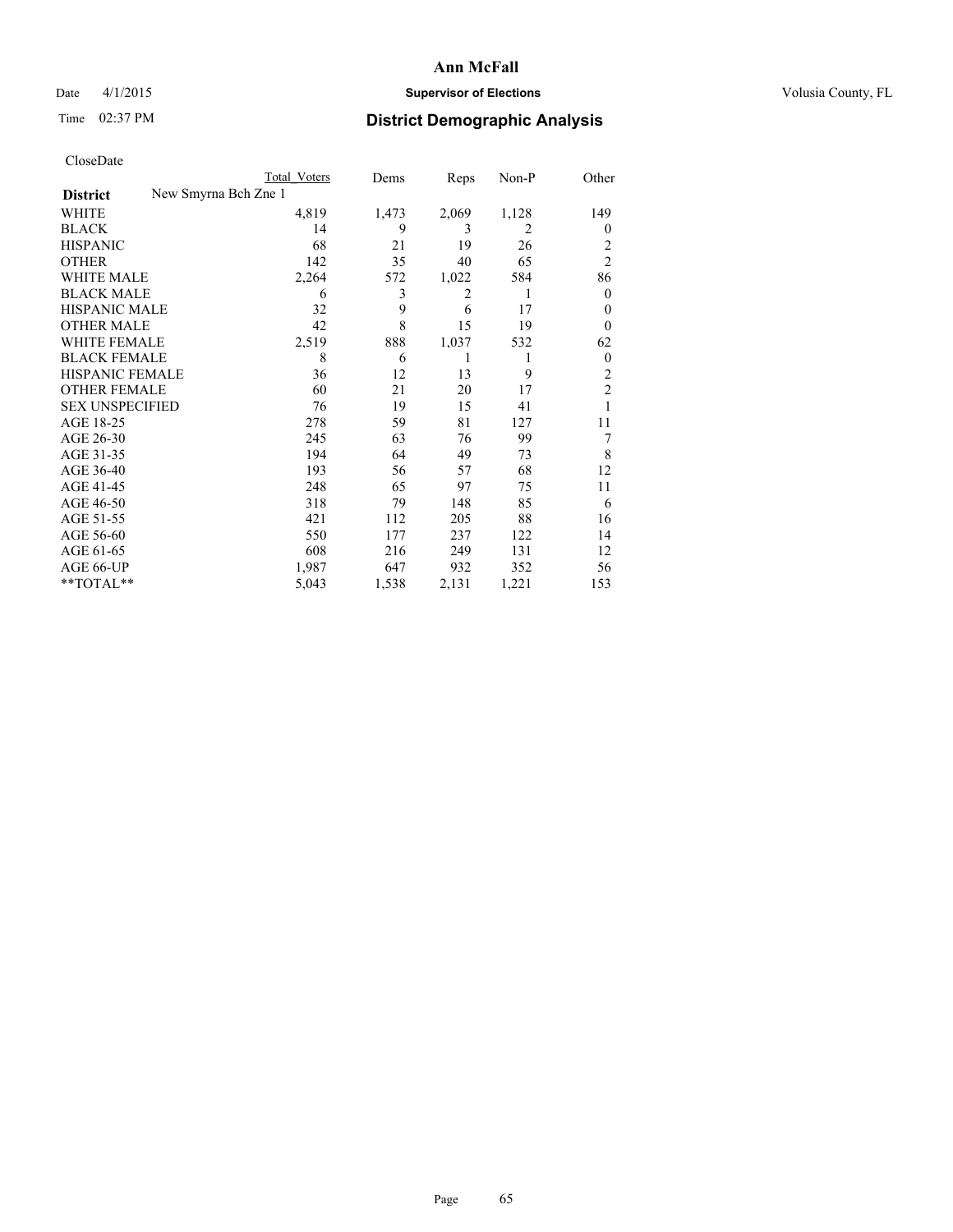# Ann McFall

Date 4/1/2015 **Supervisor of Elections** Volusia County, FL

Time 02:37 PM **District Demographic Analysis**

CloseDate

| District | New Smyrna Bch Zne 1 | Total Voters | Dems | Reps | Non-P | Other |
|---|---|---|---|---|---|---|
| WHITE | | 4,819 | 1,473 | 2,069 | 1,128 | 149 |
| BLACK | | 14 | 9 | 3 | 2 | 0 |
| HISPANIC | | 68 | 21 | 19 | 26 | 2 |
| OTHER | | 142 | 35 | 40 | 65 | 2 |
| WHITE MALE | | 2,264 | 572 | 1,022 | 584 | 86 |
| BLACK MALE | | 6 | 3 | 2 | 1 | 0 |
| HISPANIC MALE | | 32 | 9 | 6 | 17 | 0 |
| OTHER MALE | | 42 | 8 | 15 | 19 | 0 |
| WHITE FEMALE | | 2,519 | 888 | 1,037 | 532 | 62 |
| BLACK FEMALE | | 8 | 6 | 1 | 1 | 0 |
| HISPANIC FEMALE | | 36 | 12 | 13 | 9 | 2 |
| OTHER FEMALE | | 60 | 21 | 20 | 17 | 2 |
| SEX UNSPECIFIED | | 76 | 19 | 15 | 41 | 1 |
| AGE 18-25 | | 278 | 59 | 81 | 127 | 11 |
| AGE 26-30 | | 245 | 63 | 76 | 99 | 7 |
| AGE 31-35 | | 194 | 64 | 49 | 73 | 8 |
| AGE 36-40 | | 193 | 56 | 57 | 68 | 12 |
| AGE 41-45 | | 248 | 65 | 97 | 75 | 11 |
| AGE 46-50 | | 318 | 79 | 148 | 85 | 6 |
| AGE 51-55 | | 421 | 112 | 205 | 88 | 16 |
| AGE 56-60 | | 550 | 177 | 237 | 122 | 14 |
| AGE 61-65 | | 608 | 216 | 249 | 131 | 12 |
| AGE 66-UP | | 1,987 | 647 | 932 | 352 | 56 |
| **TOTAL** | | 5,043 | 1,538 | 2,131 | 1,221 | 153 |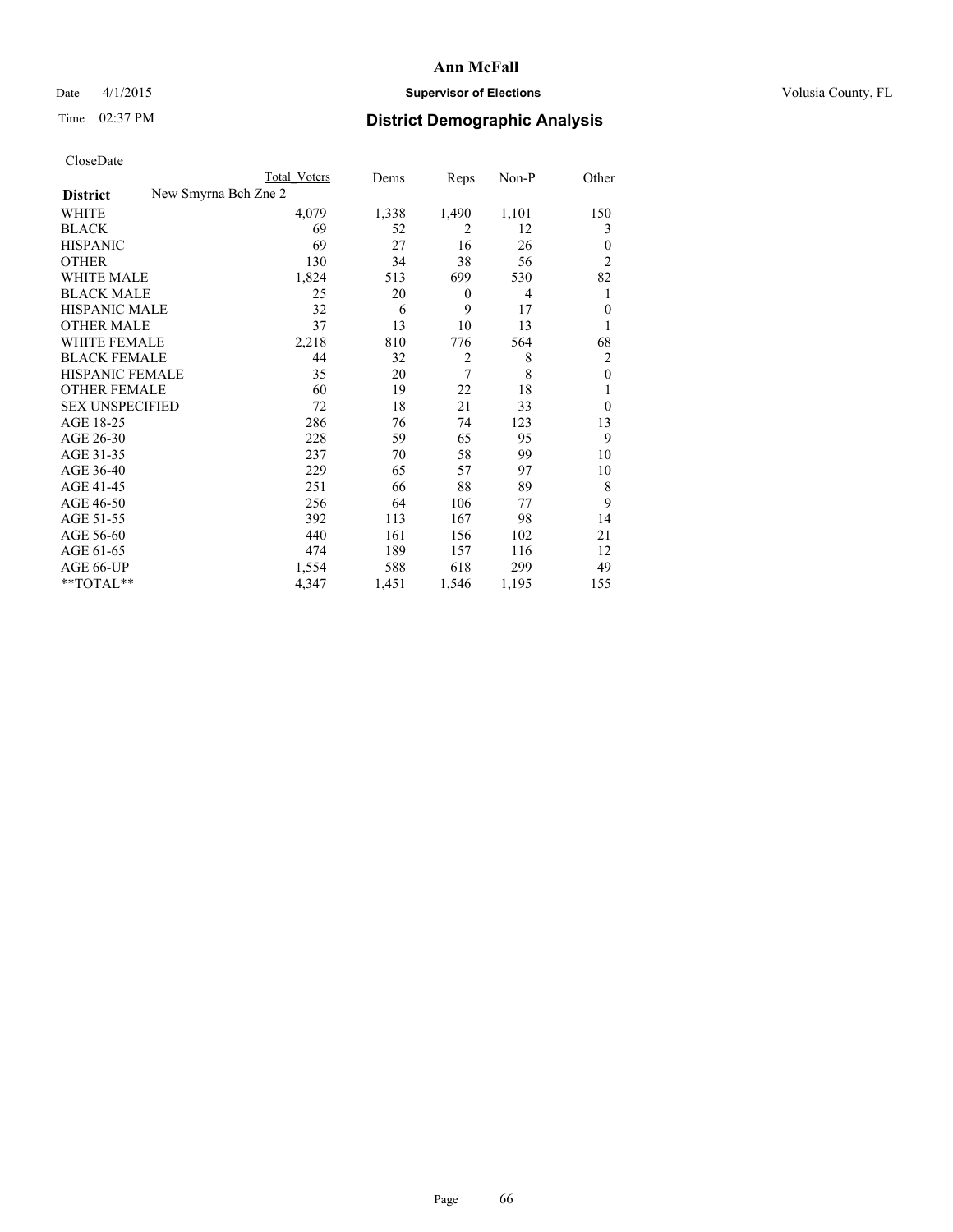**Ann McFall**

Date 4/1/2015 **Supervisor of Elections** Volusia County, FL

Time 02:37 PM **District Demographic Analysis**

CloseDate

| District | New Smyrna Bch Zne 2 | Total Voters | Dems | Reps | Non-P | Other |
|---|---|---|---|---|---|---|
| WHITE | | 4,079 | 1,338 | 1,490 | 1,101 | 150 |
| BLACK | | 69 | 52 | 2 | 12 | 3 |
| HISPANIC | | 69 | 27 | 16 | 26 | 0 |
| OTHER | | 130 | 34 | 38 | 56 | 2 |
| WHITE MALE | | 1,824 | 513 | 699 | 530 | 82 |
| BLACK MALE | | 25 | 20 | 0 | 4 | 1 |
| HISPANIC MALE | | 32 | 6 | 9 | 17 | 0 |
| OTHER MALE | | 37 | 13 | 10 | 13 | 1 |
| WHITE FEMALE | | 2,218 | 810 | 776 | 564 | 68 |
| BLACK FEMALE | | 44 | 32 | 2 | 8 | 2 |
| HISPANIC FEMALE | | 35 | 20 | 7 | 8 | 0 |
| OTHER FEMALE | | 60 | 19 | 22 | 18 | 1 |
| SEX UNSPECIFIED | | 72 | 18 | 21 | 33 | 0 |
| AGE 18-25 | | 286 | 76 | 74 | 123 | 13 |
| AGE 26-30 | | 228 | 59 | 65 | 95 | 9 |
| AGE 31-35 | | 237 | 70 | 58 | 99 | 10 |
| AGE 36-40 | | 229 | 65 | 57 | 97 | 10 |
| AGE 41-45 | | 251 | 66 | 88 | 89 | 8 |
| AGE 46-50 | | 256 | 64 | 106 | 77 | 9 |
| AGE 51-55 | | 392 | 113 | 167 | 98 | 14 |
| AGE 56-60 | | 440 | 161 | 156 | 102 | 21 |
| AGE 61-65 | | 474 | 189 | 157 | 116 | 12 |
| AGE 66-UP | | 1,554 | 588 | 618 | 299 | 49 |
| **TOTAL** | | 4,347 | 1,451 | 1,546 | 1,195 | 155 |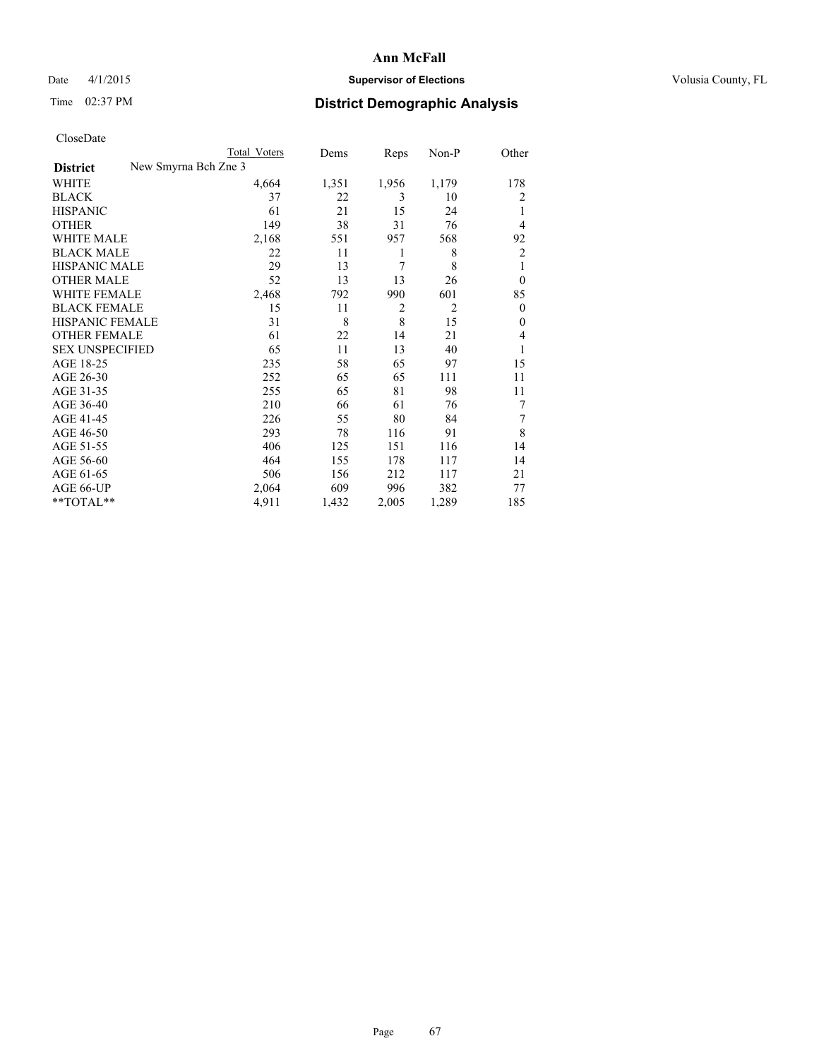# Ann McFall

Date 4/1/2015 **Supervisor of Elections** Volusia County, FL

Time 02:37 PM **District Demographic Analysis**

CloseDate

| **District** | New Smyrna Bch Zne 3 | Total Voters | Dems | Reps | Non-P | Other |
|---|---|---|---|---|---|---|
| WHITE | | 4,664 | 1,351 | 1,956 | 1,179 | 178 |
| BLACK | | 37 | 22 | 3 | 10 | 2 |
| HISPANIC | | 61 | 21 | 15 | 24 | 1 |
| OTHER | | 149 | 38 | 31 | 76 | 4 |
| WHITE MALE | | 2,168 | 551 | 957 | 568 | 92 |
| BLACK MALE | | 22 | 11 | 1 | 8 | 2 |
| HISPANIC MALE | | 29 | 13 | 7 | 8 | 1 |
| OTHER MALE | | 52 | 13 | 13 | 26 | 0 |
| WHITE FEMALE | | 2,468 | 792 | 990 | 601 | 85 |
| BLACK FEMALE | | 15 | 11 | 2 | 2 | 0 |
| HISPANIC FEMALE | | 31 | 8 | 8 | 15 | 0 |
| OTHER FEMALE | | 61 | 22 | 14 | 21 | 4 |
| SEX UNSPECIFIED | | 65 | 11 | 13 | 40 | 1 |
| AGE 18-25 | | 235 | 58 | 65 | 97 | 15 |
| AGE 26-30 | | 252 | 65 | 65 | 111 | 11 |
| AGE 31-35 | | 255 | 65 | 81 | 98 | 11 |
| AGE 36-40 | | 210 | 66 | 61 | 76 | 7 |
| AGE 41-45 | | 226 | 55 | 80 | 84 | 7 |
| AGE 46-50 | | 293 | 78 | 116 | 91 | 8 |
| AGE 51-55 | | 406 | 125 | 151 | 116 | 14 |
| AGE 56-60 | | 464 | 155 | 178 | 117 | 14 |
| AGE 61-65 | | 506 | 156 | 212 | 117 | 21 |
| AGE 66-UP | | 2,064 | 609 | 996 | 382 | 77 |
| **TOTAL** | | 4,911 | 1,432 | 2,005 | 1,289 | 185 |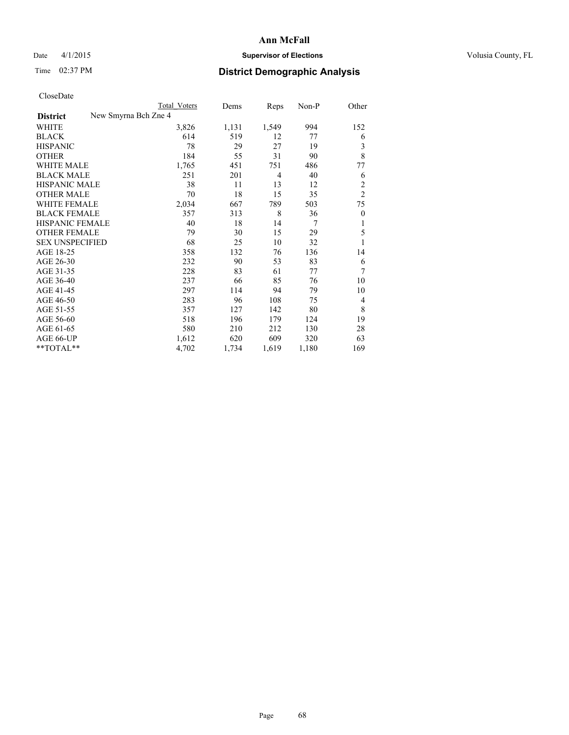**Ann McFall**

Date 4/1/2015 **Supervisor of Elections** Volusia County, FL

Time 02:37 PM **District Demographic Analysis**

CloseDate

| | Total Voters | Dems | Reps | Non-P | Other |
|---|---|---|---|---|---|
| **District** New Smyrna Bch Zne 4 | | | | | |
| WHITE | 3,826 | 1,131 | 1,549 | 994 | 152 |
| BLACK | 614 | 519 | 12 | 77 | 6 |
| HISPANIC | 78 | 29 | 27 | 19 | 3 |
| OTHER | 184 | 55 | 31 | 90 | 8 |
| WHITE MALE | 1,765 | 451 | 751 | 486 | 77 |
| BLACK MALE | 251 | 201 | 4 | 40 | 6 |
| HISPANIC MALE | 38 | 11 | 13 | 12 | 2 |
| OTHER MALE | 70 | 18 | 15 | 35 | 2 |
| WHITE FEMALE | 2,034 | 667 | 789 | 503 | 75 |
| BLACK FEMALE | 357 | 313 | 8 | 36 | 0 |
| HISPANIC FEMALE | 40 | 18 | 14 | 7 | 1 |
| OTHER FEMALE | 79 | 30 | 15 | 29 | 5 |
| SEX UNSPECIFIED | 68 | 25 | 10 | 32 | 1 |
| AGE 18-25 | 358 | 132 | 76 | 136 | 14 |
| AGE 26-30 | 232 | 90 | 53 | 83 | 6 |
| AGE 31-35 | 228 | 83 | 61 | 77 | 7 |
| AGE 36-40 | 237 | 66 | 85 | 76 | 10 |
| AGE 41-45 | 297 | 114 | 94 | 79 | 10 |
| AGE 46-50 | 283 | 96 | 108 | 75 | 4 |
| AGE 51-55 | 357 | 127 | 142 | 80 | 8 |
| AGE 56-60 | 518 | 196 | 179 | 124 | 19 |
| AGE 61-65 | 580 | 210 | 212 | 130 | 28 |
| AGE 66-UP | 1,612 | 620 | 609 | 320 | 63 |
| **TOTAL** | 4,702 | 1,734 | 1,619 | 1,180 | 169 |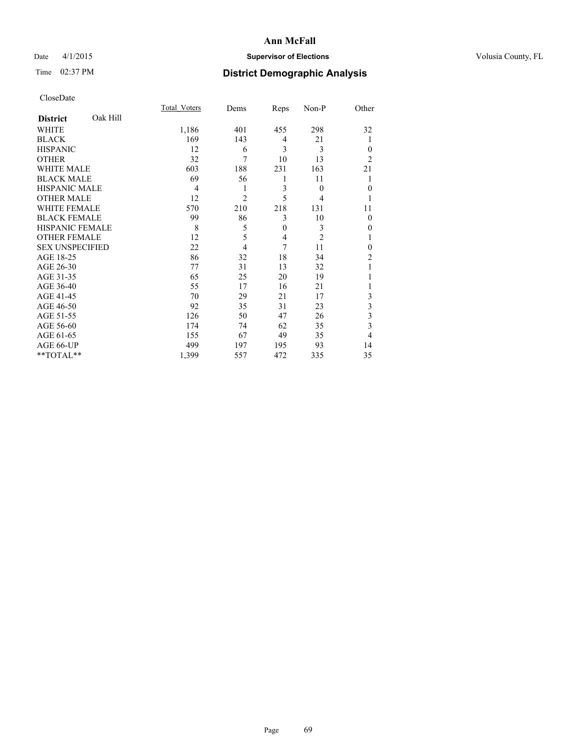**Ann McFall**

Date 4/1/2015 **Supervisor of Elections** Volusia County, FL

Time 02:37 PM **District Demographic Analysis**

CloseDate

| **District** Oak Hill | Total_Voters | Dems | Reps | Non-P | Other |
|---|---|---|---|---|---|
| WHITE | 1,186 | 401 | 455 | 298 | 32 |
| BLACK | 169 | 143 | 4 | 21 | 1 |
| HISPANIC | 12 | 6 | 3 | 3 | 0 |
| OTHER | 32 | 7 | 10 | 13 | 2 |
| WHITE MALE | 603 | 188 | 231 | 163 | 21 |
| BLACK MALE | 69 | 56 | 1 | 11 | 1 |
| HISPANIC MALE | 4 | 1 | 3 | 0 | 0 |
| OTHER MALE | 12 | 2 | 5 | 4 | 1 |
| WHITE FEMALE | 570 | 210 | 218 | 131 | 11 |
| BLACK FEMALE | 99 | 86 | 3 | 10 | 0 |
| HISPANIC FEMALE | 8 | 5 | 0 | 3 | 0 |
| OTHER FEMALE | 12 | 5 | 4 | 2 | 1 |
| SEX UNSPECIFIED | 22 | 4 | 7 | 11 | 0 |
| AGE 18-25 | 86 | 32 | 18 | 34 | 2 |
| AGE 26-30 | 77 | 31 | 13 | 32 | 1 |
| AGE 31-35 | 65 | 25 | 20 | 19 | 1 |
| AGE 36-40 | 55 | 17 | 16 | 21 | 1 |
| AGE 41-45 | 70 | 29 | 21 | 17 | 3 |
| AGE 46-50 | 92 | 35 | 31 | 23 | 3 |
| AGE 51-55 | 126 | 50 | 47 | 26 | 3 |
| AGE 56-60 | 174 | 74 | 62 | 35 | 3 |
| AGE 61-65 | 155 | 67 | 49 | 35 | 4 |
| AGE 66-UP | 499 | 197 | 195 | 93 | 14 |
| **TOTAL** | 1,399 | 557 | 472 | 335 | 35 |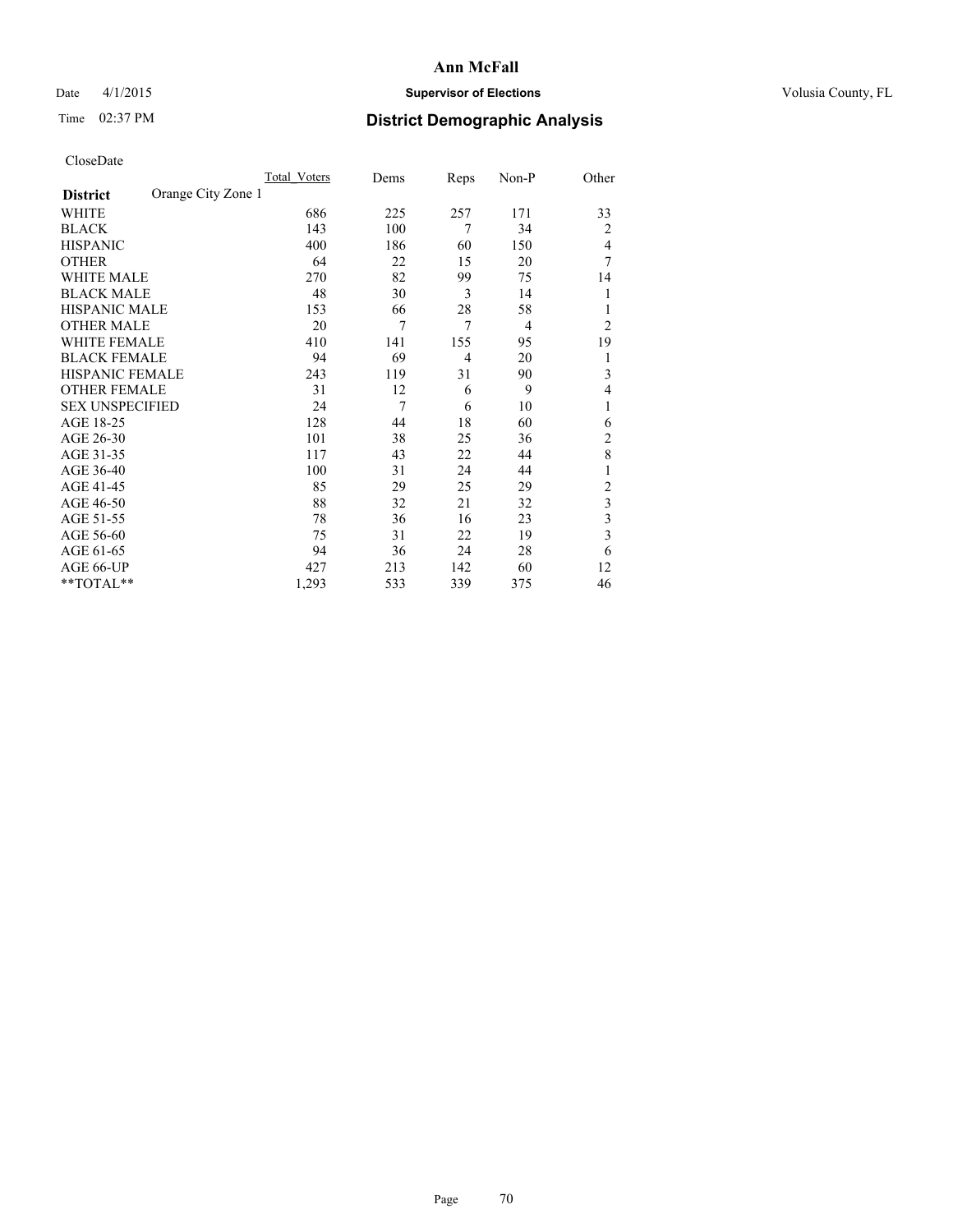# Ann McFall

Date 4/1/2015 **Supervisor of Elections** Volusia County, FL

Time 02:37 PM **District Demographic Analysis**

CloseDate

| District | Orange City Zone 1 | Total_Voters | Dems | Reps | Non-P | Other |
|---|---|---|---|---|---|---|
| WHITE | | 686 | 225 | 257 | 171 | 33 |
| BLACK | | 143 | 100 | 7 | 34 | 2 |
| HISPANIC | | 400 | 186 | 60 | 150 | 4 |
| OTHER | | 64 | 22 | 15 | 20 | 7 |
| WHITE MALE | | 270 | 82 | 99 | 75 | 14 |
| BLACK MALE | | 48 | 30 | 3 | 14 | 1 |
| HISPANIC MALE | | 153 | 66 | 28 | 58 | 1 |
| OTHER MALE | | 20 | 7 | 7 | 4 | 2 |
| WHITE FEMALE | | 410 | 141 | 155 | 95 | 19 |
| BLACK FEMALE | | 94 | 69 | 4 | 20 | 1 |
| HISPANIC FEMALE | | 243 | 119 | 31 | 90 | 3 |
| OTHER FEMALE | | 31 | 12 | 6 | 9 | 4 |
| SEX UNSPECIFIED | | 24 | 7 | 6 | 10 | 1 |
| AGE 18-25 | | 128 | 44 | 18 | 60 | 6 |
| AGE 26-30 | | 101 | 38 | 25 | 36 | 2 |
| AGE 31-35 | | 117 | 43 | 22 | 44 | 8 |
| AGE 36-40 | | 100 | 31 | 24 | 44 | 1 |
| AGE 41-45 | | 85 | 29 | 25 | 29 | 2 |
| AGE 46-50 | | 88 | 32 | 21 | 32 | 3 |
| AGE 51-55 | | 78 | 36 | 16 | 23 | 3 |
| AGE 56-60 | | 75 | 31 | 22 | 19 | 3 |
| AGE 61-65 | | 94 | 36 | 24 | 28 | 6 |
| AGE 66-UP | | 427 | 213 | 142 | 60 | 12 |
| **TOTAL** | | 1,293 | 533 | 339 | 375 | 46 |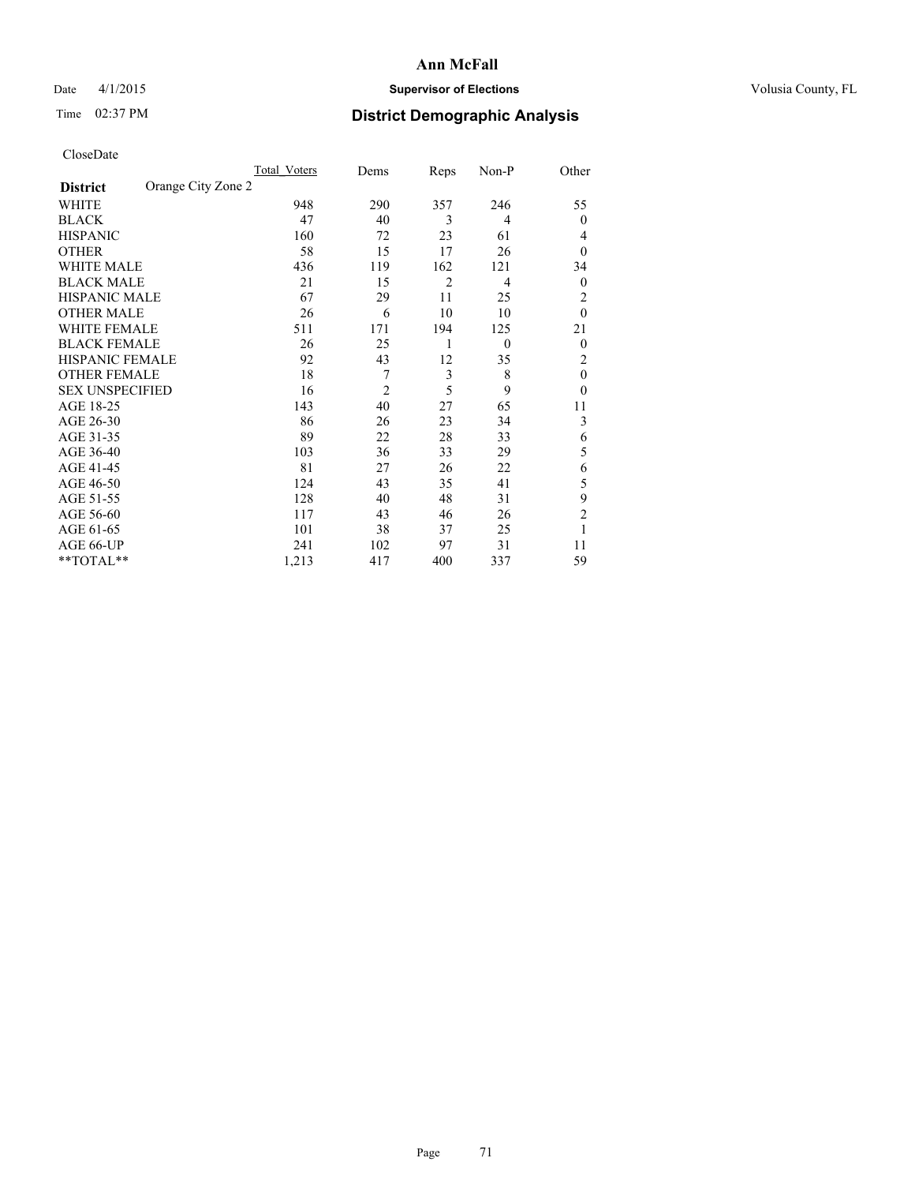# Ann McFall

Date 4/1/2015 **Supervisor of Elections** Volusia County, FL

Time 02:37 PM **District Demographic Analysis**

CloseDate

| District | Orange City Zone 2 | Total_Voters | Dems | Reps | Non-P | Other |
|---|---|---|---|---|---|---|
| WHITE | | 948 | 290 | 357 | 246 | 55 |
| BLACK | | 47 | 40 | 3 | 4 | 0 |
| HISPANIC | | 160 | 72 | 23 | 61 | 4 |
| OTHER | | 58 | 15 | 17 | 26 | 0 |
| WHITE MALE | | 436 | 119 | 162 | 121 | 34 |
| BLACK MALE | | 21 | 15 | 2 | 4 | 0 |
| HISPANIC MALE | | 67 | 29 | 11 | 25 | 2 |
| OTHER MALE | | 26 | 6 | 10 | 10 | 0 |
| WHITE FEMALE | | 511 | 171 | 194 | 125 | 21 |
| BLACK FEMALE | | 26 | 25 | 1 | 0 | 0 |
| HISPANIC FEMALE | | 92 | 43 | 12 | 35 | 2 |
| OTHER FEMALE | | 18 | 7 | 3 | 8 | 0 |
| SEX UNSPECIFIED | | 16 | 2 | 5 | 9 | 0 |
| AGE 18-25 | | 143 | 40 | 27 | 65 | 11 |
| AGE 26-30 | | 86 | 26 | 23 | 34 | 3 |
| AGE 31-35 | | 89 | 22 | 28 | 33 | 6 |
| AGE 36-40 | | 103 | 36 | 33 | 29 | 5 |
| AGE 41-45 | | 81 | 27 | 26 | 22 | 6 |
| AGE 46-50 | | 124 | 43 | 35 | 41 | 5 |
| AGE 51-55 | | 128 | 40 | 48 | 31 | 9 |
| AGE 56-60 | | 117 | 43 | 46 | 26 | 2 |
| AGE 61-65 | | 101 | 38 | 37 | 25 | 1 |
| AGE 66-UP | | 241 | 102 | 97 | 31 | 11 |
| **TOTAL** | | 1,213 | 417 | 400 | 337 | 59 |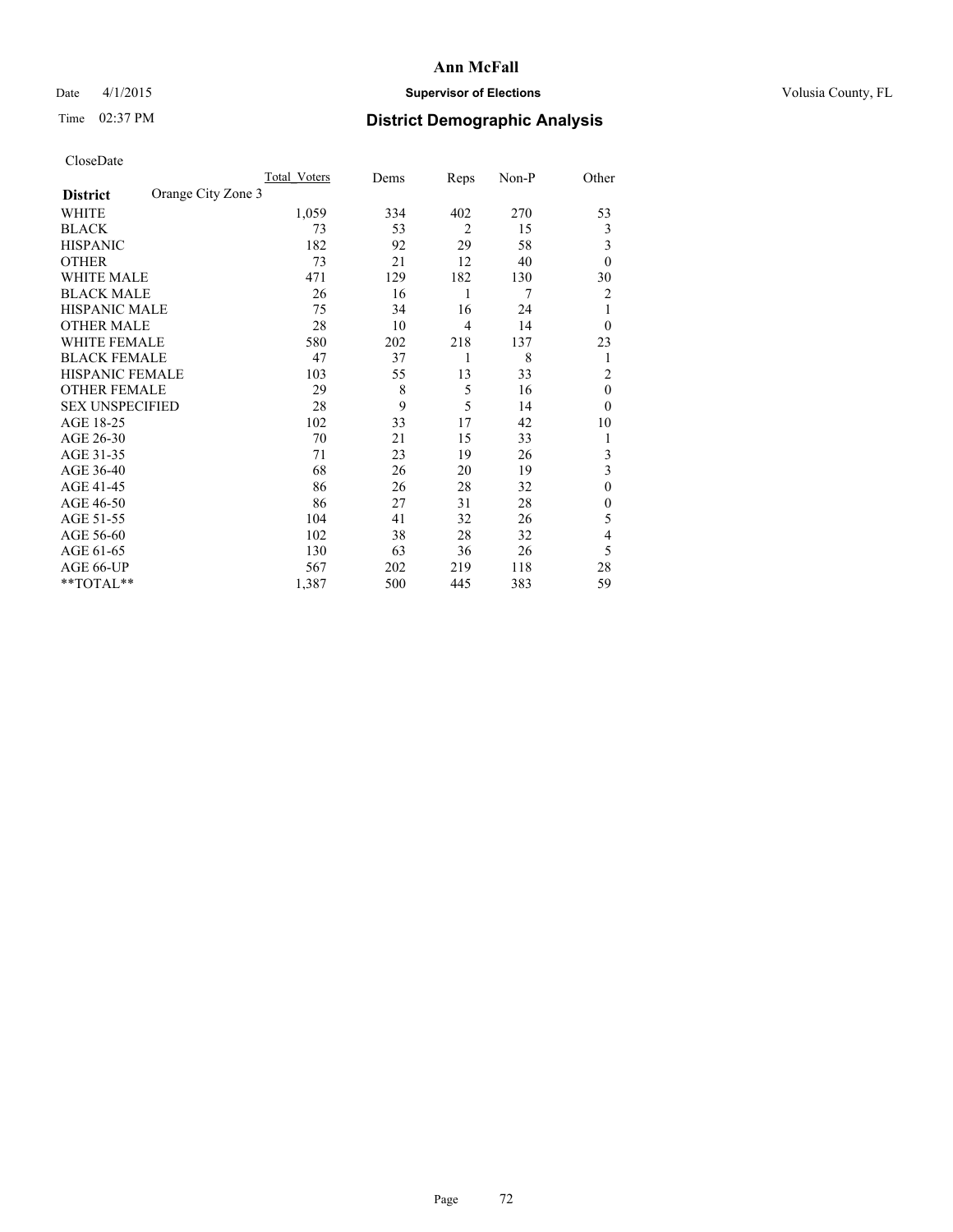# Ann McFall

Date 4/1/2015 **Supervisor of Elections** Volusia County, FL

Time 02:37 PM **District Demographic Analysis**

CloseDate

| **District** Orange City Zone 3 | Total_Voters | Dems | Reps | Non-P | Other |
|---|---|---|---|---|---|
| WHITE | 1,059 | 334 | 402 | 270 | 53 |
| BLACK | 73 | 53 | 2 | 15 | 3 |
| HISPANIC | 182 | 92 | 29 | 58 | 3 |
| OTHER | 73 | 21 | 12 | 40 | 0 |
| WHITE MALE | 471 | 129 | 182 | 130 | 30 |
| BLACK MALE | 26 | 16 | 1 | 7 | 2 |
| HISPANIC MALE | 75 | 34 | 16 | 24 | 1 |
| OTHER MALE | 28 | 10 | 4 | 14 | 0 |
| WHITE FEMALE | 580 | 202 | 218 | 137 | 23 |
| BLACK FEMALE | 47 | 37 | 1 | 8 | 1 |
| HISPANIC FEMALE | 103 | 55 | 13 | 33 | 2 |
| OTHER FEMALE | 29 | 8 | 5 | 16 | 0 |
| SEX UNSPECIFIED | 28 | 9 | 5 | 14 | 0 |
| AGE 18-25 | 102 | 33 | 17 | 42 | 10 |
| AGE 26-30 | 70 | 21 | 15 | 33 | 1 |
| AGE 31-35 | 71 | 23 | 19 | 26 | 3 |
| AGE 36-40 | 68 | 26 | 20 | 19 | 3 |
| AGE 41-45 | 86 | 26 | 28 | 32 | 0 |
| AGE 46-50 | 86 | 27 | 31 | 28 | 0 |
| AGE 51-55 | 104 | 41 | 32 | 26 | 5 |
| AGE 56-60 | 102 | 38 | 28 | 32 | 4 |
| AGE 61-65 | 130 | 63 | 36 | 26 | 5 |
| AGE 66-UP | 567 | 202 | 219 | 118 | 28 |
| **TOTAL** | 1,387 | 500 | 445 | 383 | 59 |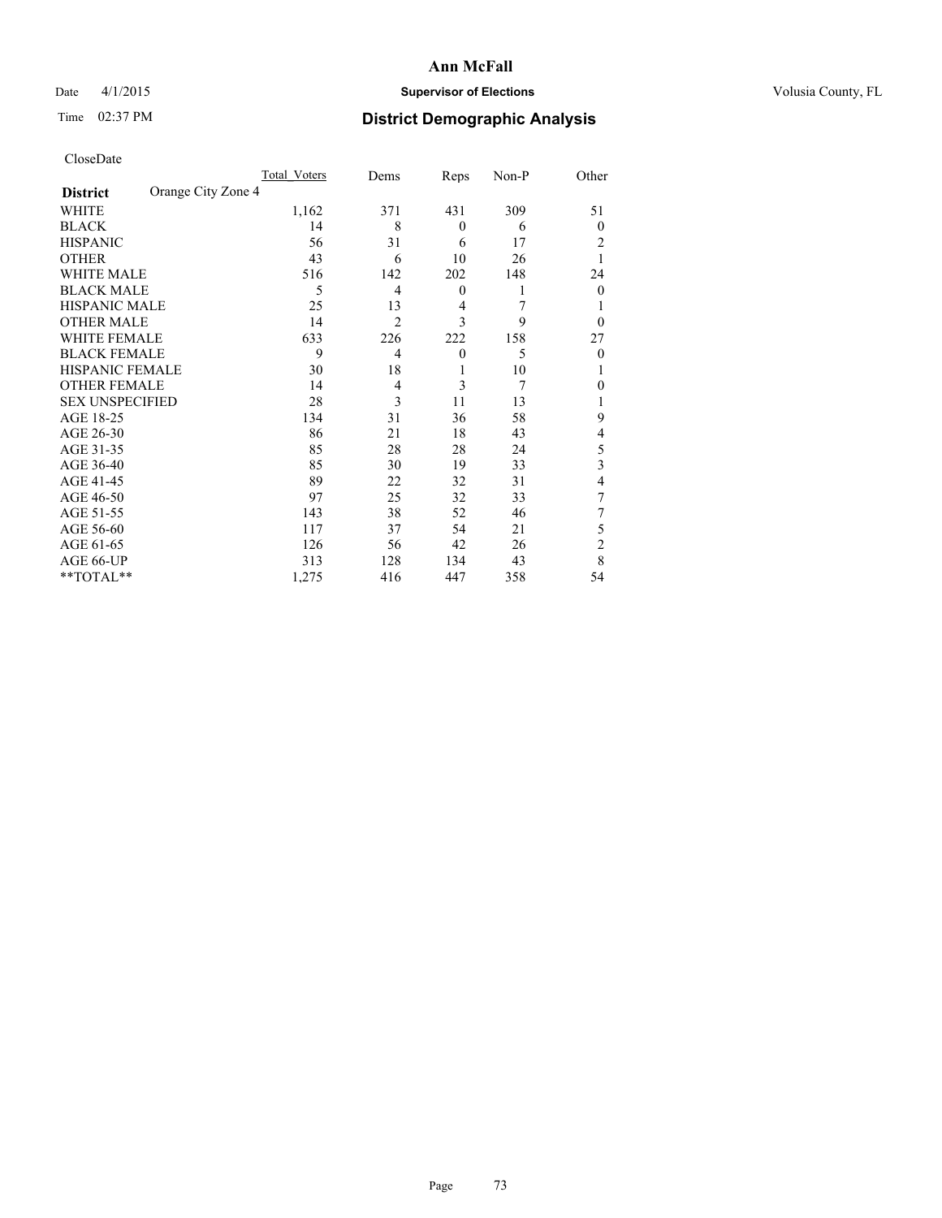# Ann McFall

Date 4/1/2015 **Supervisor of Elections** Volusia County, FL

Time 02:37 PM **District Demographic Analysis**

CloseDate

| District | Orange City Zone 4 | Total_Voters | Dems | Reps | Non-P | Other |
|---|---|---|---|---|---|---|
| WHITE | | 1,162 | 371 | 431 | 309 | 51 |
| BLACK | | 14 | 8 | 0 | 6 | 0 |
| HISPANIC | | 56 | 31 | 6 | 17 | 2 |
| OTHER | | 43 | 6 | 10 | 26 | 1 |
| WHITE MALE | | 516 | 142 | 202 | 148 | 24 |
| BLACK MALE | | 5 | 4 | 0 | 1 | 0 |
| HISPANIC MALE | | 25 | 13 | 4 | 7 | 1 |
| OTHER MALE | | 14 | 2 | 3 | 9 | 0 |
| WHITE FEMALE | | 633 | 226 | 222 | 158 | 27 |
| BLACK FEMALE | | 9 | 4 | 0 | 5 | 0 |
| HISPANIC FEMALE | | 30 | 18 | 1 | 10 | 1 |
| OTHER FEMALE | | 14 | 4 | 3 | 7 | 0 |
| SEX UNSPECIFIED | | 28 | 3 | 11 | 13 | 1 |
| AGE 18-25 | | 134 | 31 | 36 | 58 | 9 |
| AGE 26-30 | | 86 | 21 | 18 | 43 | 4 |
| AGE 31-35 | | 85 | 28 | 28 | 24 | 5 |
| AGE 36-40 | | 85 | 30 | 19 | 33 | 3 |
| AGE 41-45 | | 89 | 22 | 32 | 31 | 4 |
| AGE 46-50 | | 97 | 25 | 32 | 33 | 7 |
| AGE 51-55 | | 143 | 38 | 52 | 46 | 7 |
| AGE 56-60 | | 117 | 37 | 54 | 21 | 5 |
| AGE 61-65 | | 126 | 56 | 42 | 26 | 2 |
| AGE 66-UP | | 313 | 128 | 134 | 43 | 8 |
| **TOTAL** | | 1,275 | 416 | 447 | 358 | 54 |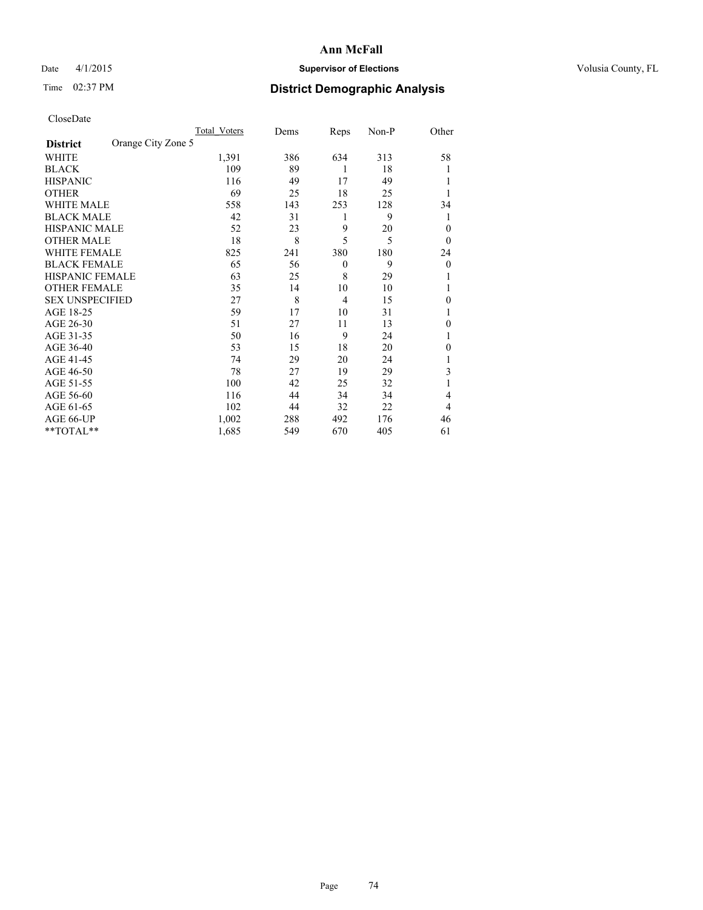**Ann McFall**

Date 4/1/2015 **Supervisor of Elections** Volusia County, FL

Time 02:37 PM **District Demographic Analysis**

CloseDate

| **District** Orange City Zone 5 | Total Voters | Dems | Reps | Non-P | Other |
|---|---|---|---|---|---|
| WHITE | 1,391 | 386 | 634 | 313 | 58 |
| BLACK | 109 | 89 | 1 | 18 | 1 |
| HISPANIC | 116 | 49 | 17 | 49 | 1 |
| OTHER | 69 | 25 | 18 | 25 | 1 |
| WHITE MALE | 558 | 143 | 253 | 128 | 34 |
| BLACK MALE | 42 | 31 | 1 | 9 | 1 |
| HISPANIC MALE | 52 | 23 | 9 | 20 | 0 |
| OTHER MALE | 18 | 8 | 5 | 5 | 0 |
| WHITE FEMALE | 825 | 241 | 380 | 180 | 24 |
| BLACK FEMALE | 65 | 56 | 0 | 9 | 0 |
| HISPANIC FEMALE | 63 | 25 | 8 | 29 | 1 |
| OTHER FEMALE | 35 | 14 | 10 | 10 | 1 |
| SEX UNSPECIFIED | 27 | 8 | 4 | 15 | 0 |
| AGE 18-25 | 59 | 17 | 10 | 31 | 1 |
| AGE 26-30 | 51 | 27 | 11 | 13 | 0 |
| AGE 31-35 | 50 | 16 | 9 | 24 | 1 |
| AGE 36-40 | 53 | 15 | 18 | 20 | 0 |
| AGE 41-45 | 74 | 29 | 20 | 24 | 1 |
| AGE 46-50 | 78 | 27 | 19 | 29 | 3 |
| AGE 51-55 | 100 | 42 | 25 | 32 | 1 |
| AGE 56-60 | 116 | 44 | 34 | 34 | 4 |
| AGE 61-65 | 102 | 44 | 32 | 22 | 4 |
| AGE 66-UP | 1,002 | 288 | 492 | 176 | 46 |
| **TOTAL** | 1,685 | 549 | 670 | 405 | 61 |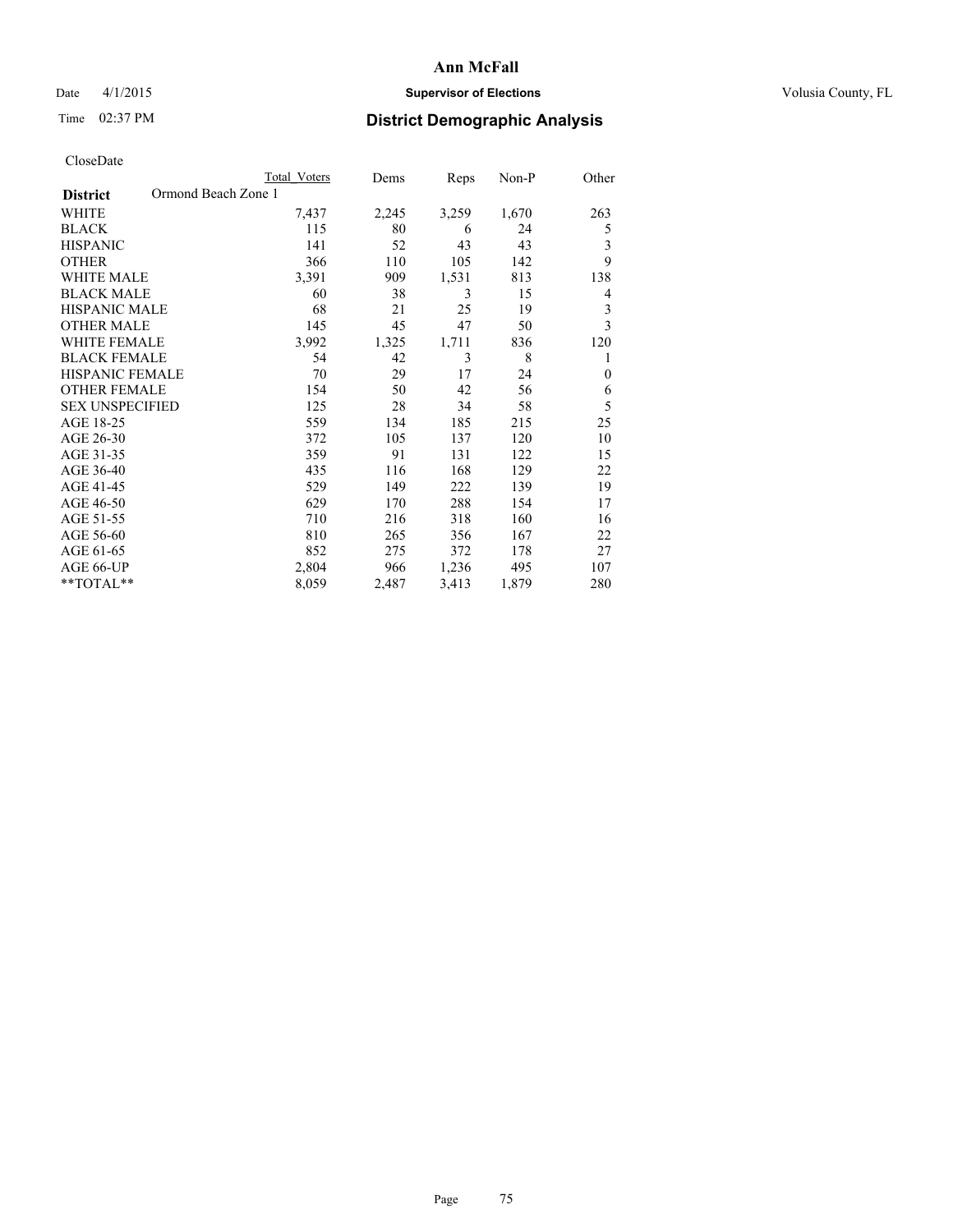# Ann McFall

Date 4/1/2015 **Supervisor of Elections** Volusia County, FL

Time 02:37 PM **District Demographic Analysis**

CloseDate

| **District** Ormond Beach Zone 1 | Total Voters | Dems | Reps | Non-P | Other |
|---|---|---|---|---|---|
| WHITE | 7,437 | 2,245 | 3,259 | 1,670 | 263 |
| BLACK | 115 | 80 | 6 | 24 | 5 |
| HISPANIC | 141 | 52 | 43 | 43 | 3 |
| OTHER | 366 | 110 | 105 | 142 | 9 |
| WHITE MALE | 3,391 | 909 | 1,531 | 813 | 138 |
| BLACK MALE | 60 | 38 | 3 | 15 | 4 |
| HISPANIC MALE | 68 | 21 | 25 | 19 | 3 |
| OTHER MALE | 145 | 45 | 47 | 50 | 3 |
| WHITE FEMALE | 3,992 | 1,325 | 1,711 | 836 | 120 |
| BLACK FEMALE | 54 | 42 | 3 | 8 | 1 |
| HISPANIC FEMALE | 70 | 29 | 17 | 24 | 0 |
| OTHER FEMALE | 154 | 50 | 42 | 56 | 6 |
| SEX UNSPECIFIED | 125 | 28 | 34 | 58 | 5 |
| AGE 18-25 | 559 | 134 | 185 | 215 | 25 |
| AGE 26-30 | 372 | 105 | 137 | 120 | 10 |
| AGE 31-35 | 359 | 91 | 131 | 122 | 15 |
| AGE 36-40 | 435 | 116 | 168 | 129 | 22 |
| AGE 41-45 | 529 | 149 | 222 | 139 | 19 |
| AGE 46-50 | 629 | 170 | 288 | 154 | 17 |
| AGE 51-55 | 710 | 216 | 318 | 160 | 16 |
| AGE 56-60 | 810 | 265 | 356 | 167 | 22 |
| AGE 61-65 | 852 | 275 | 372 | 178 | 27 |
| AGE 66-UP | 2,804 | 966 | 1,236 | 495 | 107 |
| **TOTAL** | 8,059 | 2,487 | 3,413 | 1,879 | 280 |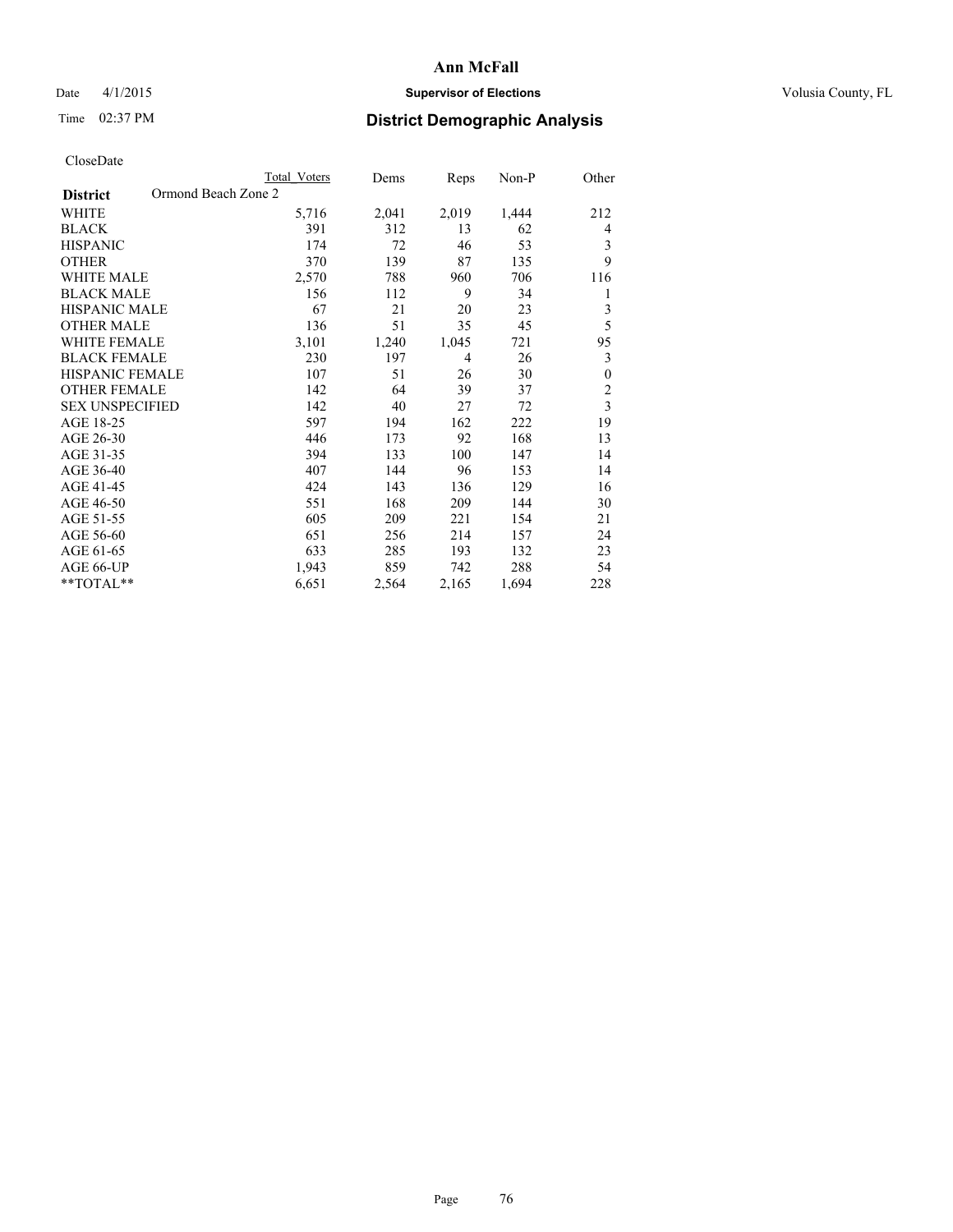# Ann McFall

Date 4/1/2015 **Supervisor of Elections** Volusia County, FL

Time 02:37 PM **District Demographic Analysis**

CloseDate

| | Total Voters | Dems | Reps | Non-P | Other |
|---|---|---|---|---|---|
| **District** Ormond Beach Zone 2 | | | | | |
| WHITE | 5,716 | 2,041 | 2,019 | 1,444 | 212 |
| BLACK | 391 | 312 | 13 | 62 | 4 |
| HISPANIC | 174 | 72 | 46 | 53 | 3 |
| OTHER | 370 | 139 | 87 | 135 | 9 |
| WHITE MALE | 2,570 | 788 | 960 | 706 | 116 |
| BLACK MALE | 156 | 112 | 9 | 34 | 1 |
| HISPANIC MALE | 67 | 21 | 20 | 23 | 3 |
| OTHER MALE | 136 | 51 | 35 | 45 | 5 |
| WHITE FEMALE | 3,101 | 1,240 | 1,045 | 721 | 95 |
| BLACK FEMALE | 230 | 197 | 4 | 26 | 3 |
| HISPANIC FEMALE | 107 | 51 | 26 | 30 | 0 |
| OTHER FEMALE | 142 | 64 | 39 | 37 | 2 |
| SEX UNSPECIFIED | 142 | 40 | 27 | 72 | 3 |
| AGE 18-25 | 597 | 194 | 162 | 222 | 19 |
| AGE 26-30 | 446 | 173 | 92 | 168 | 13 |
| AGE 31-35 | 394 | 133 | 100 | 147 | 14 |
| AGE 36-40 | 407 | 144 | 96 | 153 | 14 |
| AGE 41-45 | 424 | 143 | 136 | 129 | 16 |
| AGE 46-50 | 551 | 168 | 209 | 144 | 30 |
| AGE 51-55 | 605 | 209 | 221 | 154 | 21 |
| AGE 56-60 | 651 | 256 | 214 | 157 | 24 |
| AGE 61-65 | 633 | 285 | 193 | 132 | 23 |
| AGE 66-UP | 1,943 | 859 | 742 | 288 | 54 |
| **TOTAL** | 6,651 | 2,564 | 2,165 | 1,694 | 228 |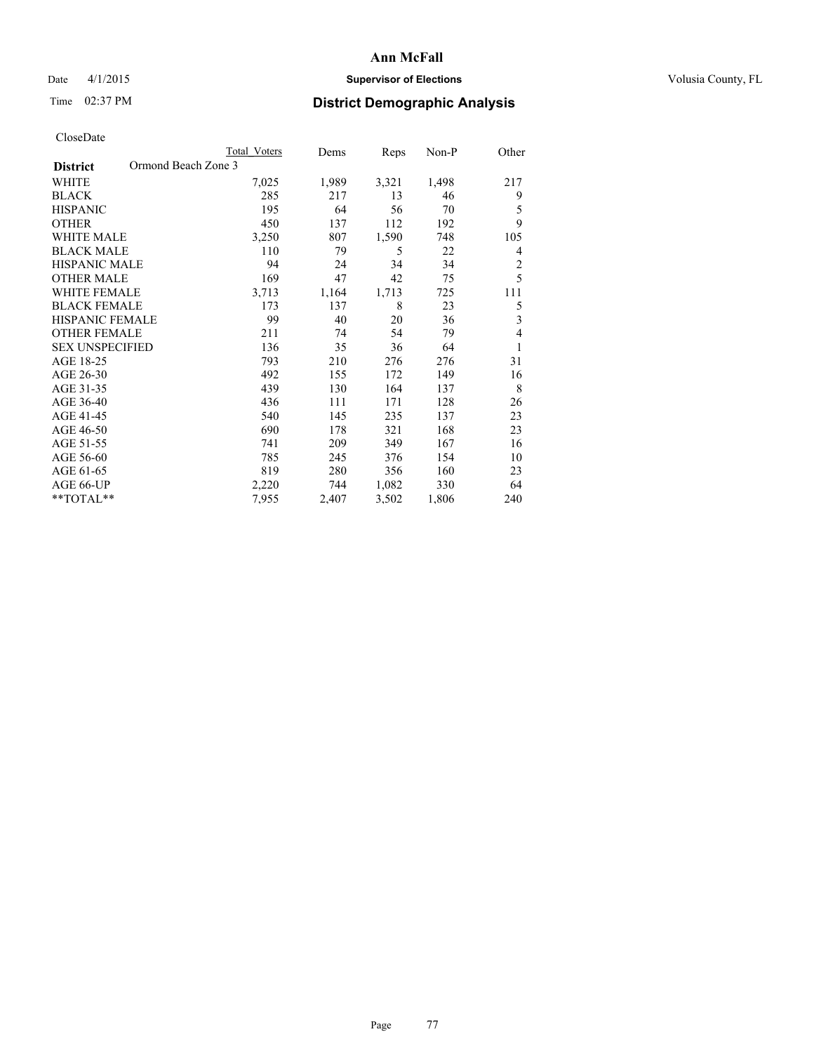# Ann McFall

Date 4/1/2015 **Supervisor of Elections** Volusia County, FL

Time 02:37 PM **District Demographic Analysis**

CloseDate

| **District** Ormond Beach Zone 3 | Total Voters | Dems | Reps | Non-P | Other |
|---|---|---|---|---|---|
| WHITE | 7,025 | 1,989 | 3,321 | 1,498 | 217 |
| BLACK | 285 | 217 | 13 | 46 | 9 |
| HISPANIC | 195 | 64 | 56 | 70 | 5 |
| OTHER | 450 | 137 | 112 | 192 | 9 |
| WHITE MALE | 3,250 | 807 | 1,590 | 748 | 105 |
| BLACK MALE | 110 | 79 | 5 | 22 | 4 |
| HISPANIC MALE | 94 | 24 | 34 | 34 | 2 |
| OTHER MALE | 169 | 47 | 42 | 75 | 5 |
| WHITE FEMALE | 3,713 | 1,164 | 1,713 | 725 | 111 |
| BLACK FEMALE | 173 | 137 | 8 | 23 | 5 |
| HISPANIC FEMALE | 99 | 40 | 20 | 36 | 3 |
| OTHER FEMALE | 211 | 74 | 54 | 79 | 4 |
| SEX UNSPECIFIED | 136 | 35 | 36 | 64 | 1 |
| AGE 18-25 | 793 | 210 | 276 | 276 | 31 |
| AGE 26-30 | 492 | 155 | 172 | 149 | 16 |
| AGE 31-35 | 439 | 130 | 164 | 137 | 8 |
| AGE 36-40 | 436 | 111 | 171 | 128 | 26 |
| AGE 41-45 | 540 | 145 | 235 | 137 | 23 |
| AGE 46-50 | 690 | 178 | 321 | 168 | 23 |
| AGE 51-55 | 741 | 209 | 349 | 167 | 16 |
| AGE 56-60 | 785 | 245 | 376 | 154 | 10 |
| AGE 61-65 | 819 | 280 | 356 | 160 | 23 |
| AGE 66-UP | 2,220 | 744 | 1,082 | 330 | 64 |
| **TOTAL** | 7,955 | 2,407 | 3,502 | 1,806 | 240 |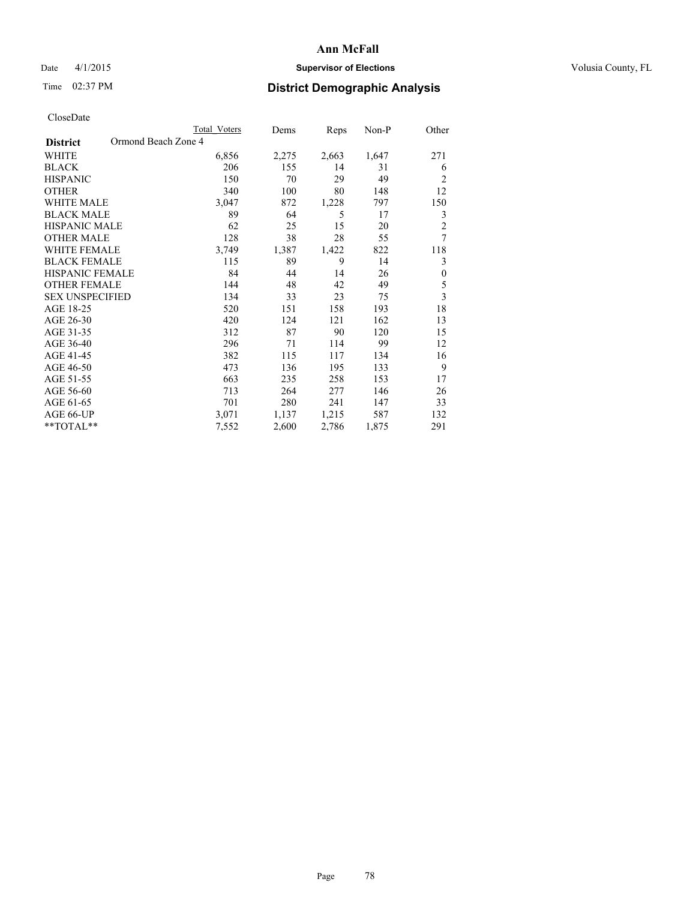# Ann McFall

Date 4/1/2015 **Supervisor of Elections** Volusia County, FL

Time 02:37 PM

## District Demographic Analysis

CloseDate

| **District** Ormond Beach Zone 4 | Total Voters | Dems | Reps | Non-P | Other |
|---|---|---|---|---|---|
| WHITE | 6,856 | 2,275 | 2,663 | 1,647 | 271 |
| BLACK | 206 | 155 | 14 | 31 | 6 |
| HISPANIC | 150 | 70 | 29 | 49 | 2 |
| OTHER | 340 | 100 | 80 | 148 | 12 |
| WHITE MALE | 3,047 | 872 | 1,228 | 797 | 150 |
| BLACK MALE | 89 | 64 | 5 | 17 | 3 |
| HISPANIC MALE | 62 | 25 | 15 | 20 | 2 |
| OTHER MALE | 128 | 38 | 28 | 55 | 7 |
| WHITE FEMALE | 3,749 | 1,387 | 1,422 | 822 | 118 |
| BLACK FEMALE | 115 | 89 | 9 | 14 | 3 |
| HISPANIC FEMALE | 84 | 44 | 14 | 26 | 0 |
| OTHER FEMALE | 144 | 48 | 42 | 49 | 5 |
| SEX UNSPECIFIED | 134 | 33 | 23 | 75 | 3 |
| AGE 18-25 | 520 | 151 | 158 | 193 | 18 |
| AGE 26-30 | 420 | 124 | 121 | 162 | 13 |
| AGE 31-35 | 312 | 87 | 90 | 120 | 15 |
| AGE 36-40 | 296 | 71 | 114 | 99 | 12 |
| AGE 41-45 | 382 | 115 | 117 | 134 | 16 |
| AGE 46-50 | 473 | 136 | 195 | 133 | 9 |
| AGE 51-55 | 663 | 235 | 258 | 153 | 17 |
| AGE 56-60 | 713 | 264 | 277 | 146 | 26 |
| AGE 61-65 | 701 | 280 | 241 | 147 | 33 |
| AGE 66-UP | 3,071 | 1,137 | 1,215 | 587 | 132 |
| **TOTAL** | 7,552 | 2,600 | 2,786 | 1,875 | 291 |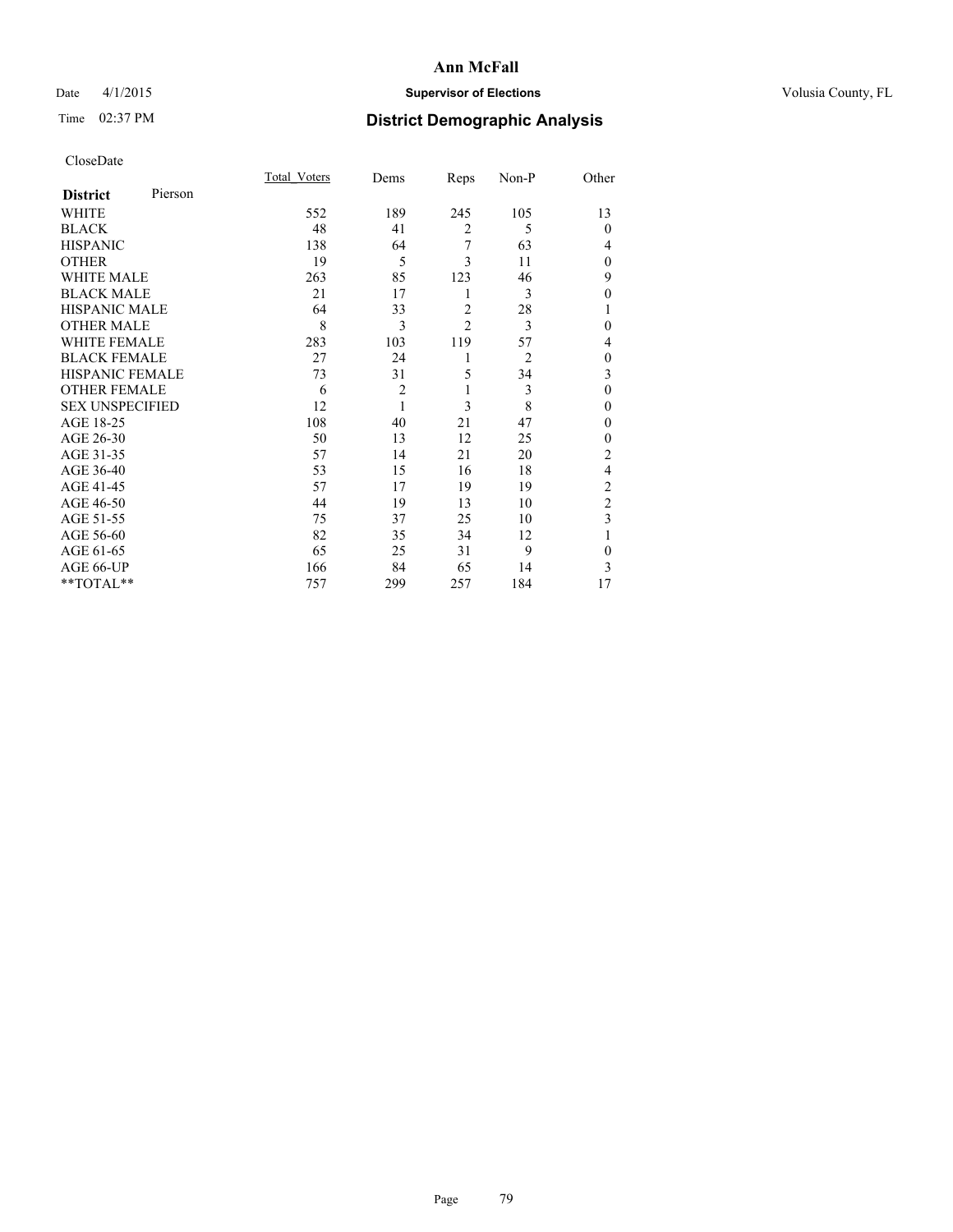# Ann McFall

Date 4/1/2015 **Supervisor of Elections** Volusia County, FL

Time 02:37 PM **District Demographic Analysis**

CloseDate

| **District** Pierson | Total_Voters | Dems | Reps | Non-P | Other |
|---|---|---|---|---|---|
| WHITE | 552 | 189 | 245 | 105 | 13 |
| BLACK | 48 | 41 | 2 | 5 | 0 |
| HISPANIC | 138 | 64 | 7 | 63 | 4 |
| OTHER | 19 | 5 | 3 | 11 | 0 |
| WHITE MALE | 263 | 85 | 123 | 46 | 9 |
| BLACK MALE | 21 | 17 | 1 | 3 | 0 |
| HISPANIC MALE | 64 | 33 | 2 | 28 | 1 |
| OTHER MALE | 8 | 3 | 2 | 3 | 0 |
| WHITE FEMALE | 283 | 103 | 119 | 57 | 4 |
| BLACK FEMALE | 27 | 24 | 1 | 2 | 0 |
| HISPANIC FEMALE | 73 | 31 | 5 | 34 | 3 |
| OTHER FEMALE | 6 | 2 | 1 | 3 | 0 |
| SEX UNSPECIFIED | 12 | 1 | 3 | 8 | 0 |
| AGE 18-25 | 108 | 40 | 21 | 47 | 0 |
| AGE 26-30 | 50 | 13 | 12 | 25 | 0 |
| AGE 31-35 | 57 | 14 | 21 | 20 | 2 |
| AGE 36-40 | 53 | 15 | 16 | 18 | 4 |
| AGE 41-45 | 57 | 17 | 19 | 19 | 2 |
| AGE 46-50 | 44 | 19 | 13 | 10 | 2 |
| AGE 51-55 | 75 | 37 | 25 | 10 | 3 |
| AGE 56-60 | 82 | 35 | 34 | 12 | 1 |
| AGE 61-65 | 65 | 25 | 31 | 9 | 0 |
| AGE 66-UP | 166 | 84 | 65 | 14 | 3 |
| **TOTAL** | 757 | 299 | 257 | 184 | 17 |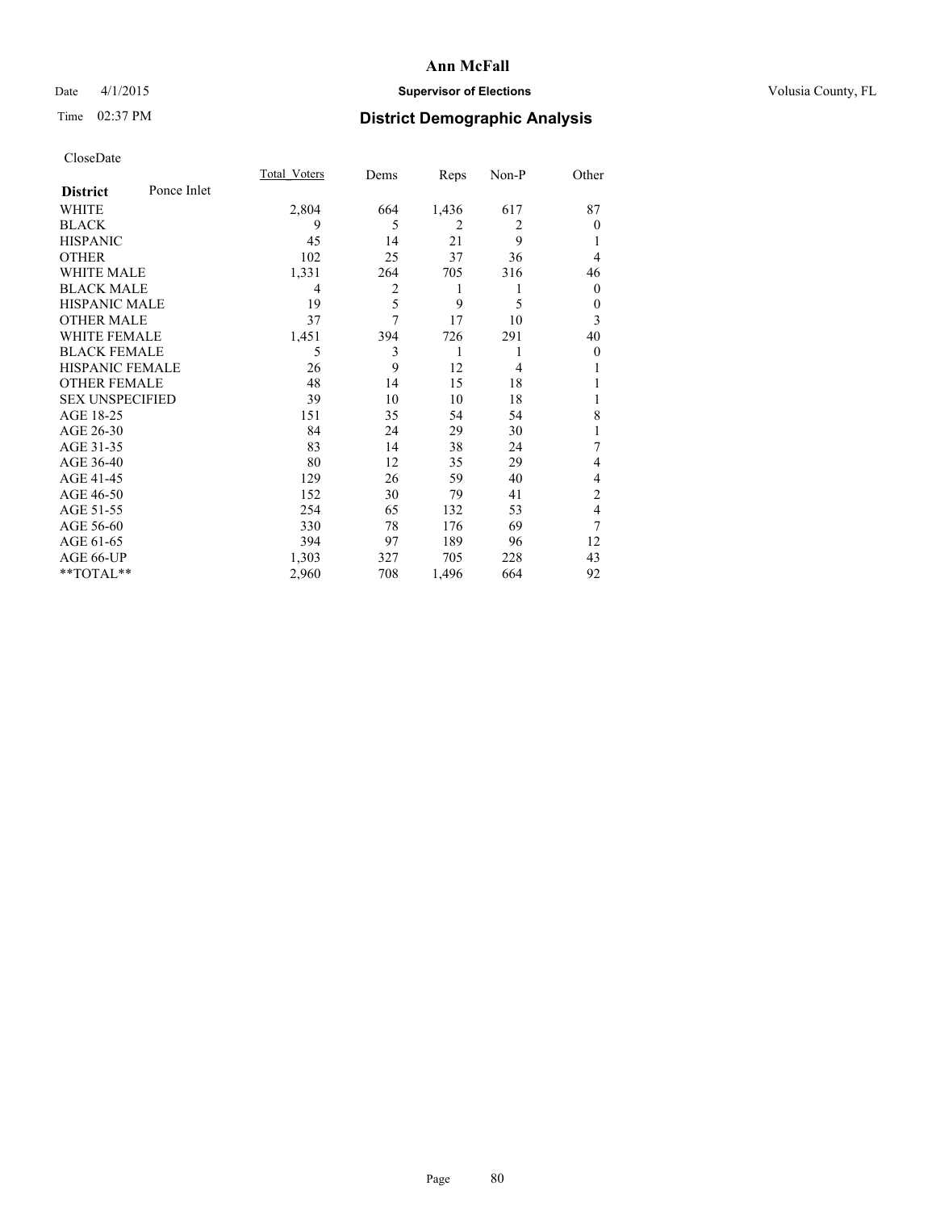# Ann McFall

Date 4/1/2015 **Supervisor of Elections** Volusia County, FL

Time 02:37 PM **District Demographic Analysis**

CloseDate

| District | Ponce Inlet | Total_Voters | Dems | Reps | Non-P | Other |
|---|---|---|---|---|---|---|
| WHITE | | 2,804 | 664 | 1,436 | 617 | 87 |
| BLACK | | 9 | 5 | 2 | 2 | 0 |
| HISPANIC | | 45 | 14 | 21 | 9 | 1 |
| OTHER | | 102 | 25 | 37 | 36 | 4 |
| WHITE MALE | | 1,331 | 264 | 705 | 316 | 46 |
| BLACK MALE | | 4 | 2 | 1 | 1 | 0 |
| HISPANIC MALE | | 19 | 5 | 9 | 5 | 0 |
| OTHER MALE | | 37 | 7 | 17 | 10 | 3 |
| WHITE FEMALE | | 1,451 | 394 | 726 | 291 | 40 |
| BLACK FEMALE | | 5 | 3 | 1 | 1 | 0 |
| HISPANIC FEMALE | | 26 | 9 | 12 | 4 | 1 |
| OTHER FEMALE | | 48 | 14 | 15 | 18 | 1 |
| SEX UNSPECIFIED | | 39 | 10 | 10 | 18 | 1 |
| AGE 18-25 | | 151 | 35 | 54 | 54 | 8 |
| AGE 26-30 | | 84 | 24 | 29 | 30 | 1 |
| AGE 31-35 | | 83 | 14 | 38 | 24 | 7 |
| AGE 36-40 | | 80 | 12 | 35 | 29 | 4 |
| AGE 41-45 | | 129 | 26 | 59 | 40 | 4 |
| AGE 46-50 | | 152 | 30 | 79 | 41 | 2 |
| AGE 51-55 | | 254 | 65 | 132 | 53 | 4 |
| AGE 56-60 | | 330 | 78 | 176 | 69 | 7 |
| AGE 61-65 | | 394 | 97 | 189 | 96 | 12 |
| AGE 66-UP | | 1,303 | 327 | 705 | 228 | 43 |
| **TOTAL** | | 2,960 | 708 | 1,496 | 664 | 92 |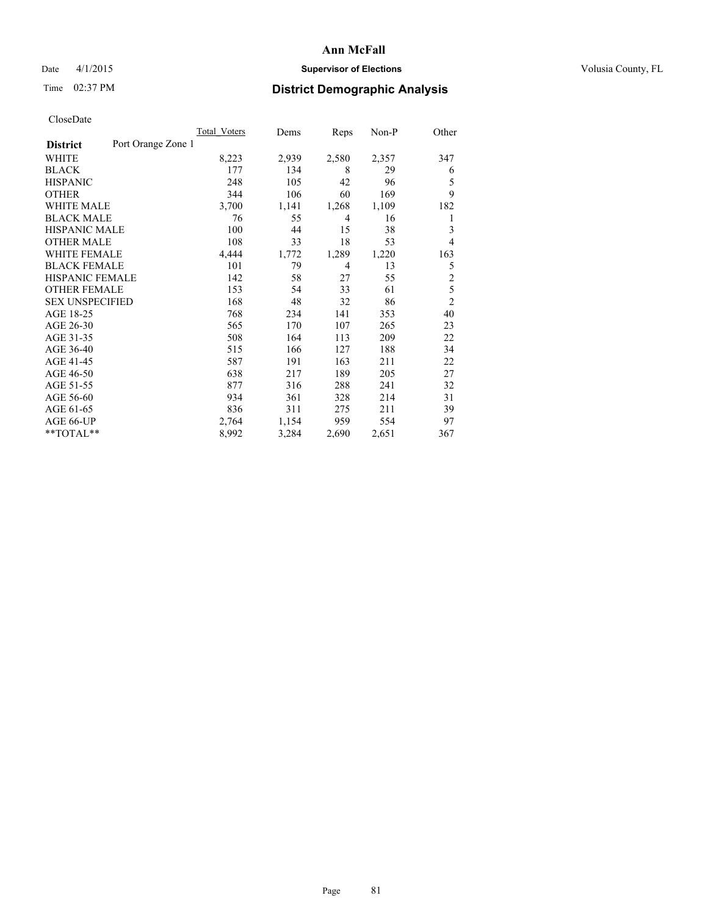# Ann McFall

Date 4/1/2015 **Supervisor of Elections** Volusia County, FL

Time 02:37 PM **District Demographic Analysis**

CloseDate

| | Total_Voters | Dems | Reps | Non-P | Other |
|---|---|---|---|---|---|
| **District** Port Orange Zone 1 | | | | | |
| WHITE | 8,223 | 2,939 | 2,580 | 2,357 | 347 |
| BLACK | 177 | 134 | 8 | 29 | 6 |
| HISPANIC | 248 | 105 | 42 | 96 | 5 |
| OTHER | 344 | 106 | 60 | 169 | 9 |
| WHITE MALE | 3,700 | 1,141 | 1,268 | 1,109 | 182 |
| BLACK MALE | 76 | 55 | 4 | 16 | 1 |
| HISPANIC MALE | 100 | 44 | 15 | 38 | 3 |
| OTHER MALE | 108 | 33 | 18 | 53 | 4 |
| WHITE FEMALE | 4,444 | 1,772 | 1,289 | 1,220 | 163 |
| BLACK FEMALE | 101 | 79 | 4 | 13 | 5 |
| HISPANIC FEMALE | 142 | 58 | 27 | 55 | 2 |
| OTHER FEMALE | 153 | 54 | 33 | 61 | 5 |
| SEX UNSPECIFIED | 168 | 48 | 32 | 86 | 2 |
| AGE 18-25 | 768 | 234 | 141 | 353 | 40 |
| AGE 26-30 | 565 | 170 | 107 | 265 | 23 |
| AGE 31-35 | 508 | 164 | 113 | 209 | 22 |
| AGE 36-40 | 515 | 166 | 127 | 188 | 34 |
| AGE 41-45 | 587 | 191 | 163 | 211 | 22 |
| AGE 46-50 | 638 | 217 | 189 | 205 | 27 |
| AGE 51-55 | 877 | 316 | 288 | 241 | 32 |
| AGE 56-60 | 934 | 361 | 328 | 214 | 31 |
| AGE 61-65 | 836 | 311 | 275 | 211 | 39 |
| AGE 66-UP | 2,764 | 1,154 | 959 | 554 | 97 |
| **TOTAL** | 8,992 | 3,284 | 2,690 | 2,651 | 367 |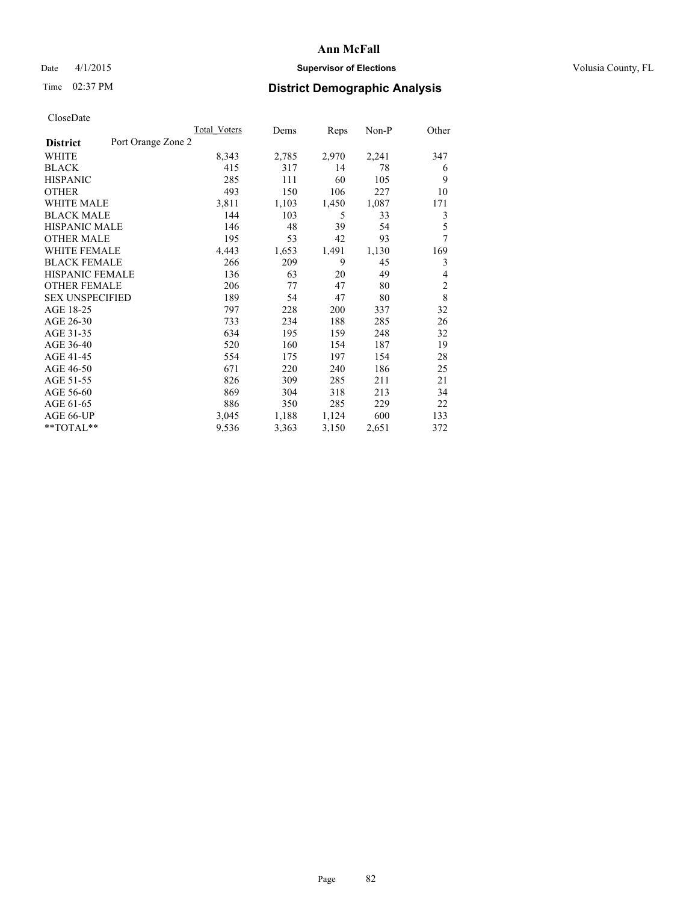# Ann McFall

Date 4/1/2015 **Supervisor of Elections** Volusia County, FL

Time 02:37 PM **District Demographic Analysis**

CloseDate

| District | Port Orange Zone 2 | Total_Voters | Dems | Reps | Non-P | Other |
|---|---|---|---|---|---|---|
| WHITE | | 8,343 | 2,785 | 2,970 | 2,241 | 347 |
| BLACK | | 415 | 317 | 14 | 78 | 6 |
| HISPANIC | | 285 | 111 | 60 | 105 | 9 |
| OTHER | | 493 | 150 | 106 | 227 | 10 |
| WHITE MALE | | 3,811 | 1,103 | 1,450 | 1,087 | 171 |
| BLACK MALE | | 144 | 103 | 5 | 33 | 3 |
| HISPANIC MALE | | 146 | 48 | 39 | 54 | 5 |
| OTHER MALE | | 195 | 53 | 42 | 93 | 7 |
| WHITE FEMALE | | 4,443 | 1,653 | 1,491 | 1,130 | 169 |
| BLACK FEMALE | | 266 | 209 | 9 | 45 | 3 |
| HISPANIC FEMALE | | 136 | 63 | 20 | 49 | 4 |
| OTHER FEMALE | | 206 | 77 | 47 | 80 | 2 |
| SEX UNSPECIFIED | | 189 | 54 | 47 | 80 | 8 |
| AGE 18-25 | | 797 | 228 | 200 | 337 | 32 |
| AGE 26-30 | | 733 | 234 | 188 | 285 | 26 |
| AGE 31-35 | | 634 | 195 | 159 | 248 | 32 |
| AGE 36-40 | | 520 | 160 | 154 | 187 | 19 |
| AGE 41-45 | | 554 | 175 | 197 | 154 | 28 |
| AGE 46-50 | | 671 | 220 | 240 | 186 | 25 |
| AGE 51-55 | | 826 | 309 | 285 | 211 | 21 |
| AGE 56-60 | | 869 | 304 | 318 | 213 | 34 |
| AGE 61-65 | | 886 | 350 | 285 | 229 | 22 |
| AGE 66-UP | | 3,045 | 1,188 | 1,124 | 600 | 133 |
| **TOTAL** | | 9,536 | 3,363 | 3,150 | 2,651 | 372 |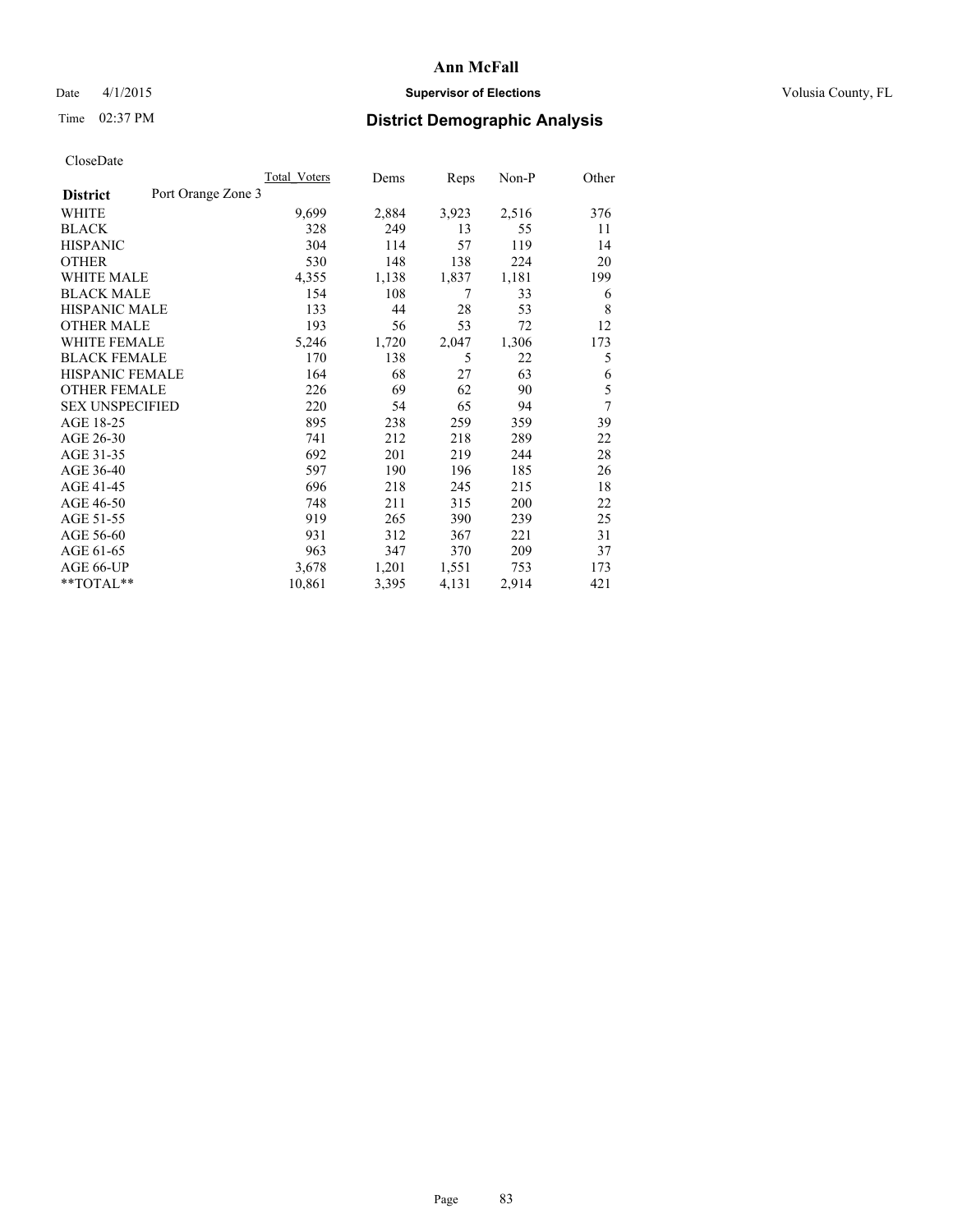# Ann McFall

Date 4/1/2015 **Supervisor of Elections** Volusia County, FL

Time 02:37 PM **District Demographic Analysis**

CloseDate

| District | Port Orange Zone 3 | Total_Voters | Dems | Reps | Non-P | Other |
|---|---|---|---|---|---|---|
| WHITE | | 9,699 | 2,884 | 3,923 | 2,516 | 376 |
| BLACK | | 328 | 249 | 13 | 55 | 11 |
| HISPANIC | | 304 | 114 | 57 | 119 | 14 |
| OTHER | | 530 | 148 | 138 | 224 | 20 |
| WHITE MALE | | 4,355 | 1,138 | 1,837 | 1,181 | 199 |
| BLACK MALE | | 154 | 108 | 7 | 33 | 6 |
| HISPANIC MALE | | 133 | 44 | 28 | 53 | 8 |
| OTHER MALE | | 193 | 56 | 53 | 72 | 12 |
| WHITE FEMALE | | 5,246 | 1,720 | 2,047 | 1,306 | 173 |
| BLACK FEMALE | | 170 | 138 | 5 | 22 | 5 |
| HISPANIC FEMALE | | 164 | 68 | 27 | 63 | 6 |
| OTHER FEMALE | | 226 | 69 | 62 | 90 | 5 |
| SEX UNSPECIFIED | | 220 | 54 | 65 | 94 | 7 |
| AGE 18-25 | | 895 | 238 | 259 | 359 | 39 |
| AGE 26-30 | | 741 | 212 | 218 | 289 | 22 |
| AGE 31-35 | | 692 | 201 | 219 | 244 | 28 |
| AGE 36-40 | | 597 | 190 | 196 | 185 | 26 |
| AGE 41-45 | | 696 | 218 | 245 | 215 | 18 |
| AGE 46-50 | | 748 | 211 | 315 | 200 | 22 |
| AGE 51-55 | | 919 | 265 | 390 | 239 | 25 |
| AGE 56-60 | | 931 | 312 | 367 | 221 | 31 |
| AGE 61-65 | | 963 | 347 | 370 | 209 | 37 |
| AGE 66-UP | | 3,678 | 1,201 | 1,551 | 753 | 173 |
| **TOTAL** | | 10,861 | 3,395 | 4,131 | 2,914 | 421 |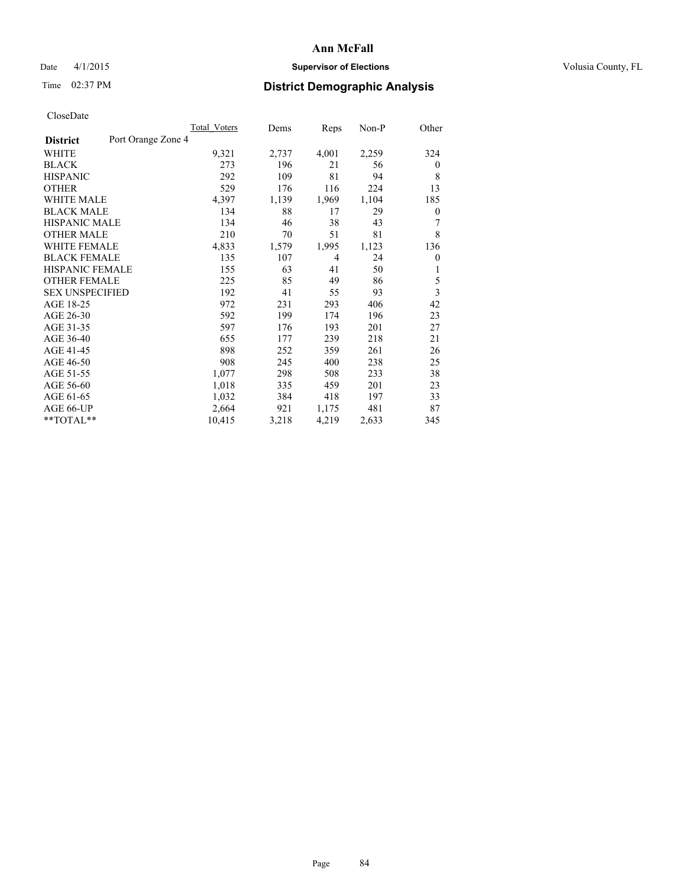# Ann McFall

Date 4/1/2015 **Supervisor of Elections** Volusia County, FL

Time 02:37 PM **District Demographic Analysis**

CloseDate

| District | Port Orange Zone 4 | Total_Voters | Dems | Reps | Non-P | Other |
|---|---|---|---|---|---|---|
| WHITE | | 9,321 | 2,737 | 4,001 | 2,259 | 324 |
| BLACK | | 273 | 196 | 21 | 56 | 0 |
| HISPANIC | | 292 | 109 | 81 | 94 | 8 |
| OTHER | | 529 | 176 | 116 | 224 | 13 |
| WHITE MALE | | 4,397 | 1,139 | 1,969 | 1,104 | 185 |
| BLACK MALE | | 134 | 88 | 17 | 29 | 0 |
| HISPANIC MALE | | 134 | 46 | 38 | 43 | 7 |
| OTHER MALE | | 210 | 70 | 51 | 81 | 8 |
| WHITE FEMALE | | 4,833 | 1,579 | 1,995 | 1,123 | 136 |
| BLACK FEMALE | | 135 | 107 | 4 | 24 | 0 |
| HISPANIC FEMALE | | 155 | 63 | 41 | 50 | 1 |
| OTHER FEMALE | | 225 | 85 | 49 | 86 | 5 |
| SEX UNSPECIFIED | | 192 | 41 | 55 | 93 | 3 |
| AGE 18-25 | | 972 | 231 | 293 | 406 | 42 |
| AGE 26-30 | | 592 | 199 | 174 | 196 | 23 |
| AGE 31-35 | | 597 | 176 | 193 | 201 | 27 |
| AGE 36-40 | | 655 | 177 | 239 | 218 | 21 |
| AGE 41-45 | | 898 | 252 | 359 | 261 | 26 |
| AGE 46-50 | | 908 | 245 | 400 | 238 | 25 |
| AGE 51-55 | | 1,077 | 298 | 508 | 233 | 38 |
| AGE 56-60 | | 1,018 | 335 | 459 | 201 | 23 |
| AGE 61-65 | | 1,032 | 384 | 418 | 197 | 33 |
| AGE 66-UP | | 2,664 | 921 | 1,175 | 481 | 87 |
| **TOTAL** | | 10,415 | 3,218 | 4,219 | 2,633 | 345 |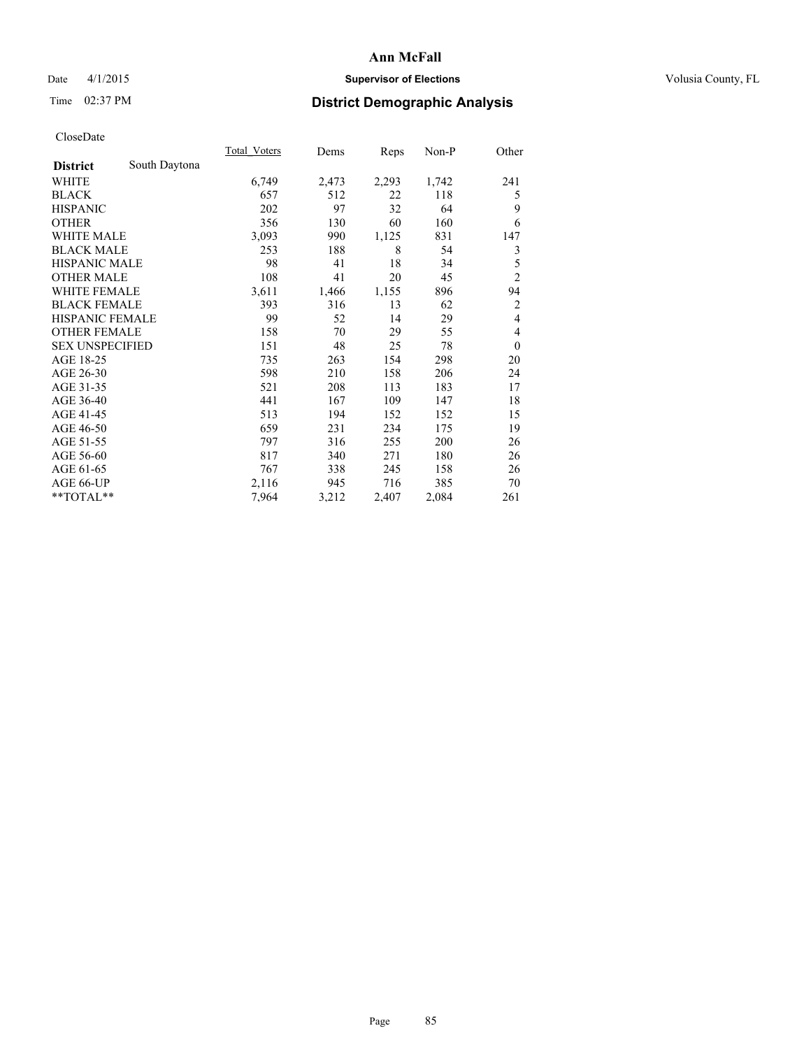# Ann McFall

Date 4/1/2015 **Supervisor of Elections** Volusia County, FL

Time 02:37 PM **District Demographic Analysis**

CloseDate

| District | South Daytona | Total_Voters | Dems | Reps | Non-P | Other |
|---|---|---|---|---|---|---|
| WHITE | | 6,749 | 2,473 | 2,293 | 1,742 | 241 |
| BLACK | | 657 | 512 | 22 | 118 | 5 |
| HISPANIC | | 202 | 97 | 32 | 64 | 9 |
| OTHER | | 356 | 130 | 60 | 160 | 6 |
| WHITE MALE | | 3,093 | 990 | 1,125 | 831 | 147 |
| BLACK MALE | | 253 | 188 | 8 | 54 | 3 |
| HISPANIC MALE | | 98 | 41 | 18 | 34 | 5 |
| OTHER MALE | | 108 | 41 | 20 | 45 | 2 |
| WHITE FEMALE | | 3,611 | 1,466 | 1,155 | 896 | 94 |
| BLACK FEMALE | | 393 | 316 | 13 | 62 | 2 |
| HISPANIC FEMALE | | 99 | 52 | 14 | 29 | 4 |
| OTHER FEMALE | | 158 | 70 | 29 | 55 | 4 |
| SEX UNSPECIFIED | | 151 | 48 | 25 | 78 | 0 |
| AGE 18-25 | | 735 | 263 | 154 | 298 | 20 |
| AGE 26-30 | | 598 | 210 | 158 | 206 | 24 |
| AGE 31-35 | | 521 | 208 | 113 | 183 | 17 |
| AGE 36-40 | | 441 | 167 | 109 | 147 | 18 |
| AGE 41-45 | | 513 | 194 | 152 | 152 | 15 |
| AGE 46-50 | | 659 | 231 | 234 | 175 | 19 |
| AGE 51-55 | | 797 | 316 | 255 | 200 | 26 |
| AGE 56-60 | | 817 | 340 | 271 | 180 | 26 |
| AGE 61-65 | | 767 | 338 | 245 | 158 | 26 |
| AGE 66-UP | | 2,116 | 945 | 716 | 385 | 70 |
| **TOTAL** | | 7,964 | 3,212 | 2,407 | 2,084 | 261 |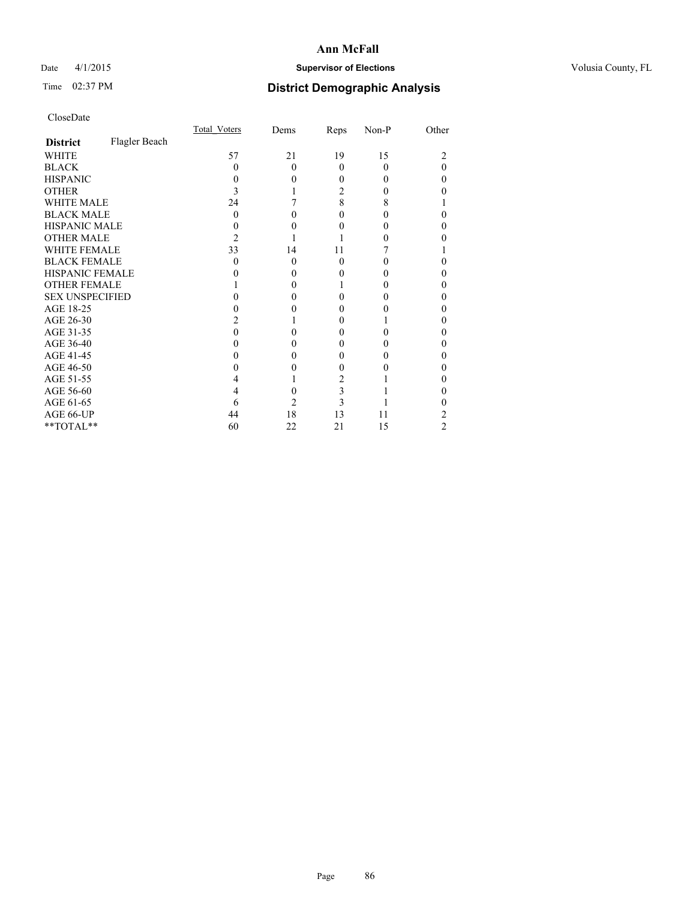# Ann McFall

Date 4/1/2015 **Supervisor of Elections** Volusia County, FL

Time 02:37 PM **District Demographic Analysis**

CloseDate

| | Total_Voters | Dems | Reps | Non-P | Other |
|---|---|---|---|---|---|
| **District** Flagler Beach | | | | | |
| WHITE | 57 | 21 | 19 | 15 | 2 |
| BLACK | 0 | 0 | 0 | 0 | 0 |
| HISPANIC | 0 | 0 | 0 | 0 | 0 |
| OTHER | 3 | 1 | 2 | 0 | 0 |
| WHITE MALE | 24 | 7 | 8 | 8 | 1 |
| BLACK MALE | 0 | 0 | 0 | 0 | 0 |
| HISPANIC MALE | 0 | 0 | 0 | 0 | 0 |
| OTHER MALE | 2 | 1 | 1 | 0 | 0 |
| WHITE FEMALE | 33 | 14 | 11 | 7 | 1 |
| BLACK FEMALE | 0 | 0 | 0 | 0 | 0 |
| HISPANIC FEMALE | 0 | 0 | 0 | 0 | 0 |
| OTHER FEMALE | 1 | 0 | 1 | 0 | 0 |
| SEX UNSPECIFIED | 0 | 0 | 0 | 0 | 0 |
| AGE 18-25 | 0 | 0 | 0 | 0 | 0 |
| AGE 26-30 | 2 | 1 | 0 | 1 | 0 |
| AGE 31-35 | 0 | 0 | 0 | 0 | 0 |
| AGE 36-40 | 0 | 0 | 0 | 0 | 0 |
| AGE 41-45 | 0 | 0 | 0 | 0 | 0 |
| AGE 46-50 | 0 | 0 | 0 | 0 | 0 |
| AGE 51-55 | 4 | 1 | 2 | 1 | 0 |
| AGE 56-60 | 4 | 0 | 3 | 1 | 0 |
| AGE 61-65 | 6 | 2 | 3 | 1 | 0 |
| AGE 66-UP | 44 | 18 | 13 | 11 | 2 |
| **TOTAL** | 60 | 22 | 21 | 15 | 2 |